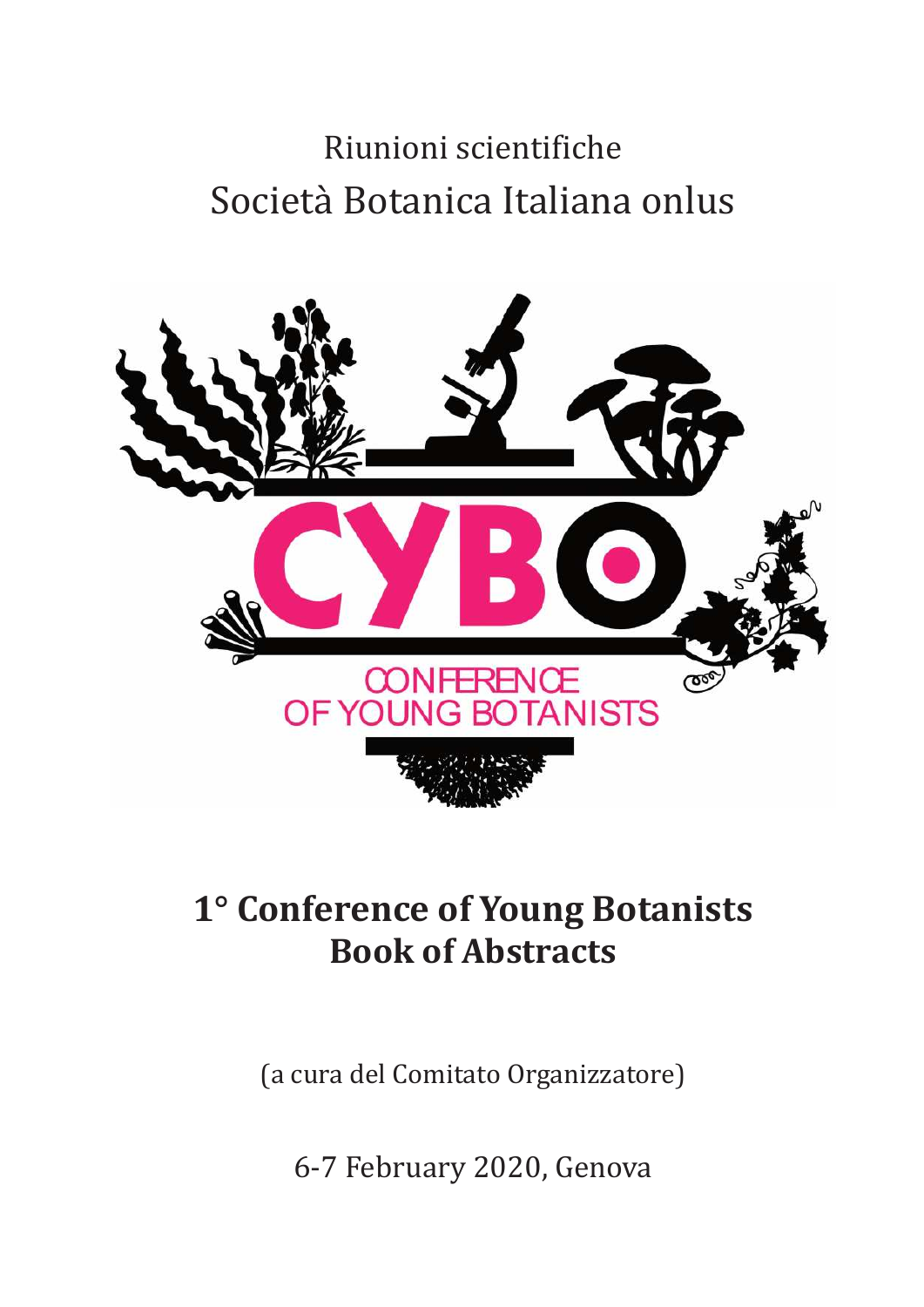Riunioni scientifiche

Società Botanica Italiana onlus

CYBO

CONFERENCE OF YOUNG BOTANISTS

# 1° Conference of Young Botanists
# Book of Abstracts

(a cura del Comitato Organizzatore)

6-7 February 2020, Genova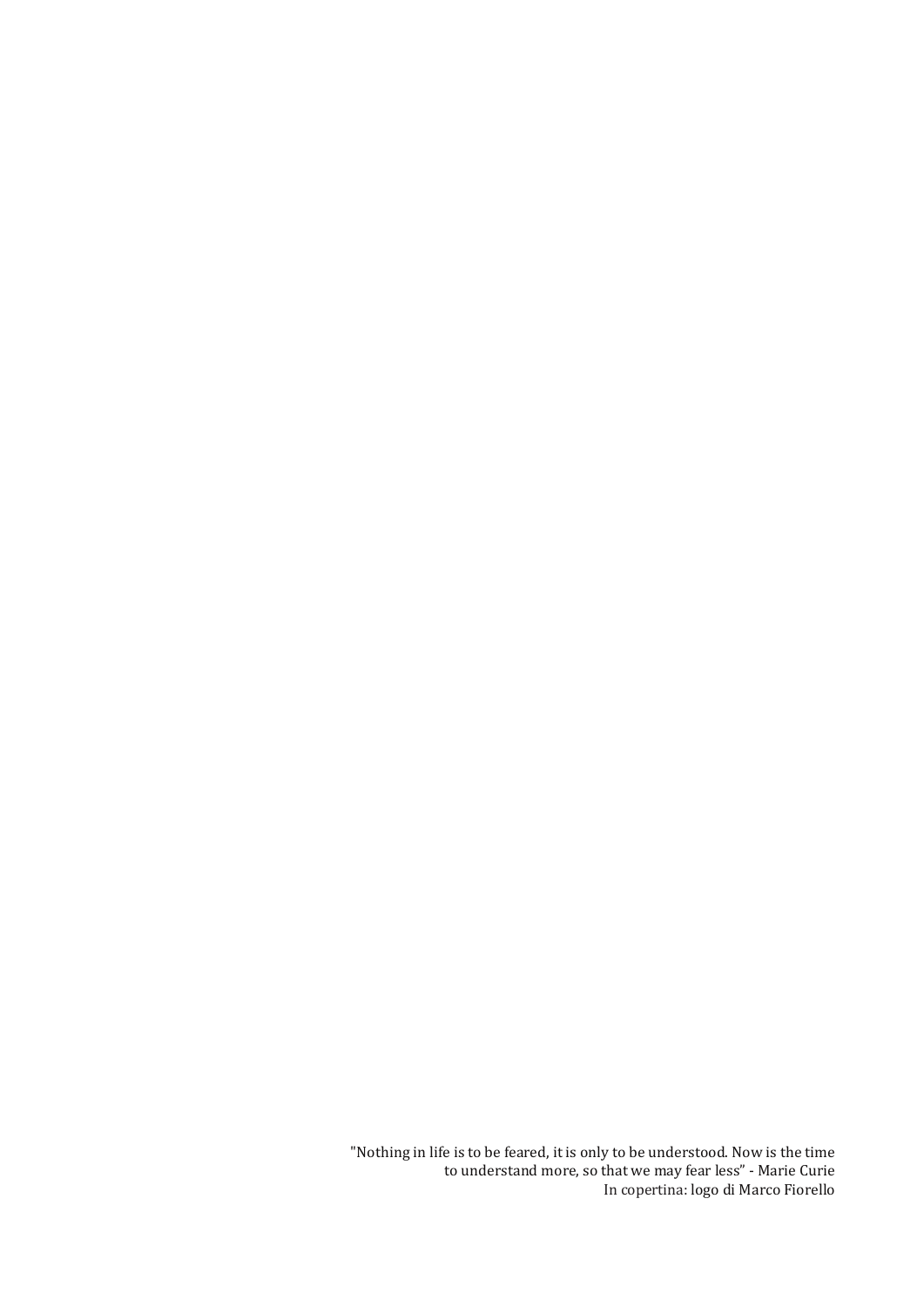"Nothing in life is to be feared, it is only to be understood. Now is the time to understand more, so that we may fear less" - Marie Curie
In copertina: logo di Marco Fiorello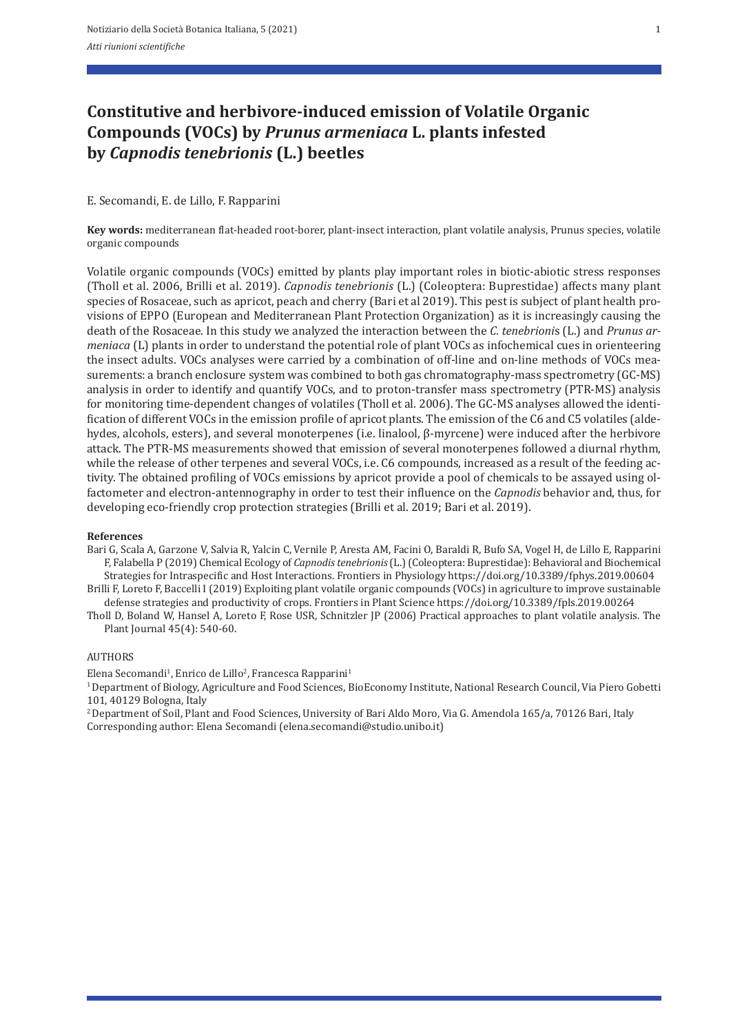# Constitutive and herbivore-induced emission of Volatile Organic Compounds (VOCs) by *Prunus armeniaca* L. plants infested by *Capnodis tenebrionis* (L.) beetles

E. Secomandi, E. de Lillo, F. Rapparini

**Key words:** mediterranean flat-headed root-borer, plant-insect interaction, plant volatile analysis, Prunus species, volatile organic compounds

Volatile organic compounds (VOCs) emitted by plants play important roles in biotic-abiotic stress responses (Tholl et al. 2006, Brilli et al. 2019). *Capnodis tenebrionis* (L.) (Coleoptera: Buprestidae) affects many plant species of Rosaceae, such as apricot, peach and cherry (Bari et al 2019). This pest is subject of plant health provisions of EPPO (European and Mediterranean Plant Protection Organization) as it is increasingly causing the death of the Rosaceae. In this study we analyzed the interaction between the *C. tenebrioni*s (L.) and *Prunus armeniaca* (L) plants in order to understand the potential role of plant VOCs as infochemical cues in orienteering the insect adults. VOCs analyses were carried by a combination of off-line and on-line methods of VOCs measurements: a branch enclosure system was combined to both gas chromatography-mass spectrometry (GC-MS) analysis in order to identify and quantify VOCs, and to proton-transfer mass spectrometry (PTR-MS) analysis for monitoring time-dependent changes of volatiles (Tholl et al. 2006). The GC-MS analyses allowed the identification of different VOCs in the emission profile of apricot plants. The emission of the C6 and C5 volatiles (aldehydes, alcohols, esters), and several monoterpenes (i.e. linalool, β-myrcene) were induced after the herbivore attack. The PTR-MS measurements showed that emission of several monoterpenes followed a diurnal rhythm, while the release of other terpenes and several VOCs, i.e. C6 compounds, increased as a result of the feeding activity. The obtained profiling of VOCs emissions by apricot provide a pool of chemicals to be assayed using olfactometer and electron-antennography in order to test their influence on the *Capnodis* behavior and, thus, for developing eco-friendly crop protection strategies (Brilli et al. 2019; Bari et al. 2019).

**References**

Bari G, Scala A, Garzone V, Salvia R, Yalcin C, Vernile P, Aresta AM, Facini O, Baraldi R, Bufo SA, Vogel H, de Lillo E, Rapparini F, Falabella P (2019) Chemical Ecology of *Capnodis tenebrionis* (L.) (Coleoptera: Buprestidae): Behavioral and Biochemical Strategies for Intraspecific and Host Interactions. Frontiers in Physiology https://doi.org/10.3389/fphys.2019.00604

Brilli F, Loreto F, Baccelli I (2019) Exploiting plant volatile organic compounds (VOCs) in agriculture to improve sustainable defense strategies and productivity of crops. Frontiers in Plant Science https://doi.org/10.3389/fpls.2019.00264

Tholl D, Boland W, Hansel A, Loreto F, Rose USR, Schnitzler JP (2006) Practical approaches to plant volatile analysis. The Plant Journal 45(4): 540-60.

AUTHORS

Elena Secomandi[1], Enrico de Lillo[2], Francesca Rapparini[1]

[1] Department of Biology, Agriculture and Food Sciences, BioEconomy Institute, National Research Council, Via Piero Gobetti 101, 40129 Bologna, Italy

[2] Department of Soil, Plant and Food Sciences, University of Bari Aldo Moro, Via G. Amendola 165/a, 70126 Bari, Italy

Corresponding author: Elena Secomandi (elena.secomandi@studio.unibo.it)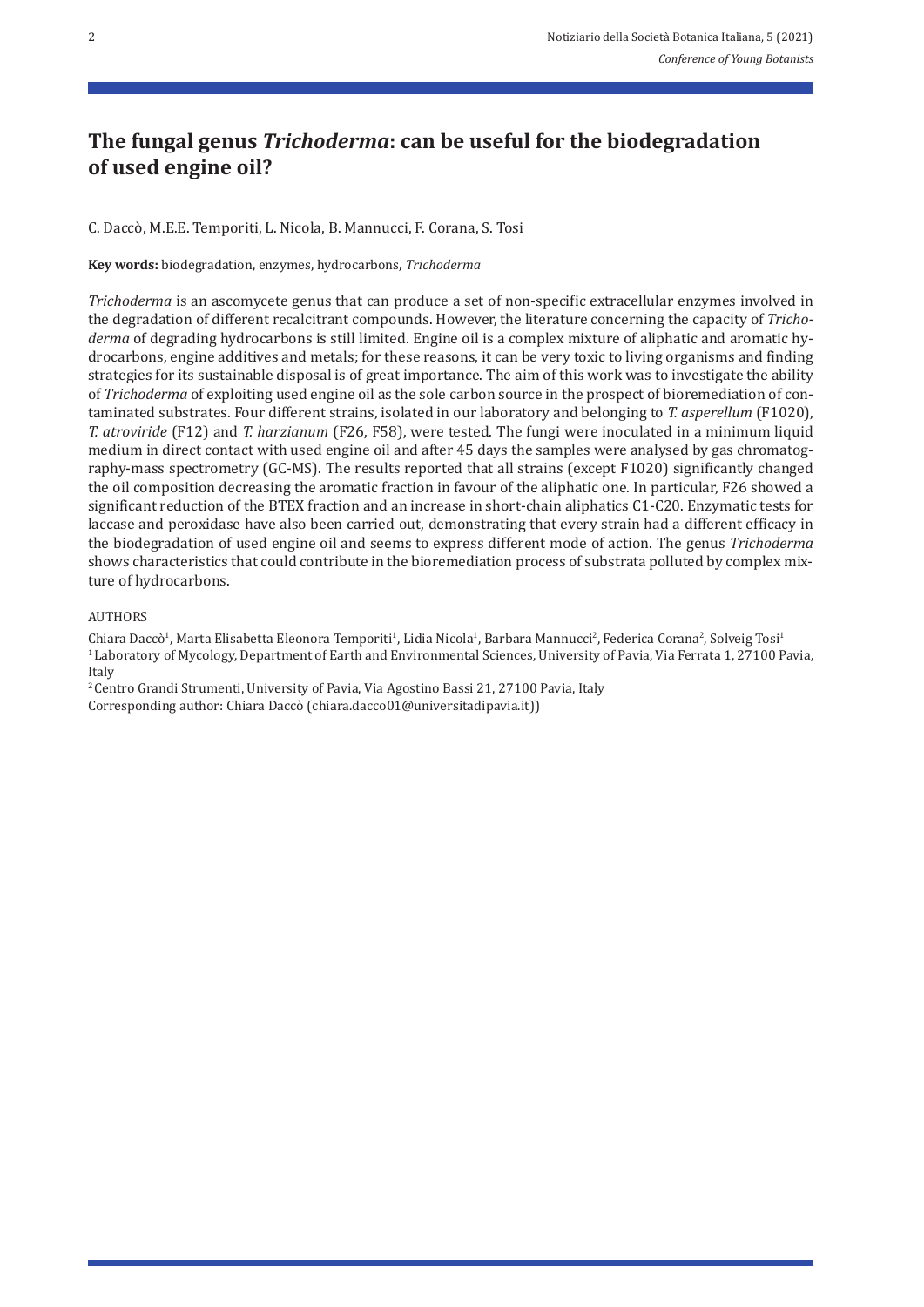## The fungal genus *Trichoderma*: can be useful for the biodegradation of used engine oil?

C. Daccò, M.E.E. Temporiti, L. Nicola, B. Mannucci, F. Corana, S. Tosi

**Key words:** biodegradation, enzymes, hydrocarbons, *Trichoderma*

*Trichoderma* is an ascomycete genus that can produce a set of non-specific extracellular enzymes involved in the degradation of different recalcitrant compounds. However, the literature concerning the capacity of *Trichoderma* of degrading hydrocarbons is still limited. Engine oil is a complex mixture of aliphatic and aromatic hydrocarbons, engine additives and metals; for these reasons, it can be very toxic to living organisms and finding strategies for its sustainable disposal is of great importance. The aim of this work was to investigate the ability of *Trichoderma* of exploiting used engine oil as the sole carbon source in the prospect of bioremediation of contaminated substrates. Four different strains, isolated in our laboratory and belonging to *T. asperellum* (F1020), *T. atroviride* (F12) and *T. harzianum* (F26, F58), were tested. The fungi were inoculated in a minimum liquid medium in direct contact with used engine oil and after 45 days the samples were analysed by gas chromatography-mass spectrometry (GC-MS). The results reported that all strains (except F1020) significantly changed the oil composition decreasing the aromatic fraction in favour of the aliphatic one. In particular, F26 showed a significant reduction of the BTEX fraction and an increase in short-chain aliphatics C1-C20. Enzymatic tests for laccase and peroxidase have also been carried out, demonstrating that every strain had a different efficacy in the biodegradation of used engine oil and seems to express different mode of action. The genus *Trichoderma* shows characteristics that could contribute in the bioremediation process of substrata polluted by complex mixture of hydrocarbons.

AUTHORS

Chiara Daccò[1], Marta Elisabetta Eleonora Temporiti[1], Lidia Nicola[1], Barbara Mannucci[2], Federica Corana[2], Solveig Tosi[1]
[1] Laboratory of Mycology, Department of Earth and Environmental Sciences, University of Pavia, Via Ferrata 1, 27100 Pavia, Italy
[2] Centro Grandi Strumenti, University of Pavia, Via Agostino Bassi 21, 27100 Pavia, Italy
Corresponding author: Chiara Daccò (chiara.dacco01@universitadipavia.it))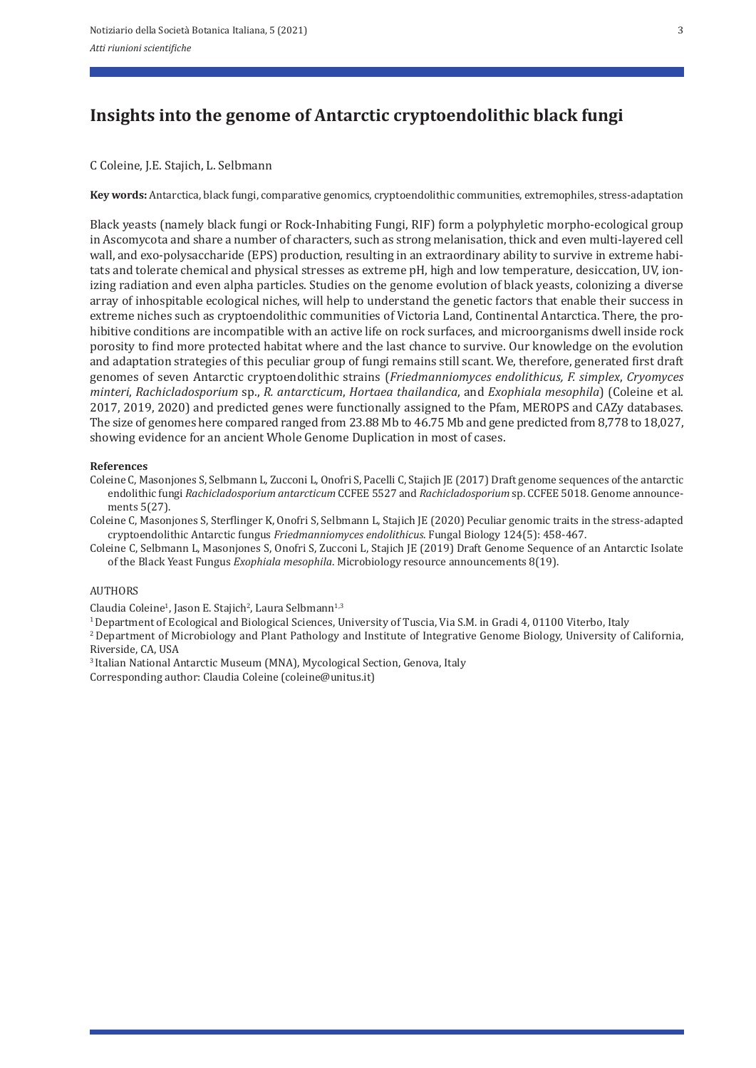# Insights into the genome of Antarctic cryptoendolithic black fungi

C Coleine, J.E. Stajich, L. Selbmann

**Key words:** Antarctica, black fungi, comparative genomics, cryptoendolithic communities, extremophiles, stress-adaptation

Black yeasts (namely black fungi or Rock-Inhabiting Fungi, RIF) form a polyphyletic morpho-ecological group in Ascomycota and share a number of characters, such as strong melanisation, thick and even multi-layered cell wall, and exo-polysaccharide (EPS) production, resulting in an extraordinary ability to survive in extreme habitats and tolerate chemical and physical stresses as extreme pH, high and low temperature, desiccation, UV, ionizing radiation and even alpha particles. Studies on the genome evolution of black yeasts, colonizing a diverse array of inhospitable ecological niches, will help to understand the genetic factors that enable their success in extreme niches such as cryptoendolithic communities of Victoria Land, Continental Antarctica. There, the prohibitive conditions are incompatible with an active life on rock surfaces, and microorganisms dwell inside rock porosity to find more protected habitat where and the last chance to survive. Our knowledge on the evolution and adaptation strategies of this peculiar group of fungi remains still scant. We, therefore, generated first draft genomes of seven Antarctic cryptoendolithic strains (*Friedmanniomyces endolithicus, F. simplex*, *Cryomyces minteri*, *Rachicladosporium* sp., *R. antarcticum*, *Hortaea thailandica*, and *Exophiala mesophila*) (Coleine et al. 2017, 2019, 2020) and predicted genes were functionally assigned to the Pfam, MEROPS and CAZy databases. The size of genomes here compared ranged from 23.88 Mb to 46.75 Mb and gene predicted from 8,778 to 18,027, showing evidence for an ancient Whole Genome Duplication in most of cases.

**References**

Coleine C, Masonjones S, Selbmann L, Zucconi L, Onofri S, Pacelli C, Stajich JE (2017) Draft genome sequences of the antarctic endolithic fungi *Rachicladosporium antarcticum* CCFEE 5527 and *Rachicladosporium* sp. CCFEE 5018. Genome announcements 5(27).

Coleine C, Masonjones S, Sterflinger K, Onofri S, Selbmann L, Stajich JE (2020) Peculiar genomic traits in the stress-adapted cryptoendolithic Antarctic fungus *Friedmanniomyces endolithicus*. Fungal Biology 124(5): 458-467.

Coleine C, Selbmann L, Masonjones S, Onofri S, Zucconi L, Stajich JE (2019) Draft Genome Sequence of an Antarctic Isolate of the Black Yeast Fungus *Exophiala mesophila*. Microbiology resource announcements 8(19).

AUTHORS

Claudia Coleine[1], Jason E. Stajich[2], Laura Selbmann[1,3]

[1] Department of Ecological and Biological Sciences, University of Tuscia, Via S.M. in Gradi 4, 01100 Viterbo, Italy

[2] Department of Microbiology and Plant Pathology and Institute of Integrative Genome Biology, University of California, Riverside, CA, USA

[3] Italian National Antarctic Museum (MNA), Mycological Section, Genova, Italy

Corresponding author: Claudia Coleine (coleine@unitus.it)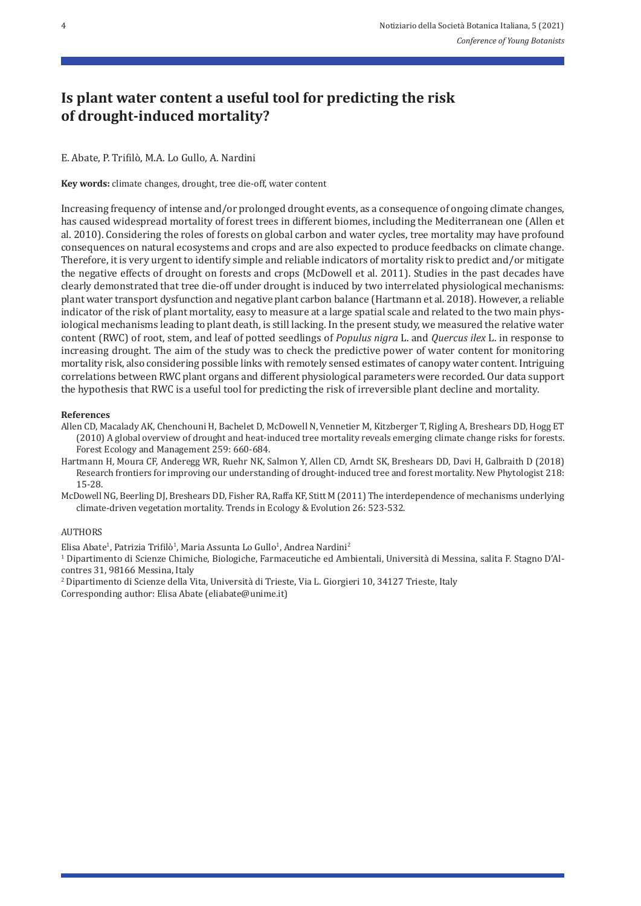# Is plant water content a useful tool for predicting the risk of drought-induced mortality?

E. Abate, P. Trifilò, M.A. Lo Gullo, A. Nardini

**Key words:** climate changes, drought, tree die-off, water content

Increasing frequency of intense and/or prolonged drought events, as a consequence of ongoing climate changes, has caused widespread mortality of forest trees in different biomes, including the Mediterranean one (Allen et al. 2010). Considering the roles of forests on global carbon and water cycles, tree mortality may have profound consequences on natural ecosystems and crops and are also expected to produce feedbacks on climate change. Therefore, it is very urgent to identify simple and reliable indicators of mortality risk to predict and/or mitigate the negative effects of drought on forests and crops (McDowell et al. 2011). Studies in the past decades have clearly demonstrated that tree die-off under drought is induced by two interrelated physiological mechanisms: plant water transport dysfunction and negative plant carbon balance (Hartmann et al. 2018). However, a reliable indicator of the risk of plant mortality, easy to measure at a large spatial scale and related to the two main physiological mechanisms leading to plant death, is still lacking. In the present study, we measured the relative water content (RWC) of root, stem, and leaf of potted seedlings of *Populus nigra* L. and *Quercus ilex* L. in response to increasing drought. The aim of the study was to check the predictive power of water content for monitoring mortality risk, also considering possible links with remotely sensed estimates of canopy water content. Intriguing correlations between RWC plant organs and different physiological parameters were recorded. Our data support the hypothesis that RWC is a useful tool for predicting the risk of irreversible plant decline and mortality.

**References**

Allen CD, Macalady AK, Chenchouni H, Bachelet D, McDowell N, Vennetier M, Kitzberger T, Rigling A, Breshears DD, Hogg ET (2010) A global overview of drought and heat-induced tree mortality reveals emerging climate change risks for forests. Forest Ecology and Management 259: 660-684.

Hartmann H, Moura CF, Anderegg WR, Ruehr NK, Salmon Y, Allen CD, Arndt SK, Breshears DD, Davi H, Galbraith D (2018) Research frontiers for improving our understanding of drought-induced tree and forest mortality. New Phytologist 218: 15-28.

McDowell NG, Beerling DJ, Breshears DD, Fisher RA, Raffa KF, Stitt M (2011) The interdependence of mechanisms underlying climate-driven vegetation mortality. Trends in Ecology & Evolution 26: 523-532.

AUTHORS

Elisa Abate[1], Patrizia Trifilò[1], Maria Assunta Lo Gullo[1], Andrea Nardini[2]

[1] Dipartimento di Scienze Chimiche, Biologiche, Farmaceutiche ed Ambientali, Università di Messina, salita F. Stagno D'Alcontres 31, 98166 Messina, Italy

[2] Dipartimento di Scienze della Vita, Università di Trieste, Via L. Giorgieri 10, 34127 Trieste, Italy

Corresponding author: Elisa Abate (eliabate@unime.it)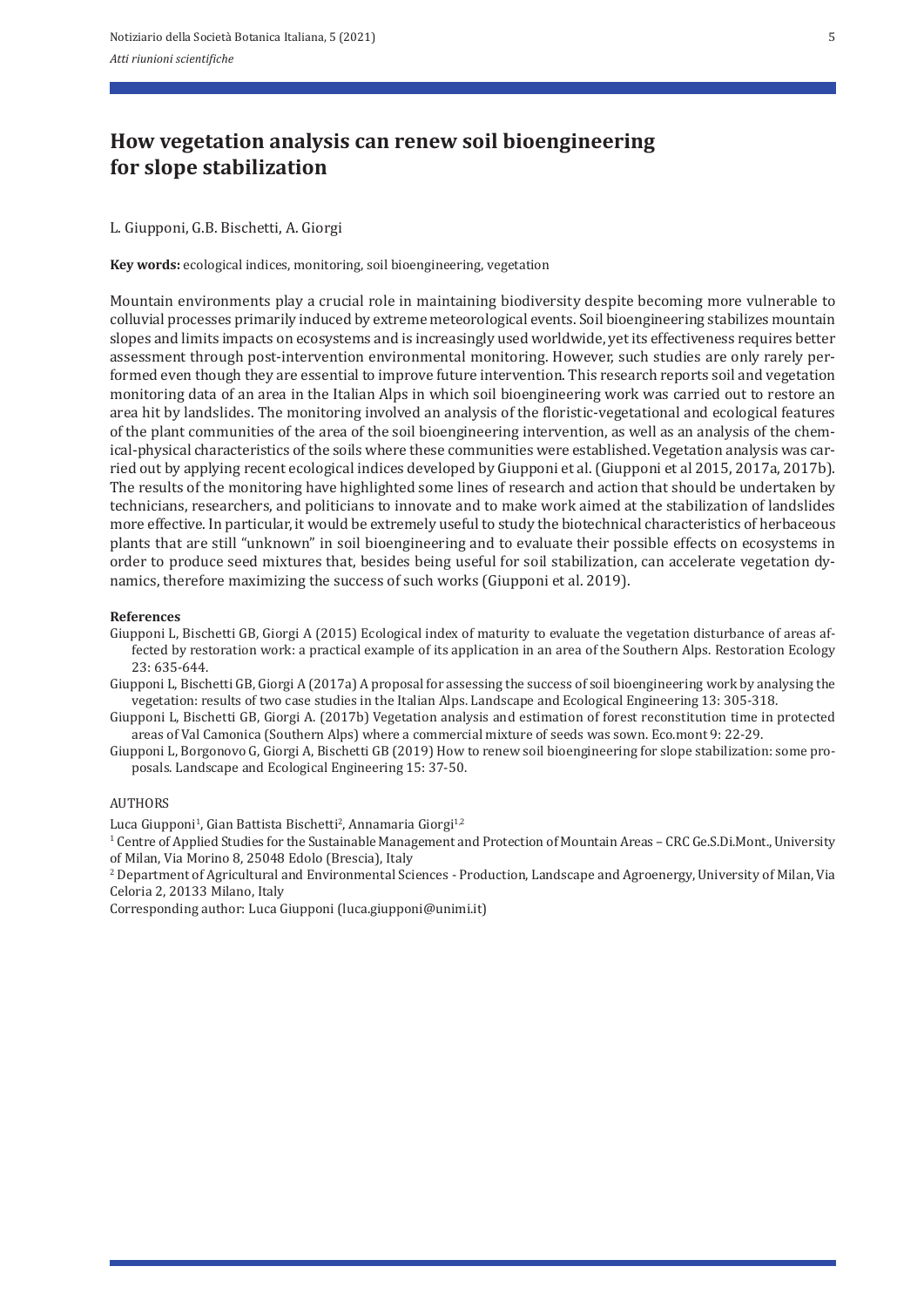# How vegetation analysis can renew soil bioengineering for slope stabilization

L. Giupponi, G.B. Bischetti, A. Giorgi

**Key words:** ecological indices, monitoring, soil bioengineering, vegetation

Mountain environments play a crucial role in maintaining biodiversity despite becoming more vulnerable to colluvial processes primarily induced by extreme meteorological events. Soil bioengineering stabilizes mountain slopes and limits impacts on ecosystems and is increasingly used worldwide, yet its effectiveness requires better assessment through post-intervention environmental monitoring. However, such studies are only rarely performed even though they are essential to improve future intervention. This research reports soil and vegetation monitoring data of an area in the Italian Alps in which soil bioengineering work was carried out to restore an area hit by landslides. The monitoring involved an analysis of the floristic-vegetational and ecological features of the plant communities of the area of the soil bioengineering intervention, as well as an analysis of the chemical-physical characteristics of the soils where these communities were established. Vegetation analysis was carried out by applying recent ecological indices developed by Giupponi et al. (Giupponi et al 2015, 2017a, 2017b). The results of the monitoring have highlighted some lines of research and action that should be undertaken by technicians, researchers, and politicians to innovate and to make work aimed at the stabilization of landslides more effective. In particular, it would be extremely useful to study the biotechnical characteristics of herbaceous plants that are still "unknown" in soil bioengineering and to evaluate their possible effects on ecosystems in order to produce seed mixtures that, besides being useful for soil stabilization, can accelerate vegetation dynamics, therefore maximizing the success of such works (Giupponi et al. 2019).

**References**

Giupponi L, Bischetti GB, Giorgi A (2015) Ecological index of maturity to evaluate the vegetation disturbance of areas affected by restoration work: a practical example of its application in an area of the Southern Alps. Restoration Ecology 23: 635-644.

Giupponi L, Bischetti GB, Giorgi A (2017a) A proposal for assessing the success of soil bioengineering work by analysing the vegetation: results of two case studies in the Italian Alps. Landscape and Ecological Engineering 13: 305-318.

Giupponi L, Bischetti GB, Giorgi A. (2017b) Vegetation analysis and estimation of forest reconstitution time in protected areas of Val Camonica (Southern Alps) where a commercial mixture of seeds was sown. Eco.mont 9: 22-29.

Giupponi L, Borgonovo G, Giorgi A, Bischetti GB (2019) How to renew soil bioengineering for slope stabilization: some proposals. Landscape and Ecological Engineering 15: 37-50.

AUTHORS

Luca Giupponi[1], Gian Battista Bischetti[2], Annamaria Giorgi[1,2]

[1] Centre of Applied Studies for the Sustainable Management and Protection of Mountain Areas – CRC Ge.S.Di.Mont., University of Milan, Via Morino 8, 25048 Edolo (Brescia), Italy

[2] Department of Agricultural and Environmental Sciences - Production, Landscape and Agroenergy, University of Milan, Via Celoria 2, 20133 Milano, Italy

Corresponding author: Luca Giupponi (luca.giupponi@unimi.it)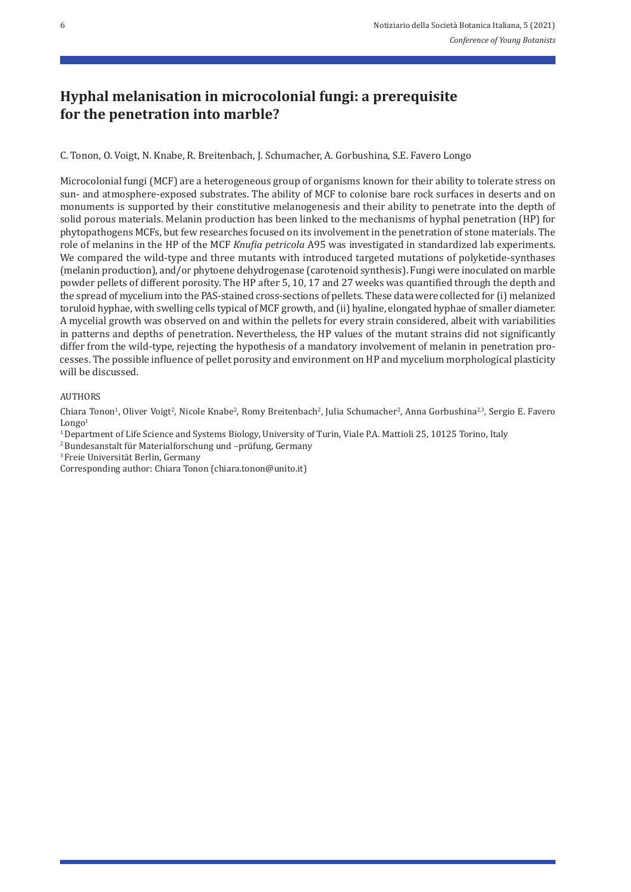# Hyphal melanisation in microcolonial fungi: a prerequisite for the penetration into marble?

C. Tonon, O. Voigt, N. Knabe, R. Breitenbach, J. Schumacher, A. Gorbushina, S.E. Favero Longo

Microcolonial fungi (MCF) are a heterogeneous group of organisms known for their ability to tolerate stress on sun- and atmosphere-exposed substrates. The ability of MCF to colonise bare rock surfaces in deserts and on monuments is supported by their constitutive melanogenesis and their ability to penetrate into the depth of solid porous materials. Melanin production has been linked to the mechanisms of hyphal penetration (HP) for phytopathogens MCFs, but few researches focused on its involvement in the penetration of stone materials. The role of melanins in the HP of the MCF *Knufia petricola* A95 was investigated in standardized lab experiments. We compared the wild-type and three mutants with introduced targeted mutations of polyketide-synthases (melanin production), and/or phytoene dehydrogenase (carotenoid synthesis). Fungi were inoculated on marble powder pellets of different porosity. The HP after 5, 10, 17 and 27 weeks was quantified through the depth and the spread of mycelium into the PAS-stained cross-sections of pellets. These data were collected for (i) melanized toruloid hyphae, with swelling cells typical of MCF growth, and (ii) hyaline, elongated hyphae of smaller diameter. A mycelial growth was observed on and within the pellets for every strain considered, albeit with variabilities in patterns and depths of penetration. Nevertheless, the HP values of the mutant strains did not significantly differ from the wild-type, rejecting the hypothesis of a mandatory involvement of melanin in penetration processes. The possible influence of pellet porosity and environment on HP and mycelium morphological plasticity will be discussed.

AUTHORS

Chiara Tonon[1], Oliver Voigt[2], Nicole Knabe[2], Romy Breitenbach[2], Julia Schumacher[2], Anna Gorbushina[2,3], Sergio E. Favero Longo[1]

[1] Department of Life Science and Systems Biology, University of Turin, Viale P.A. Mattioli 25, 10125 Torino, Italy

[2] Bundesanstalt für Materialforschung und –prüfung, Germany

[3] Freie Universität Berlin, Germany

Corresponding author: Chiara Tonon (chiara.tonon@unito.it)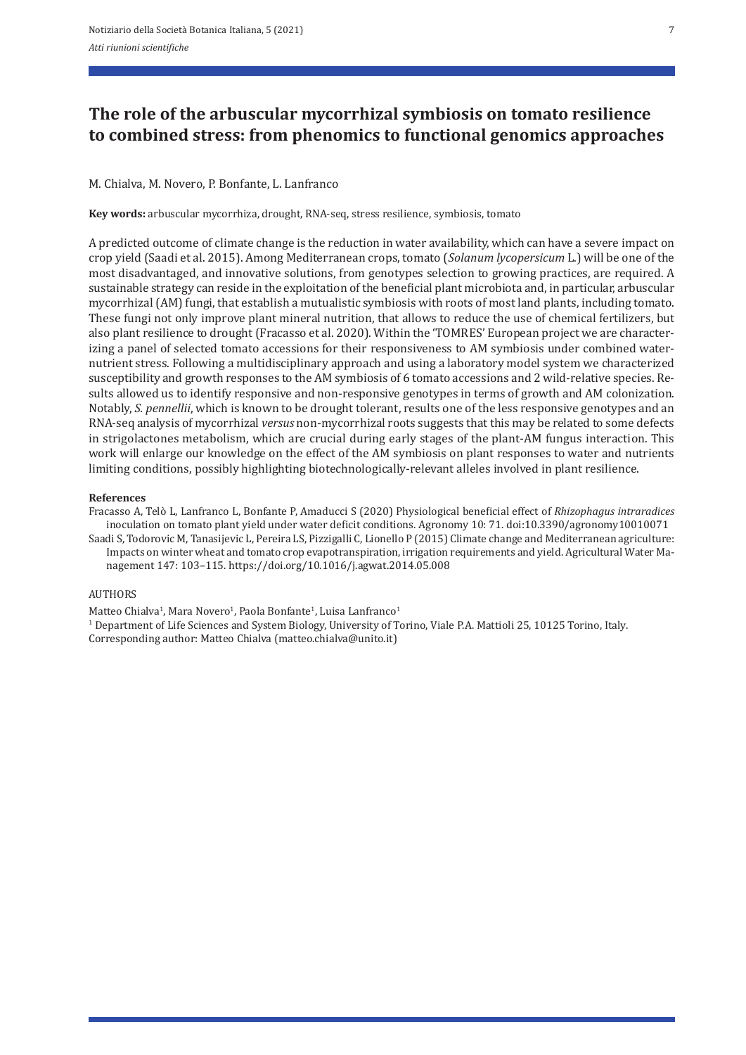# The role of the arbuscular mycorrhizal symbiosis on tomato resilience to combined stress: from phenomics to functional genomics approaches

M. Chialva, M. Novero, P. Bonfante, L. Lanfranco

**Key words:** arbuscular mycorrhiza, drought, RNA-seq, stress resilience, symbiosis, tomato

A predicted outcome of climate change is the reduction in water availability, which can have a severe impact on crop yield (Saadi et al. 2015). Among Mediterranean crops, tomato (*Solanum lycopersicum* L.) will be one of the most disadvantaged, and innovative solutions, from genotypes selection to growing practices, are required. A sustainable strategy can reside in the exploitation of the beneficial plant microbiota and, in particular, arbuscular mycorrhizal (AM) fungi, that establish a mutualistic symbiosis with roots of most land plants, including tomato. These fungi not only improve plant mineral nutrition, that allows to reduce the use of chemical fertilizers, but also plant resilience to drought (Fracasso et al. 2020). Within the 'TOMRES' European project we are characterizing a panel of selected tomato accessions for their responsiveness to AM symbiosis under combined water-nutrient stress. Following a multidisciplinary approach and using a laboratory model system we characterized susceptibility and growth responses to the AM symbiosis of 6 tomato accessions and 2 wild-relative species. Results allowed us to identify responsive and non-responsive genotypes in terms of growth and AM colonization. Notably, *S. pennellii*, which is known to be drought tolerant, results one of the less responsive genotypes and an RNA-seq analysis of mycorrhizal *versus* non-mycorrhizal roots suggests that this may be related to some defects in strigolactones metabolism, which are crucial during early stages of the plant-AM fungus interaction. This work will enlarge our knowledge on the effect of the AM symbiosis on plant responses to water and nutrients limiting conditions, possibly highlighting biotechnologically-relevant alleles involved in plant resilience.

**References**

Fracasso A, Telò L, Lanfranco L, Bonfante P, Amaducci S (2020) Physiological beneficial effect of *Rhizophagus intraradices* inoculation on tomato plant yield under water deficit conditions. Agronomy 10: 71. doi:10.3390/agronomy10010071

Saadi S, Todorovic M, Tanasijevic L, Pereira LS, Pizzigalli C, Lionello P (2015) Climate change and Mediterranean agriculture: Impacts on winter wheat and tomato crop evapotranspiration, irrigation requirements and yield. Agricultural Water Management 147: 103–115. https://doi.org/10.1016/j.agwat.2014.05.008

AUTHORS

Matteo Chialva[1], Mara Novero[1], Paola Bonfante[1], Luisa Lanfranco[1]

[1] Department of Life Sciences and System Biology, University of Torino, Viale P.A. Mattioli 25, 10125 Torino, Italy.

Corresponding author: Matteo Chialva (matteo.chialva@unito.it)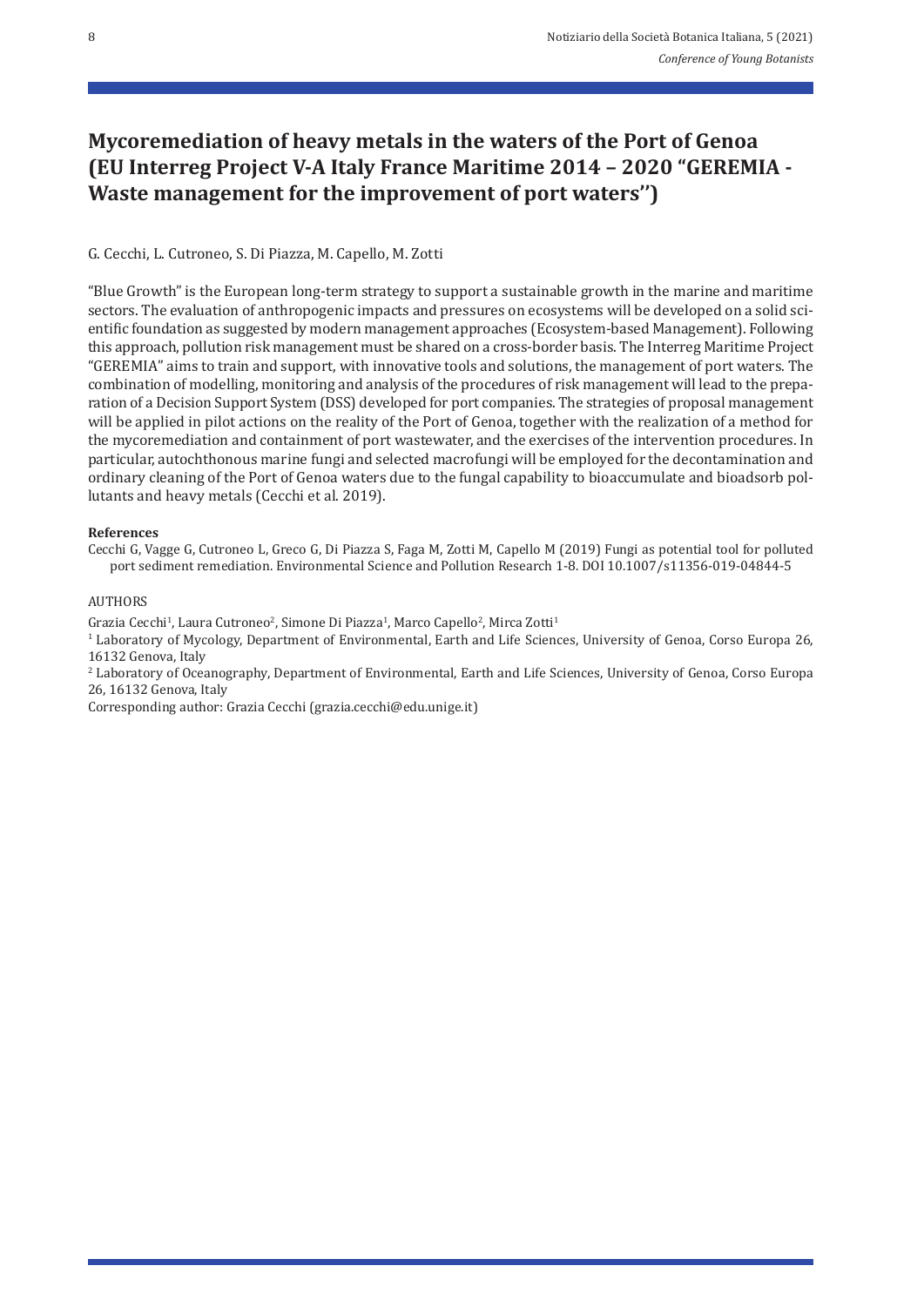# Mycoremediation of heavy metals in the waters of the Port of Genoa (EU Interreg Project V-A Italy France Maritime 2014 – 2020 "GEREMIA - Waste management for the improvement of port waters'')

G. Cecchi, L. Cutroneo, S. Di Piazza, M. Capello, M. Zotti

"Blue Growth" is the European long-term strategy to support a sustainable growth in the marine and maritime sectors. The evaluation of anthropogenic impacts and pressures on ecosystems will be developed on a solid scientific foundation as suggested by modern management approaches (Ecosystem-based Management). Following this approach, pollution risk management must be shared on a cross-border basis. The Interreg Maritime Project "GEREMIA" aims to train and support, with innovative tools and solutions, the management of port waters. The combination of modelling, monitoring and analysis of the procedures of risk management will lead to the preparation of a Decision Support System (DSS) developed for port companies. The strategies of proposal management will be applied in pilot actions on the reality of the Port of Genoa, together with the realization of a method for the mycoremediation and containment of port wastewater, and the exercises of the intervention procedures. In particular, autochthonous marine fungi and selected macrofungi will be employed for the decontamination and ordinary cleaning of the Port of Genoa waters due to the fungal capability to bioaccumulate and bioadsorb pollutants and heavy metals (Cecchi et al. 2019).

**References**

Cecchi G, Vagge G, Cutroneo L, Greco G, Di Piazza S, Faga M, Zotti M, Capello M (2019) Fungi as potential tool for polluted port sediment remediation. Environmental Science and Pollution Research 1-8. DOI 10.1007/s11356-019-04844-5

AUTHORS

Grazia Cecchi[1], Laura Cutroneo[2], Simone Di Piazza[1], Marco Capello[2], Mirca Zotti[1]

[1] Laboratory of Mycology, Department of Environmental, Earth and Life Sciences, University of Genoa, Corso Europa 26, 16132 Genova, Italy

[2] Laboratory of Oceanography, Department of Environmental, Earth and Life Sciences, University of Genoa, Corso Europa 26, 16132 Genova, Italy

Corresponding author: Grazia Cecchi (grazia.cecchi@edu.unige.it)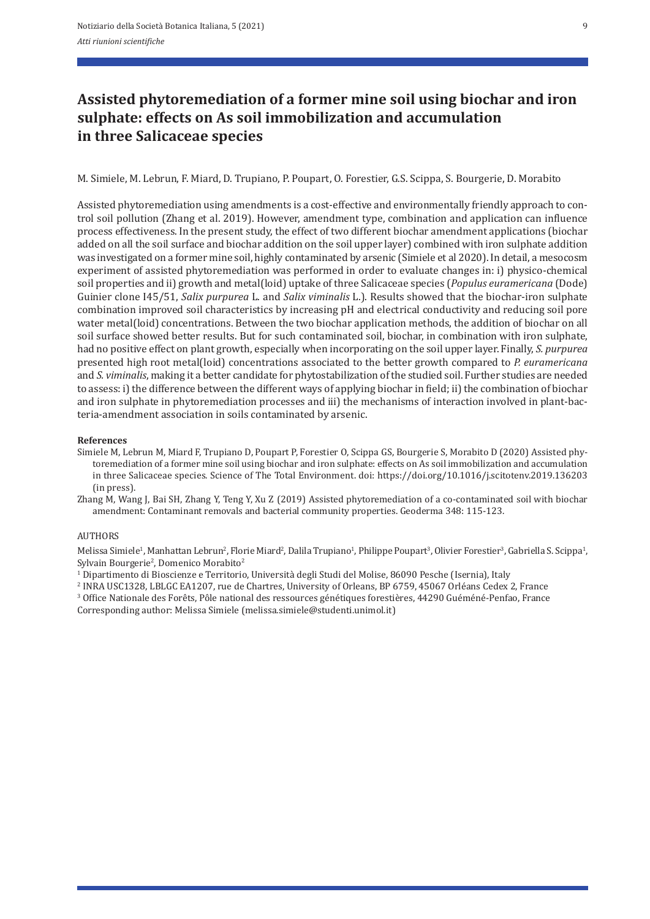# Assisted phytoremediation of a former mine soil using biochar and iron sulphate: effects on As soil immobilization and accumulation in three Salicaceae species

M. Simiele, M. Lebrun, F. Miard, D. Trupiano, P. Poupart, O. Forestier, G.S. Scippa, S. Bourgerie, D. Morabito

Assisted phytoremediation using amendments is a cost-effective and environmentally friendly approach to control soil pollution (Zhang et al. 2019). However, amendment type, combination and application can influence process effectiveness. In the present study, the effect of two different biochar amendment applications (biochar added on all the soil surface and biochar addition on the soil upper layer) combined with iron sulphate addition was investigated on a former mine soil, highly contaminated by arsenic (Simiele et al 2020). In detail, a mesocosm experiment of assisted phytoremediation was performed in order to evaluate changes in: i) physico-chemical soil properties and ii) growth and metal(loid) uptake of three Salicaceae species (*Populus euramericana* (Dode) Guinier clone I45/51, *Salix purpurea* L. and *Salix viminalis* L.). Results showed that the biochar-iron sulphate combination improved soil characteristics by increasing pH and electrical conductivity and reducing soil pore water metal(loid) concentrations. Between the two biochar application methods, the addition of biochar on all soil surface showed better results. But for such contaminated soil, biochar, in combination with iron sulphate, had no positive effect on plant growth, especially when incorporating on the soil upper layer. Finally, *S. purpurea* presented high root metal(loid) concentrations associated to the better growth compared to *P. euramericana* and *S. viminalis*, making it a better candidate for phytostabilization of the studied soil. Further studies are needed to assess: i) the difference between the different ways of applying biochar in field; ii) the combination of biochar and iron sulphate in phytoremediation processes and iii) the mechanisms of interaction involved in plant-bacteria-amendment association in soils contaminated by arsenic.

**References**

Simiele M, Lebrun M, Miard F, Trupiano D, Poupart P, Forestier O, Scippa GS, Bourgerie S, Morabito D (2020) Assisted phytoremediation of a former mine soil using biochar and iron sulphate: effects on As soil immobilization and accumulation in three Salicaceae species. Science of The Total Environment. doi: https://doi.org/10.1016/j.scitotenv.2019.136203 (in press).

Zhang M, Wang J, Bai SH, Zhang Y, Teng Y, Xu Z (2019) Assisted phytoremediation of a co-contaminated soil with biochar amendment: Contaminant removals and bacterial community properties. Geoderma 348: 115-123.

AUTHORS

Melissa Simiele[1], Manhattan Lebrun[2], Florie Miard[2], Dalila Trupiano[1], Philippe Poupart[3], Olivier Forestier[3], Gabriella S. Scippa[1], Sylvain Bourgerie[2], Domenico Morabito[2]

[1] Dipartimento di Bioscienze e Territorio, Università degli Studi del Molise, 86090 Pesche (Isernia), Italy

[2] INRA USC1328, LBLGC EA1207, rue de Chartres, University of Orleans, BP 6759, 45067 Orléans Cedex 2, France

[3] Office Nationale des Forêts, Pôle national des ressources génétiques forestières, 44290 Guéméné-Penfao, France

Corresponding author: Melissa Simiele (melissa.simiele@studenti.unimol.it)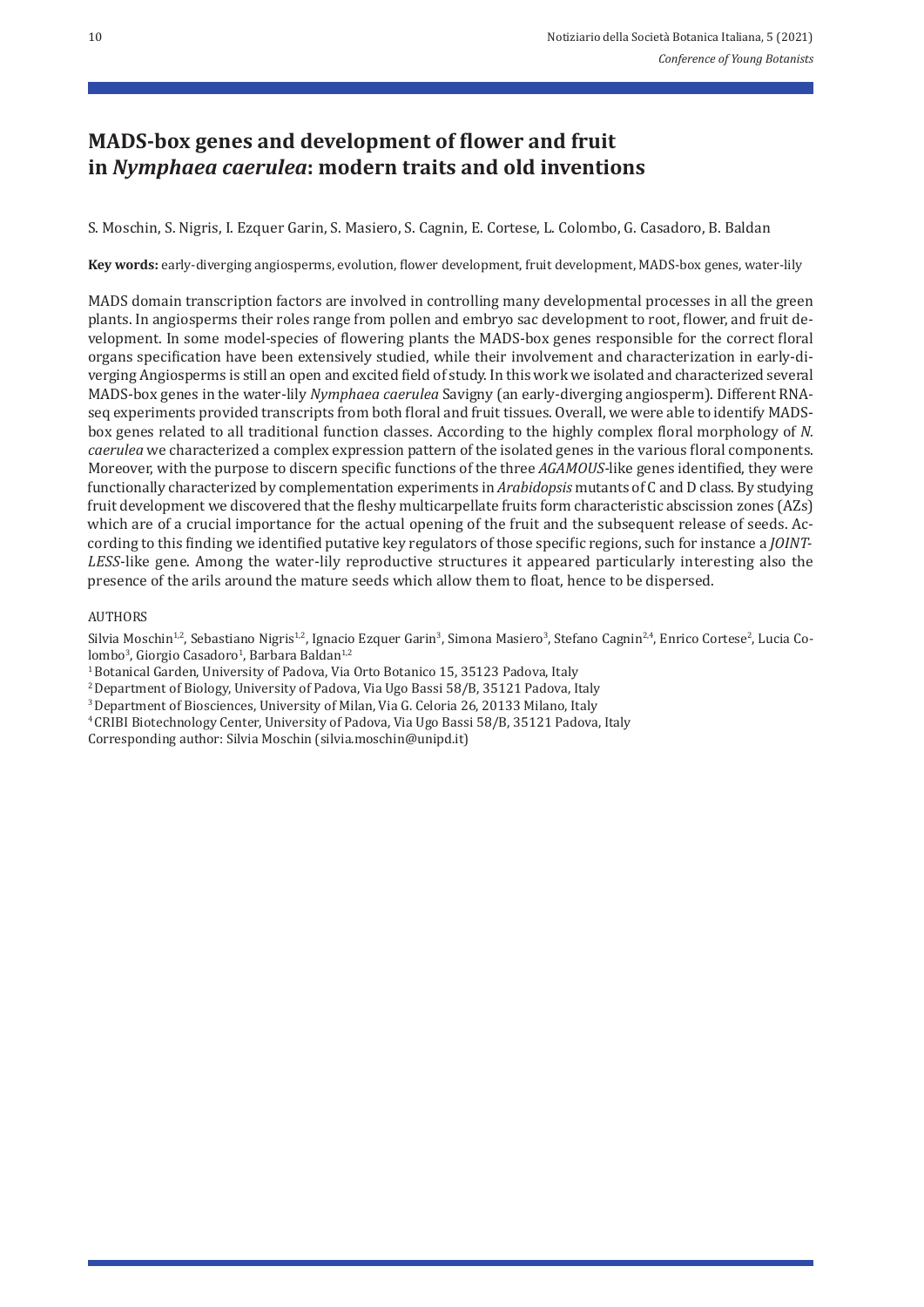# MADS-box genes and development of flower and fruit in *Nymphaea caerulea*: modern traits and old inventions

S. Moschin, S. Nigris, I. Ezquer Garin, S. Masiero, S. Cagnin, E. Cortese, L. Colombo, G. Casadoro, B. Baldan

**Key words:** early-diverging angiosperms, evolution, flower development, fruit development, MADS-box genes, water-lily

MADS domain transcription factors are involved in controlling many developmental processes in all the green plants. In angiosperms their roles range from pollen and embryo sac development to root, flower, and fruit development. In some model-species of flowering plants the MADS-box genes responsible for the correct floral organs specification have been extensively studied, while their involvement and characterization in early-diverging Angiosperms is still an open and excited field of study. In this work we isolated and characterized several MADS-box genes in the water-lily *Nymphaea caerulea* Savigny (an early-diverging angiosperm). Different RNA-seq experiments provided transcripts from both floral and fruit tissues. Overall, we were able to identify MADS-box genes related to all traditional function classes. According to the highly complex floral morphology of *N. caerulea* we characterized a complex expression pattern of the isolated genes in the various floral components. Moreover, with the purpose to discern specific functions of the three *AGAMOUS*-like genes identified, they were functionally characterized by complementation experiments in *Arabidopsis* mutants of C and D class. By studying fruit development we discovered that the fleshy multicarpellate fruits form characteristic abscission zones (AZs) which are of a crucial importance for the actual opening of the fruit and the subsequent release of seeds. According to this finding we identified putative key regulators of those specific regions, such for instance a *JOINTLESS*-like gene. Among the water-lily reproductive structures it appeared particularly interesting also the presence of the arils around the mature seeds which allow them to float, hence to be dispersed.

AUTHORS

Silvia Moschin[1,2], Sebastiano Nigris[1,2], Ignacio Ezquer Garin[3], Simona Masiero[3], Stefano Cagnin[2,4], Enrico Cortese[2], Lucia Colombo[3], Giorgio Casadoro[1], Barbara Baldan[1,2]

[1] Botanical Garden, University of Padova, Via Orto Botanico 15, 35123 Padova, Italy

[2] Department of Biology, University of Padova, Via Ugo Bassi 58/B, 35121 Padova, Italy

[3] Department of Biosciences, University of Milan, Via G. Celoria 26, 20133 Milano, Italy

[4] CRIBI Biotechnology Center, University of Padova, Via Ugo Bassi 58/B, 35121 Padova, Italy

Corresponding author: Silvia Moschin (silvia.moschin@unipd.it)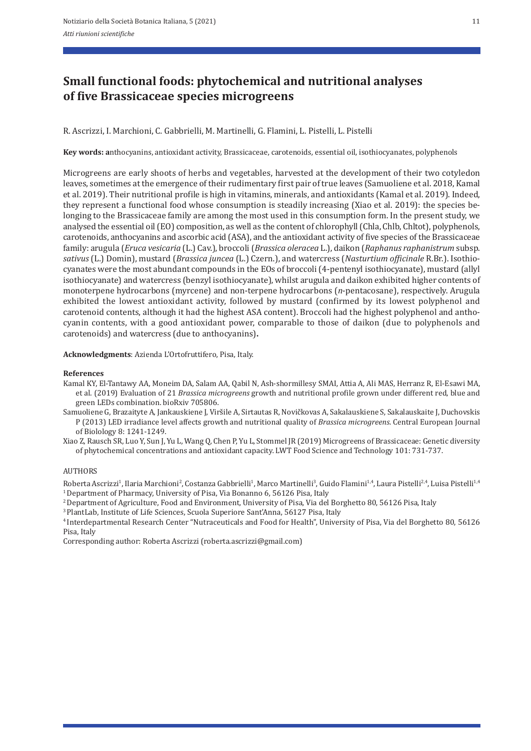# Small functional foods: phytochemical and nutritional analyses of five Brassicaceae species microgreens

R. Ascrizzi, I. Marchioni, C. Gabbrielli, M. Martinelli, G. Flamini, L. Pistelli, L. Pistelli

**Key words: a**nthocyanins, antioxidant activity, Brassicaceae, carotenoids, essential oil, isothiocyanates, polyphenols

Microgreens are early shoots of herbs and vegetables, harvested at the development of their two cotyledon leaves, sometimes at the emergence of their rudimentary first pair of true leaves (Samuoliene et al. 2018, Kamal et al. 2019). Their nutritional profile is high in vitamins, minerals, and antioxidants (Kamal et al. 2019). Indeed, they represent a functional food whose consumption is steadily increasing (Xiao et al. 2019): the species belonging to the Brassicaceae family are among the most used in this consumption form. In the present study, we analysed the essential oil (EO) composition, as well as the content of chlorophyll (Chla, Chlb, Chltot), polyphenols, carotenoids, anthocyanins and ascorbic acid (ASA), and the antioxidant activity of five species of the Brassicaceae family: arugula (*Eruca vesicaria* (L.) Cav.), broccoli (*Brassica oleracea* L.), daikon (*Raphanus raphanistrum* subsp. *sativus* (L.) Domin), mustard (*Brassica juncea* (L.) Czern.), and watercress (*Nasturtium officinale* R.Br.). Isothiocyanates were the most abundant compounds in the EOs of broccoli (4-pentenyl isothiocyanate), mustard (allyl isothiocyanate) and watercress (benzyl isothiocyanate), whilst arugula and daikon exhibited higher contents of monoterpene hydrocarbons (myrcene) and non-terpene hydrocarbons (*n*-pentacosane), respectively. Arugula exhibited the lowest antioxidant activity, followed by mustard (confirmed by its lowest polyphenol and carotenoid contents, although it had the highest ASA content). Broccoli had the highest polyphenol and anthocyanin contents, with a good antioxidant power, comparable to those of daikon (due to polyphenols and carotenoids) and watercress (due to anthocyanins)**.**

**Acknowledgments**: Azienda L'Ortofruttifero, Pisa, Italy.

**References**

Kamal KY, El-Tantawy AA, Moneim DA, Salam AA, Qabil N, Ash-shormillesy SMAI, Attia A, Ali MAS, Herranz R, El-Esawi MA, et al. (2019) Evaluation of 21 *Brassica microgreens* growth and nutritional profile grown under different red, blue and green LEDs combination. bioRxiv 705806.

Samuoliene G, Brazaityte A, Jankauskiene J, Viršile A, Sirtautas R, Novičkovas A, Sakalauskiene S, Sakalauskaite J, Duchovskis P (2013) LED irradiance level affects growth and nutritional quality of *Brassica microgreens*. Central European Journal of Biolology 8: 1241-1249.

Xiao Z, Rausch SR, Luo Y, Sun J, Yu L, Wang Q, Chen P, Yu L, Stommel JR (2019) Microgreens of Brassicaceae: Genetic diversity of phytochemical concentrations and antioxidant capacity. LWT Food Science and Technology 101: 731-737.

AUTHORS

Roberta Ascrizzi[1], Ilaria Marchioni[2], Costanza Gabbrielli[1], Marco Martinelli[3], Guido Flamini[1,4], Laura Pistelli[2,4], Luisa Pistelli[1,4]

[1] Department of Pharmacy, University of Pisa, Via Bonanno 6, 56126 Pisa, Italy

[2] Department of Agriculture, Food and Environment, University of Pisa, Via del Borghetto 80, 56126 Pisa, Italy

[3] PlantLab, Institute of Life Sciences, Scuola Superiore Sant'Anna, 56127 Pisa, Italy

[4] Interdepartmental Research Center "Nutraceuticals and Food for Health", University of Pisa, Via del Borghetto 80, 56126 Pisa, Italy

Corresponding author: Roberta Ascrizzi (roberta.ascrizzi@gmail.com)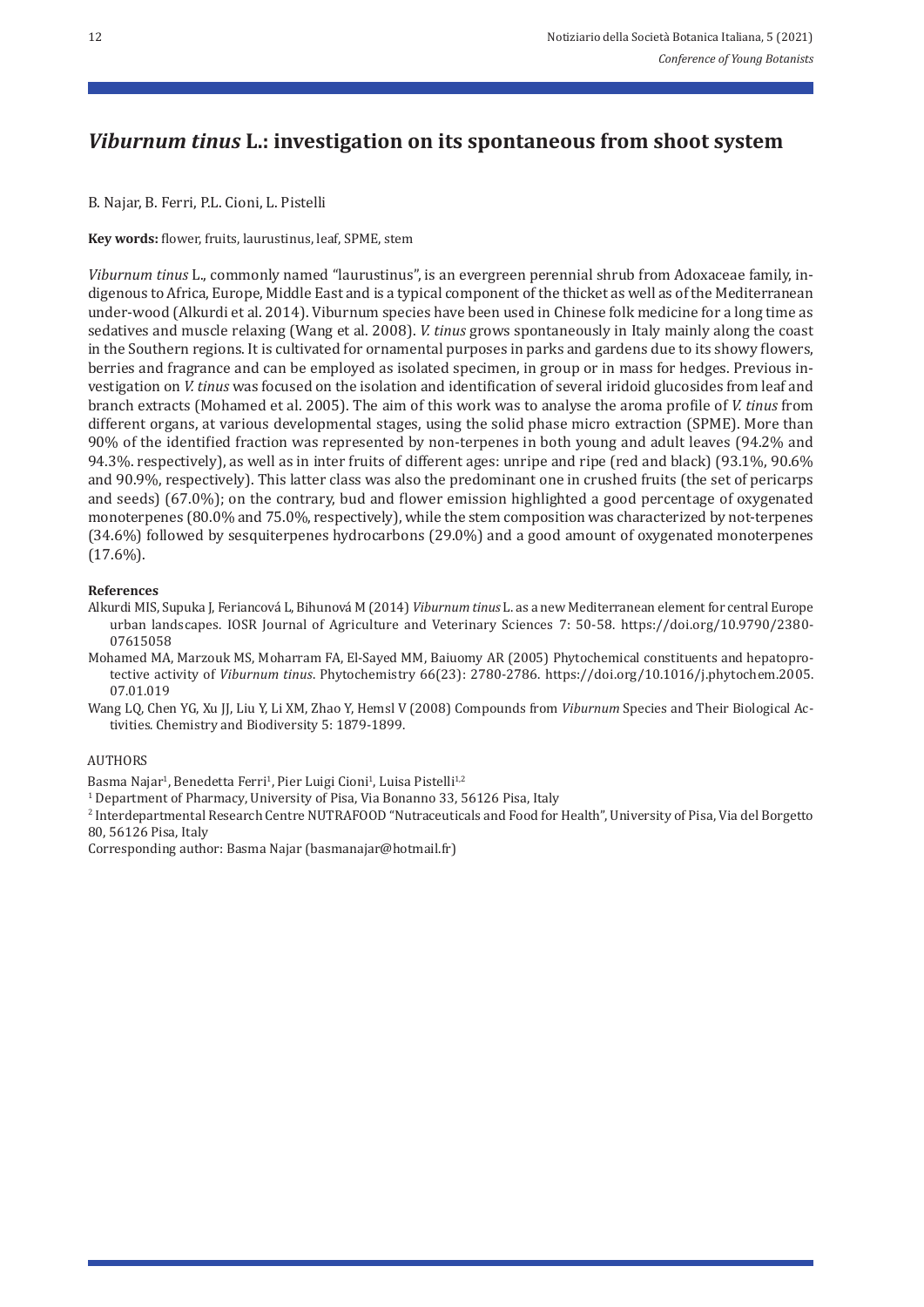# *Viburnum tinus* L.: investigation on its spontaneous from shoot system

B. Najar, B. Ferri, P.L. Cioni, L. Pistelli

**Key words:** flower, fruits, laurustinus, leaf, SPME, stem

*Viburnum tinus* L., commonly named "laurustinus", is an evergreen perennial shrub from Adoxaceae family, indigenous to Africa, Europe, Middle East and is a typical component of the thicket as well as of the Mediterranean under-wood (Alkurdi et al. 2014). Viburnum species have been used in Chinese folk medicine for a long time as sedatives and muscle relaxing (Wang et al. 2008). *V. tinus* grows spontaneously in Italy mainly along the coast in the Southern regions. It is cultivated for ornamental purposes in parks and gardens due to its showy flowers, berries and fragrance and can be employed as isolated specimen, in group or in mass for hedges. Previous investigation on *V. tinus* was focused on the isolation and identification of several iridoid glucosides from leaf and branch extracts (Mohamed et al. 2005). The aim of this work was to analyse the aroma profile of *V. tinus* from different organs, at various developmental stages, using the solid phase micro extraction (SPME). More than 90% of the identified fraction was represented by non-terpenes in both young and adult leaves (94.2% and 94.3%. respectively), as well as in inter fruits of different ages: unripe and ripe (red and black) (93.1%, 90.6% and 90.9%, respectively). This latter class was also the predominant one in crushed fruits (the set of pericarps and seeds) (67.0%); on the contrary, bud and flower emission highlighted a good percentage of oxygenated monoterpenes (80.0% and 75.0%, respectively), while the stem composition was characterized by not-terpenes (34.6%) followed by sesquiterpenes hydrocarbons (29.0%) and a good amount of oxygenated monoterpenes (17.6%).

#### References

Alkurdi MIS, Supuka J, Feriancová L, Bihunová M (2014) *Viburnum tinus* L. as a new Mediterranean element for central Europe urban landscapes. IOSR Journal of Agriculture and Veterinary Sciences 7: 50-58. https://doi.org/10.9790/2380-07615058

Mohamed MA, Marzouk MS, Moharram FA, El-Sayed MM, Baiuomy AR (2005) Phytochemical constituents and hepatoprotective activity of *Viburnum tinus*. Phytochemistry 66(23): 2780-2786. https://doi.org/10.1016/j.phytochem.2005.07.01.019

Wang LQ, Chen YG, Xu JJ, Liu Y, Li XM, Zhao Y, Hemsl V (2008) Compounds from *Viburnum* Species and Their Biological Activities. Chemistry and Biodiversity 5: 1879-1899.

AUTHORS

Basma Najar[1], Benedetta Ferri[1], Pier Luigi Cioni[1], Luisa Pistelli[1,2]

[1] Department of Pharmacy, University of Pisa, Via Bonanno 33, 56126 Pisa, Italy

[2] Interdepartmental Research Centre NUTRAFOOD "Nutraceuticals and Food for Health", University of Pisa, Via del Borgetto 80, 56126 Pisa, Italy

Corresponding author: Basma Najar (basmanajar@hotmail.fr)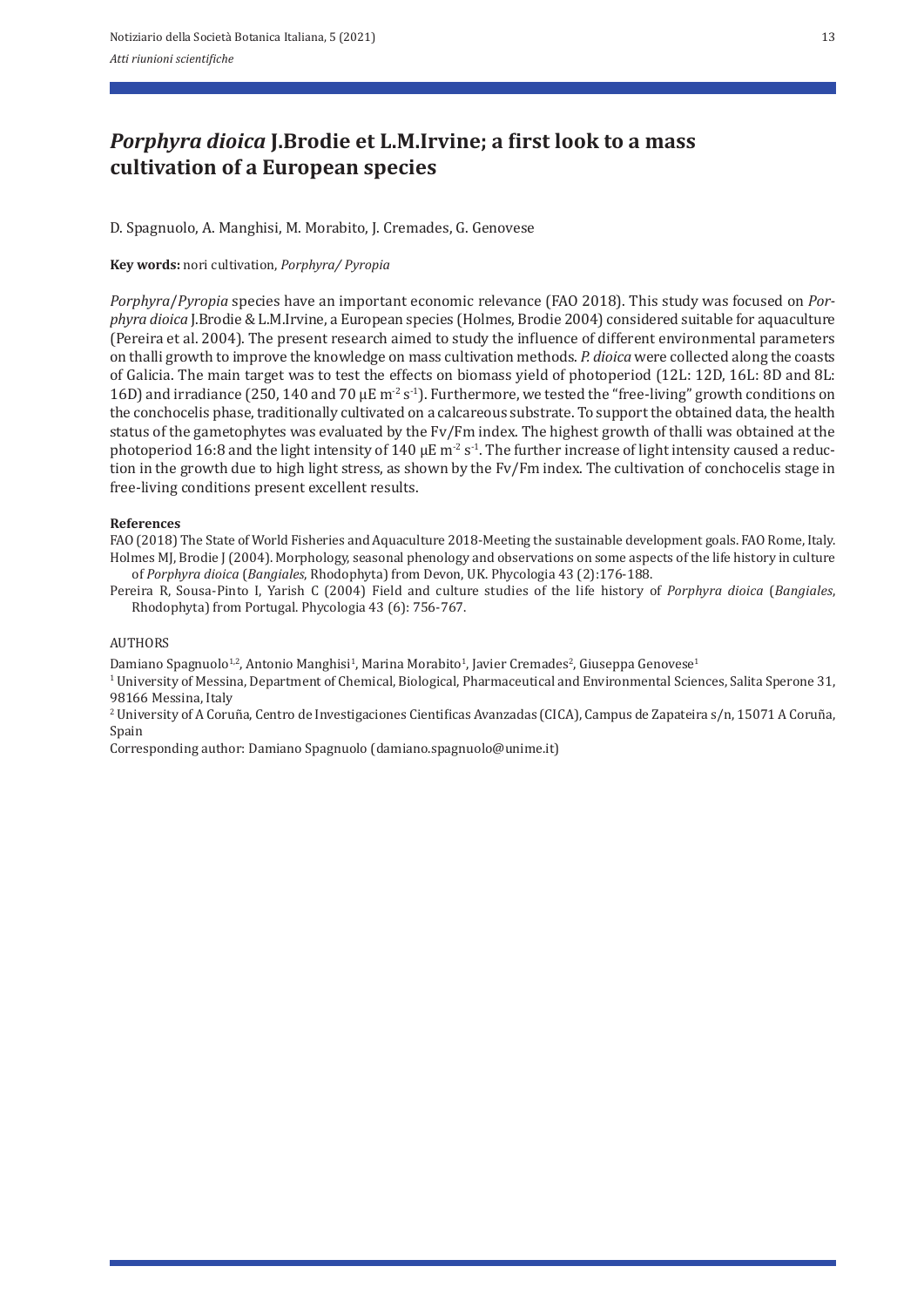# *Porphyra dioica* J.Brodie et L.M.Irvine; a first look to a mass cultivation of a European species

D. Spagnuolo, A. Manghisi, M. Morabito, J. Cremades, G. Genovese

**Key words:** nori cultivation, *Porphyra/ Pyropia*

*Porphyra*/*Pyropia* species have an important economic relevance (FAO 2018). This study was focused on *Porphyra dioica* J.Brodie & L.M.Irvine, a European species (Holmes, Brodie 2004) considered suitable for aquaculture (Pereira et al. 2004). The present research aimed to study the influence of different environmental parameters on thalli growth to improve the knowledge on mass cultivation methods. *P. dioica* were collected along the coasts of Galicia. The main target was to test the effects on biomass yield of photoperiod (12L: 12D, 16L: 8D and 8L: 16D) and irradiance (250, 140 and 70 µE $m^{-2}$ $s^{-1}$). Furthermore, we tested the "free-living" growth conditions on the conchocelis phase, traditionally cultivated on a calcareous substrate. To support the obtained data, the health status of the gametophytes was evaluated by the Fv/Fm index. The highest growth of thalli was obtained at the photoperiod 16:8 and the light intensity of 140 µE $m^{-2}$ $s^{-1}$. The further increase of light intensity caused a reduction in the growth due to high light stress, as shown by the Fv/Fm index. The cultivation of conchocelis stage in free-living conditions present excellent results.

**References**

FAO (2018) The State of World Fisheries and Aquaculture 2018-Meeting the sustainable development goals. FAO Rome, Italy.

Holmes MJ, Brodie J (2004). Morphology, seasonal phenology and observations on some aspects of the life history in culture of *Porphyra dioica* (*Bangiales*, Rhodophyta) from Devon, UK. Phycologia 43 (2):176-188.

Pereira R, Sousa-Pinto I, Yarish C (2004) Field and culture studies of the life history of *Porphyra dioica* (*Bangiales*, Rhodophyta) from Portugal. Phycologia 43 (6): 756-767.

AUTHORS

Damiano Spagnuolo[1,2], Antonio Manghisi[1], Marina Morabito[1], Javier Cremades[2], Giuseppa Genovese[1]

[1] University of Messina, Department of Chemical, Biological, Pharmaceutical and Environmental Sciences, Salita Sperone 31, 98166 Messina, Italy

[2] University of A Coruña, Centro de Investigaciones Cientificas Avanzadas (CICA), Campus de Zapateira s/n, 15071 A Coruña, Spain

Corresponding author: Damiano Spagnuolo (damiano.spagnuolo@unime.it)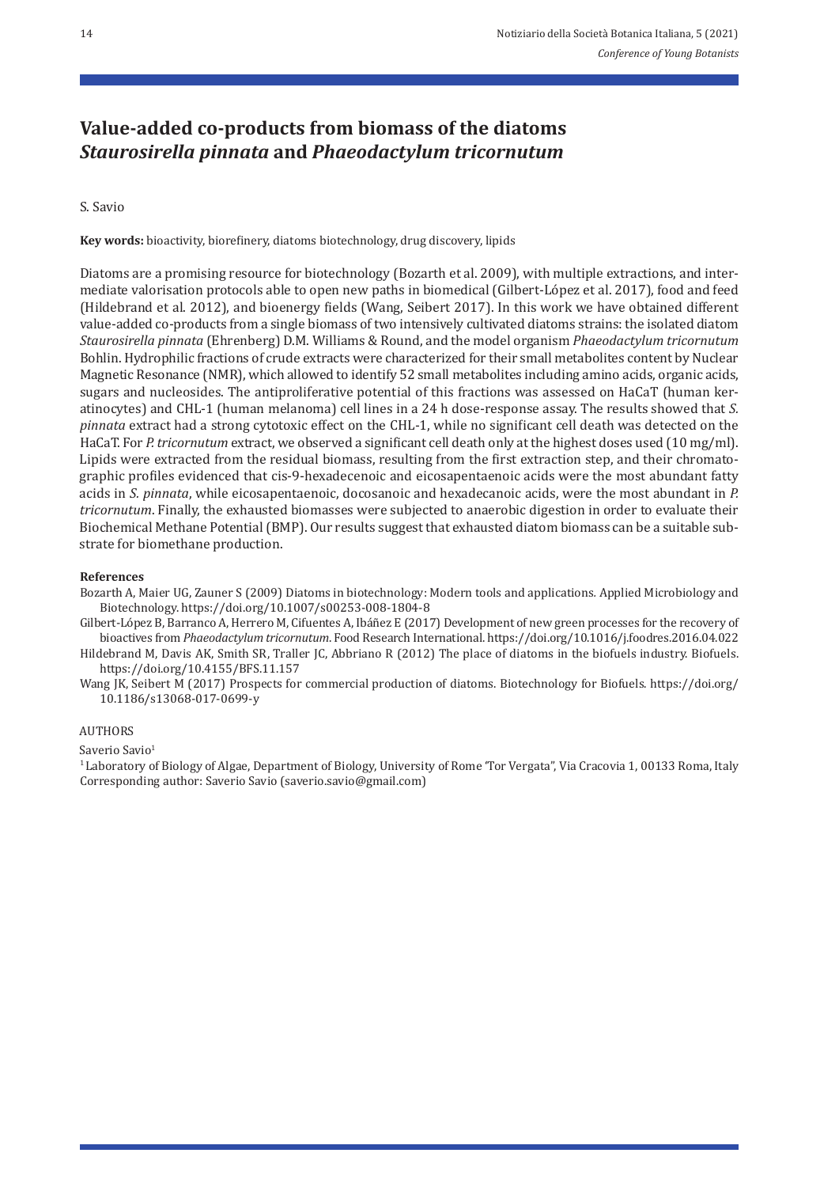# Value-added co-products from biomass of the diatoms *Staurosirella pinnata* and *Phaeodactylum tricornutum*

S. Savio

**Key words:** bioactivity, biorefinery, diatoms biotechnology, drug discovery, lipids

Diatoms are a promising resource for biotechnology (Bozarth et al. 2009), with multiple extractions, and intermediate valorisation protocols able to open new paths in biomedical (Gilbert-López et al. 2017), food and feed (Hildebrand et al. 2012), and bioenergy fields (Wang, Seibert 2017). In this work we have obtained different value-added co-products from a single biomass of two intensively cultivated diatoms strains: the isolated diatom *Staurosirella pinnata* (Ehrenberg) D.M. Williams & Round, and the model organism *Phaeodactylum tricornutum* Bohlin. Hydrophilic fractions of crude extracts were characterized for their small metabolites content by Nuclear Magnetic Resonance (NMR), which allowed to identify 52 small metabolites including amino acids, organic acids, sugars and nucleosides. The antiproliferative potential of this fractions was assessed on HaCaT (human keratinocytes) and CHL-1 (human melanoma) cell lines in a 24 h dose-response assay. The results showed that *S. pinnata* extract had a strong cytotoxic effect on the CHL-1, while no significant cell death was detected on the HaCaT. For *P. tricornutum* extract, we observed a significant cell death only at the highest doses used (10 mg/ml). Lipids were extracted from the residual biomass, resulting from the first extraction step, and their chromatographic profiles evidenced that cis-9-hexadecenoic and eicosapentaenoic acids were the most abundant fatty acids in *S. pinnata*, while eicosapentaenoic, docosanoic and hexadecanoic acids, were the most abundant in *P. tricornutum*. Finally, the exhausted biomasses were subjected to anaerobic digestion in order to evaluate their Biochemical Methane Potential (BMP). Our results suggest that exhausted diatom biomass can be a suitable substrate for biomethane production.

**References**

Bozarth A, Maier UG, Zauner S (2009) Diatoms in biotechnology: Modern tools and applications. Applied Microbiology and Biotechnology. https://doi.org/10.1007/s00253-008-1804-8

Gilbert-López B, Barranco A, Herrero M, Cifuentes A, Ibáñez E (2017) Development of new green processes for the recovery of bioactives from *Phaeodactylum tricornutum*. Food Research International. https://doi.org/10.1016/j.foodres.2016.04.022

Hildebrand M, Davis AK, Smith SR, Traller JC, Abbriano R (2012) The place of diatoms in the biofuels industry. Biofuels. https://doi.org/10.4155/BFS.11.157

Wang JK, Seibert M (2017) Prospects for commercial production of diatoms. Biotechnology for Biofuels. https://doi.org/10.1186/s13068-017-0699-y

AUTHORS

Saverio Savio[1]

[1] Laboratory of Biology of Algae, Department of Biology, University of Rome 'Tor Vergata', Via Cracovia 1, 00133 Roma, Italy
Corresponding author: Saverio Savio (saverio.savio@gmail.com)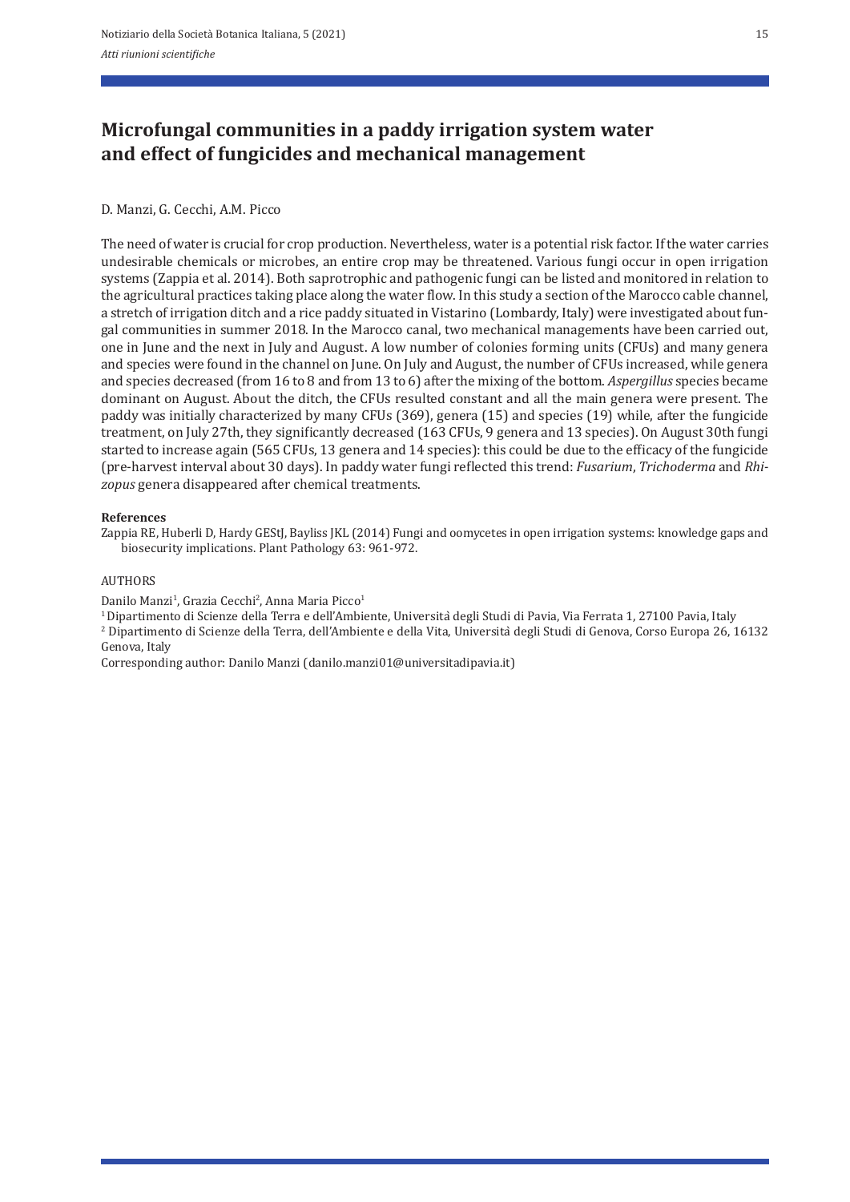# Microfungal communities in a paddy irrigation system water and effect of fungicides and mechanical management

D. Manzi, G. Cecchi, A.M. Picco

The need of water is crucial for crop production. Nevertheless, water is a potential risk factor. If the water carries undesirable chemicals or microbes, an entire crop may be threatened. Various fungi occur in open irrigation systems (Zappia et al. 2014). Both saprotrophic and pathogenic fungi can be listed and monitored in relation to the agricultural practices taking place along the water flow. In this study a section of the Marocco cable channel, a stretch of irrigation ditch and a rice paddy situated in Vistarino (Lombardy, Italy) were investigated about fungal communities in summer 2018. In the Marocco canal, two mechanical managements have been carried out, one in June and the next in July and August. A low number of colonies forming units (CFUs) and many genera and species were found in the channel on June. On July and August, the number of CFUs increased, while genera and species decreased (from 16 to 8 and from 13 to 6) after the mixing of the bottom. *Aspergillus* species became dominant on August. About the ditch, the CFUs resulted constant and all the main genera were present. The paddy was initially characterized by many CFUs (369), genera (15) and species (19) while, after the fungicide treatment, on July 27th, they significantly decreased (163 CFUs, 9 genera and 13 species). On August 30th fungi started to increase again (565 CFUs, 13 genera and 14 species): this could be due to the efficacy of the fungicide (pre-harvest interval about 30 days). In paddy water fungi reflected this trend: *Fusarium*, *Trichoderma* and *Rhizopus* genera disappeared after chemical treatments.

**References**

Zappia RE, Huberli D, Hardy GEStJ, Bayliss JKL (2014) Fungi and oomycetes in open irrigation systems: knowledge gaps and biosecurity implications. Plant Pathology 63: 961-972.

AUTHORS

Danilo Manzi[1], Grazia Cecchi[2], Anna Maria Picco[1]

[1] Dipartimento di Scienze della Terra e dell'Ambiente, Università degli Studi di Pavia, Via Ferrata 1, 27100 Pavia, Italy

[2] Dipartimento di Scienze della Terra, dell'Ambiente e della Vita, Università degli Studi di Genova, Corso Europa 26, 16132 Genova, Italy

Corresponding author: Danilo Manzi (danilo.manzi01@universitadipavia.it)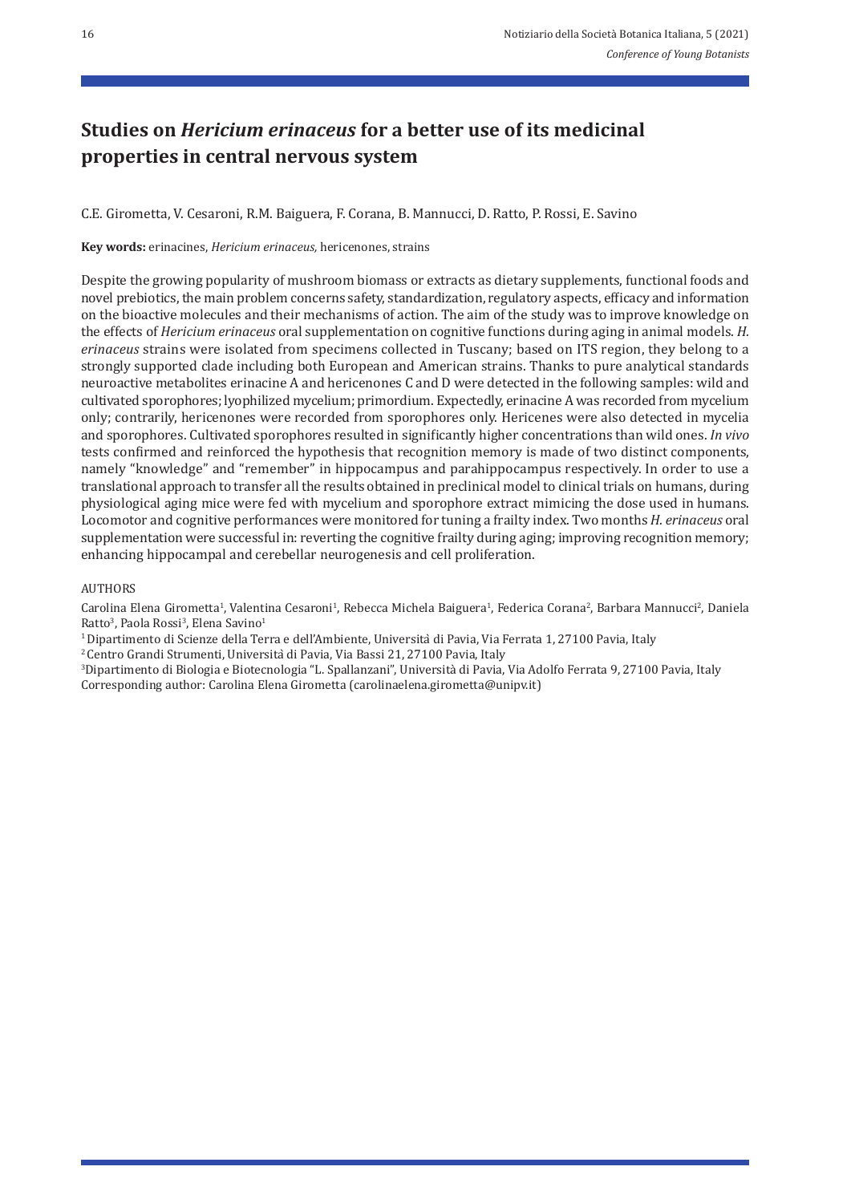# Studies on *Hericium erinaceus* for a better use of its medicinal properties in central nervous system

C.E. Girometta, V. Cesaroni, R.M. Baiguera, F. Corana, B. Mannucci, D. Ratto, P. Rossi, E. Savino

**Key words:** erinacines, *Hericium erinaceus,* hericenones, strains

Despite the growing popularity of mushroom biomass or extracts as dietary supplements, functional foods and novel prebiotics, the main problem concerns safety, standardization, regulatory aspects, efficacy and information on the bioactive molecules and their mechanisms of action. The aim of the study was to improve knowledge on the effects of *Hericium erinaceus* oral supplementation on cognitive functions during aging in animal models. *H. erinaceus* strains were isolated from specimens collected in Tuscany; based on ITS region, they belong to a strongly supported clade including both European and American strains. Thanks to pure analytical standards neuroactive metabolites erinacine A and hericenones C and D were detected in the following samples: wild and cultivated sporophores; lyophilized mycelium; primordium. Expectedly, erinacine A was recorded from mycelium only; contrarily, hericenones were recorded from sporophores only. Hericenes were also detected in mycelia and sporophores. Cultivated sporophores resulted in significantly higher concentrations than wild ones. *In vivo* tests confirmed and reinforced the hypothesis that recognition memory is made of two distinct components, namely "knowledge" and "remember" in hippocampus and parahippocampus respectively. In order to use a translational approach to transfer all the results obtained in preclinical model to clinical trials on humans, during physiological aging mice were fed with mycelium and sporophore extract mimicing the dose used in humans. Locomotor and cognitive performances were monitored for tuning a frailty index. Two months *H. erinaceus* oral supplementation were successful in: reverting the cognitive frailty during aging; improving recognition memory; enhancing hippocampal and cerebellar neurogenesis and cell proliferation.

AUTHORS

Carolina Elena Girometta[1], Valentina Cesaroni[1], Rebecca Michela Baiguera[1], Federica Corana[2], Barbara Mannucci[2], Daniela Ratto[3], Paola Rossi[3], Elena Savino[1]

[1] Dipartimento di Scienze della Terra e dell'Ambiente, Università di Pavia, Via Ferrata 1, 27100 Pavia, Italy

[2] Centro Grandi Strumenti, Università di Pavia, Via Bassi 21, 27100 Pavia, Italy

[3] Dipartimento di Biologia e Biotecnologia "L. Spallanzani", Università di Pavia, Via Adolfo Ferrata 9, 27100 Pavia, Italy

Corresponding author: Carolina Elena Girometta (carolinaelena.girometta@unipv.it)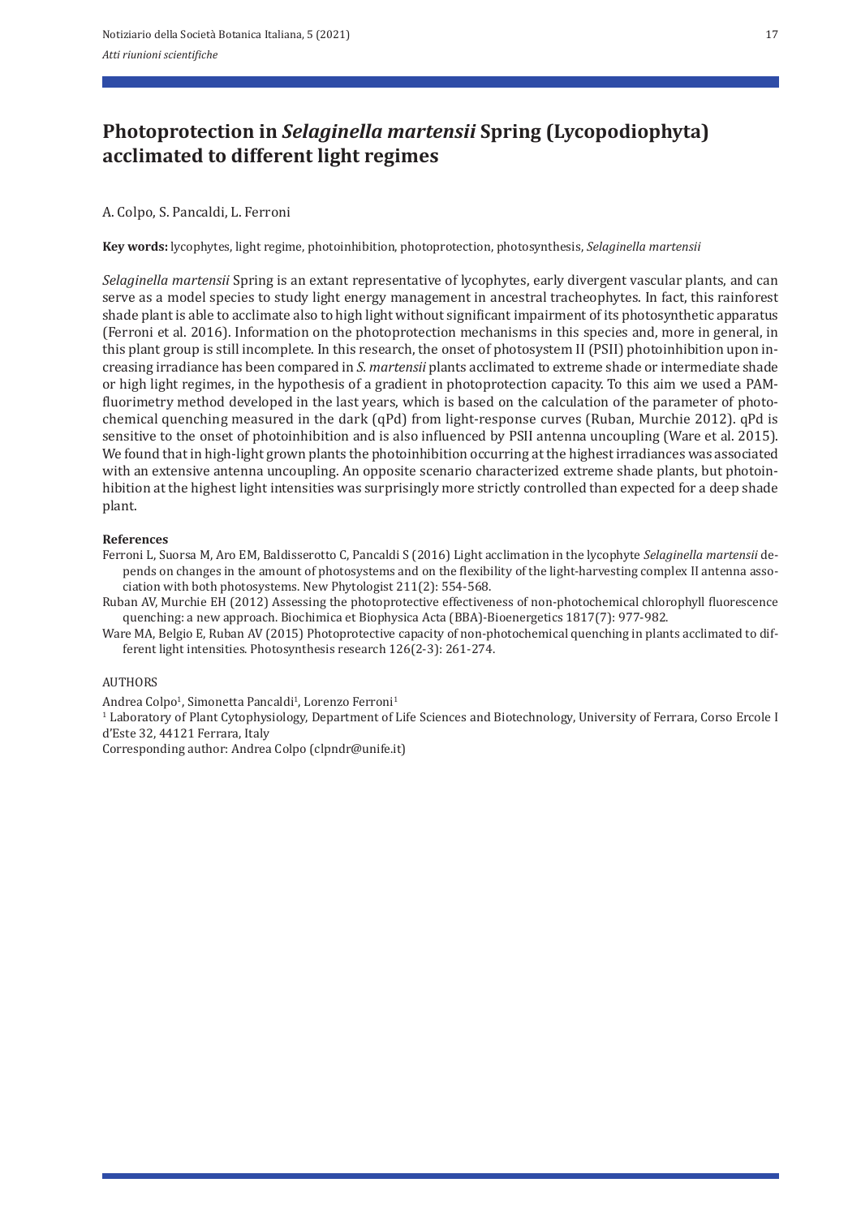# Photoprotection in *Selaginella martensii* Spring (Lycopodiophyta) acclimated to different light regimes

A. Colpo, S. Pancaldi, L. Ferroni

**Key words:** lycophytes, light regime, photoinhibition, photoprotection, photosynthesis, *Selaginella martensii*

*Selaginella martensii* Spring is an extant representative of lycophytes, early divergent vascular plants, and can serve as a model species to study light energy management in ancestral tracheophytes. In fact, this rainforest shade plant is able to acclimate also to high light without significant impairment of its photosynthetic apparatus (Ferroni et al. 2016). Information on the photoprotection mechanisms in this species and, more in general, in this plant group is still incomplete. In this research, the onset of photosystem II (PSII) photoinhibition upon increasing irradiance has been compared in *S. martensii* plants acclimated to extreme shade or intermediate shade or high light regimes, in the hypothesis of a gradient in photoprotection capacity. To this aim we used a PAM-fluorimetry method developed in the last years, which is based on the calculation of the parameter of photochemical quenching measured in the dark (qPd) from light-response curves (Ruban, Murchie 2012). qPd is sensitive to the onset of photoinhibition and is also influenced by PSII antenna uncoupling (Ware et al. 2015). We found that in high-light grown plants the photoinhibition occurring at the highest irradiances was associated with an extensive antenna uncoupling. An opposite scenario characterized extreme shade plants, but photoinhibition at the highest light intensities was surprisingly more strictly controlled than expected for a deep shade plant.

**References**

Ferroni L, Suorsa M, Aro EM, Baldisserotto C, Pancaldi S (2016) Light acclimation in the lycophyte *Selaginella martensii* depends on changes in the amount of photosystems and on the flexibility of the light-harvesting complex II antenna association with both photosystems. New Phytologist 211(2): 554-568.

Ruban AV, Murchie EH (2012) Assessing the photoprotective effectiveness of non-photochemical chlorophyll fluorescence quenching: a new approach. Biochimica et Biophysica Acta (BBA)-Bioenergetics 1817(7): 977-982.

Ware MA, Belgio E, Ruban AV (2015) Photoprotective capacity of non-photochemical quenching in plants acclimated to different light intensities. Photosynthesis research 126(2-3): 261-274.

AUTHORS

Andrea Colpo[1], Simonetta Pancaldi[1], Lorenzo Ferroni[1]

[1] Laboratory of Plant Cytophysiology, Department of Life Sciences and Biotechnology, University of Ferrara, Corso Ercole I d'Este 32, 44121 Ferrara, Italy

Corresponding author: Andrea Colpo (clpndr@unife.it)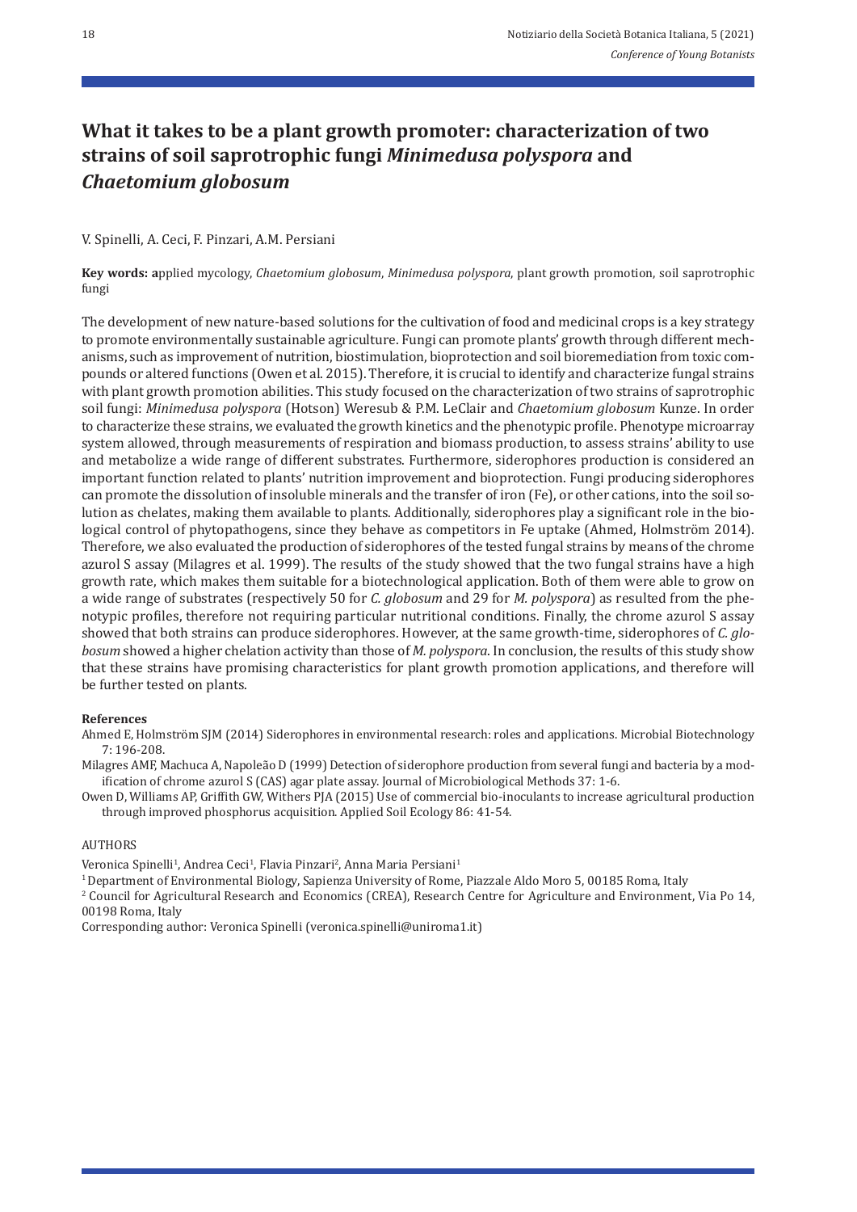# What it takes to be a plant growth promoter: characterization of two strains of soil saprotrophic fungi *Minimedusa polyspora* and *Chaetomium globosum*

V. Spinelli, A. Ceci, F. Pinzari, A.M. Persiani

**Key words: a**pplied mycology, *Chaetomium globosum*, *Minimedusa polyspora*, plant growth promotion, soil saprotrophic fungi

The development of new nature-based solutions for the cultivation of food and medicinal crops is a key strategy to promote environmentally sustainable agriculture. Fungi can promote plants' growth through different mechanisms, such as improvement of nutrition, biostimulation, bioprotection and soil bioremediation from toxic compounds or altered functions (Owen et al. 2015). Therefore, it is crucial to identify and characterize fungal strains with plant growth promotion abilities. This study focused on the characterization of two strains of saprotrophic soil fungi: *Minimedusa polyspora* (Hotson) Weresub & P.M. LeClair and *Chaetomium globosum* Kunze. In order to characterize these strains, we evaluated the growth kinetics and the phenotypic profile. Phenotype microarray system allowed, through measurements of respiration and biomass production, to assess strains' ability to use and metabolize a wide range of different substrates. Furthermore, siderophores production is considered an important function related to plants' nutrition improvement and bioprotection. Fungi producing siderophores can promote the dissolution of insoluble minerals and the transfer of iron (Fe), or other cations, into the soil solution as chelates, making them available to plants. Additionally, siderophores play a significant role in the biological control of phytopathogens, since they behave as competitors in Fe uptake (Ahmed, Holmström 2014). Therefore, we also evaluated the production of siderophores of the tested fungal strains by means of the chrome azurol S assay (Milagres et al. 1999). The results of the study showed that the two fungal strains have a high growth rate, which makes them suitable for a biotechnological application. Both of them were able to grow on a wide range of substrates (respectively 50 for *C. globosum* and 29 for *M. polyspora*) as resulted from the phenotypic profiles, therefore not requiring particular nutritional conditions. Finally, the chrome azurol S assay showed that both strains can produce siderophores. However, at the same growth-time, siderophores of *C. globosum* showed a higher chelation activity than those of *M. polyspora*. In conclusion, the results of this study show that these strains have promising characteristics for plant growth promotion applications, and therefore will be further tested on plants.

**References**

Ahmed E, Holmström SJM (2014) Siderophores in environmental research: roles and applications. Microbial Biotechnology 7: 196-208.

Milagres AMF, Machuca A, Napoleão D (1999) Detection of siderophore production from several fungi and bacteria by a modification of chrome azurol S (CAS) agar plate assay. Journal of Microbiological Methods 37: 1-6.

Owen D, Williams AP, Griffith GW, Withers PJA (2015) Use of commercial bio-inoculants to increase agricultural production through improved phosphorus acquisition. Applied Soil Ecology 86: 41-54.

AUTHORS

Veronica Spinelli[1], Andrea Ceci[1], Flavia Pinzari[2], Anna Maria Persiani[1]

[1] Department of Environmental Biology, Sapienza University of Rome, Piazzale Aldo Moro 5, 00185 Roma, Italy

[2] Council for Agricultural Research and Economics (CREA), Research Centre for Agriculture and Environment, Via Po 14, 00198 Roma, Italy

Corresponding author: Veronica Spinelli (veronica.spinelli@uniroma1.it)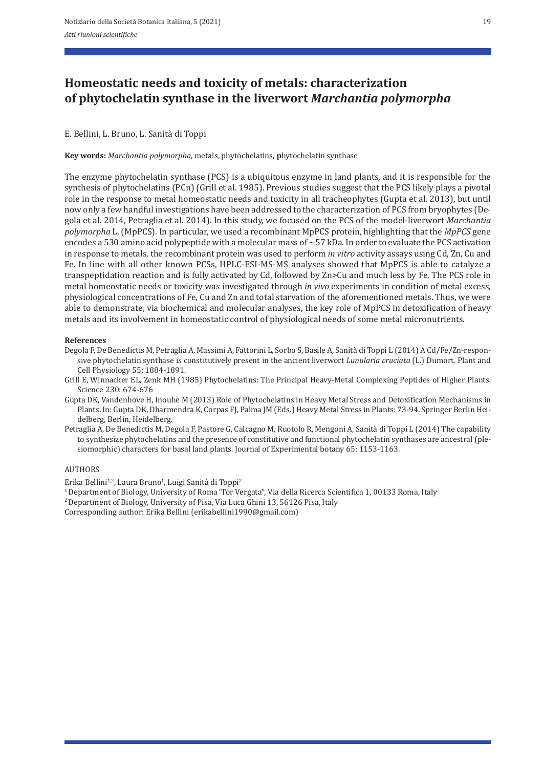# Homeostatic needs and toxicity of metals: characterization of phytochelatin synthase in the liverwort *Marchantia polymorpha*

E. Bellini, L. Bruno, L. Sanità di Toppi

**Key words:** *Marchantia polymorpha*, metals, phytochelatins, **p**hytochelatin synthase

The enzyme phytochelatin synthase (PCS) is a ubiquitous enzyme in land plants, and it is responsible for the synthesis of phytochelatins (PCn) (Grill et al. 1985). Previous studies suggest that the PCS likely plays a pivotal role in the response to metal homeostatic needs and toxicity in all tracheophytes (Gupta et al. 2013), but until now only a few handful investigations have been addressed to the characterization of PCS from bryophytes (Degola et al. 2014, Petraglia et al. 2014). In this study, we focused on the PCS of the model-liverwort *Marchantia polymorpha* L. (MpPCS). In particular, we used a recombinant MpPCS protein, highlighting that the *MpPCS* gene encodes a 530 amino acid polypeptide with a molecular mass of ~57 kDa. In order to evaluate the PCS activation in response to metals, the recombinant protein was used to perform *in vitro* activity assays using Cd, Zn, Cu and Fe. In line with all other known PCSs, HPLC-ESI-MS-MS analyses showed that MpPCS is able to catalyze a transpeptidation reaction and is fully activated by Cd, followed by Zn>Cu and much less by Fe. The PCS role in metal homeostatic needs or toxicity was investigated through *in vivo* experiments in condition of metal excess, physiological concentrations of Fe, Cu and Zn and total starvation of the aforementioned metals. Thus, we were able to demonstrate, via biochemical and molecular analyses, the key role of MpPCS in detoxification of heavy metals and its involvement in homeostatic control of physiological needs of some metal micronutrients.

**References**

Degola F, De Benedictis M, Petraglia A, Massimi A, Fattorini L, Sorbo S, Basile A, Sanità di Toppi L (2014) A Cd/Fe/Zn-responsive phytochelatin synthase is constitutively present in the ancient liverwort *Lunularia cruciata* (L.) Dumort. Plant and Cell Physiology 55: 1884-1891.

Grill E, Winnacker EL, Zenk MH (1985) Phytochelatins: The Principal Heavy-Metal Complexing Peptides of Higher Plants. Science 230: 674-676

Gupta DK, Vandenhove H, Inouhe M (2013) Role of Phytochelatins in Heavy Metal Stress and Detoxification Mechanisms in Plants. In: Gupta DK, Dharmendra K, Corpas FJ, Palma JM (Eds.) Heavy Metal Stress in Plants: 73-94. Springer Berlin Heidelberg, Berlin, Heidelberg.

Petraglia A, De Benedictis M, Degola F, Pastore G, Calcagno M, Ruotolo R, Mengoni A, Sanità di Toppi L (2014) The capability to synthesize phytochelatins and the presence of constitutive and functional phytochelatin synthases are ancestral (plesiomorphic) characters for basal land plants. Journal of Experimental botany 65: 1153-1163.

AUTHORS

Erika Bellini[1,2], Laura Bruno[1], Luigi Sanità di Toppi[2]

[1] Department of Biology, University of Roma 'Tor Vergata", Via della Ricerca Scientifica 1, 00133 Roma, Italy

[2] Department of Biology, University of Pisa, Via Luca Ghini 13, 56126 Pisa, Italy

Corresponding author: Erika Bellini (erikabellini1990@gmail.com)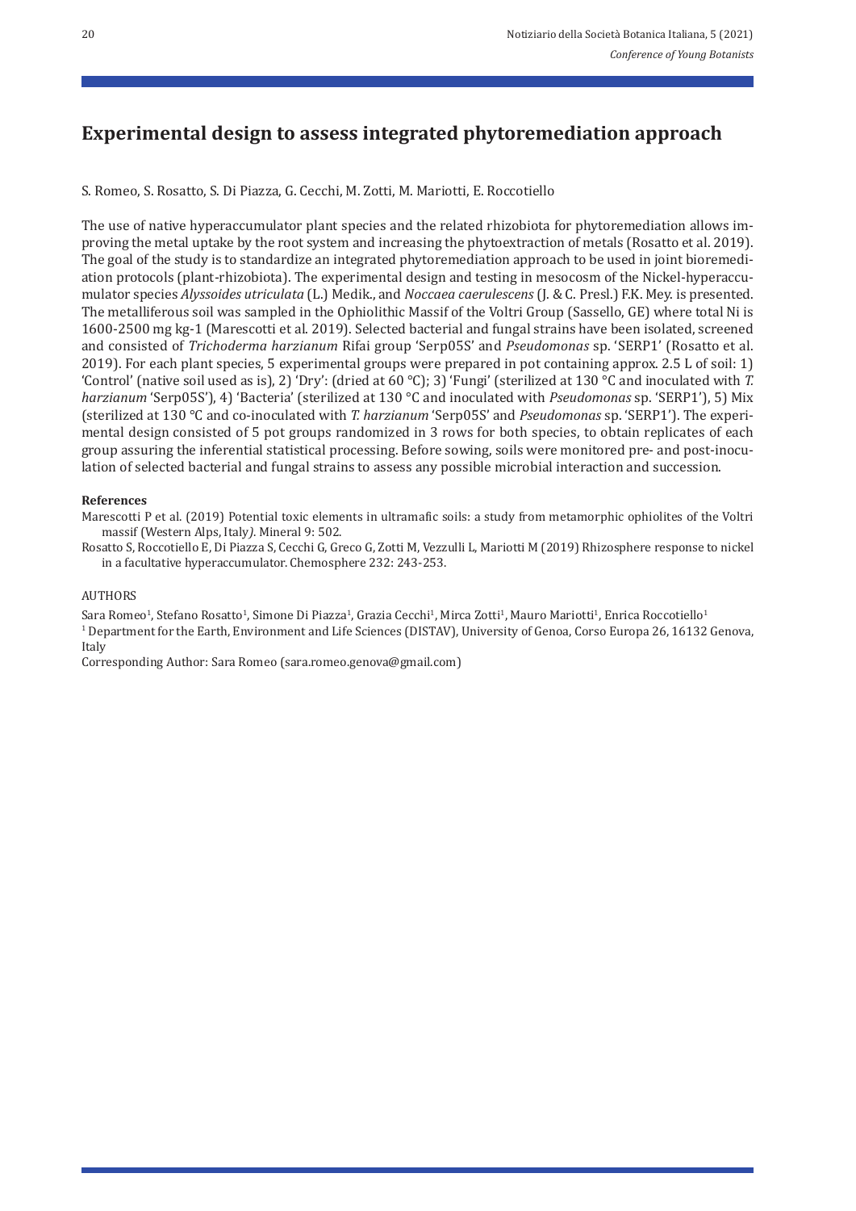# Experimental design to assess integrated phytoremediation approach

S. Romeo, S. Rosatto, S. Di Piazza, G. Cecchi, M. Zotti, M. Mariotti, E. Roccotiello

The use of native hyperaccumulator plant species and the related rhizobiota for phytoremediation allows improving the metal uptake by the root system and increasing the phytoextraction of metals (Rosatto et al. 2019). The goal of the study is to standardize an integrated phytoremediation approach to be used in joint bioremediation protocols (plant-rhizobiota). The experimental design and testing in mesocosm of the Nickel-hyperaccumulator species *Alyssoides utriculata* (L.) Medik., and *Noccaea caerulescens* (J. & C. Presl.) F.K. Mey. is presented. The metalliferous soil was sampled in the Ophiolithic Massif of the Voltri Group (Sassello, GE) where total Ni is 1600-2500 mg kg-1 (Marescotti et al. 2019). Selected bacterial and fungal strains have been isolated, screened and consisted of *Trichoderma harzianum* Rifai group 'Serp05S' and *Pseudomonas* sp. 'SERP1' (Rosatto et al. 2019). For each plant species, 5 experimental groups were prepared in pot containing approx. 2.5 L of soil: 1) 'Control' (native soil used as is), 2) 'Dry': (dried at 60 °C); 3) 'Fungi' (sterilized at 130 °C and inoculated with *T. harzianum* 'Serp05S'), 4) 'Bacteria' (sterilized at 130 °C and inoculated with *Pseudomonas* sp. 'SERP1'), 5) Mix (sterilized at 130 °C and co-inoculated with *T. harzianum* 'Serp05S' and *Pseudomonas* sp. 'SERP1'). The experimental design consisted of 5 pot groups randomized in 3 rows for both species, to obtain replicates of each group assuring the inferential statistical processing. Before sowing, soils were monitored pre- and post-inoculation of selected bacterial and fungal strains to assess any possible microbial interaction and succession.

**References**

Marescotti P et al. (2019) Potential toxic elements in ultramafic soils: a study from metamorphic ophiolites of the Voltri massif (Western Alps, Italy*)*. Mineral 9: 502.

Rosatto S, Roccotiello E, Di Piazza S, Cecchi G, Greco G, Zotti M, Vezzulli L, Mariotti M (2019) Rhizosphere response to nickel in a facultative hyperaccumulator. Chemosphere 232: 243-253.

AUTHORS

Sara Romeo[1], Stefano Rosatto[1], Simone Di Piazza[1], Grazia Cecchi[1], Mirca Zotti[1], Mauro Mariotti[1], Enrica Roccotiello[1]

[1] Department for the Earth, Environment and Life Sciences (DISTAV), University of Genoa, Corso Europa 26, 16132 Genova, Italy

Corresponding Author: Sara Romeo (sara.romeo.genova@gmail.com)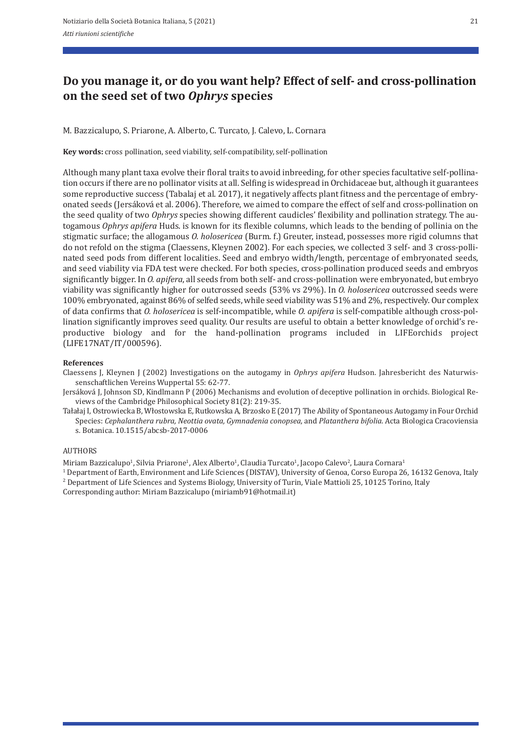# Do you manage it, or do you want help? Effect of self- and cross-pollination on the seed set of two *Ophrys* species

M. Bazzicalupo, S. Priarone, A. Alberto, C. Turcato, J. Calevo, L. Cornara

**Key words:** cross pollination, seed viability, self-compatibility, self-pollination

Although many plant taxa evolve their floral traits to avoid inbreeding, for other species facultative self-pollination occurs if there are no pollinator visits at all. Selfing is widespread in Orchidaceae but, although it guarantees some reproductive success (Tabalaj et al. 2017), it negatively affects plant fitness and the percentage of embryonated seeds (Jersáková et al. 2006). Therefore, we aimed to compare the effect of self and cross-pollination on the seed quality of two *Ophrys* species showing different caudicles' flexibility and pollination strategy. The autogamous *Ophrys apifera* Huds. is known for its flexible columns, which leads to the bending of pollinia on the stigmatic surface; the allogamous *O. holosericea* (Burm. f.) Greuter, instead, possesses more rigid columns that do not refold on the stigma (Claessens, Kleynen 2002). For each species, we collected 3 self- and 3 cross-pollinated seed pods from different localities. Seed and embryo width/length, percentage of embryonated seeds, and seed viability via FDA test were checked. For both species, cross-pollination produced seeds and embryos significantly bigger. In *O. apifera*, all seeds from both self- and cross-pollination were embryonated, but embryo viability was significantly higher for outcrossed seeds (53% vs 29%). In *O. holosericea* outcrossed seeds were 100% embryonated, against 86% of selfed seeds, while seed viability was 51% and 2%, respectively. Our complex of data confirms that *O. holosericea* is self-incompatible, while *O. apifera* is self-compatible although cross-pollination significantly improves seed quality. Our results are useful to obtain a better knowledge of orchid's reproductive biology and for the hand-pollination programs included in LIFEorchids project (LIFE17NAT/IT/000596).

**References**

Claessens J, Kleynen J (2002) Investigations on the autogamy in *Ophrys apifera* Hudson. Jahresbericht des Naturwissenschaftlichen Vereins Wuppertal 55: 62-77.

Jersáková J, Johnson SD, Kindlmann P (2006) Mechanisms and evolution of deceptive pollination in orchids. Biological Reviews of the Cambridge Philosophical Society 81(2): 219-35.

Tałałaj I, Ostrowiecka B, Włostowska E, Rutkowska A, Brzosko E (2017) The Ability of Spontaneous Autogamy in Four Orchid Species: *Cephalanthera rubra, Neottia ovata, Gymnadenia conopsea*, and *Platanthera bifolia*. Acta Biologica Cracoviensia s. Botanica. 10.1515/abcsb-2017-0006

AUTHORS

Miriam Bazzicalupo[1], Silvia Priarone[1], Alex Alberto[1], Claudia Turcato[1], Jacopo Calevo[2], Laura Cornara[1]

[1] Department of Earth, Environment and Life Sciences (DISTAV), University of Genoa, Corso Europa 26, 16132 Genova, Italy

[2] Department of Life Sciences and Systems Biology, University of Turin, Viale Mattioli 25, 10125 Torino, Italy

Corresponding author: Miriam Bazzicalupo (miriamb91@hotmail.it)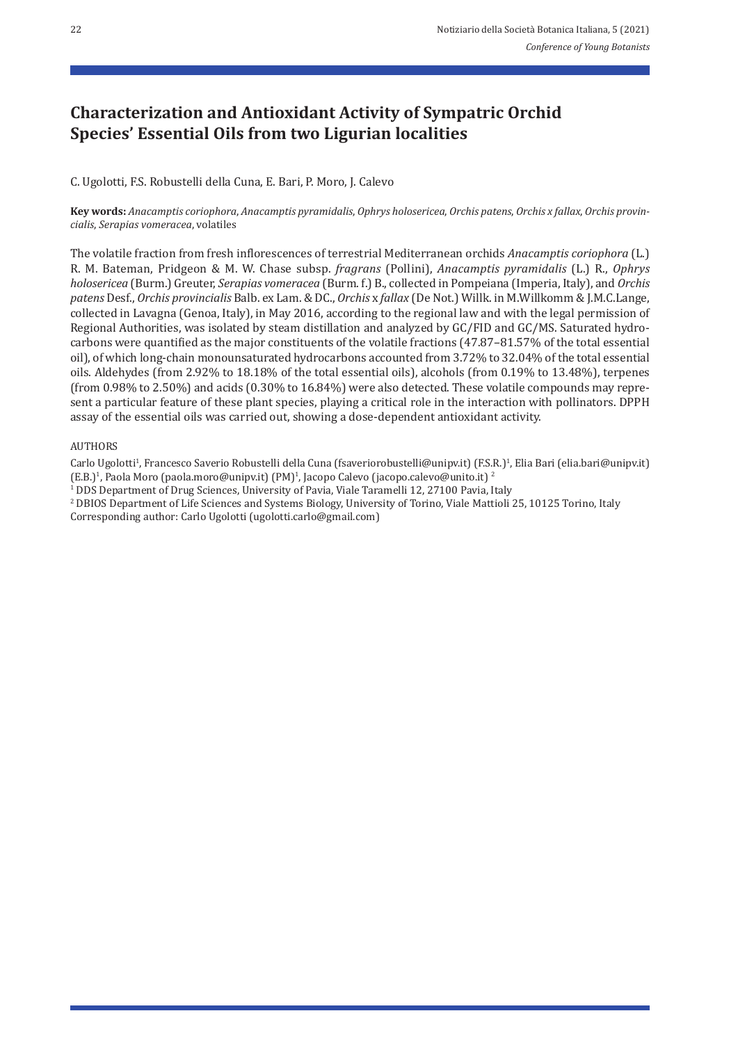# Characterization and Antioxidant Activity of Sympatric Orchid Species' Essential Oils from two Ligurian localities

C. Ugolotti, F.S. Robustelli della Cuna, E. Bari, P. Moro, J. Calevo

**Key words:** *Anacamptis coriophora*, *Anacamptis pyramidalis*, *Ophrys holosericea*, *Orchis patens*, *Orchis x fallax*, *Orchis provincialis*, *Serapias vomeracea*, volatiles

The volatile fraction from fresh inflorescences of terrestrial Mediterranean orchids *Anacamptis coriophora* (L.) R. M. Bateman, Pridgeon & M. W. Chase subsp. *fragrans* (Pollini), *Anacamptis pyramidalis* (L.) R., *Ophrys holosericea* (Burm.) Greuter, *Serapias vomeracea* (Burm. f.) B., collected in Pompeiana (Imperia, Italy), and *Orchis patens* Desf., *Orchis provincialis* Balb. ex Lam. & DC., *Orchis* x *fallax* (De Not.) Willk. in M.Willkomm & J.M.C.Lange, collected in Lavagna (Genoa, Italy), in May 2016, according to the regional law and with the legal permission of Regional Authorities, was isolated by steam distillation and analyzed by GC/FID and GC/MS. Saturated hydrocarbons were quantified as the major constituents of the volatile fractions (47.87–81.57% of the total essential oil), of which long-chain monounsaturated hydrocarbons accounted from 3.72% to 32.04% of the total essential oils. Aldehydes (from 2.92% to 18.18% of the total essential oils), alcohols (from 0.19% to 13.48%), terpenes (from 0.98% to 2.50%) and acids (0.30% to 16.84%) were also detected. These volatile compounds may represent a particular feature of these plant species, playing a critical role in the interaction with pollinators. DPPH assay of the essential oils was carried out, showing a dose-dependent antioxidant activity.

AUTHORS

Carlo Ugolotti[1], Francesco Saverio Robustelli della Cuna (fsaveriorobustelli@unipv.it) (F.S.R.)[1], Elia Bari (elia.bari@unipv.it) (E.B.)[1], Paola Moro (paola.moro@unipv.it) (PM)[1], Jacopo Calevo (jacopo.calevo@unito.it) [2]

[1] DDS Department of Drug Sciences, University of Pavia, Viale Taramelli 12, 27100 Pavia, Italy

[2] DBIOS Department of Life Sciences and Systems Biology, University of Torino, Viale Mattioli 25, 10125 Torino, Italy

Corresponding author: Carlo Ugolotti (ugolotti.carlo@gmail.com)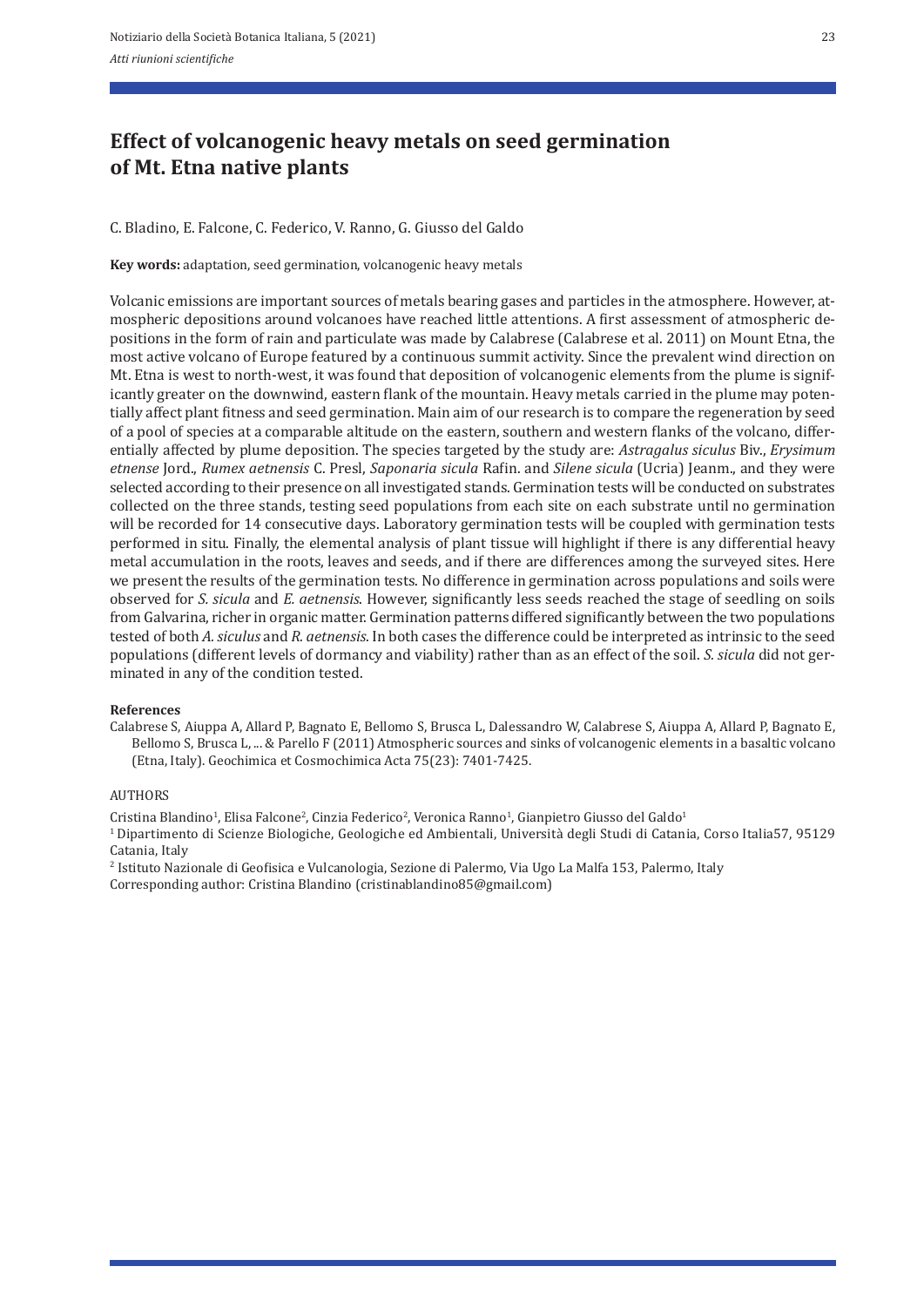# Effect of volcanogenic heavy metals on seed germination of Mt. Etna native plants

C. Bladino, E. Falcone, C. Federico, V. Ranno, G. Giusso del Galdo

**Key words:** adaptation, seed germination, volcanogenic heavy metals

Volcanic emissions are important sources of metals bearing gases and particles in the atmosphere. However, atmospheric depositions around volcanoes have reached little attentions. A first assessment of atmospheric depositions in the form of rain and particulate was made by Calabrese (Calabrese et al. 2011) on Mount Etna, the most active volcano of Europe featured by a continuous summit activity. Since the prevalent wind direction on Mt. Etna is west to north-west, it was found that deposition of volcanogenic elements from the plume is significantly greater on the downwind, eastern flank of the mountain. Heavy metals carried in the plume may potentially affect plant fitness and seed germination. Main aim of our research is to compare the regeneration by seed of a pool of species at a comparable altitude on the eastern, southern and western flanks of the volcano, differentially affected by plume deposition. The species targeted by the study are: *Astragalus siculus* Biv., *Erysimum etnense* Jord., *Rumex aetnensis* C. Presl, *Saponaria sicula* Rafin. and *Silene sicula* (Ucria) Jeanm., and they were selected according to their presence on all investigated stands. Germination tests will be conducted on substrates collected on the three stands, testing seed populations from each site on each substrate until no germination will be recorded for 14 consecutive days. Laboratory germination tests will be coupled with germination tests performed in situ. Finally, the elemental analysis of plant tissue will highlight if there is any differential heavy metal accumulation in the roots, leaves and seeds, and if there are differences among the surveyed sites. Here we present the results of the germination tests. No difference in germination across populations and soils were observed for *S. sicula* and *E. aetnensis*. However, significantly less seeds reached the stage of seedling on soils from Galvarina, richer in organic matter. Germination patterns differed significantly between the two populations tested of both *A. siculus* and *R. aetnensis*. In both cases the difference could be interpreted as intrinsic to the seed populations (different levels of dormancy and viability) rather than as an effect of the soil. *S. sicula* did not germinated in any of the condition tested.

**References**

Calabrese S, Aiuppa A, Allard P, Bagnato E, Bellomo S, Brusca L, Dalessandro W, Calabrese S, Aiuppa A, Allard P, Bagnato E, Bellomo S, Brusca L, ... & Parello F (2011) Atmospheric sources and sinks of volcanogenic elements in a basaltic volcano (Etna, Italy). Geochimica et Cosmochimica Acta 75(23): 7401-7425.

AUTHORS

Cristina Blandino[1], Elisa Falcone[2], Cinzia Federico[2], Veronica Ranno[1], Gianpietro Giusso del Galdo[1]

[1] Dipartimento di Scienze Biologiche, Geologiche ed Ambientali, Università degli Studi di Catania, Corso Italia57, 95129 Catania, Italy

[2] Istituto Nazionale di Geofisica e Vulcanologia, Sezione di Palermo, Via Ugo La Malfa 153, Palermo, Italy

Corresponding author: Cristina Blandino (cristinablandino85@gmail.com)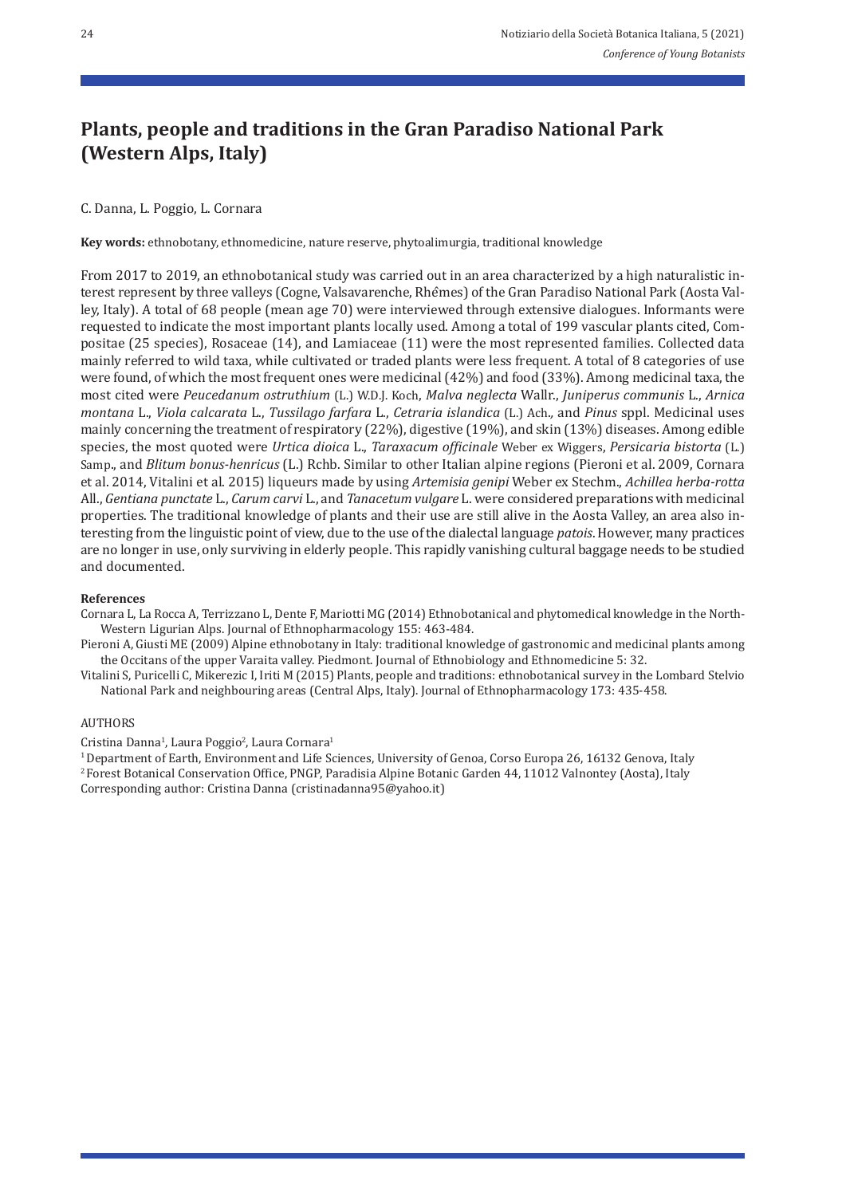# Plants, people and traditions in the Gran Paradiso National Park (Western Alps, Italy)

C. Danna, L. Poggio, L. Cornara

**Key words:** ethnobotany, ethnomedicine, nature reserve, phytoalimurgia, traditional knowledge

From 2017 to 2019, an ethnobotanical study was carried out in an area characterized by a high naturalistic interest represent by three valleys (Cogne, Valsavarenche, Rhêmes) of the Gran Paradiso National Park (Aosta Valley, Italy). A total of 68 people (mean age 70) were interviewed through extensive dialogues. Informants were requested to indicate the most important plants locally used. Among a total of 199 vascular plants cited, Compositae (25 species), Rosaceae (14), and Lamiaceae (11) were the most represented families. Collected data mainly referred to wild taxa, while cultivated or traded plants were less frequent. A total of 8 categories of use were found, of which the most frequent ones were medicinal (42%) and food (33%). Among medicinal taxa, the most cited were *Peucedanum ostruthium* (L.) W.D.J. Koch, *Malva neglecta* Wallr., *Juniperus communis* L., *Arnica montana* L., *Viola calcarata* L., *Tussilago farfara* L., *Cetraria islandica* (L.) Ach., and *Pinus* sppl. Medicinal uses mainly concerning the treatment of respiratory (22%), digestive (19%), and skin (13%) diseases. Among edible species, the most quoted were *Urtica dioica* L., *Taraxacum officinale* Weber ex Wiggers, *Persicaria bistorta* (L.) Samp., and *Blitum bonus-henricus* (L.) Rchb. Similar to other Italian alpine regions (Pieroni et al. 2009, Cornara et al. 2014, Vitalini et al. 2015) liqueurs made by using *Artemisia genipi* Weber ex Stechm., *Achillea herba-rotta* All., *Gentiana punctate* L., *Carum carvi* L., and *Tanacetum vulgare* L. were considered preparations with medicinal properties. The traditional knowledge of plants and their use are still alive in the Aosta Valley, an area also interesting from the linguistic point of view, due to the use of the dialectal language *patois*. However, many practices are no longer in use, only surviving in elderly people. This rapidly vanishing cultural baggage needs to be studied and documented.

**References**

Cornara L, La Rocca A, Terrizzano L, Dente F, Mariotti MG (2014) Ethnobotanical and phytomedical knowledge in the North-Western Ligurian Alps. Journal of Ethnopharmacology 155: 463-484.

Pieroni A, Giusti ME (2009) Alpine ethnobotany in Italy: traditional knowledge of gastronomic and medicinal plants among the Occitans of the upper Varaita valley. Piedmont. Journal of Ethnobiology and Ethnomedicine 5: 32.

Vitalini S, Puricelli C, Mikerezic I, Iriti M (2015) Plants, people and traditions: ethnobotanical survey in the Lombard Stelvio National Park and neighbouring areas (Central Alps, Italy). Journal of Ethnopharmacology 173: 435-458.

AUTHORS

Cristina Danna[1], Laura Poggio[2], Laura Cornara[1]

[1] Department of Earth, Environment and Life Sciences, University of Genoa, Corso Europa 26, 16132 Genova, Italy

[2] Forest Botanical Conservation Office, PNGP, Paradisia Alpine Botanic Garden 44, 11012 Valnontey (Aosta), Italy

Corresponding author: Cristina Danna (cristinadanna95@yahoo.it)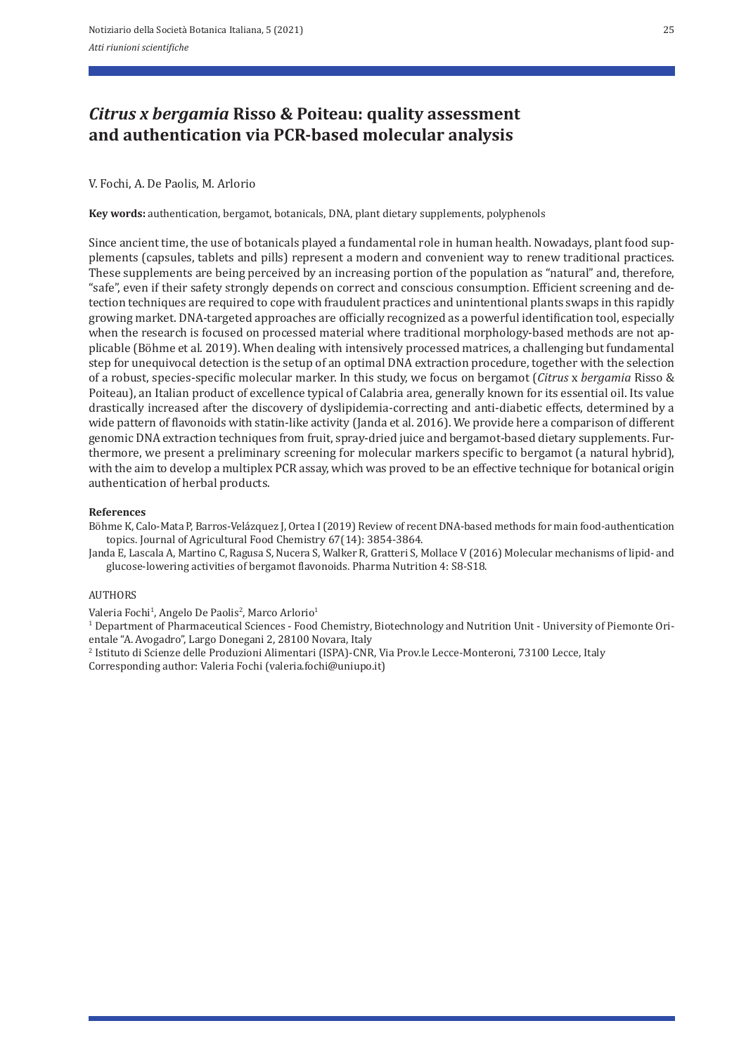# *Citrus x bergamia* Risso & Poiteau: quality assessment and authentication via PCR-based molecular analysis

V. Fochi, A. De Paolis, M. Arlorio

**Key words:** authentication, bergamot, botanicals, DNA, plant dietary supplements, polyphenols

Since ancient time, the use of botanicals played a fundamental role in human health. Nowadays, plant food supplements (capsules, tablets and pills) represent a modern and convenient way to renew traditional practices. These supplements are being perceived by an increasing portion of the population as "natural" and, therefore, "safe", even if their safety strongly depends on correct and conscious consumption. Efficient screening and detection techniques are required to cope with fraudulent practices and unintentional plants swaps in this rapidly growing market. DNA-targeted approaches are officially recognized as a powerful identification tool, especially when the research is focused on processed material where traditional morphology-based methods are not applicable (Böhme et al. 2019). When dealing with intensively processed matrices, a challenging but fundamental step for unequivocal detection is the setup of an optimal DNA extraction procedure, together with the selection of a robust, species-specific molecular marker. In this study, we focus on bergamot (*Citrus* x *bergamia* Risso & Poiteau), an Italian product of excellence typical of Calabria area, generally known for its essential oil. Its value drastically increased after the discovery of dyslipidemia-correcting and anti-diabetic effects, determined by a wide pattern of flavonoids with statin-like activity (Janda et al. 2016). We provide here a comparison of different genomic DNA extraction techniques from fruit, spray-dried juice and bergamot-based dietary supplements. Furthermore, we present a preliminary screening for molecular markers specific to bergamot (a natural hybrid), with the aim to develop a multiplex PCR assay, which was proved to be an effective technique for botanical origin authentication of herbal products.

**References**

Böhme K, Calo-Mata P, Barros-Velázquez J, Ortea I (2019) Review of recent DNA-based methods for main food-authentication topics. Journal of Agricultural Food Chemistry 67(14): 3854-3864.

Janda E, Lascala A, Martino C, Ragusa S, Nucera S, Walker R, Gratteri S, Mollace V (2016) Molecular mechanisms of lipid- and glucose-lowering activities of bergamot flavonoids. Pharma Nutrition 4: S8-S18.

AUTHORS

Valeria Fochi[1], Angelo De Paolis[2], Marco Arlorio[1]

[1] Department of Pharmaceutical Sciences - Food Chemistry, Biotechnology and Nutrition Unit - University of Piemonte Orientale "A. Avogadro", Largo Donegani 2, 28100 Novara, Italy

[2] Istituto di Scienze delle Produzioni Alimentari (ISPA)-CNR, Via Prov.le Lecce-Monteroni, 73100 Lecce, Italy

Corresponding author: Valeria Fochi (valeria.fochi@uniupo.it)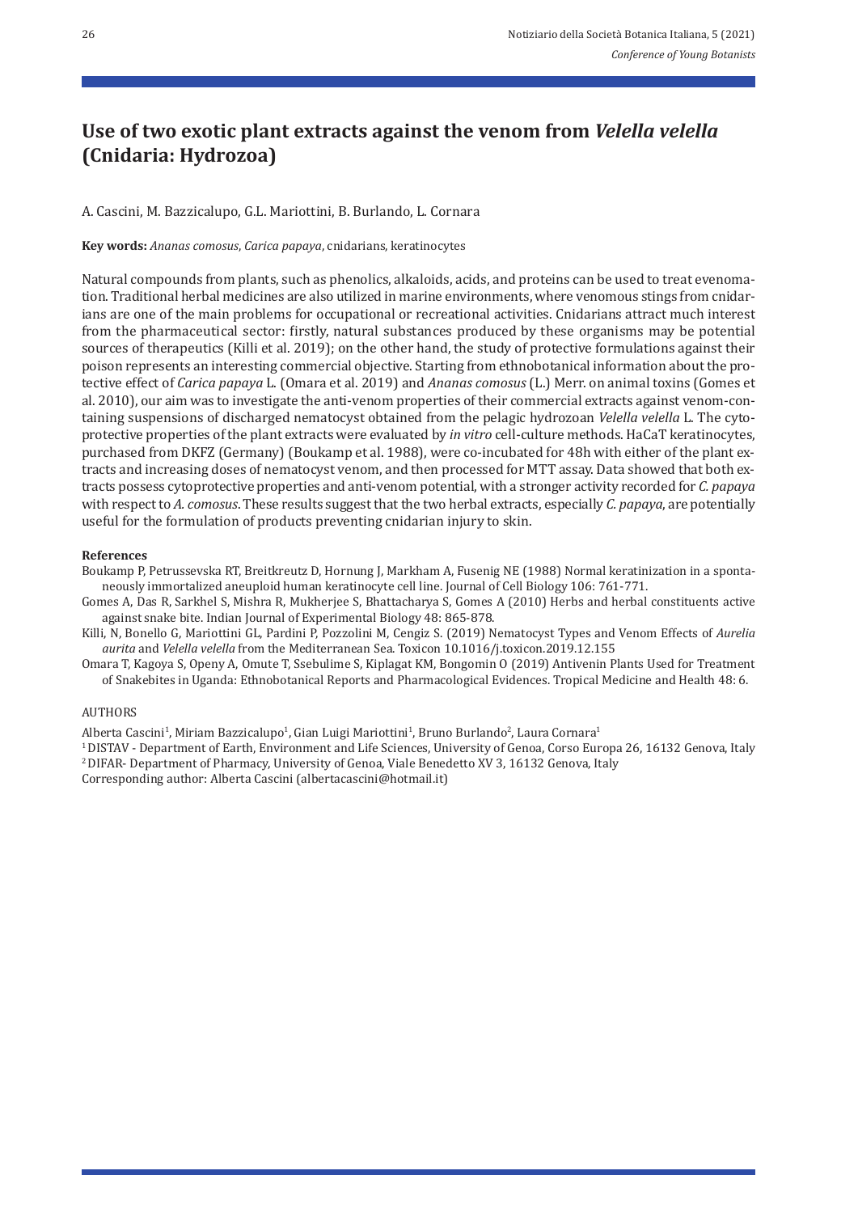# Use of two exotic plant extracts against the venom from *Velella velella* (Cnidaria: Hydrozoa)

A. Cascini, M. Bazzicalupo, G.L. Mariottini, B. Burlando, L. Cornara

**Key words:** *Ananas comosus*, *Carica papaya*, cnidarians, keratinocytes

Natural compounds from plants, such as phenolics, alkaloids, acids, and proteins can be used to treat evenomation. Traditional herbal medicines are also utilized in marine environments, where venomous stings from cnidarians are one of the main problems for occupational or recreational activities. Cnidarians attract much interest from the pharmaceutical sector: firstly, natural substances produced by these organisms may be potential sources of therapeutics (Killi et al. 2019); on the other hand, the study of protective formulations against their poison represents an interesting commercial objective. Starting from ethnobotanical information about the protective effect of *Carica papaya* L. (Omara et al. 2019) and *Ananas comosus* (L.) Merr. on animal toxins (Gomes et al. 2010), our aim was to investigate the anti-venom properties of their commercial extracts against venom-containing suspensions of discharged nematocyst obtained from the pelagic hydrozoan *Velella velella* L. The cytoprotective properties of the plant extracts were evaluated by *in vitro* cell-culture methods. HaCaT keratinocytes, purchased from DKFZ (Germany) (Boukamp et al. 1988), were co-incubated for 48h with either of the plant extracts and increasing doses of nematocyst venom, and then processed for MTT assay. Data showed that both extracts possess cytoprotective properties and anti-venom potential, with a stronger activity recorded for *C. papaya* with respect to *A. comosus*. These results suggest that the two herbal extracts, especially *C. papaya*, are potentially useful for the formulation of products preventing cnidarian injury to skin.

**References**

Boukamp P, Petrussevska RT, Breitkreutz D, Hornung J, Markham A, Fusenig NE (1988) Normal keratinization in a spontaneously immortalized aneuploid human keratinocyte cell line. Journal of Cell Biology 106: 761-771.

Gomes A, Das R, Sarkhel S, Mishra R, Mukherjee S, Bhattacharya S, Gomes A (2010) Herbs and herbal constituents active against snake bite. Indian Journal of Experimental Biology 48: 865-878.

Killi, N, Bonello G, Mariottini GL, Pardini P, Pozzolini M, Cengiz S. (2019) Nematocyst Types and Venom Effects of *Aurelia aurita* and *Velella velella* from the Mediterranean Sea. Toxicon 10.1016/j.toxicon.2019.12.155

Omara T, Kagoya S, Openy A, Omute T, Ssebulime S, Kiplagat KM, Bongomin O (2019) Antivenin Plants Used for Treatment of Snakebites in Uganda: Ethnobotanical Reports and Pharmacological Evidences. Tropical Medicine and Health 48: 6.

AUTHORS

Alberta Cascini[1], Miriam Bazzicalupo[1], Gian Luigi Mariottini[1], Bruno Burlando[2], Laura Cornara[1]

[1] DISTAV - Department of Earth, Environment and Life Sciences, University of Genoa, Corso Europa 26, 16132 Genova, Italy

[2] DIFAR- Department of Pharmacy, University of Genoa, Viale Benedetto XV 3, 16132 Genova, Italy

Corresponding author: Alberta Cascini (albertacascini@hotmail.it)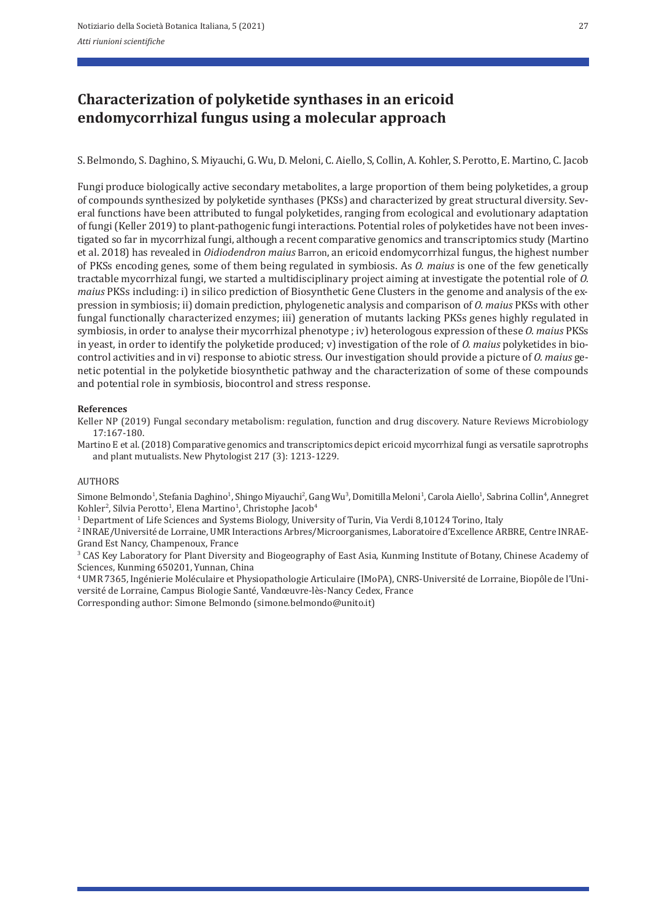# Characterization of polyketide synthases in an ericoid endomycorrhizal fungus using a molecular approach

S. Belmondo, S. Daghino, S. Miyauchi, G. Wu, D. Meloni, C. Aiello, S, Collin, A. Kohler, S. Perotto, E. Martino, C. Jacob

Fungi produce biologically active secondary metabolites, a large proportion of them being polyketides, a group of compounds synthesized by polyketide synthases (PKSs) and characterized by great structural diversity. Several functions have been attributed to fungal polyketides, ranging from ecological and evolutionary adaptation of fungi (Keller 2019) to plant-pathogenic fungi interactions. Potential roles of polyketides have not been investigated so far in mycorrhizal fungi, although a recent comparative genomics and transcriptomics study (Martino et al. 2018) has revealed in *Oidiodendron maius* Barron, an ericoid endomycorrhizal fungus, the highest number of PKSs encoding genes, some of them being regulated in symbiosis. As *O. maius* is one of the few genetically tractable mycorrhizal fungi, we started a multidisciplinary project aiming at investigate the potential role of *O. maius* PKSs including: i) in silico prediction of Biosynthetic Gene Clusters in the genome and analysis of the expression in symbiosis; ii) domain prediction, phylogenetic analysis and comparison of *O. maius* PKSs with other fungal functionally characterized enzymes; iii) generation of mutants lacking PKSs genes highly regulated in symbiosis, in order to analyse their mycorrhizal phenotype ; iv) heterologous expression of these *O. maius* PKSs in yeast, in order to identify the polyketide produced; v) investigation of the role of *O. maius* polyketides in biocontrol activities and in vi) response to abiotic stress. Our investigation should provide a picture of *O. maius* genetic potential in the polyketide biosynthetic pathway and the characterization of some of these compounds and potential role in symbiosis, biocontrol and stress response.

**References**

Keller NP (2019) Fungal secondary metabolism: regulation, function and drug discovery. Nature Reviews Microbiology 17:167-180.

Martino E et al. (2018) Comparative genomics and transcriptomics depict ericoid mycorrhizal fungi as versatile saprotrophs and plant mutualists. New Phytologist 217 (3): 1213-1229.

AUTHORS

Simone Belmondo[1], Stefania Daghino[1], Shingo Miyauchi[2], Gang Wu[3], Domitilla Meloni[1], Carola Aiello[1], Sabrina Collin[4], Annegret Kohler[2], Silvia Perotto[1], Elena Martino[1], Christophe Jacob[4]

[1] Department of Life Sciences and Systems Biology, University of Turin, Via Verdi 8,10124 Torino, Italy

[2] INRAE/Université de Lorraine, UMR Interactions Arbres/Microorganismes, Laboratoire d'Excellence ARBRE, Centre INRAE-Grand Est Nancy, Champenoux, France

[3] CAS Key Laboratory for Plant Diversity and Biogeography of East Asia, Kunming Institute of Botany, Chinese Academy of Sciences, Kunming 650201, Yunnan, China

[4] UMR 7365, Ingénierie Moléculaire et Physiopathologie Articulaire (IMoPA), CNRS-Université de Lorraine, Biopôle de l'Université de Lorraine, Campus Biologie Santé, Vandœuvre-lès-Nancy Cedex, France

Corresponding author: Simone Belmondo (simone.belmondo@unito.it)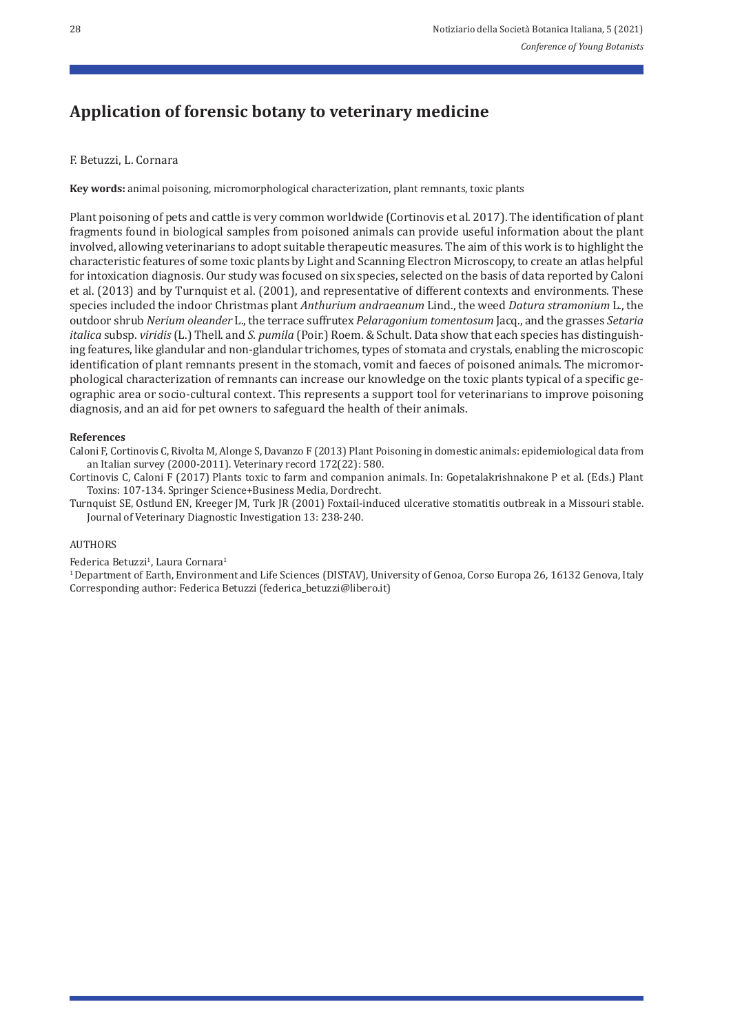# Application of forensic botany to veterinary medicine

F. Betuzzi, L. Cornara

**Key words:** animal poisoning, micromorphological characterization, plant remnants, toxic plants

Plant poisoning of pets and cattle is very common worldwide (Cortinovis et al. 2017). The identification of plant fragments found in biological samples from poisoned animals can provide useful information about the plant involved, allowing veterinarians to adopt suitable therapeutic measures. The aim of this work is to highlight the characteristic features of some toxic plants by Light and Scanning Electron Microscopy, to create an atlas helpful for intoxication diagnosis. Our study was focused on six species, selected on the basis of data reported by Caloni et al. (2013) and by Turnquist et al. (2001), and representative of different contexts and environments. These species included the indoor Christmas plant *Anthurium andraeanum* Lind., the weed *Datura stramonium* L., the outdoor shrub *Nerium oleander* L., the terrace suffrutex *Pelaragonium tomentosum* Jacq., and the grasses *Setaria italica* subsp. *viridis* (L.) Thell. and *S. pumila* (Poir.) Roem. & Schult. Data show that each species has distinguishing features, like glandular and non-glandular trichomes, types of stomata and crystals, enabling the microscopic identification of plant remnants present in the stomach, vomit and faeces of poisoned animals. The micromorphological characterization of remnants can increase our knowledge on the toxic plants typical of a specific geographic area or socio-cultural context. This represents a support tool for veterinarians to improve poisoning diagnosis, and an aid for pet owners to safeguard the health of their animals.

**References**

Caloni F, Cortinovis C, Rivolta M, Alonge S, Davanzo F (2013) Plant Poisoning in domestic animals: epidemiological data from an Italian survey (2000-2011). Veterinary record 172(22): 580.

Cortinovis C, Caloni F (2017) Plants toxic to farm and companion animals. In: Gopetalakrishnakone P et al. (Eds.) Plant Toxins: 107-134. Springer Science+Business Media, Dordrecht.

Turnquist SE, Ostlund EN, Kreeger JM, Turk JR (2001) Foxtail-induced ulcerative stomatitis outbreak in a Missouri stable. Journal of Veterinary Diagnostic Investigation 13: 238-240.

AUTHORS

Federica Betuzzi[1], Laura Cornara[1]

[1] Department of Earth, Environment and Life Sciences (DISTAV), University of Genoa, Corso Europa 26, 16132 Genova, Italy

Corresponding author: Federica Betuzzi (federica_betuzzi@libero.it)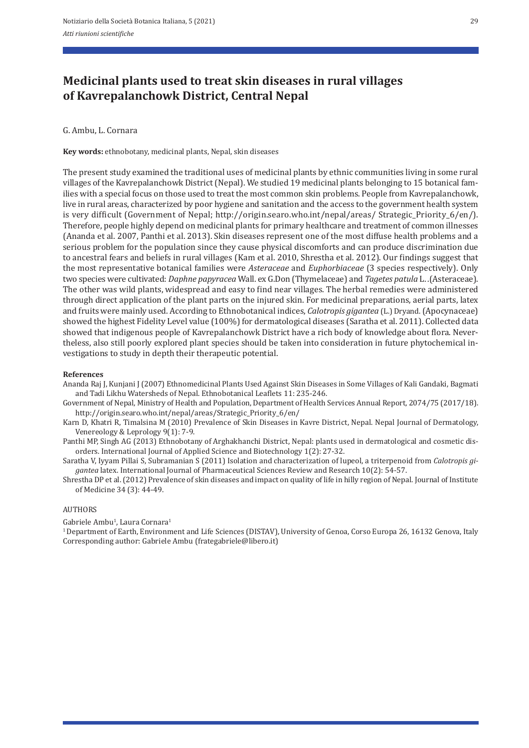# Medicinal plants used to treat skin diseases in rural villages of Kavrepalanchowk District, Central Nepal

G. Ambu, L. Cornara

**Key words:** ethnobotany, medicinal plants, Nepal, skin diseases

The present study examined the traditional uses of medicinal plants by ethnic communities living in some rural villages of the Kavrepalanchowk District (Nepal). We studied 19 medicinal plants belonging to 15 botanical families with a special focus on those used to treat the most common skin problems. People from Kavrepalanchowk, live in rural areas, characterized by poor hygiene and sanitation and the access to the government health system is very difficult (Government of Nepal; http://origin.searo.who.int/nepal/areas/ Strategic_Priority_6/en/). Therefore, people highly depend on medicinal plants for primary healthcare and treatment of common illnesses (Ananda et al. 2007, Panthi et al. 2013). Skin diseases represent one of the most diffuse health problems and a serious problem for the population since they cause physical discomforts and can produce discrimination due to ancestral fears and beliefs in rural villages (Kam et al. 2010, Shrestha et al. 2012). Our findings suggest that the most representative botanical families were *Asteraceae* and *Euphorbiaceae* (3 species respectively). Only two species were cultivated: *Daphne papyracea* Wall. ex G.Don (Thymelaceae) and *Tagetes patula* L. .(Asteraceae). The other was wild plants, widespread and easy to find near villages. The herbal remedies were administered through direct application of the plant parts on the injured skin. For medicinal preparations, aerial parts, latex and fruits were mainly used. According to Ethnobotanical indices, *Calotropis gigantea* (L.) Dryand. (Apocynaceae) showed the highest Fidelity Level value (100%) for dermatological diseases (Saratha et al. 2011). Collected data showed that indigenous people of Kavrepalanchowk District have a rich body of knowledge about flora. Nevertheless, also still poorly explored plant species should be taken into consideration in future phytochemical investigations to study in depth their therapeutic potential.

**References**

Ananda Raj J, Kunjani J (2007) Ethnomedicinal Plants Used Against Skin Diseases in Some Villages of Kali Gandaki, Bagmati and Tadi Likhu Watersheds of Nepal. Ethnobotanical Leaflets 11: 235-246.

Government of Nepal, Ministry of Health and Population, Department of Health Services Annual Report, 2074/75 (2017/18). http://origin.searo.who.int/nepal/areas/Strategic_Priority_6/en/

Karn D, Khatri R, Timalsina M (2010) Prevalence of Skin Diseases in Kavre District, Nepal. Nepal Journal of Dermatology, Venereology & Leprology 9(1): 7-9.

Panthi MP, Singh AG (2013) Ethnobotany of Arghakhanchi District, Nepal: plants used in dermatological and cosmetic disorders. International Journal of Applied Science and Biotechnology 1(2): 27-32.

Saratha V, Iyyam Pillai S, Subramanian S (2011) Isolation and characterization of lupeol, a triterpenoid from *Calotropis gigantea* latex. International Journal of Pharmaceutical Sciences Review and Research 10(2): 54-57.

Shrestha DP et al. (2012) Prevalence of skin diseases and impact on quality of life in hilly region of Nepal. Journal of Institute of Medicine 34 (3): 44-49.

AUTHORS

Gabriele Ambu[1], Laura Cornara[1]

[1] Department of Earth, Environment and Life Sciences (DISTAV), University of Genoa, Corso Europa 26, 16132 Genova, Italy
Corresponding author: Gabriele Ambu (frategabriele@libero.it)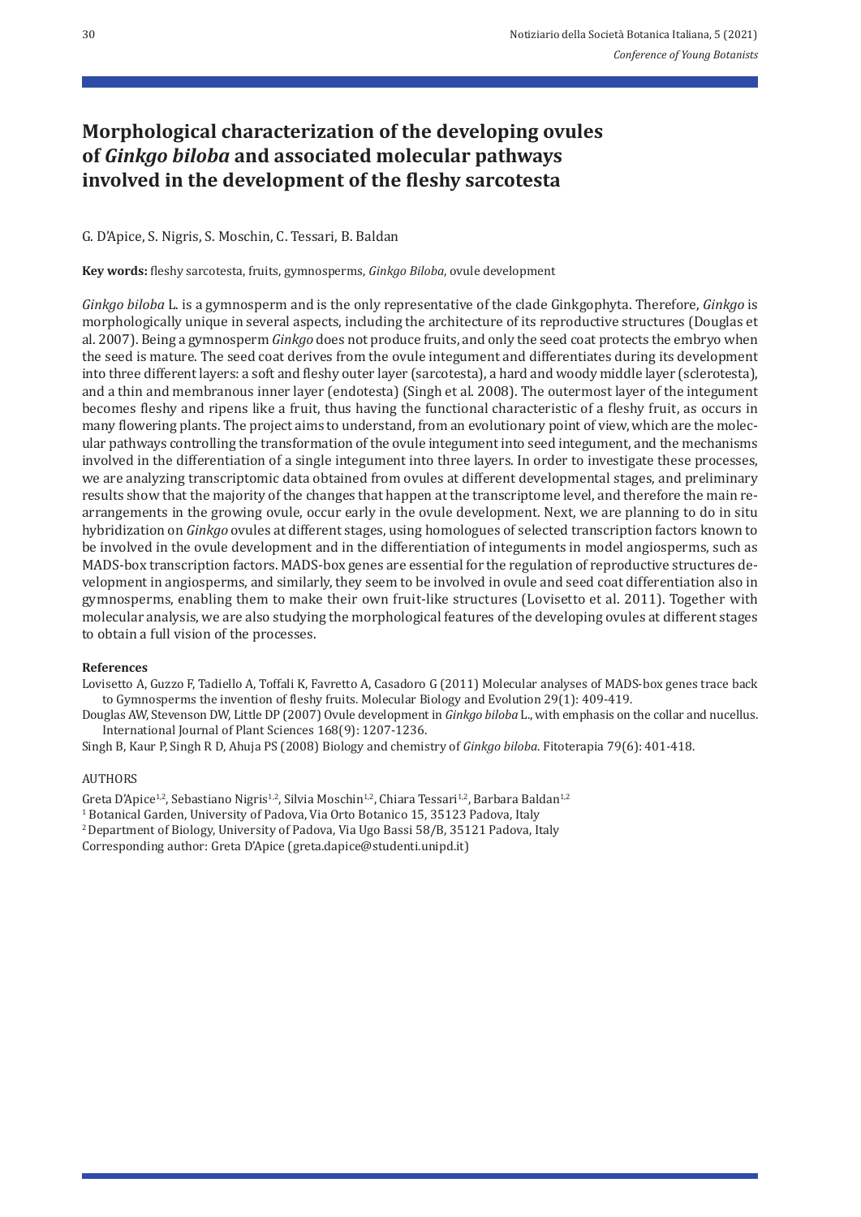# Morphological characterization of the developing ovules of *Ginkgo biloba* and associated molecular pathways involved in the development of the fleshy sarcotesta

G. D'Apice, S. Nigris, S. Moschin, C. Tessari, B. Baldan

**Key words:** fleshy sarcotesta, fruits, gymnosperms, *Ginkgo Biloba*, ovule development

*Ginkgo biloba* L. is a gymnosperm and is the only representative of the clade Ginkgophyta. Therefore, *Ginkgo* is morphologically unique in several aspects, including the architecture of its reproductive structures (Douglas et al. 2007). Being a gymnosperm *Ginkgo* does not produce fruits, and only the seed coat protects the embryo when the seed is mature. The seed coat derives from the ovule integument and differentiates during its development into three different layers: a soft and fleshy outer layer (sarcotesta), a hard and woody middle layer (sclerotesta), and a thin and membranous inner layer (endotesta) (Singh et al. 2008). The outermost layer of the integument becomes fleshy and ripens like a fruit, thus having the functional characteristic of a fleshy fruit, as occurs in many flowering plants. The project aims to understand, from an evolutionary point of view, which are the molecular pathways controlling the transformation of the ovule integument into seed integument, and the mechanisms involved in the differentiation of a single integument into three layers. In order to investigate these processes, we are analyzing transcriptomic data obtained from ovules at different developmental stages, and preliminary results show that the majority of the changes that happen at the transcriptome level, and therefore the main rearrangements in the growing ovule, occur early in the ovule development. Next, we are planning to do in situ hybridization on *Ginkgo* ovules at different stages, using homologues of selected transcription factors known to be involved in the ovule development and in the differentiation of integuments in model angiosperms, such as MADS-box transcription factors. MADS-box genes are essential for the regulation of reproductive structures development in angiosperms, and similarly, they seem to be involved in ovule and seed coat differentiation also in gymnosperms, enabling them to make their own fruit-like structures (Lovisetto et al. 2011). Together with molecular analysis, we are also studying the morphological features of the developing ovules at different stages to obtain a full vision of the processes.

**References**

Lovisetto A, Guzzo F, Tadiello A, Toffali K, Favretto A, Casadoro G (2011) Molecular analyses of MADS-box genes trace back to Gymnosperms the invention of fleshy fruits. Molecular Biology and Evolution 29(1): 409-419.

Douglas AW, Stevenson DW, Little DP (2007) Ovule development in *Ginkgo biloba* L., with emphasis on the collar and nucellus. International Journal of Plant Sciences 168(9): 1207-1236.

Singh B, Kaur P, Singh R D, Ahuja PS (2008) Biology and chemistry of *Ginkgo biloba*. Fitoterapia 79(6): 401-418.

AUTHORS

Greta D'Apice[1,2], Sebastiano Nigris[1,2], Silvia Moschin[1,2], Chiara Tessari[1,2], Barbara Baldan[1,2]

[1] Botanical Garden, University of Padova, Via Orto Botanico 15, 35123 Padova, Italy

[2] Department of Biology, University of Padova, Via Ugo Bassi 58/B, 35121 Padova, Italy

Corresponding author: Greta D'Apice (greta.dapice@studenti.unipd.it)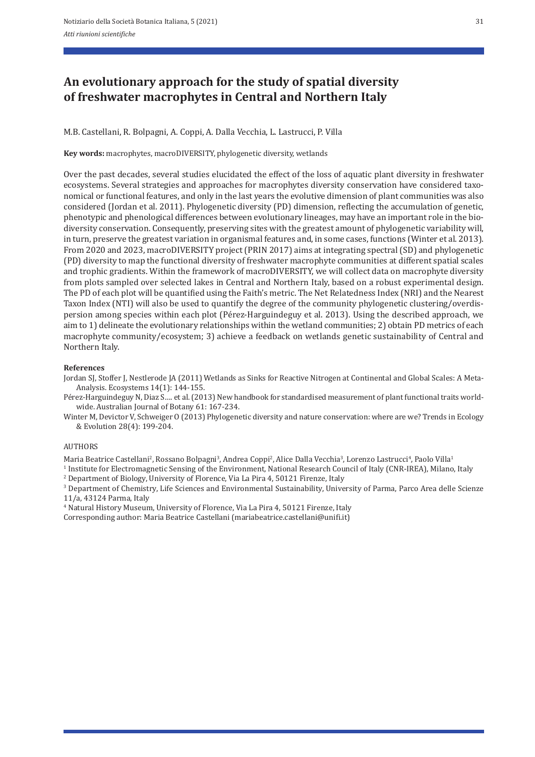# An evolutionary approach for the study of spatial diversity of freshwater macrophytes in Central and Northern Italy

M.B. Castellani, R. Bolpagni, A. Coppi, A. Dalla Vecchia, L. Lastrucci, P. Villa

**Key words:** macrophytes, macroDIVERSITY, phylogenetic diversity, wetlands

Over the past decades, several studies elucidated the effect of the loss of aquatic plant diversity in freshwater ecosystems. Several strategies and approaches for macrophytes diversity conservation have considered taxonomical or functional features, and only in the last years the evolutive dimension of plant communities was also considered (Jordan et al. 2011). Phylogenetic diversity (PD) dimension, reflecting the accumulation of genetic, phenotypic and phenological differences between evolutionary lineages, may have an important role in the biodiversity conservation. Consequently, preserving sites with the greatest amount of phylogenetic variability will, in turn, preserve the greatest variation in organismal features and, in some cases, functions (Winter et al. 2013). From 2020 and 2023, macroDIVERSITY project (PRIN 2017) aims at integrating spectral (SD) and phylogenetic (PD) diversity to map the functional diversity of freshwater macrophyte communities at different spatial scales and trophic gradients. Within the framework of macroDIVERSITY, we will collect data on macrophyte diversity from plots sampled over selected lakes in Central and Northern Italy, based on a robust experimental design. The PD of each plot will be quantified using the Faith's metric. The Net Relatedness Index (NRI) and the Nearest Taxon Index (NTI) will also be used to quantify the degree of the community phylogenetic clustering/overdispersion among species within each plot (Pérez-Harguindeguy et al. 2013). Using the described approach, we aim to 1) delineate the evolutionary relationships within the wetland communities; 2) obtain PD metrics of each macrophyte community/ecosystem; 3) achieve a feedback on wetlands genetic sustainability of Central and Northern Italy.

**References**

Jordan SJ, Stoffer J, Nestlerode JA (2011) Wetlands as Sinks for Reactive Nitrogen at Continental and Global Scales: A Meta-Analysis. Ecosystems 14(1): 144-155.

Pérez-Harguindeguy N, Diaz S…. et al. (2013) New handbook for standardised measurement of plant functional traits worldwide. Australian Journal of Botany 61: 167-234.

Winter M, Devictor V, Schweiger O (2013) Phylogenetic diversity and nature conservation: where are we? Trends in Ecology & Evolution 28(4): 199-204.

AUTHORS

Maria Beatrice Castellani[2], Rossano Bolpagni[3], Andrea Coppi[2], Alice Dalla Vecchia[3], Lorenzo Lastrucci[4], Paolo Villa[1]

[1] Institute for Electromagnetic Sensing of the Environment, National Research Council of Italy (CNR-IREA), Milano, Italy

[2] Department of Biology, University of Florence, Via La Pira 4, 50121 Firenze, Italy

[3] Department of Chemistry, Life Sciences and Environmental Sustainability, University of Parma, Parco Area delle Scienze 11/a, 43124 Parma, Italy

[4] Natural History Museum, University of Florence, Via La Pira 4, 50121 Firenze, Italy

Corresponding author: Maria Beatrice Castellani (mariabeatrice.castellani@unifi.it)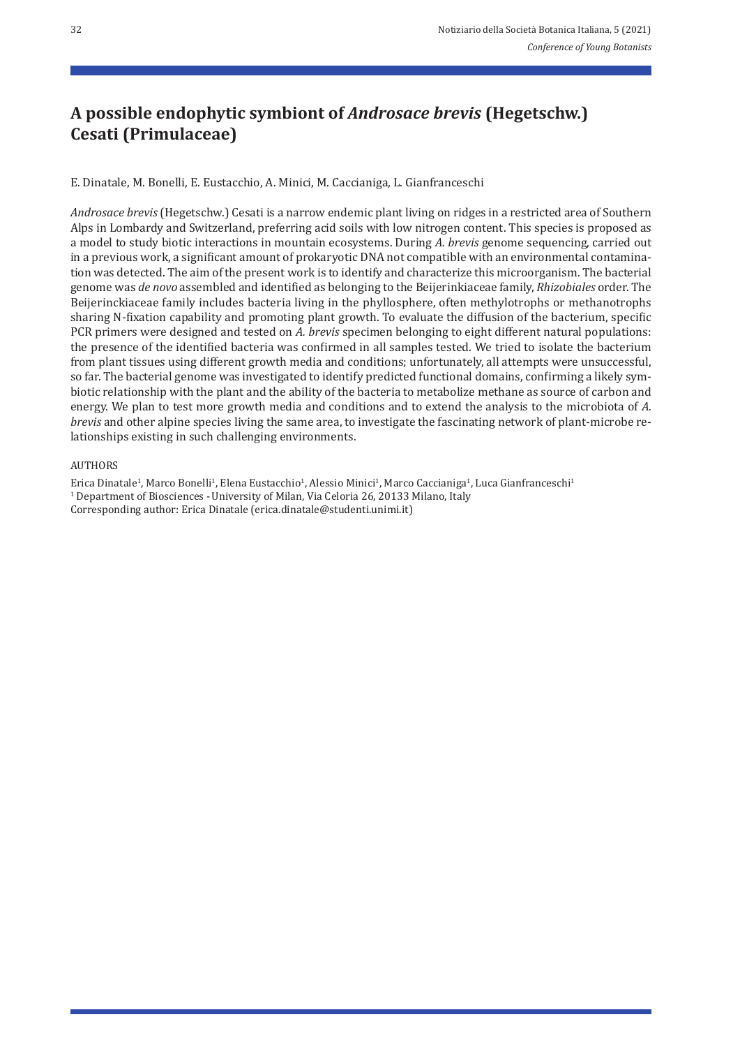# A possible endophytic symbiont of *Androsace brevis* (Hegetschw.) Cesati (Primulaceae)

E. Dinatale, M. Bonelli, E. Eustacchio, A. Minici, M. Caccianiga, L. Gianfranceschi

*Androsace brevis* (Hegetschw.) Cesati is a narrow endemic plant living on ridges in a restricted area of Southern Alps in Lombardy and Switzerland, preferring acid soils with low nitrogen content. This species is proposed as a model to study biotic interactions in mountain ecosystems. During *A. brevis* genome sequencing, carried out in a previous work, a significant amount of prokaryotic DNA not compatible with an environmental contamination was detected. The aim of the present work is to identify and characterize this microorganism. The bacterial genome was *de novo* assembled and identified as belonging to the Beijerinkiaceae family, *Rhizobiales* order. The Beijerinckiaceae family includes bacteria living in the phyllosphere, often methylotrophs or methanotrophs sharing N-fixation capability and promoting plant growth. To evaluate the diffusion of the bacterium, specific PCR primers were designed and tested on *A. brevis* specimen belonging to eight different natural populations: the presence of the identified bacteria was confirmed in all samples tested. We tried to isolate the bacterium from plant tissues using different growth media and conditions; unfortunately, all attempts were unsuccessful, so far. The bacterial genome was investigated to identify predicted functional domains, confirming a likely symbiotic relationship with the plant and the ability of the bacteria to metabolize methane as source of carbon and energy. We plan to test more growth media and conditions and to extend the analysis to the microbiota of *A. brevis* and other alpine species living the same area, to investigate the fascinating network of plant-microbe relationships existing in such challenging environments.

AUTHORS

Erica Dinatale[1], Marco Bonelli[1], Elena Eustacchio[1], Alessio Minici[1], Marco Caccianiga[1], Luca Gianfranceschi[1]

[1] Department of Biosciences - University of Milan, Via Celoria 26, 20133 Milano, Italy

Corresponding author: Erica Dinatale (erica.dinatale@studenti.unimi.it)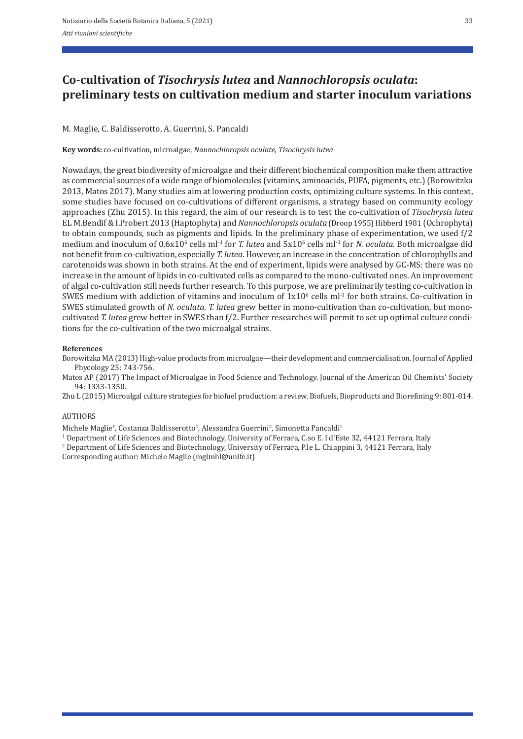# Co-cultivation of *Tisochrysis lutea* and *Nannochloropsis oculata*: preliminary tests on cultivation medium and starter inoculum variations

M. Maglie, C. Baldisserotto, A. Guerrini, S. Pancaldi

**Key words:** co-cultivation, microalgae, *Nannochloropsis oculate, Tisochrysis lutea*

Nowadays, the great biodiversity of microalgae and their different biochemical composition make them attractive as commercial sources of a wide range of biomolecules (vitamins, aminoacids, PUFA, pigments, etc.) (Borowitzka 2013, Matos 2017). Many studies aim at lowering production costs, optimizing culture systems. In this context, some studies have focused on co-cultivations of different organisms, a strategy based on community ecology approaches (Zhu 2015). In this regard, the aim of our research is to test the co-cultivation of *Tisochrysis lutea* EL M.Bendif & I.Probert 2013 (Haptophyta) and *Nannochloropsis oculata* (Droop 1955) Hibberd 1981 (Ochrophyta) to obtain compounds, such as pigments and lipids. In the preliminary phase of experimentation, we used f/2 medium and inoculum of $0.6 \times 10^6$ cells $ml^{-1}$ for *T. lutea* and $5 \times 10^6$ cells $ml^{-1}$ for *N. oculata*. Both microalgae did not benefit from co-cultivation, especially *T. lutea*. However, an increase in the concentration of chlorophylls and carotenoids was shown in both strains. At the end of experiment, lipids were analysed by GC-MS: there was no increase in the amount of lipids in co-cultivated cells as compared to the mono-cultivated ones. An improvement of algal co-cultivation still needs further research. To this purpose, we are preliminarily testing co-cultivation in SWES medium with addiction of vitamins and inoculum of $1 \times 10^6$ cells $ml^{-1}$ for both strains. Co-cultivation in SWES stimulated growth of *N. oculata*. *T. lutea* grew better in mono-cultivation than co-cultivation, but mono-cultivated *T. lutea* grew better in SWES than f/2. Further researches will permit to set up optimal culture conditions for the co-cultivation of the two microalgal strains.

**References**

Borowitzka MA (2013) High-value products from microalgae—their development and commercialisation. Journal of Applied Phycology 25: 743-756.

Matos AP (2017) The Impact of Microalgae in Food Science and Technology. Journal of the American Oil Chemists' Society 94: 1333-1350.

Zhu L (2015) Microalgal culture strategies for biofuel production: a review. Biofuels, Bioproducts and Biorefining 9: 801-814.

AUTHORS

Michele Maglie[1], Costanza Baldisserotto[1], Alessandra Guerrini[2], Simonetta Pancaldi[1]

[1] Department of Life Sciences and Biotechnology, University of Ferrara, C.so E. I d'Este 32, 44121 Ferrara, Italy

[2] Department of Life Sciences and Biotechnology, University of Ferrara, P.le L. Chiappini 3, 44121 Ferrara, Italy

Corresponding author: Michele Maglie (mglmhl@unife.it)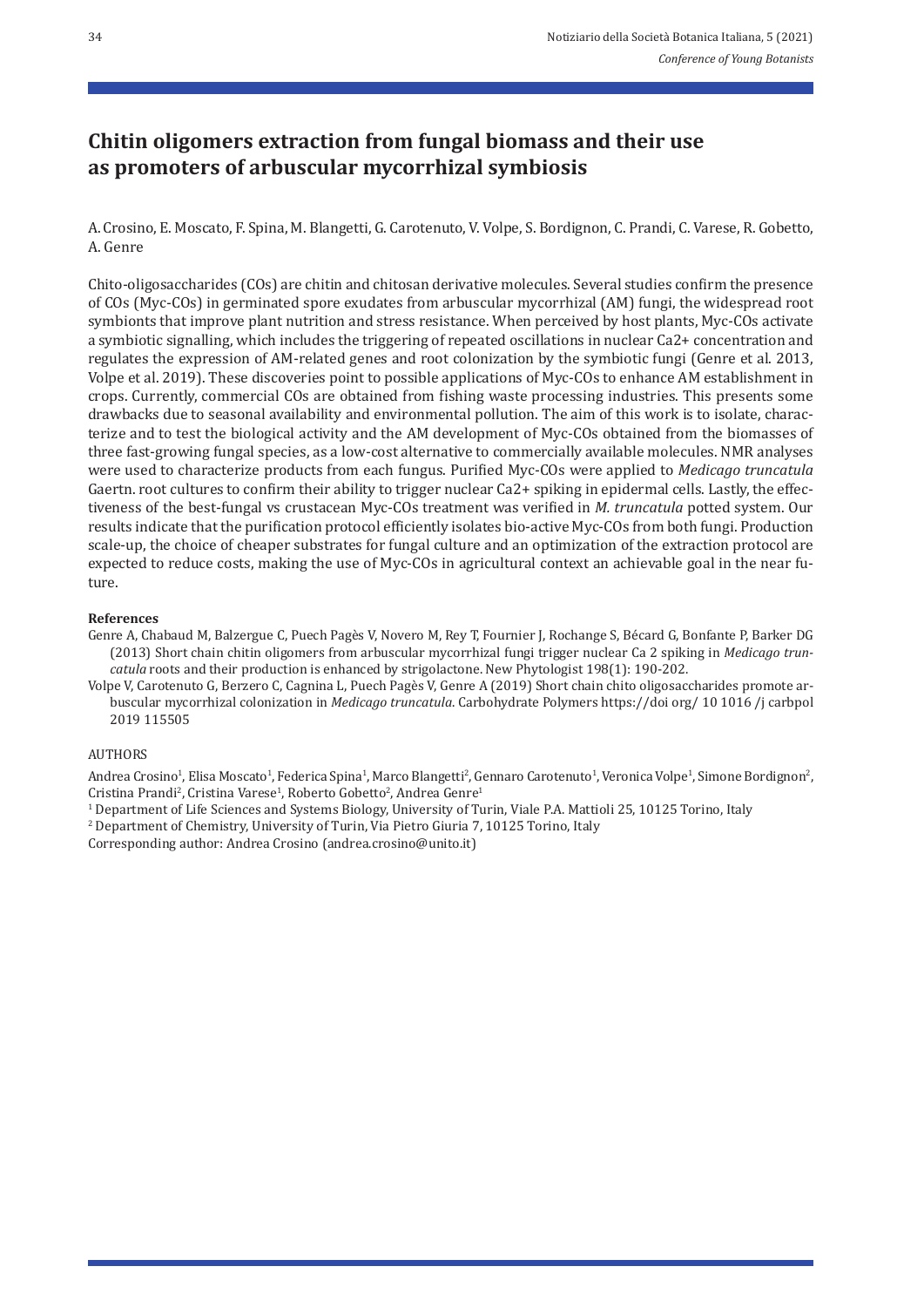# Chitin oligomers extraction from fungal biomass and their use as promoters of arbuscular mycorrhizal symbiosis

A. Crosino, E. Moscato, F. Spina, M. Blangetti, G. Carotenuto, V. Volpe, S. Bordignon, C. Prandi, C. Varese, R. Gobetto, A. Genre

Chito-oligosaccharides (COs) are chitin and chitosan derivative molecules. Several studies confirm the presence of COs (Myc-COs) in germinated spore exudates from arbuscular mycorrhizal (AM) fungi, the widespread root symbionts that improve plant nutrition and stress resistance. When perceived by host plants, Myc-COs activate a symbiotic signalling, which includes the triggering of repeated oscillations in nuclear Ca2+ concentration and regulates the expression of AM-related genes and root colonization by the symbiotic fungi (Genre et al. 2013, Volpe et al. 2019). These discoveries point to possible applications of Myc-COs to enhance AM establishment in crops. Currently, commercial COs are obtained from fishing waste processing industries. This presents some drawbacks due to seasonal availability and environmental pollution. The aim of this work is to isolate, characterize and to test the biological activity and the AM development of Myc-COs obtained from the biomasses of three fast-growing fungal species, as a low-cost alternative to commercially available molecules. NMR analyses were used to characterize products from each fungus. Purified Myc-COs were applied to *Medicago truncatula* Gaertn. root cultures to confirm their ability to trigger nuclear Ca2+ spiking in epidermal cells. Lastly, the effectiveness of the best-fungal vs crustacean Myc-COs treatment was verified in *M. truncatula* potted system. Our results indicate that the purification protocol efficiently isolates bio-active Myc-COs from both fungi. Production scale-up, the choice of cheaper substrates for fungal culture and an optimization of the extraction protocol are expected to reduce costs, making the use of Myc-COs in agricultural context an achievable goal in the near future.

**References**

Genre A, Chabaud M, Balzergue C, Puech Pagès V, Novero M, Rey T, Fournier J, Rochange S, Bécard G, Bonfante P, Barker DG (2013) Short chain chitin oligomers from arbuscular mycorrhizal fungi trigger nuclear Ca 2 spiking in *Medicago truncatula* roots and their production is enhanced by strigolactone. New Phytologist 198(1): 190-202.

Volpe V, Carotenuto G, Berzero C, Cagnina L, Puech Pagès V, Genre A (2019) Short chain chito oligosaccharides promote arbuscular mycorrhizal colonization in *Medicago truncatula*. Carbohydrate Polymers https://doi org/ 10 1016 /j carbpol 2019 115505

AUTHORS

Andrea Crosino[1], Elisa Moscato[1], Federica Spina[1], Marco Blangetti[2], Gennaro Carotenuto[1], Veronica Volpe[1], Simone Bordignon[2], Cristina Prandi[2], Cristina Varese[1], Roberto Gobetto[2], Andrea Genre[1]

[1] Department of Life Sciences and Systems Biology, University of Turin, Viale P.A. Mattioli 25, 10125 Torino, Italy

[2] Department of Chemistry, University of Turin, Via Pietro Giuria 7, 10125 Torino, Italy

Corresponding author: Andrea Crosino (andrea.crosino@unito.it)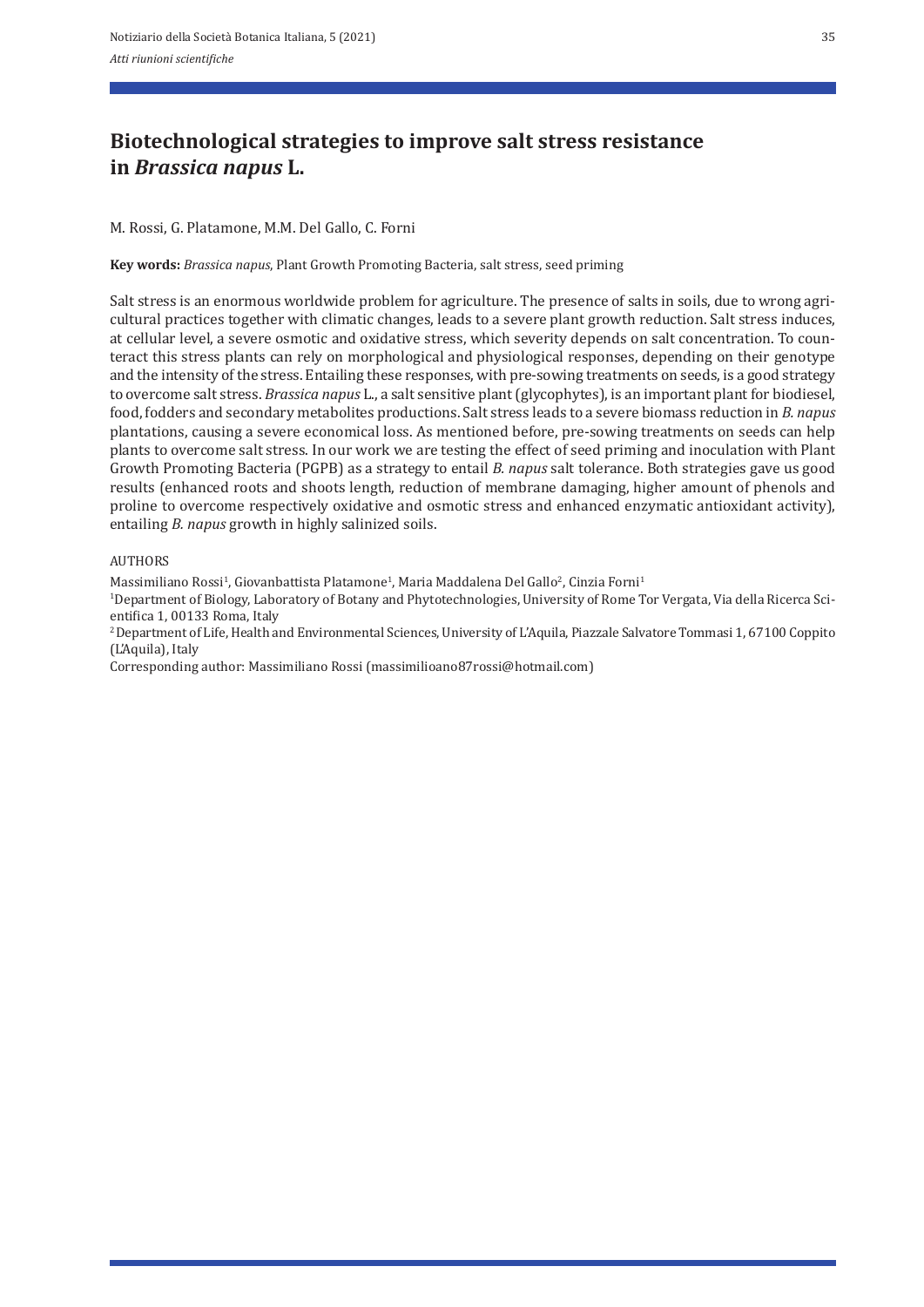# Biotechnological strategies to improve salt stress resistance in *Brassica napus* L.

M. Rossi, G. Platamone, M.M. Del Gallo, C. Forni

**Key words:** *Brassica napus*, Plant Growth Promoting Bacteria, salt stress, seed priming

Salt stress is an enormous worldwide problem for agriculture. The presence of salts in soils, due to wrong agricultural practices together with climatic changes, leads to a severe plant growth reduction. Salt stress induces, at cellular level, a severe osmotic and oxidative stress, which severity depends on salt concentration. To counteract this stress plants can rely on morphological and physiological responses, depending on their genotype and the intensity of the stress. Entailing these responses, with pre-sowing treatments on seeds, is a good strategy to overcome salt stress. *Brassica napus* L., a salt sensitive plant (glycophytes), is an important plant for biodiesel, food, fodders and secondary metabolites productions. Salt stress leads to a severe biomass reduction in *B. napus* plantations, causing a severe economical loss. As mentioned before, pre-sowing treatments on seeds can help plants to overcome salt stress. In our work we are testing the effect of seed priming and inoculation with Plant Growth Promoting Bacteria (PGPB) as a strategy to entail *B. napus* salt tolerance. Both strategies gave us good results (enhanced roots and shoots length, reduction of membrane damaging, higher amount of phenols and proline to overcome respectively oxidative and osmotic stress and enhanced enzymatic antioxidant activity), entailing *B. napus* growth in highly salinized soils.

AUTHORS

Massimiliano Rossi[1], Giovanbattista Platamone[1], Maria Maddalena Del Gallo[2], Cinzia Forni[1]

[1]Department of Biology, Laboratory of Botany and Phytotechnologies, University of Rome Tor Vergata, Via della Ricerca Scientifica 1, 00133 Roma, Italy

[2]Department of Life, Health and Environmental Sciences, University of L'Aquila, Piazzale Salvatore Tommasi 1, 67100 Coppito (L'Aquila), Italy

Corresponding author: Massimiliano Rossi (massimilioano87rossi@hotmail.com)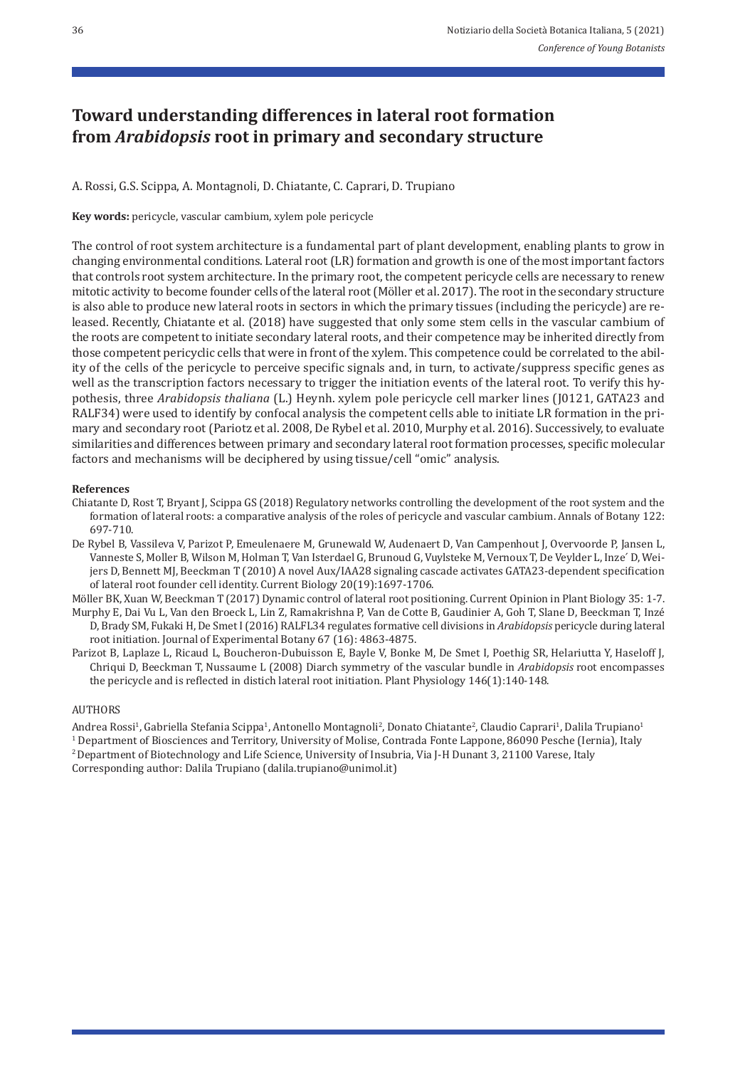# Toward understanding differences in lateral root formation from *Arabidopsis* root in primary and secondary structure

A. Rossi, G.S. Scippa, A. Montagnoli, D. Chiatante, C. Caprari, D. Trupiano

**Key words:** pericycle, vascular cambium, xylem pole pericycle

The control of root system architecture is a fundamental part of plant development, enabling plants to grow in changing environmental conditions. Lateral root (LR) formation and growth is one of the most important factors that controls root system architecture. In the primary root, the competent pericycle cells are necessary to renew mitotic activity to become founder cells of the lateral root (Möller et al. 2017). The root in the secondary structure is also able to produce new lateral roots in sectors in which the primary tissues (including the pericycle) are released. Recently, Chiatante et al. (2018) have suggested that only some stem cells in the vascular cambium of the roots are competent to initiate secondary lateral roots, and their competence may be inherited directly from those competent pericyclic cells that were in front of the xylem. This competence could be correlated to the ability of the cells of the pericycle to perceive specific signals and, in turn, to activate/suppress specific genes as well as the transcription factors necessary to trigger the initiation events of the lateral root. To verify this hypothesis, three *Arabidopsis thaliana* (L.) Heynh. xylem pole pericycle cell marker lines (J0121, GATA23 and RALF34) were used to identify by confocal analysis the competent cells able to initiate LR formation in the primary and secondary root (Pariotz et al. 2008, De Rybel et al. 2010, Murphy et al. 2016). Successively, to evaluate similarities and differences between primary and secondary lateral root formation processes, specific molecular factors and mechanisms will be deciphered by using tissue/cell "omic" analysis.

**References**

Chiatante D, Rost T, Bryant J, Scippa GS (2018) Regulatory networks controlling the development of the root system and the formation of lateral roots: a comparative analysis of the roles of pericycle and vascular cambium. Annals of Botany 122: 697-710.

De Rybel B, Vassileva V, Parizot P, Emeulenaere M, Grunewald W, Audenaert D, Van Campenhout J, Overvoorde P, Jansen L, Vanneste S, Moller B, Wilson M, Holman T, Van Isterdael G, Brunoud G, Vuylsteke M, Vernoux T, De Veylder L, Inze´ D, Weijers D, Bennett MJ, Beeckman T (2010) A novel Aux/IAA28 signaling cascade activates GATA23-dependent specification of lateral root founder cell identity. Current Biology 20(19):1697-1706.

Möller BK, Xuan W, Beeckman T (2017) Dynamic control of lateral root positioning. Current Opinion in Plant Biology 35: 1-7.

Murphy E, Dai Vu L, Van den Broeck L, Lin Z, Ramakrishna P, Van de Cotte B, Gaudinier A, Goh T, Slane D, Beeckman T, Inzé D, Brady SM, Fukaki H, De Smet I (2016) RALFL34 regulates formative cell divisions in *Arabidopsis* pericycle during lateral root initiation. Journal of Experimental Botany 67 (16): 4863-4875.

Parizot B, Laplaze L, Ricaud L, Boucheron-Dubuisson E, Bayle V, Bonke M, De Smet I, Poethig SR, Helariutta Y, Haseloff J, Chriqui D, Beeckman T, Nussaume L (2008) Diarch symmetry of the vascular bundle in *Arabidopsis* root encompasses the pericycle and is reflected in distich lateral root initiation. Plant Physiology 146(1):140-148.

AUTHORS

Andrea Rossi[1], Gabriella Stefania Scippa[1], Antonello Montagnoli[2], Donato Chiatante[2], Claudio Caprari[1], Dalila Trupiano[1]

[1] Department of Biosciences and Territory, University of Molise, Contrada Fonte Lappone, 86090 Pesche (Iernia), Italy

[2] Department of Biotechnology and Life Science, University of Insubria, Via J-H Dunant 3, 21100 Varese, Italy

Corresponding author: Dalila Trupiano (dalila.trupiano@unimol.it)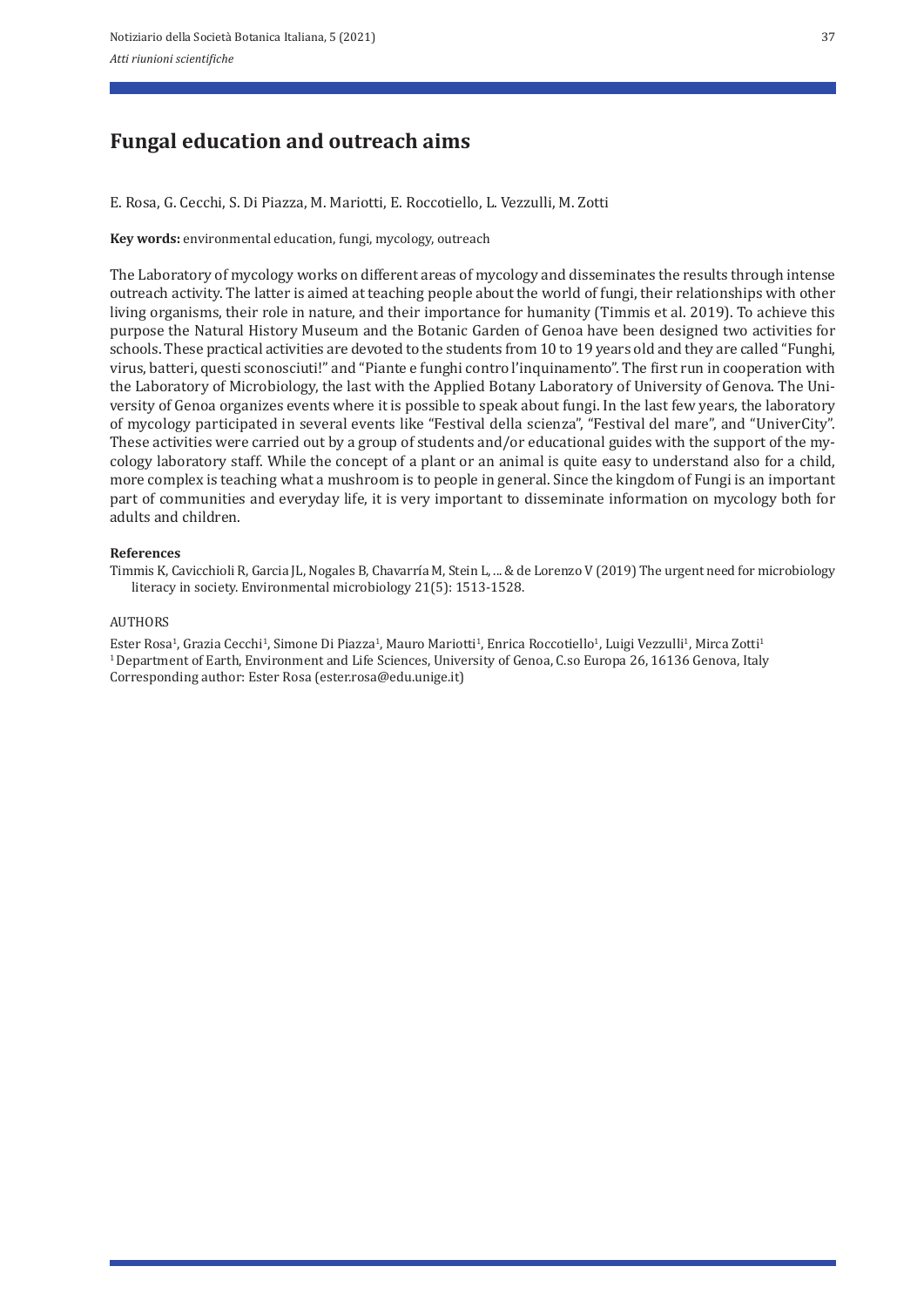# Fungal education and outreach aims

E. Rosa, G. Cecchi, S. Di Piazza, M. Mariotti, E. Roccotiello, L. Vezzulli, M. Zotti

**Key words:** environmental education, fungi, mycology, outreach

The Laboratory of mycology works on different areas of mycology and disseminates the results through intense outreach activity. The latter is aimed at teaching people about the world of fungi, their relationships with other living organisms, their role in nature, and their importance for humanity (Timmis et al. 2019). To achieve this purpose the Natural History Museum and the Botanic Garden of Genoa have been designed two activities for schools. These practical activities are devoted to the students from 10 to 19 years old and they are called "Funghi, virus, batteri, questi sconosciuti!" and "Piante e funghi contro l'inquinamento". The first run in cooperation with the Laboratory of Microbiology, the last with the Applied Botany Laboratory of University of Genova. The University of Genoa organizes events where it is possible to speak about fungi. In the last few years, the laboratory of mycology participated in several events like "Festival della scienza", "Festival del mare", and "UniverCity". These activities were carried out by a group of students and/or educational guides with the support of the mycology laboratory staff. While the concept of a plant or an animal is quite easy to understand also for a child, more complex is teaching what a mushroom is to people in general. Since the kingdom of Fungi is an important part of communities and everyday life, it is very important to disseminate information on mycology both for adults and children.

**References**

Timmis K, Cavicchioli R, Garcia JL, Nogales B, Chavarría M, Stein L, ... & de Lorenzo V (2019) The urgent need for microbiology literacy in society. Environmental microbiology 21(5): 1513-1528.

AUTHORS

Ester Rosa[1], Grazia Cecchi[1], Simone Di Piazza[1], Mauro Mariotti[1], Enrica Roccotiello[1], Luigi Vezzulli[1], Mirca Zotti[1]
[1] Department of Earth, Environment and Life Sciences, University of Genoa, C.so Europa 26, 16136 Genova, Italy
Corresponding author: Ester Rosa (ester.rosa@edu.unige.it)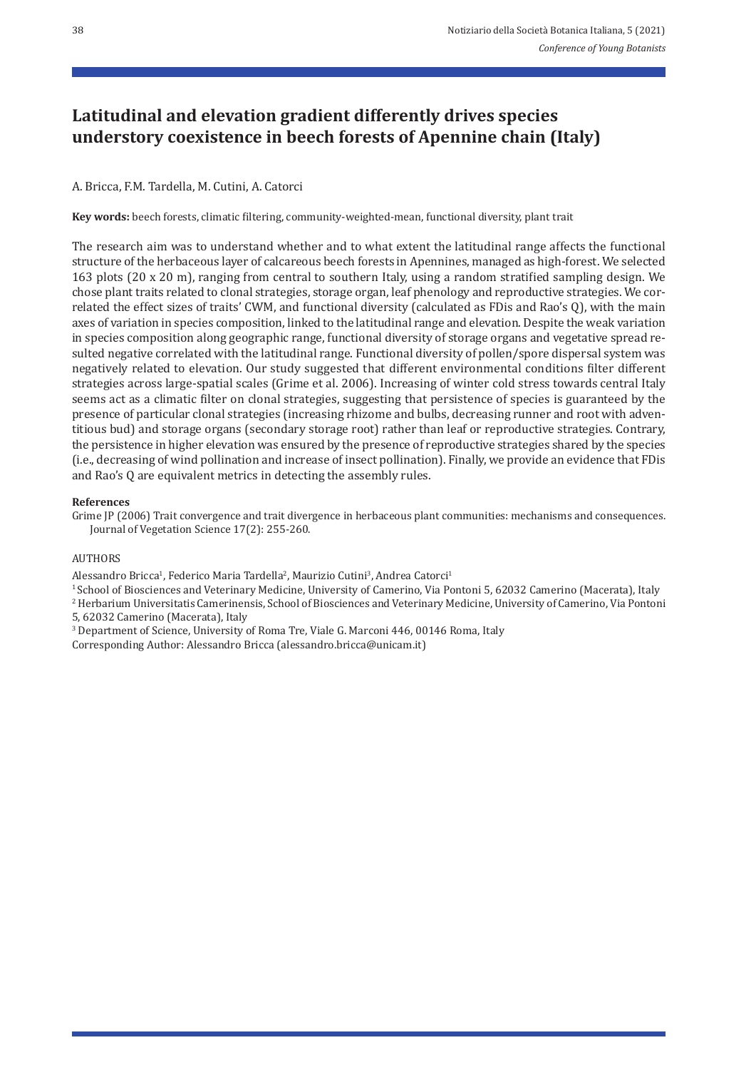# Latitudinal and elevation gradient differently drives species understory coexistence in beech forests of Apennine chain (Italy)

A. Bricca, F.M. Tardella, M. Cutini, A. Catorci

**Key words:** beech forests, climatic filtering, community-weighted-mean, functional diversity, plant trait

The research aim was to understand whether and to what extent the latitudinal range affects the functional structure of the herbaceous layer of calcareous beech forests in Apennines, managed as high-forest. We selected 163 plots (20 x 20 m), ranging from central to southern Italy, using a random stratified sampling design. We chose plant traits related to clonal strategies, storage organ, leaf phenology and reproductive strategies. We correlated the effect sizes of traits' CWM, and functional diversity (calculated as FDis and Rao's Q), with the main axes of variation in species composition, linked to the latitudinal range and elevation. Despite the weak variation in species composition along geographic range, functional diversity of storage organs and vegetative spread resulted negative correlated with the latitudinal range. Functional diversity of pollen/spore dispersal system was negatively related to elevation. Our study suggested that different environmental conditions filter different strategies across large-spatial scales (Grime et al. 2006). Increasing of winter cold stress towards central Italy seems act as a climatic filter on clonal strategies, suggesting that persistence of species is guaranteed by the presence of particular clonal strategies (increasing rhizome and bulbs, decreasing runner and root with adventitious bud) and storage organs (secondary storage root) rather than leaf or reproductive strategies. Contrary, the persistence in higher elevation was ensured by the presence of reproductive strategies shared by the species (i.e., decreasing of wind pollination and increase of insect pollination). Finally, we provide an evidence that FDis and Rao's Q are equivalent metrics in detecting the assembly rules.

**References**

Grime JP (2006) Trait convergence and trait divergence in herbaceous plant communities: mechanisms and consequences. Journal of Vegetation Science 17(2): 255-260.

AUTHORS

Alessandro Bricca[1], Federico Maria Tardella[2], Maurizio Cutini[3], Andrea Catorci[1]

[1] School of Biosciences and Veterinary Medicine, University of Camerino, Via Pontoni 5, 62032 Camerino (Macerata), Italy

[2] Herbarium Universitatis Camerinensis, School of Biosciences and Veterinary Medicine, University of Camerino, Via Pontoni 5, 62032 Camerino (Macerata), Italy

[3] Department of Science, University of Roma Tre, Viale G. Marconi 446, 00146 Roma, Italy

Corresponding Author: Alessandro Bricca (alessandro.bricca@unicam.it)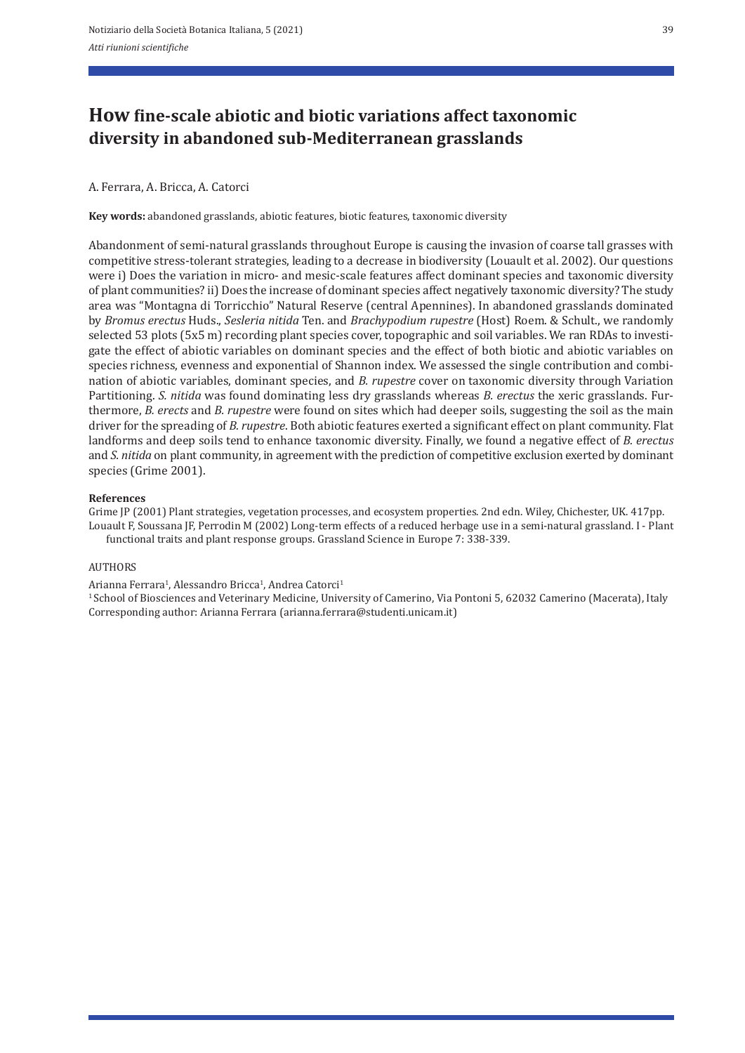# How fine-scale abiotic and biotic variations affect taxonomic diversity in abandoned sub-Mediterranean grasslands

A. Ferrara, A. Bricca, A. Catorci

**Key words:** abandoned grasslands, abiotic features, biotic features, taxonomic diversity

Abandonment of semi-natural grasslands throughout Europe is causing the invasion of coarse tall grasses with competitive stress-tolerant strategies, leading to a decrease in biodiversity (Louault et al. 2002). Our questions were i) Does the variation in micro- and mesic-scale features affect dominant species and taxonomic diversity of plant communities? ii) Does the increase of dominant species affect negatively taxonomic diversity? The study area was "Montagna di Torricchio" Natural Reserve (central Apennines). In abandoned grasslands dominated by *Bromus erectus* Huds., *Sesleria nitida* Ten. and *Brachypodium rupestre* (Host) Roem. & Schult., we randomly selected 53 plots (5x5 m) recording plant species cover, topographic and soil variables. We ran RDAs to investigate the effect of abiotic variables on dominant species and the effect of both biotic and abiotic variables on species richness, evenness and exponential of Shannon index. We assessed the single contribution and combination of abiotic variables, dominant species, and *B. rupestre* cover on taxonomic diversity through Variation Partitioning. *S. nitida* was found dominating less dry grasslands whereas *B. erectus* the xeric grasslands. Furthermore, *B. erects* and *B. rupestre* were found on sites which had deeper soils, suggesting the soil as the main driver for the spreading of *B. rupestre*. Both abiotic features exerted a significant effect on plant community. Flat landforms and deep soils tend to enhance taxonomic diversity. Finally, we found a negative effect of *B. erectus* and *S. nitida* on plant community, in agreement with the prediction of competitive exclusion exerted by dominant species (Grime 2001).

**References**

Grime JP (2001) Plant strategies, vegetation processes, and ecosystem properties. 2nd edn. Wiley, Chichester, UK. 417pp.

Louault F, Soussana JF, Perrodin M (2002) Long-term effects of a reduced herbage use in a semi-natural grassland. I - Plant functional traits and plant response groups. Grassland Science in Europe 7: 338-339.

AUTHORS

Arianna Ferrara[1], Alessandro Bricca[1], Andrea Catorci[1]

[1] School of Biosciences and Veterinary Medicine, University of Camerino, Via Pontoni 5, 62032 Camerino (Macerata), Italy

Corresponding author: Arianna Ferrara (arianna.ferrara@studenti.unicam.it)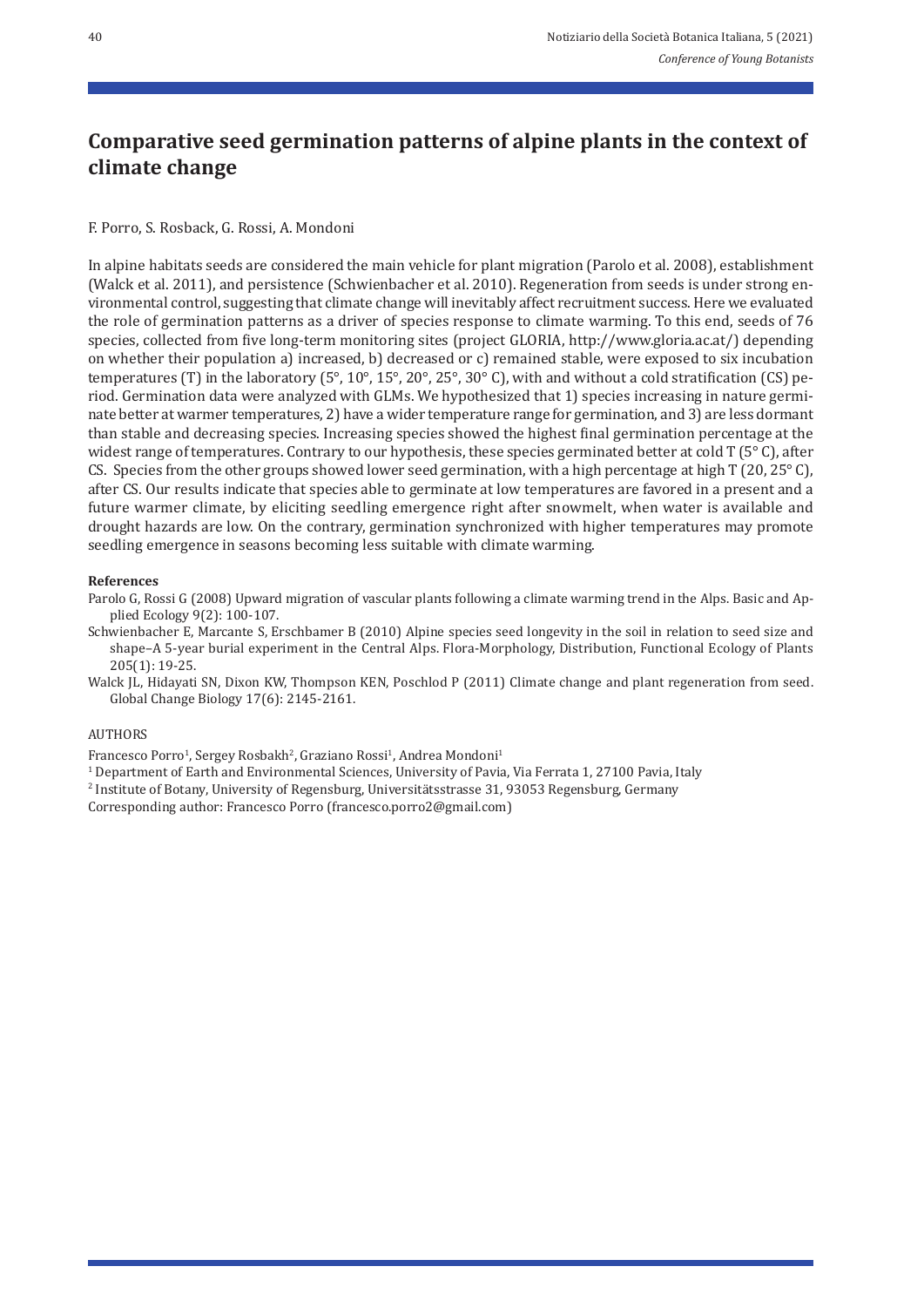# Comparative seed germination patterns of alpine plants in the context of climate change

F. Porro, S. Rosback, G. Rossi, A. Mondoni

In alpine habitats seeds are considered the main vehicle for plant migration (Parolo et al. 2008), establishment (Walck et al. 2011), and persistence (Schwienbacher et al. 2010). Regeneration from seeds is under strong environmental control, suggesting that climate change will inevitably affect recruitment success. Here we evaluated the role of germination patterns as a driver of species response to climate warming. To this end, seeds of 76 species, collected from five long-term monitoring sites (project GLORIA, http://www.gloria.ac.at/) depending on whether their population a) increased, b) decreased or c) remained stable, were exposed to six incubation temperatures (T) in the laboratory (5°, 10°, 15°, 20°, 25°, 30° C), with and without a cold stratification (CS) period. Germination data were analyzed with GLMs. We hypothesized that 1) species increasing in nature germinate better at warmer temperatures, 2) have a wider temperature range for germination, and 3) are less dormant than stable and decreasing species. Increasing species showed the highest final germination percentage at the widest range of temperatures. Contrary to our hypothesis, these species germinated better at cold T (5° C), after CS. Species from the other groups showed lower seed germination, with a high percentage at high T (20, 25° C), after CS. Our results indicate that species able to germinate at low temperatures are favored in a present and a future warmer climate, by eliciting seedling emergence right after snowmelt, when water is available and drought hazards are low. On the contrary, germination synchronized with higher temperatures may promote seedling emergence in seasons becoming less suitable with climate warming.

**References**

Parolo G, Rossi G (2008) Upward migration of vascular plants following a climate warming trend in the Alps. Basic and Applied Ecology 9(2): 100-107.

Schwienbacher E, Marcante S, Erschbamer B (2010) Alpine species seed longevity in the soil in relation to seed size and shape–A 5-year burial experiment in the Central Alps. Flora-Morphology, Distribution, Functional Ecology of Plants 205(1): 19-25.

Walck JL, Hidayati SN, Dixon KW, Thompson KEN, Poschlod P (2011) Climate change and plant regeneration from seed. Global Change Biology 17(6): 2145-2161.

AUTHORS

Francesco Porro[1], Sergey Rosbakh[2], Graziano Rossi[1], Andrea Mondoni[1]

[1] Department of Earth and Environmental Sciences, University of Pavia, Via Ferrata 1, 27100 Pavia, Italy

[2] Institute of Botany, University of Regensburg, Universitätsstrasse 31, 93053 Regensburg, Germany

Corresponding author: Francesco Porro (francesco.porro2@gmail.com)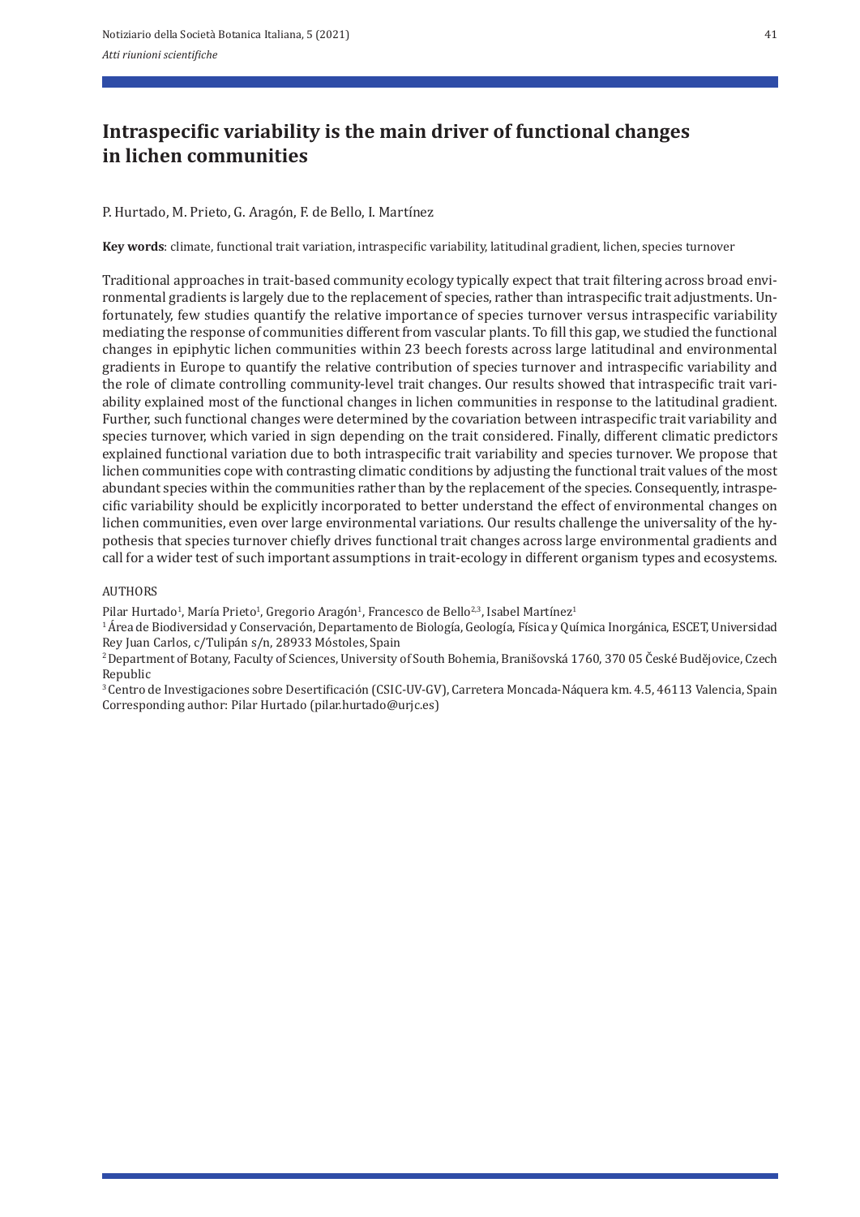# Intraspecific variability is the main driver of functional changes in lichen communities

P. Hurtado, M. Prieto, G. Aragón, F. de Bello, I. Martínez

**Key words**: climate, functional trait variation, intraspecific variability, latitudinal gradient, lichen, species turnover

Traditional approaches in trait-based community ecology typically expect that trait filtering across broad environmental gradients is largely due to the replacement of species, rather than intraspecific trait adjustments. Unfortunately, few studies quantify the relative importance of species turnover versus intraspecific variability mediating the response of communities different from vascular plants. To fill this gap, we studied the functional changes in epiphytic lichen communities within 23 beech forests across large latitudinal and environmental gradients in Europe to quantify the relative contribution of species turnover and intraspecific variability and the role of climate controlling community-level trait changes. Our results showed that intraspecific trait variability explained most of the functional changes in lichen communities in response to the latitudinal gradient. Further, such functional changes were determined by the covariation between intraspecific trait variability and species turnover, which varied in sign depending on the trait considered. Finally, different climatic predictors explained functional variation due to both intraspecific trait variability and species turnover. We propose that lichen communities cope with contrasting climatic conditions by adjusting the functional trait values of the most abundant species within the communities rather than by the replacement of the species. Consequently, intraspecific variability should be explicitly incorporated to better understand the effect of environmental changes on lichen communities, even over large environmental variations. Our results challenge the universality of the hypothesis that species turnover chiefly drives functional trait changes across large environmental gradients and call for a wider test of such important assumptions in trait-ecology in different organism types and ecosystems.

AUTHORS

Pilar Hurtado[1], María Prieto[1], Gregorio Aragón[1], Francesco de Bello[2,3], Isabel Martínez[1]

[1] Área de Biodiversidad y Conservación, Departamento de Biología, Geología, Física y Química Inorgánica, ESCET, Universidad Rey Juan Carlos, c/Tulipán s/n, 28933 Móstoles, Spain

[2] Department of Botany, Faculty of Sciences, University of South Bohemia, Branišovská 1760, 370 05 České Budějovice, Czech Republic

[3] Centro de Investigaciones sobre Desertificación (CSIC-UV-GV), Carretera Moncada-Náquera km. 4.5, 46113 Valencia, Spain

Corresponding author: Pilar Hurtado (pilar.hurtado@urjc.es)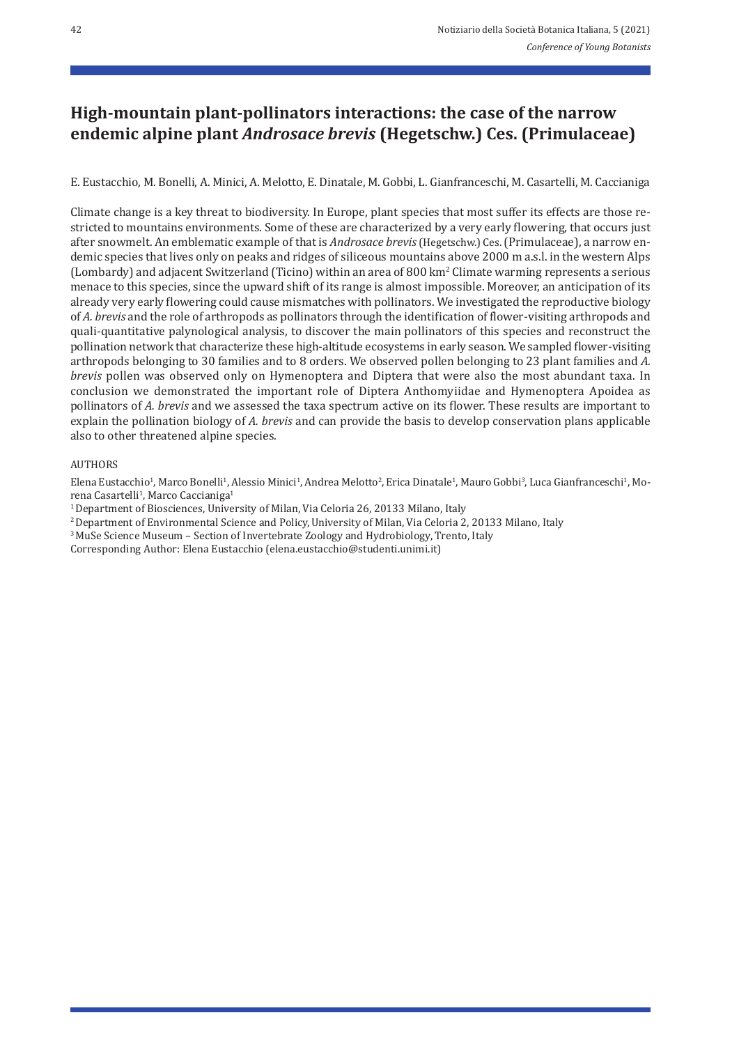# High-mountain plant-pollinators interactions: the case of the narrow endemic alpine plant *Androsace brevis* (Hegetschw.) Ces. (Primulaceae)

E. Eustacchio, M. Bonelli, A. Minici, A. Melotto, E. Dinatale, M. Gobbi, L. Gianfranceschi, M. Casartelli, M. Caccianiga

Climate change is a key threat to biodiversity. In Europe, plant species that most suffer its effects are those restricted to mountains environments. Some of these are characterized by a very early flowering, that occurs just after snowmelt. An emblematic example of that is *Androsace brevis* (Hegetschw.) Ces. (Primulaceae), a narrow endemic species that lives only on peaks and ridges of siliceous mountains above 2000 m a.s.l. in the western Alps (Lombardy) and adjacent Switzerland (Ticino) within an area of 800 km$^2$ Climate warming represents a serious menace to this species, since the upward shift of its range is almost impossible. Moreover, an anticipation of its already very early flowering could cause mismatches with pollinators. We investigated the reproductive biology of *A. brevis* and the role of arthropods as pollinators through the identification of flower-visiting arthropods and quali-quantitative palynological analysis, to discover the main pollinators of this species and reconstruct the pollination network that characterize these high-altitude ecosystems in early season. We sampled flower-visiting arthropods belonging to 30 families and to 8 orders. We observed pollen belonging to 23 plant families and *A. brevis* pollen was observed only on Hymenoptera and Diptera that were also the most abundant taxa. In conclusion we demonstrated the important role of Diptera Anthomyiidae and Hymenoptera Apoidea as pollinators of *A. brevis* and we assessed the taxa spectrum active on its flower. These results are important to explain the pollination biology of *A. brevis* and can provide the basis to develop conservation plans applicable also to other threatened alpine species.

AUTHORS

Elena Eustacchio[1], Marco Bonelli[1], Alessio Minici[1], Andrea Melotto[2], Erica Dinatale[1], Mauro Gobbi[3], Luca Gianfranceschi[1], Morena Casartelli[1], Marco Caccianiga[1]

[1] Department of Biosciences, University of Milan, Via Celoria 26, 20133 Milano, Italy

[2] Department of Environmental Science and Policy, University of Milan, Via Celoria 2, 20133 Milano, Italy

[3] MuSe Science Museum – Section of Invertebrate Zoology and Hydrobiology, Trento, Italy

Corresponding Author: Elena Eustacchio (elena.eustacchio@studenti.unimi.it)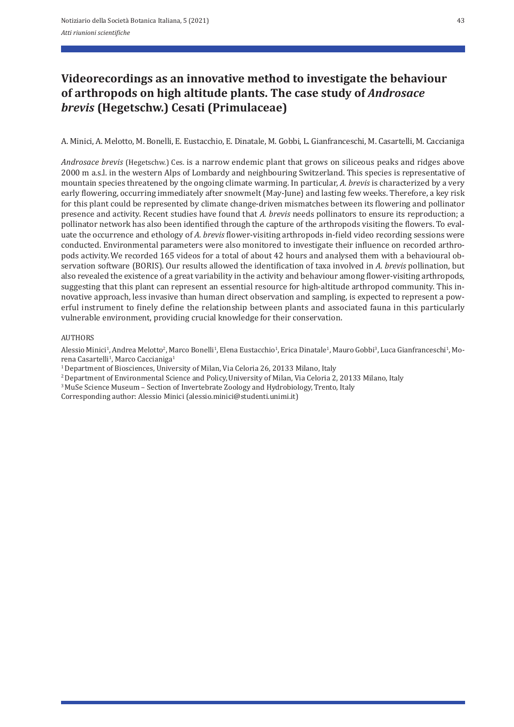# Videorecordings as an innovative method to investigate the behaviour of arthropods on high altitude plants. The case study of *Androsace brevis* (Hegetschw.) Cesati (Primulaceae)

A. Minici, A. Melotto, M. Bonelli, E. Eustacchio, E. Dinatale, M. Gobbi, L. Gianfranceschi, M. Casartelli, M. Caccianiga

*Androsace brevis* (Hegetschw.) Ces. is a narrow endemic plant that grows on siliceous peaks and ridges above 2000 m a.s.l. in the western Alps of Lombardy and neighbouring Switzerland. This species is representative of mountain species threatened by the ongoing climate warming. In particular, *A. brevis* is characterized by a very early flowering, occurring immediately after snowmelt (May-June) and lasting few weeks. Therefore, a key risk for this plant could be represented by climate change-driven mismatches between its flowering and pollinator presence and activity. Recent studies have found that *A. brevis* needs pollinators to ensure its reproduction; a pollinator network has also been identified through the capture of the arthropods visiting the flowers. To evaluate the occurrence and ethology of *A. brevis* flower-visiting arthropods in-field video recording sessions were conducted. Environmental parameters were also monitored to investigate their influence on recorded arthropods activity. We recorded 165 videos for a total of about 42 hours and analysed them with a behavioural observation software (BORIS). Our results allowed the identification of taxa involved in *A. brevis* pollination, but also revealed the existence of a great variability in the activity and behaviour among flower-visiting arthropods, suggesting that this plant can represent an essential resource for high-altitude arthropod community. This innovative approach, less invasive than human direct observation and sampling, is expected to represent a powerful instrument to finely define the relationship between plants and associated fauna in this particularly vulnerable environment, providing crucial knowledge for their conservation.

AUTHORS

Alessio Minici[1], Andrea Melotto[2], Marco Bonelli[1], Elena Eustacchio[1], Erica Dinatale[1], Mauro Gobbi[3], Luca Gianfranceschi[1], Morena Casartelli[1], Marco Caccianiga[1]

[1] Department of Biosciences, University of Milan, Via Celoria 26, 20133 Milano, Italy

[2] Department of Environmental Science and Policy, University of Milan, Via Celoria 2, 20133 Milano, Italy

[3] MuSe Science Museum – Section of Invertebrate Zoology and Hydrobiology, Trento, Italy

Corresponding author: Alessio Minici (alessio.minici@studenti.unimi.it)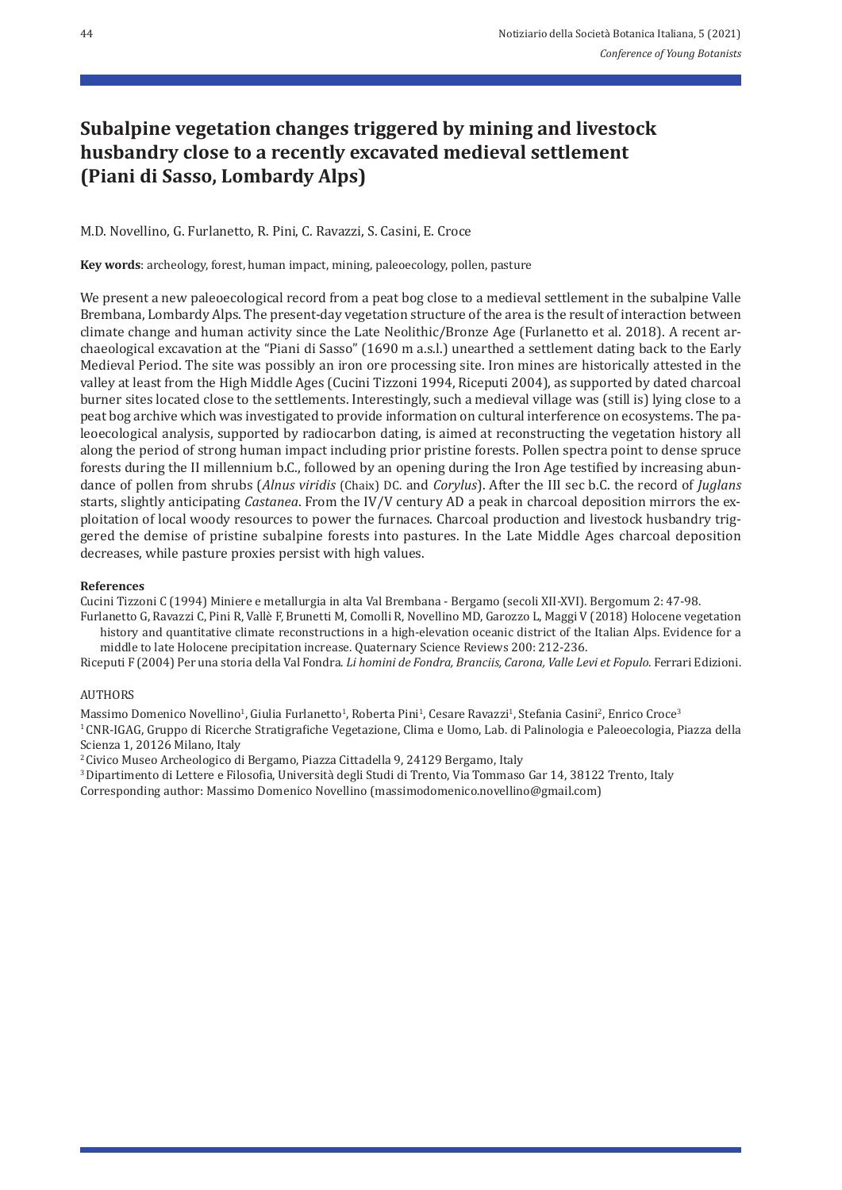# Subalpine vegetation changes triggered by mining and livestock husbandry close to a recently excavated medieval settlement (Piani di Sasso, Lombardy Alps)

M.D. Novellino, G. Furlanetto, R. Pini, C. Ravazzi, S. Casini, E. Croce

**Key words**: archeology, forest, human impact, mining, paleoecology, pollen, pasture

We present a new paleoecological record from a peat bog close to a medieval settlement in the subalpine Valle Brembana, Lombardy Alps. The present-day vegetation structure of the area is the result of interaction between climate change and human activity since the Late Neolithic/Bronze Age (Furlanetto et al. 2018). A recent archaeological excavation at the "Piani di Sasso" (1690 m a.s.l.) unearthed a settlement dating back to the Early Medieval Period. The site was possibly an iron ore processing site. Iron mines are historically attested in the valley at least from the High Middle Ages (Cucini Tizzoni 1994, Riceputi 2004), as supported by dated charcoal burner sites located close to the settlements. Interestingly, such a medieval village was (still is) lying close to a peat bog archive which was investigated to provide information on cultural interference on ecosystems. The paleoecological analysis, supported by radiocarbon dating, is aimed at reconstructing the vegetation history all along the period of strong human impact including prior pristine forests. Pollen spectra point to dense spruce forests during the II millennium b.C., followed by an opening during the Iron Age testified by increasing abundance of pollen from shrubs (*Alnus viridis* (Chaix) DC. and *Corylus*). After the III sec b.C. the record of *Juglans* starts, slightly anticipating *Castanea*. From the IV/V century AD a peak in charcoal deposition mirrors the exploitation of local woody resources to power the furnaces. Charcoal production and livestock husbandry triggered the demise of pristine subalpine forests into pastures. In the Late Middle Ages charcoal deposition decreases, while pasture proxies persist with high values.

**References**

Cucini Tizzoni C (1994) Miniere e metallurgia in alta Val Brembana - Bergamo (secoli XII-XVI). Bergomum 2: 47-98.

Furlanetto G, Ravazzi C, Pini R, Vallè F, Brunetti M, Comolli R, Novellino MD, Garozzo L, Maggi V (2018) Holocene vegetation history and quantitative climate reconstructions in a high-elevation oceanic district of the Italian Alps. Evidence for a middle to late Holocene precipitation increase. Quaternary Science Reviews 200: 212-236.

Riceputi F (2004) Per una storia della Val Fondra. *Li homini de Fondra, Branciis, Carona, Valle Levi et Fopulo*. Ferrari Edizioni.

AUTHORS

Massimo Domenico Novellino[1], Giulia Furlanetto[1], Roberta Pini[1], Cesare Ravazzi[1], Stefania Casini[2], Enrico Croce[3]

[1] CNR-IGAG, Gruppo di Ricerche Stratigrafiche Vegetazione, Clima e Uomo, Lab. di Palinologia e Paleoecologia, Piazza della Scienza 1, 20126 Milano, Italy

[2] Civico Museo Archeologico di Bergamo, Piazza Cittadella 9, 24129 Bergamo, Italy

[3] Dipartimento di Lettere e Filosofia, Università degli Studi di Trento, Via Tommaso Gar 14, 38122 Trento, Italy

Corresponding author: Massimo Domenico Novellino (massimodomenico.novellino@gmail.com)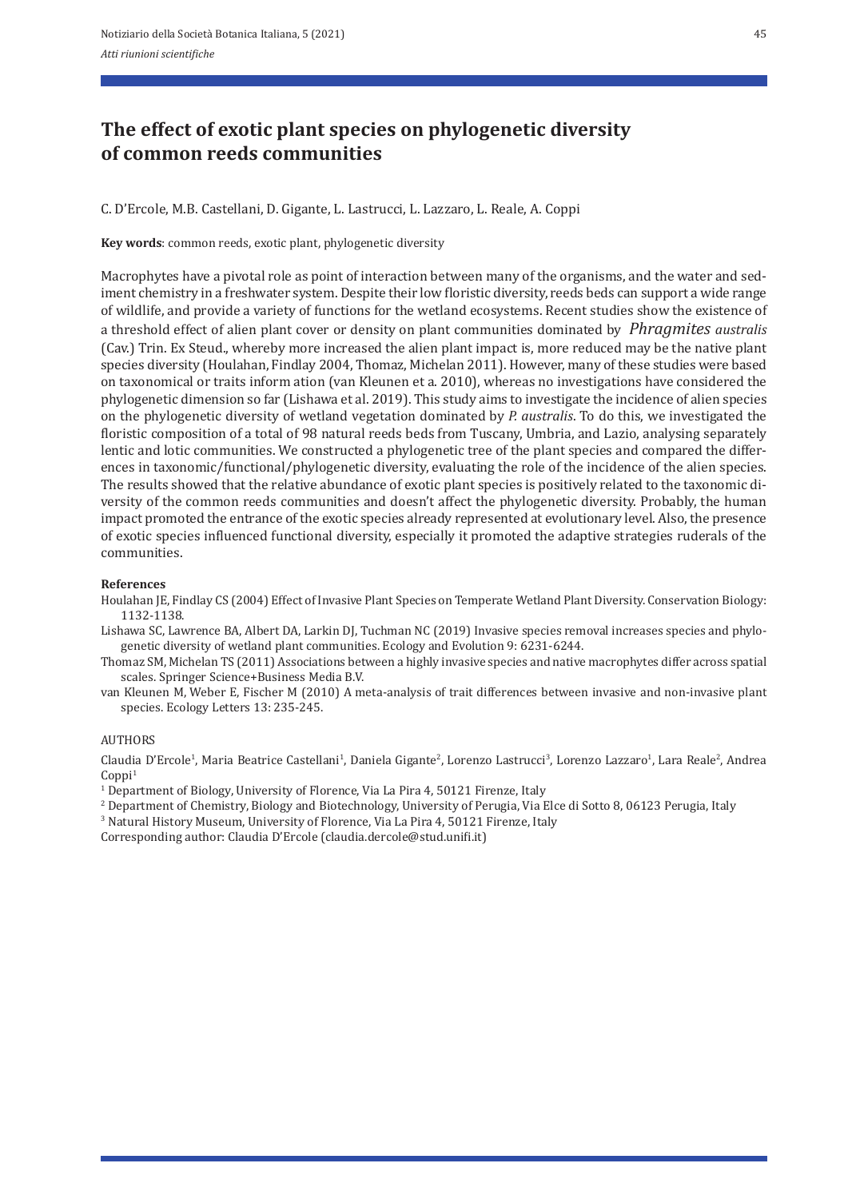# The effect of exotic plant species on phylogenetic diversity of common reeds communities

C. D'Ercole, M.B. Castellani, D. Gigante, L. Lastrucci, L. Lazzaro, L. Reale, A. Coppi

**Key words**: common reeds, exotic plant, phylogenetic diversity

Macrophytes have a pivotal role as point of interaction between many of the organisms, and the water and sediment chemistry in a freshwater system. Despite their low floristic diversity, reeds beds can support a wide range of wildlife, and provide a variety of functions for the wetland ecosystems. Recent studies show the existence of a threshold effect of alien plant cover or density on plant communities dominated by *Phragmites australis* (Cav.) Trin. Ex Steud., whereby more increased the alien plant impact is, more reduced may be the native plant species diversity (Houlahan, Findlay 2004, Thomaz, Michelan 2011). However, many of these studies were based on taxonomical or traits inform ation (van Kleunen et a. 2010), whereas no investigations have considered the phylogenetic dimension so far (Lishawa et al. 2019). This study aims to investigate the incidence of alien species on the phylogenetic diversity of wetland vegetation dominated by *P. australis*. To do this, we investigated the floristic composition of a total of 98 natural reeds beds from Tuscany, Umbria, and Lazio, analysing separately lentic and lotic communities. We constructed a phylogenetic tree of the plant species and compared the differences in taxonomic/functional/phylogenetic diversity, evaluating the role of the incidence of the alien species. The results showed that the relative abundance of exotic plant species is positively related to the taxonomic diversity of the common reeds communities and doesn't affect the phylogenetic diversity. Probably, the human impact promoted the entrance of the exotic species already represented at evolutionary level. Also, the presence of exotic species influenced functional diversity, especially it promoted the adaptive strategies ruderals of the communities.

**References**

Houlahan JE, Findlay CS (2004) Effect of Invasive Plant Species on Temperate Wetland Plant Diversity. Conservation Biology: 1132-1138.

Lishawa SC, Lawrence BA, Albert DA, Larkin DJ, Tuchman NC (2019) Invasive species removal increases species and phylogenetic diversity of wetland plant communities. Ecology and Evolution 9: 6231-6244.

Thomaz SM, Michelan TS (2011) Associations between a highly invasive species and native macrophytes differ across spatial scales. Springer Science+Business Media B.V.

van Kleunen M, Weber E, Fischer M (2010) A meta-analysis of trait differences between invasive and non-invasive plant species. Ecology Letters 13: 235-245.

AUTHORS

Claudia D'Ercole[1], Maria Beatrice Castellani[1], Daniela Gigante[2], Lorenzo Lastrucci[3], Lorenzo Lazzaro[1], Lara Reale[2], Andrea Coppi[1]

[1] Department of Biology, University of Florence, Via La Pira 4, 50121 Firenze, Italy

[2] Department of Chemistry, Biology and Biotechnology, University of Perugia, Via Elce di Sotto 8, 06123 Perugia, Italy

[3] Natural History Museum, University of Florence, Via La Pira 4, 50121 Firenze, Italy

Corresponding author: Claudia D'Ercole (claudia.dercole@stud.unifi.it)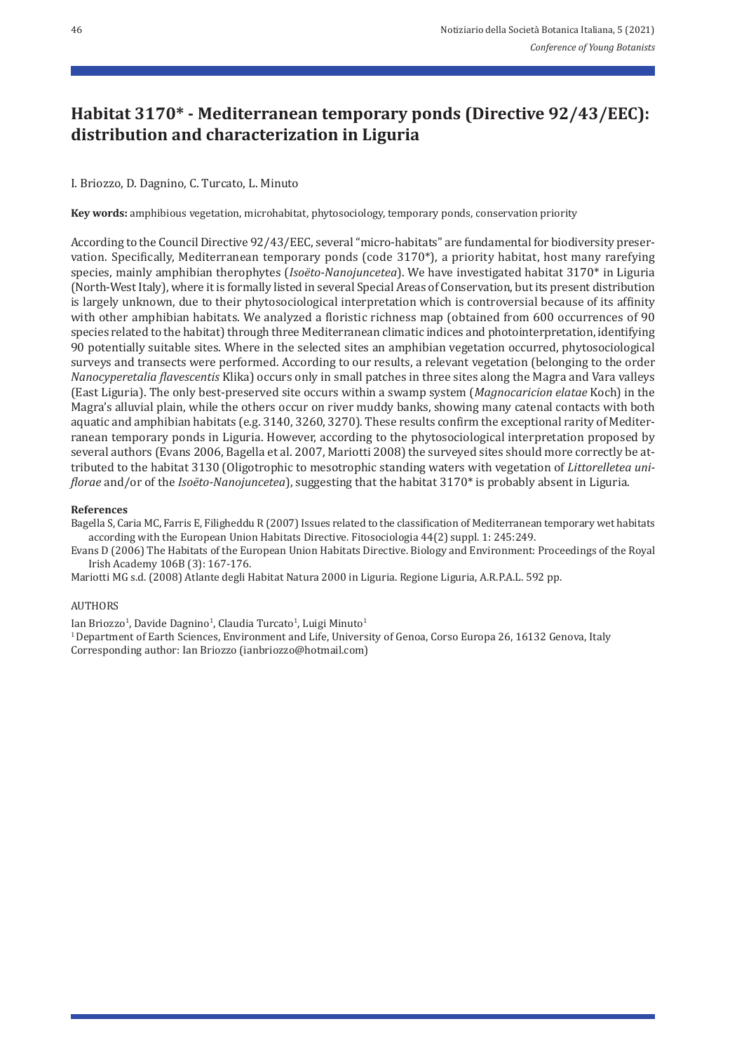# Habitat 3170* - Mediterranean temporary ponds (Directive 92/43/EEC): distribution and characterization in Liguria

I. Briozzo, D. Dagnino, C. Turcato, L. Minuto

**Key words:** amphibious vegetation, microhabitat, phytosociology, temporary ponds, conservation priority

According to the Council Directive 92/43/EEC, several "micro-habitats" are fundamental for biodiversity preservation. Specifically, Mediterranean temporary ponds (code 3170*), a priority habitat, host many rarefying species, mainly amphibian therophytes (*Isoëto-Nanojuncetea*). We have investigated habitat 3170* in Liguria (North-West Italy), where it is formally listed in several Special Areas of Conservation, but its present distribution is largely unknown, due to their phytosociological interpretation which is controversial because of its affinity with other amphibian habitats. We analyzed a floristic richness map (obtained from 600 occurrences of 90 species related to the habitat) through three Mediterranean climatic indices and photointerpretation, identifying 90 potentially suitable sites. Where in the selected sites an amphibian vegetation occurred, phytosociological surveys and transects were performed. According to our results, a relevant vegetation (belonging to the order *Nanocyperetalia flavescentis* Klika) occurs only in small patches in three sites along the Magra and Vara valleys (East Liguria). The only best-preserved site occurs within a swamp system (*Magnocaricion elatae* Koch) in the Magra's alluvial plain, while the others occur on river muddy banks, showing many catenal contacts with both aquatic and amphibian habitats (e.g. 3140, 3260, 3270). These results confirm the exceptional rarity of Mediterranean temporary ponds in Liguria. However, according to the phytosociological interpretation proposed by several authors (Evans 2006, Bagella et al. 2007, Mariotti 2008) the surveyed sites should more correctly be attributed to the habitat 3130 (Oligotrophic to mesotrophic standing waters with vegetation of *Littorelletea uniflorae* and/or of the *Isoëto-Nanojuncetea*), suggesting that the habitat 3170* is probably absent in Liguria.

**References**

Bagella S, Caria MC, Farris E, Filigheddu R (2007) Issues related to the classification of Mediterranean temporary wet habitats according with the European Union Habitats Directive. Fitosociologia 44(2) suppl. 1: 245:249.

Evans D (2006) The Habitats of the European Union Habitats Directive. Biology and Environment: Proceedings of the Royal Irish Academy 106B (3): 167-176.

Mariotti MG s.d. (2008) Atlante degli Habitat Natura 2000 in Liguria. Regione Liguria, A.R.P.A.L. 592 pp.

AUTHORS

Ian Briozzo[1], Davide Dagnino[1], Claudia Turcato[1], Luigi Minuto[1]

[1] Department of Earth Sciences, Environment and Life, University of Genoa, Corso Europa 26, 16132 Genova, Italy

Corresponding author: Ian Briozzo (ianbriozzo@hotmail.com)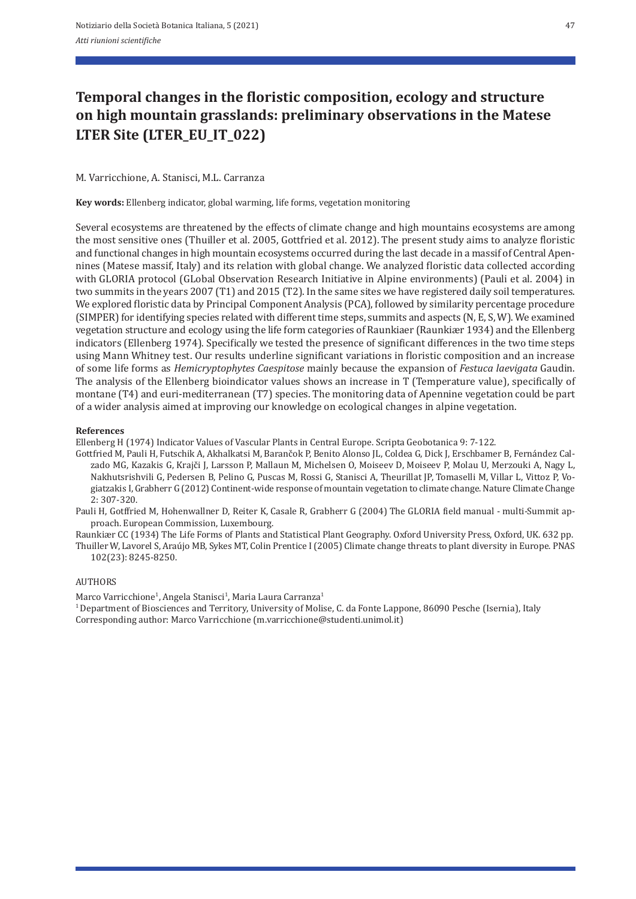# Temporal changes in the floristic composition, ecology and structure on high mountain grasslands: preliminary observations in the Matese LTER Site (LTER_EU_IT_022)

M. Varricchione, A. Stanisci, M.L. Carranza

**Key words:** Ellenberg indicator, global warming, life forms, vegetation monitoring

Several ecosystems are threatened by the effects of climate change and high mountains ecosystems are among the most sensitive ones (Thuiller et al. 2005, Gottfried et al. 2012). The present study aims to analyze floristic and functional changes in high mountain ecosystems occurred during the last decade in a massif of Central Apennines (Matese massif, Italy) and its relation with global change. We analyzed floristic data collected according with GLORIA protocol (GLobal Observation Research Initiative in Alpine environments) (Pauli et al. 2004) in two summits in the years 2007 (T1) and 2015 (T2). In the same sites we have registered daily soil temperatures. We explored floristic data by Principal Component Analysis (PCA), followed by similarity percentage procedure (SIMPER) for identifying species related with different time steps, summits and aspects (N, E, S, W). We examined vegetation structure and ecology using the life form categories of Raunkiaer (Raunkiær 1934) and the Ellenberg indicators (Ellenberg 1974). Specifically we tested the presence of significant differences in the two time steps using Mann Whitney test. Our results underline significant variations in floristic composition and an increase of some life forms as *Hemicryptophytes Caespitose* mainly because the expansion of *Festuca laevigata* Gaudin. The analysis of the Ellenberg bioindicator values shows an increase in T (Temperature value), specifically of montane (T4) and euri-mediterranean (T7) species. The monitoring data of Apennine vegetation could be part of a wider analysis aimed at improving our knowledge on ecological changes in alpine vegetation.

**References**

Ellenberg H (1974) Indicator Values of Vascular Plants in Central Europe. Scripta Geobotanica 9: 7-122.

Gottfried M, Pauli H, Futschik A, Akhalkatsi M, Barančok P, Benito Alonso JL, Coldea G, Dick J, Erschbamer B, Fernández Calzado MG, Kazakis G, Krajči J, Larsson P, Mallaun M, Michelsen O, Moiseev D, Moiseev P, Molau U, Merzouki A, Nagy L, Nakhutsrishvili G, Pedersen B, Pelino G, Puscas M, Rossi G, Stanisci A, Theurillat JP, Tomaselli M, Villar L, Vittoz P, Vogiatzakis I, Grabherr G (2012) Continent-wide response of mountain vegetation to climate change. Nature Climate Change 2: 307-320.

Pauli H, Gotffried M, Hohenwallner D, Reiter K, Casale R, Grabherr G (2004) The GLORIA field manual - multi-Summit approach. European Commission, Luxembourg.

Raunkiær CC (1934) The Life Forms of Plants and Statistical Plant Geography. Oxford University Press, Oxford, UK. 632 pp.

Thuiller W, Lavorel S, Araújo MB, Sykes MT, Colin Prentice I (2005) Climate change threats to plant diversity in Europe. PNAS 102(23): 8245-8250.

AUTHORS

Marco Varricchione[1], Angela Stanisci[1], Maria Laura Carranza[1]

[1] Department of Biosciences and Territory, University of Molise, C. da Fonte Lappone, 86090 Pesche (Isernia), Italy

Corresponding author: Marco Varricchione (m.varricchione@studenti.unimol.it)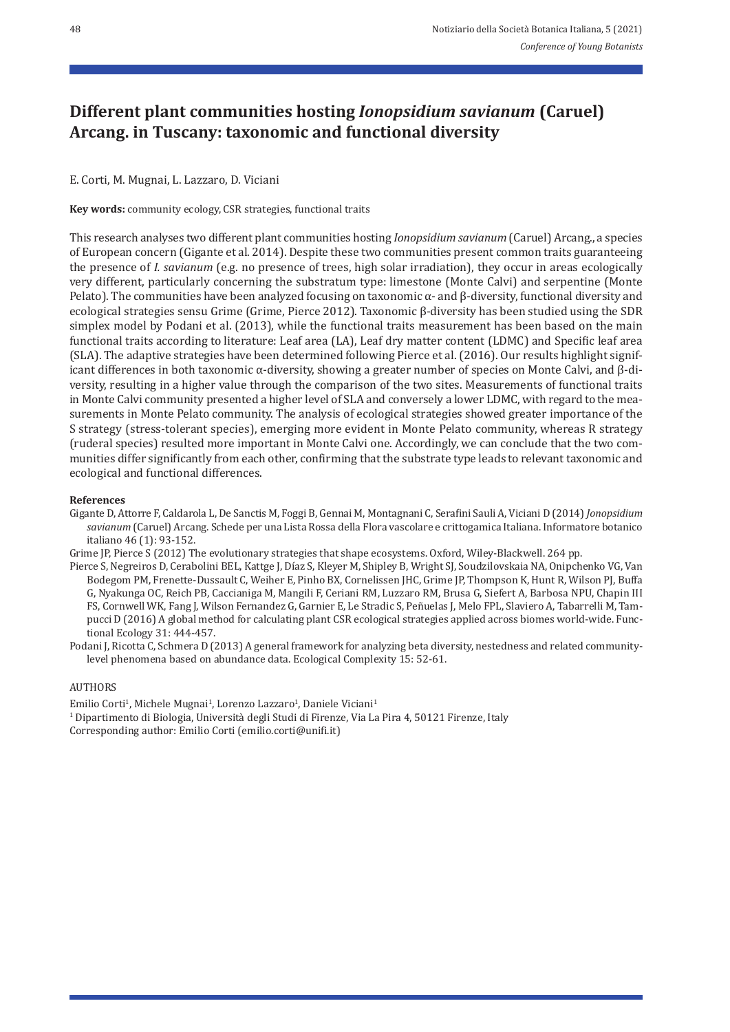# Different plant communities hosting *Ionopsidium savianum* (Caruel) Arcang. in Tuscany: taxonomic and functional diversity

E. Corti, M. Mugnai, L. Lazzaro, D. Viciani

**Key words:** community ecology, CSR strategies, functional traits

This research analyses two different plant communities hosting *Ionopsidium savianum* (Caruel) Arcang., a species of European concern (Gigante et al. 2014). Despite these two communities present common traits guaranteeing the presence of *I. savianum* (e.g. no presence of trees, high solar irradiation), they occur in areas ecologically very different, particularly concerning the substratum type: limestone (Monte Calvi) and serpentine (Monte Pelato). The communities have been analyzed focusing on taxonomic α- and β-diversity, functional diversity and ecological strategies sensu Grime (Grime, Pierce 2012). Taxonomic β-diversity has been studied using the SDR simplex model by Podani et al. (2013), while the functional traits measurement has been based on the main functional traits according to literature: Leaf area (LA), Leaf dry matter content (LDMC) and Specific leaf area (SLA). The adaptive strategies have been determined following Pierce et al. (2016). Our results highlight significant differences in both taxonomic α-diversity, showing a greater number of species on Monte Calvi, and β-diversity, resulting in a higher value through the comparison of the two sites. Measurements of functional traits in Monte Calvi community presented a higher level of SLA and conversely a lower LDMC, with regard to the measurements in Monte Pelato community. The analysis of ecological strategies showed greater importance of the S strategy (stress-tolerant species), emerging more evident in Monte Pelato community, whereas R strategy (ruderal species) resulted more important in Monte Calvi one. Accordingly, we can conclude that the two communities differ significantly from each other, confirming that the substrate type leads to relevant taxonomic and ecological and functional differences.

**References**

Gigante D, Attorre F, Caldarola L, De Sanctis M, Foggi B, Gennai M, Montagnani C, Serafini Sauli A, Viciani D (2014) *Ionopsidium savianum* (Caruel) Arcang. Schede per una Lista Rossa della Flora vascolare e crittogamica Italiana. Informatore botanico italiano 46 (1): 93-152.

Grime JP, Pierce S (2012) The evolutionary strategies that shape ecosystems. Oxford, Wiley-Blackwell. 264 pp.

Pierce S, Negreiros D, Cerabolini BEL, Kattge J, Díaz S, Kleyer M, Shipley B, Wright SJ, Soudzilovskaia NA, Onipchenko VG, Van Bodegom PM, Frenette-Dussault C, Weiher E, Pinho BX, Cornelissen JHC, Grime JP, Thompson K, Hunt R, Wilson PJ, Buffa G, Nyakunga OC, Reich PB, Caccianiga M, Mangili F, Ceriani RM, Luzzaro RM, Brusa G, Siefert A, Barbosa NPU, Chapin III FS, Cornwell WK, Fang J, Wilson Fernandez G, Garnier E, Le Stradic S, Peñuelas J, Melo FPL, Slaviero A, Tabarrelli M, Tampucci D (2016) A global method for calculating plant CSR ecological strategies applied across biomes world-wide. Functional Ecology 31: 444-457.

Podani J, Ricotta C, Schmera D (2013) A general framework for analyzing beta diversity, nestedness and related community-level phenomena based on abundance data. Ecological Complexity 15: 52-61.

AUTHORS

Emilio Corti[1], Michele Mugnai[1], Lorenzo Lazzaro[1], Daniele Viciani[1]

[1] Dipartimento di Biologia, Università degli Studi di Firenze, Via La Pira 4, 50121 Firenze, Italy

Corresponding author: Emilio Corti (emilio.corti@unifi.it)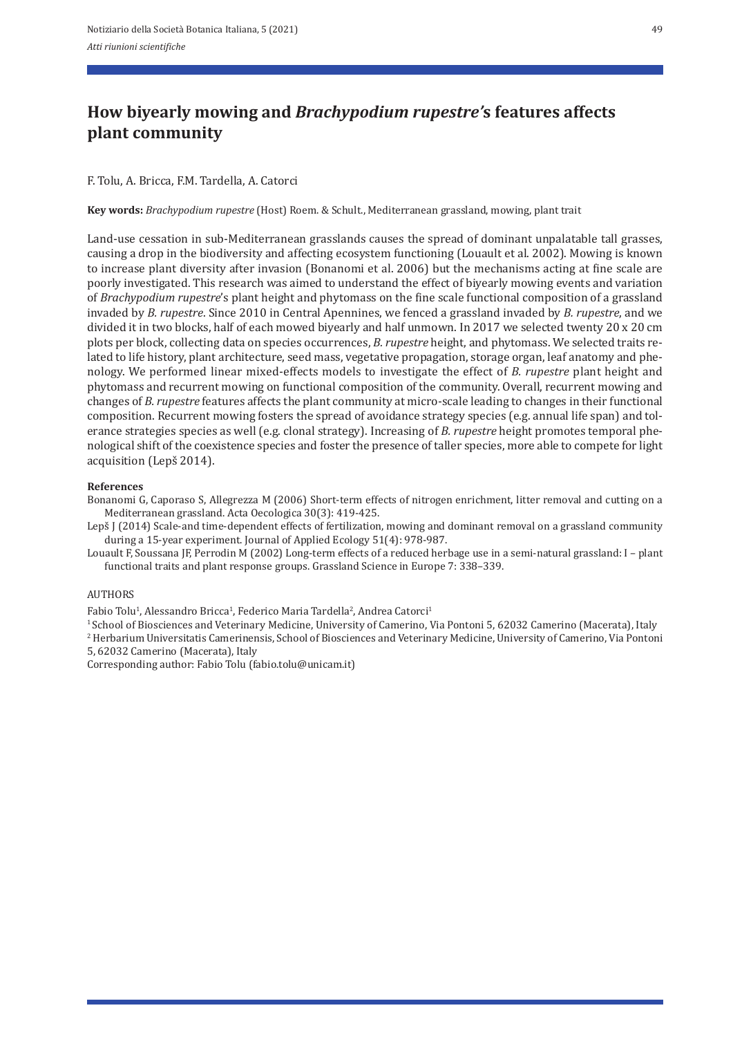# How biyearly mowing and *Brachypodium rupestre's* features affects plant community

F. Tolu, A. Bricca, F.M. Tardella, A. Catorci

**Key words:** *Brachypodium rupestre* (Host) Roem. & Schult., Mediterranean grassland, mowing, plant trait

Land-use cessation in sub-Mediterranean grasslands causes the spread of dominant unpalatable tall grasses, causing a drop in the biodiversity and affecting ecosystem functioning (Louault et al. 2002). Mowing is known to increase plant diversity after invasion (Bonanomi et al. 2006) but the mechanisms acting at fine scale are poorly investigated. This research was aimed to understand the effect of biyearly mowing events and variation of *Brachypodium rupestre*'s plant height and phytomass on the fine scale functional composition of a grassland invaded by *B. rupestre*. Since 2010 in Central Apennines, we fenced a grassland invaded by *B. rupestre*, and we divided it in two blocks, half of each mowed biyearly and half unmown. In 2017 we selected twenty 20 x 20 cm plots per block, collecting data on species occurrences, *B. rupestre* height, and phytomass. We selected traits related to life history, plant architecture, seed mass, vegetative propagation, storage organ, leaf anatomy and phenology. We performed linear mixed-effects models to investigate the effect of *B. rupestre* plant height and phytomass and recurrent mowing on functional composition of the community. Overall, recurrent mowing and changes of *B. rupestre* features affects the plant community at micro-scale leading to changes in their functional composition. Recurrent mowing fosters the spread of avoidance strategy species (e.g. annual life span) and tolerance strategies species as well (e.g. clonal strategy). Increasing of *B. rupestre* height promotes temporal phenological shift of the coexistence species and foster the presence of taller species, more able to compete for light acquisition (Lepš 2014).

**References**

Bonanomi G, Caporaso S, Allegrezza M (2006) Short-term effects of nitrogen enrichment, litter removal and cutting on a Mediterranean grassland. Acta Oecologica 30(3): 419-425.

Lepš J (2014) Scale-and time-dependent effects of fertilization, mowing and dominant removal on a grassland community during a 15-year experiment. Journal of Applied Ecology 51(4): 978-987.

Louault F, Soussana JF, Perrodin M (2002) Long-term effects of a reduced herbage use in a semi-natural grassland: I – plant functional traits and plant response groups. Grassland Science in Europe 7: 338–339.

AUTHORS

Fabio Tolu[1], Alessandro Bricca[1], Federico Maria Tardella[2], Andrea Catorci[1]

[1] School of Biosciences and Veterinary Medicine, University of Camerino, Via Pontoni 5, 62032 Camerino (Macerata), Italy

[2] Herbarium Universitatis Camerinensis, School of Biosciences and Veterinary Medicine, University of Camerino, Via Pontoni 5, 62032 Camerino (Macerata), Italy

Corresponding author: Fabio Tolu (fabio.tolu@unicam.it)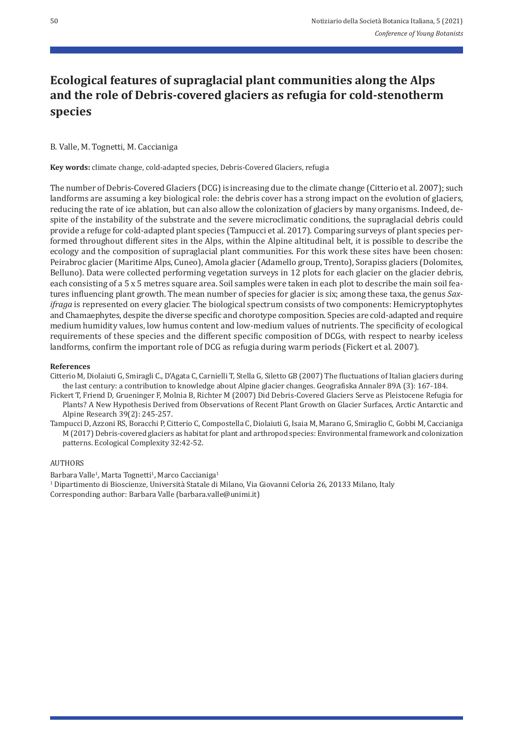# Ecological features of supraglacial plant communities along the Alps and the role of Debris-covered glaciers as refugia for cold-stenotherm species

B. Valle, M. Tognetti, M. Caccianiga

**Key words:** climate change, cold-adapted species, Debris-Covered Glaciers, refugia

The number of Debris-Covered Glaciers (DCG) is increasing due to the climate change (Citterio et al. 2007); such landforms are assuming a key biological role: the debris cover has a strong impact on the evolution of glaciers, reducing the rate of ice ablation, but can also allow the colonization of glaciers by many organisms. Indeed, despite of the instability of the substrate and the severe microclimatic conditions, the supraglacial debris could provide a refuge for cold-adapted plant species (Tampucci et al. 2017). Comparing surveys of plant species performed throughout different sites in the Alps, within the Alpine altitudinal belt, it is possible to describe the ecology and the composition of supraglacial plant communities. For this work these sites have been chosen: Peirabroc glacier (Maritime Alps, Cuneo), Amola glacier (Adamello group, Trento), Sorapiss glaciers (Dolomites, Belluno). Data were collected performing vegetation surveys in 12 plots for each glacier on the glacier debris, each consisting of a 5 x 5 metres square area. Soil samples were taken in each plot to describe the main soil features influencing plant growth. The mean number of species for glacier is six; among these taxa, the genus *Saxifraga* is represented on every glacier. The biological spectrum consists of two components: Hemicryptophytes and Chamaephytes, despite the diverse specific and chorotype composition. Species are cold-adapted and require medium humidity values, low humus content and low-medium values of nutrients. The specificity of ecological requirements of these species and the different specific composition of DCGs, with respect to nearby iceless landforms, confirm the important role of DCG as refugia during warm periods (Fickert et al. 2007).

**References**

Citterio M, Diolaiuti G, Smiragli C., D'Agata C, Carnielli T, Stella G, Siletto GB (2007) The fluctuations of Italian glaciers during the last century: a contribution to knowledge about Alpine glacier changes. Geografiska Annaler 89A (3): 167-184.

Fickert T, Friend D, Grueninger F, Molnia B, Richter M (2007) Did Debris-Covered Glaciers Serve as Pleistocene Refugia for Plants? A New Hypothesis Derived from Observations of Recent Plant Growth on Glacier Surfaces, Arctic Antarctic and Alpine Research 39(2): 245-257.

Tampucci D, Azzoni RS, Boracchi P, Citterio C, Compostella C, Diolaiuti G, Isaia M, Marano G, Smiraglio C, Gobbi M, Caccianiga M (2017) Debris-covered glaciers as habitat for plant and arthropod species: Environmental framework and colonization patterns. Ecological Complexity 32:42-52.

AUTHORS

Barbara Valle[1], Marta Tognetti[1], Marco Caccianiga[1]

[1] Dipartimento di Bioscienze, Università Statale di Milano, Via Giovanni Celoria 26, 20133 Milano, Italy

Corresponding author: Barbara Valle (barbara.valle@unimi.it)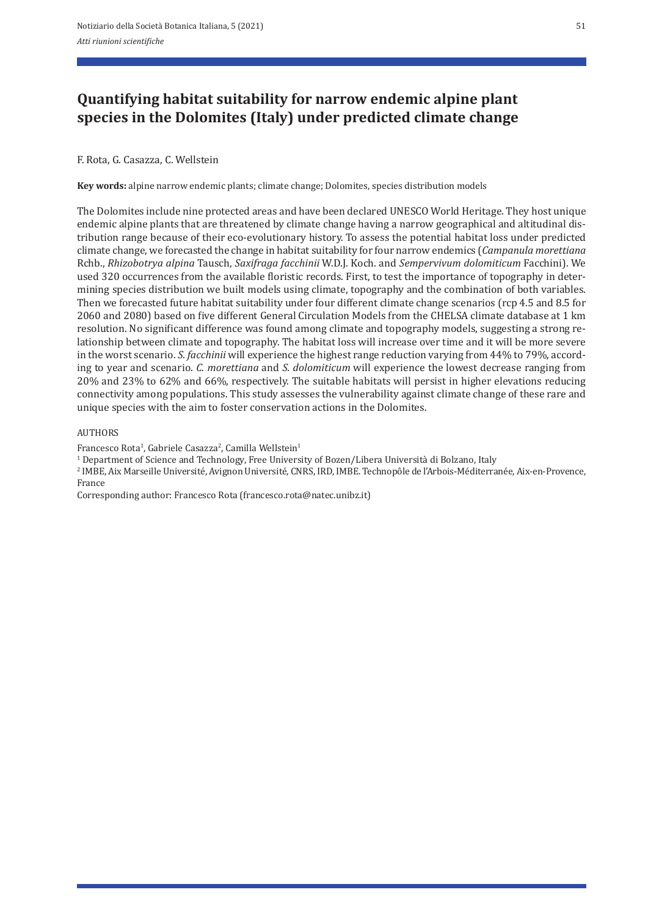# Quantifying habitat suitability for narrow endemic alpine plant species in the Dolomites (Italy) under predicted climate change

F. Rota, G. Casazza, C. Wellstein

**Key words:** alpine narrow endemic plants; climate change; Dolomites, species distribution models

The Dolomites include nine protected areas and have been declared UNESCO World Heritage. They host unique endemic alpine plants that are threatened by climate change having a narrow geographical and altitudinal distribution range because of their eco-evolutionary history. To assess the potential habitat loss under predicted climate change, we forecasted the change in habitat suitability for four narrow endemics (*Campanula morettiana* Rchb., *Rhizobotrya alpina* Tausch, *Saxifraga facchinii* W.D.J. Koch. and *Sempervivum dolomiticum* Facchini). We used 320 occurrences from the available floristic records. First, to test the importance of topography in determining species distribution we built models using climate, topography and the combination of both variables. Then we forecasted future habitat suitability under four different climate change scenarios (rcp 4.5 and 8.5 for 2060 and 2080) based on five different General Circulation Models from the CHELSA climate database at 1 km resolution. No significant difference was found among climate and topography models, suggesting a strong relationship between climate and topography. The habitat loss will increase over time and it will be more severe in the worst scenario. *S. facchinii* will experience the highest range reduction varying from 44% to 79%, according to year and scenario. *C. morettiana* and *S. dolomiticum* will experience the lowest decrease ranging from 20% and 23% to 62% and 66%, respectively. The suitable habitats will persist in higher elevations reducing connectivity among populations. This study assesses the vulnerability against climate change of these rare and unique species with the aim to foster conservation actions in the Dolomites.

AUTHORS

Francesco Rota[1], Gabriele Casazza[2], Camilla Wellstein[1]

[1] Department of Science and Technology, Free University of Bozen/Libera Università di Bolzano, Italy

[2] IMBE, Aix Marseille Université, Avignon Université, CNRS, IRD, IMBE. Technopôle de l'Arbois-Méditerranée, Aix-en-Provence, France

Corresponding author: Francesco Rota (francesco.rota@natec.unibz.it)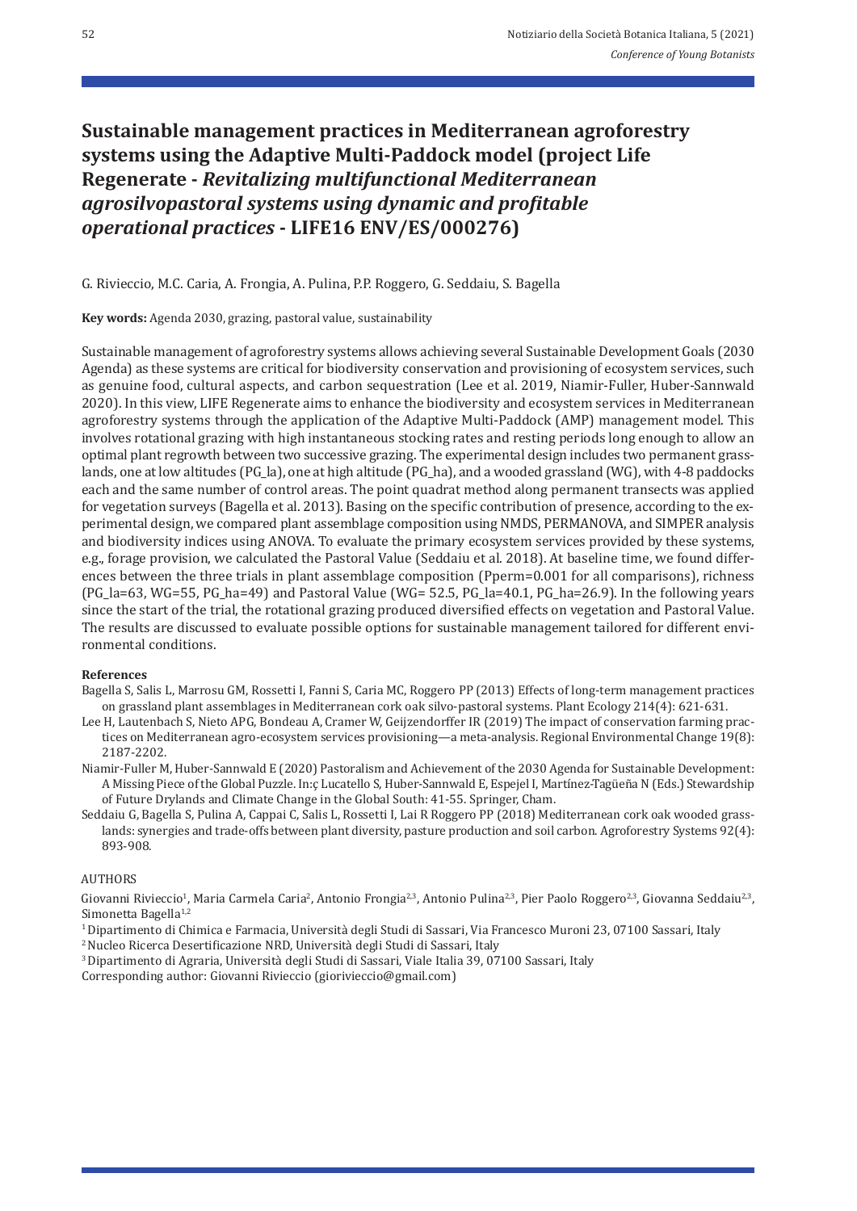# Sustainable management practices in Mediterranean agroforestry systems using the Adaptive Multi-Paddock model (project Life Regenerate - *Revitalizing multifunctional Mediterranean agrosilvopastoral systems using dynamic and profitable operational practices* - LIFE16 ENV/ES/000276)

G. Rivieccio, M.C. Caria, A. Frongia, A. Pulina, P.P. Roggero, G. Seddaiu, S. Bagella

**Key words:** Agenda 2030, grazing, pastoral value, sustainability

Sustainable management of agroforestry systems allows achieving several Sustainable Development Goals (2030 Agenda) as these systems are critical for biodiversity conservation and provisioning of ecosystem services, such as genuine food, cultural aspects, and carbon sequestration (Lee et al. 2019, Niamir-Fuller, Huber-Sannwald 2020). In this view, LIFE Regenerate aims to enhance the biodiversity and ecosystem services in Mediterranean agroforestry systems through the application of the Adaptive Multi-Paddock (AMP) management model. This involves rotational grazing with high instantaneous stocking rates and resting periods long enough to allow an optimal plant regrowth between two successive grazing. The experimental design includes two permanent grasslands, one at low altitudes (PG_la), one at high altitude (PG_ha), and a wooded grassland (WG), with 4-8 paddocks each and the same number of control areas. The point quadrat method along permanent transects was applied for vegetation surveys (Bagella et al. 2013). Basing on the specific contribution of presence, according to the experimental design, we compared plant assemblage composition using NMDS, PERMANOVA, and SIMPER analysis and biodiversity indices using ANOVA. To evaluate the primary ecosystem services provided by these systems, e.g., forage provision, we calculated the Pastoral Value (Seddaiu et al. 2018). At baseline time, we found differences between the three trials in plant assemblage composition (Pperm=0.001 for all comparisons), richness (PG_la=63, WG=55, PG_ha=49) and Pastoral Value (WG= 52.5, PG_la=40.1, PG_ha=26.9). In the following years since the start of the trial, the rotational grazing produced diversified effects on vegetation and Pastoral Value. The results are discussed to evaluate possible options for sustainable management tailored for different environmental conditions.

**References**

Bagella S, Salis L, Marrosu GM, Rossetti I, Fanni S, Caria MC, Roggero PP (2013) Effects of long-term management practices on grassland plant assemblages in Mediterranean cork oak silvo-pastoral systems. Plant Ecology 214(4): 621-631.

Lee H, Lautenbach S, Nieto APG, Bondeau A, Cramer W, Geijzendorffer IR (2019) The impact of conservation farming practices on Mediterranean agro-ecosystem services provisioning—a meta-analysis. Regional Environmental Change 19(8): 2187-2202.

Niamir-Fuller M, Huber-Sannwald E (2020) Pastoralism and Achievement of the 2030 Agenda for Sustainable Development: A Missing Piece of the Global Puzzle. In:ç Lucatello S, Huber-Sannwald E, Espejel I, Martínez-Tagüeña N (Eds.) Stewardship of Future Drylands and Climate Change in the Global South: 41-55. Springer, Cham.

Seddaiu G, Bagella S, Pulina A, Cappai C, Salis L, Rossetti I, Lai R Roggero PP (2018) Mediterranean cork oak wooded grasslands: synergies and trade-offs between plant diversity, pasture production and soil carbon. Agroforestry Systems 92(4): 893-908.

AUTHORS

Giovanni Rivieccio[1], Maria Carmela Caria[2], Antonio Frongia[2,3], Antonio Pulina[2,3], Pier Paolo Roggero[2,3], Giovanna Seddaiu[2,3], Simonetta Bagella[1,2]

[1] Dipartimento di Chimica e Farmacia, Università degli Studi di Sassari, Via Francesco Muroni 23, 07100 Sassari, Italy

[2] Nucleo Ricerca Desertificazione NRD, Università degli Studi di Sassari, Italy

[3] Dipartimento di Agraria, Università degli Studi di Sassari, Viale Italia 39, 07100 Sassari, Italy

Corresponding author: Giovanni Rivieccio (gioriviecci o@gmail.com)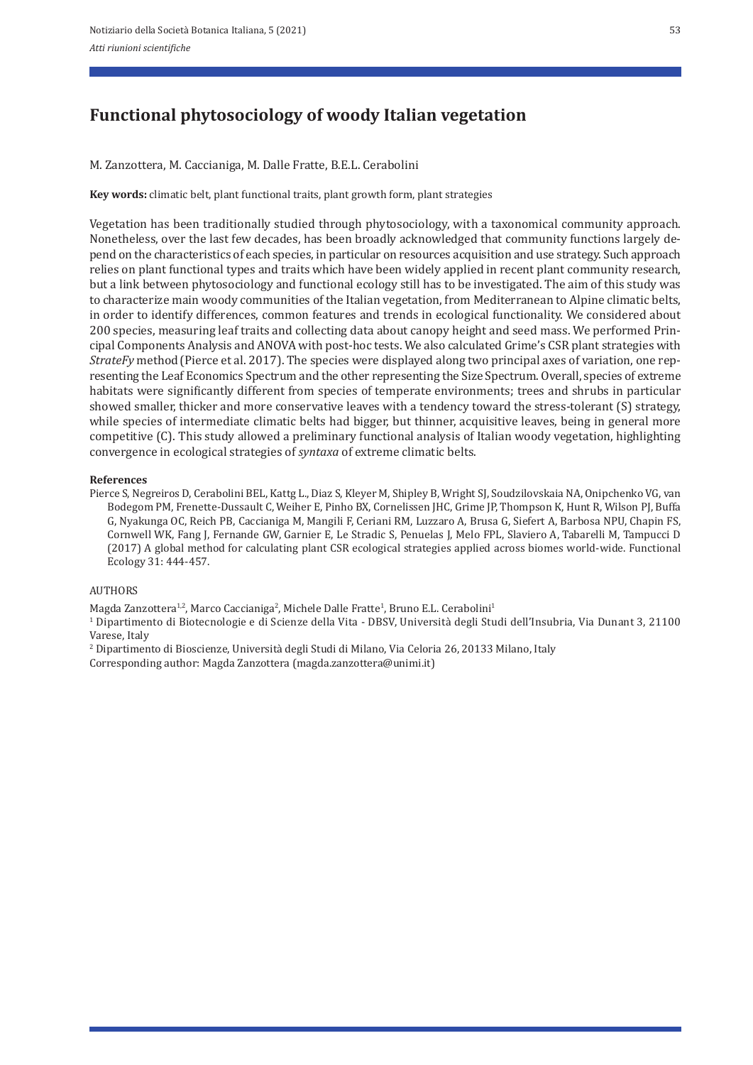# Functional phytosociology of woody Italian vegetation

M. Zanzottera, M. Caccianiga, M. Dalle Fratte, B.E.L. Cerabolini

**Key words:** climatic belt, plant functional traits, plant growth form, plant strategies

Vegetation has been traditionally studied through phytosociology, with a taxonomical community approach. Nonetheless, over the last few decades, has been broadly acknowledged that community functions largely depend on the characteristics of each species, in particular on resources acquisition and use strategy. Such approach relies on plant functional types and traits which have been widely applied in recent plant community research, but a link between phytosociology and functional ecology still has to be investigated. The aim of this study was to characterize main woody communities of the Italian vegetation, from Mediterranean to Alpine climatic belts, in order to identify differences, common features and trends in ecological functionality. We considered about 200 species, measuring leaf traits and collecting data about canopy height and seed mass. We performed Principal Components Analysis and ANOVA with post-hoc tests. We also calculated Grime's CSR plant strategies with *StrateFy* method (Pierce et al. 2017). The species were displayed along two principal axes of variation, one representing the Leaf Economics Spectrum and the other representing the Size Spectrum. Overall, species of extreme habitats were significantly different from species of temperate environments; trees and shrubs in particular showed smaller, thicker and more conservative leaves with a tendency toward the stress-tolerant (S) strategy, while species of intermediate climatic belts had bigger, but thinner, acquisitive leaves, being in general more competitive (C). This study allowed a preliminary functional analysis of Italian woody vegetation, highlighting convergence in ecological strategies of *syntaxa* of extreme climatic belts.

**References**

Pierce S, Negreiros D, Cerabolini BEL, Kattg L., Diaz S, Kleyer M, Shipley B, Wright SJ, Soudzilovskaia NA, Onipchenko VG, van Bodegom PM, Frenette-Dussault C, Weiher E, Pinho BX, Cornelissen JHC, Grime JP, Thompson K, Hunt R, Wilson PJ, Buffa G, Nyakunga OC, Reich PB, Caccianiga M, Mangili F, Ceriani RM, Luzzaro A, Brusa G, Siefert A, Barbosa NPU, Chapin FS, Cornwell WK, Fang J, Fernande GW, Garnier E, Le Stradic S, Penuelas J, Melo FPL, Slaviero A, Tabarelli M, Tampucci D (2017) A global method for calculating plant CSR ecological strategies applied across biomes world-wide. Functional Ecology 31: 444-457.

AUTHORS

Magda Zanzottera[1,2], Marco Caccianiga[2], Michele Dalle Fratte[1], Bruno E.L. Cerabolini[1]

[1] Dipartimento di Biotecnologie e di Scienze della Vita - DBSV, Università degli Studi dell'Insubria, Via Dunant 3, 21100 Varese, Italy

[2] Dipartimento di Bioscienze, Università degli Studi di Milano, Via Celoria 26, 20133 Milano, Italy

Corresponding author: Magda Zanzottera (magda.zanzottera@unimi.it)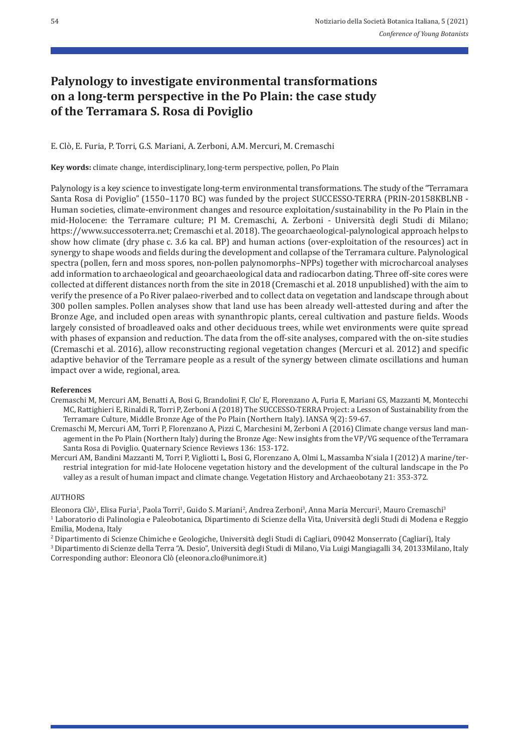# Palynology to investigate environmental transformations on a long-term perspective in the Po Plain: the case study of the Terramara S. Rosa di Poviglio

E. Clò, E. Furia, P. Torri, G.S. Mariani, A. Zerboni, A.M. Mercuri, M. Cremaschi

**Key words:** climate change, interdisciplinary, long-term perspective, pollen, Po Plain

Palynology is a key science to investigate long-term environmental transformations. The study of the "Terramara Santa Rosa di Poviglio" (1550–1170 BC) was funded by the project SUCCESSO-TERRA (PRIN-20158KBLNB - Human societies, climate-environment changes and resource exploitation/sustainability in the Po Plain in the mid-Holocene: the Terramare culture; PI M. Cremaschi, A. Zerboni - Università degli Studi di Milano; https://www.successoterra.net; Cremaschi et al. 2018). The geoarchaeological-palynological approach helps to show how climate (dry phase c. 3.6 ka cal. BP) and human actions (over-exploitation of the resources) act in synergy to shape woods and fields during the development and collapse of the Terramara culture. Palynological spectra (pollen, fern and moss spores, non-pollen palynomorphs–NPPs) together with microcharcoal analyses add information to archaeological and geoarchaeological data and radiocarbon dating. Three off-site cores were collected at different distances north from the site in 2018 (Cremaschi et al. 2018 unpublished) with the aim to verify the presence of a Po River palaeo-riverbed and to collect data on vegetation and landscape through about 300 pollen samples. Pollen analyses show that land use has been already well-attested during and after the Bronze Age, and included open areas with synanthropic plants, cereal cultivation and pasture fields. Woods largely consisted of broadleaved oaks and other deciduous trees, while wet environments were quite spread with phases of expansion and reduction. The data from the off-site analyses, compared with the on-site studies (Cremaschi et al. 2016), allow reconstructing regional vegetation changes (Mercuri et al. 2012) and specific adaptive behavior of the Terramare people as a result of the synergy between climate oscillations and human impact over a wide, regional, area.

**References**

Cremaschi M, Mercuri AM, Benatti A, Bosi G, Brandolini F, Clo' E, Florenzano A, Furia E, Mariani GS, Mazzanti M, Montecchi MC, Rattighieri E, Rinaldi R, Torri P, Zerboni A (2018) The SUCCESSO-TERRA Project: a Lesson of Sustainability from the Terramare Culture, Middle Bronze Age of the Po Plain (Northern Italy). IANSA 9(2): 59-67.

Cremaschi M, Mercuri AM, Torri P, Florenzano A, Pizzi C, Marchesini M, Zerboni A (2016) Climate change versus land management in the Po Plain (Northern Italy) during the Bronze Age: New insights from the VP/VG sequence of the Terramara Santa Rosa di Poviglio. Quaternary Science Reviews 136: 153-172.

Mercuri AM, Bandini Mazzanti M, Torri P, Vigliotti L, Bosi G, Florenzano A, Olmi L, Massamba N'siala I (2012) A marine/terrestrial integration for mid-late Holocene vegetation history and the development of the cultural landscape in the Po valley as a result of human impact and climate change. Vegetation History and Archaeobotany 21: 353-372.

AUTHORS

Eleonora Clò[1], Elisa Furia[1], Paola Torri[1], Guido S. Mariani[2], Andrea Zerboni[3], Anna Maria Mercuri[1], Mauro Cremaschi[3]

[1] Laboratorio di Palinologia e Paleobotanica, Dipartimento di Scienze della Vita, Università degli Studi di Modena e Reggio Emilia, Modena, Italy

[2] Dipartimento di Scienze Chimiche e Geologiche, Università degli Studi di Cagliari, 09042 Monserrato (Cagliari), Italy

[3] Dipartimento di Scienze della Terra "A. Desio", Università degli Studi di Milano, Via Luigi Mangiagalli 34, 20133Milano, Italy

Corresponding author: Eleonora Clò (eleonora.clo@unimore.it)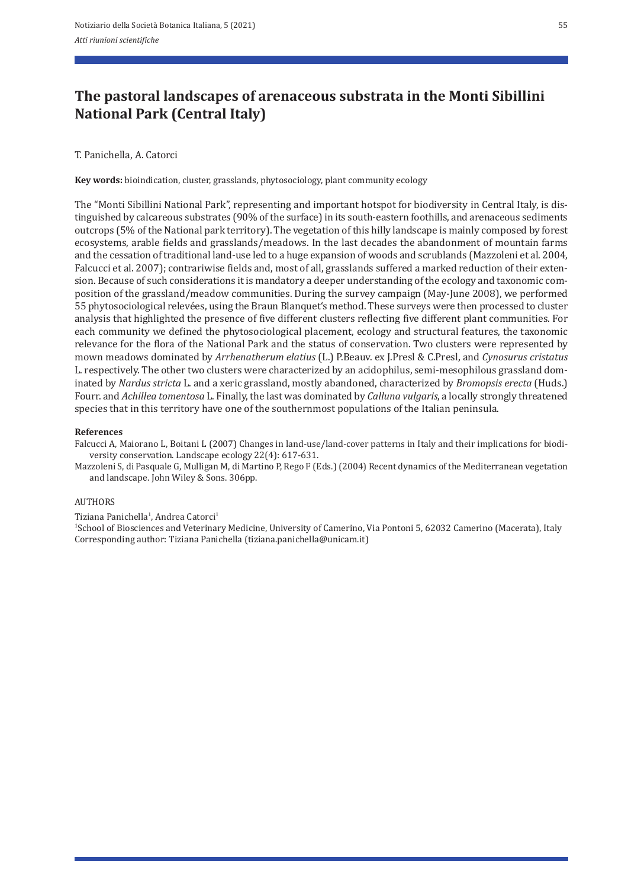# The pastoral landscapes of arenaceous substrata in the Monti Sibillini National Park (Central Italy)

T. Panichella, A. Catorci

**Key words:** bioindication, cluster, grasslands, phytosociology, plant community ecology

The "Monti Sibillini National Park", representing and important hotspot for biodiversity in Central Italy, is distinguished by calcareous substrates (90% of the surface) in its south-eastern foothills, and arenaceous sediments outcrops (5% of the National park territory). The vegetation of this hilly landscape is mainly composed by forest ecosystems, arable fields and grasslands/meadows. In the last decades the abandonment of mountain farms and the cessation of traditional land-use led to a huge expansion of woods and scrublands (Mazzoleni et al. 2004, Falcucci et al. 2007); contrariwise fields and, most of all, grasslands suffered a marked reduction of their extension. Because of such considerations it is mandatory a deeper understanding of the ecology and taxonomic composition of the grassland/meadow communities. During the survey campaign (May-June 2008), we performed 55 phytosociological relevées, using the Braun Blanquet's method. These surveys were then processed to cluster analysis that highlighted the presence of five different clusters reflecting five different plant communities. For each community we defined the phytosociological placement, ecology and structural features, the taxonomic relevance for the flora of the National Park and the status of conservation. Two clusters were represented by mown meadows dominated by *Arrhenatherum elatius* (L.) P.Beauv. ex J.Presl & C.Presl, and *Cynosurus cristatus* L. respectively. The other two clusters were characterized by an acidophilus, semi-mesophilous grassland dominated by *Nardus stricta* L. and a xeric grassland, mostly abandoned, characterized by *Bromopsis erecta* (Huds.) Fourr. and *Achillea tomentosa* L. Finally, the last was dominated by *Calluna vulgaris*, a locally strongly threatened species that in this territory have one of the southernmost populations of the Italian peninsula.

**References**

Falcucci A, Maiorano L, Boitani L (2007) Changes in land-use/land-cover patterns in Italy and their implications for biodiversity conservation. Landscape ecology 22(4): 617-631.

Mazzoleni S, di Pasquale G, Mulligan M, di Martino P, Rego F (Eds.) (2004) Recent dynamics of the Mediterranean vegetation and landscape. John Wiley & Sons. 306pp.

AUTHORS

Tiziana Panichella[1], Andrea Catorci[1]

[1]School of Biosciences and Veterinary Medicine, University of Camerino, Via Pontoni 5, 62032 Camerino (Macerata), Italy
Corresponding author: Tiziana Panichella (tiziana.panichella@unicam.it)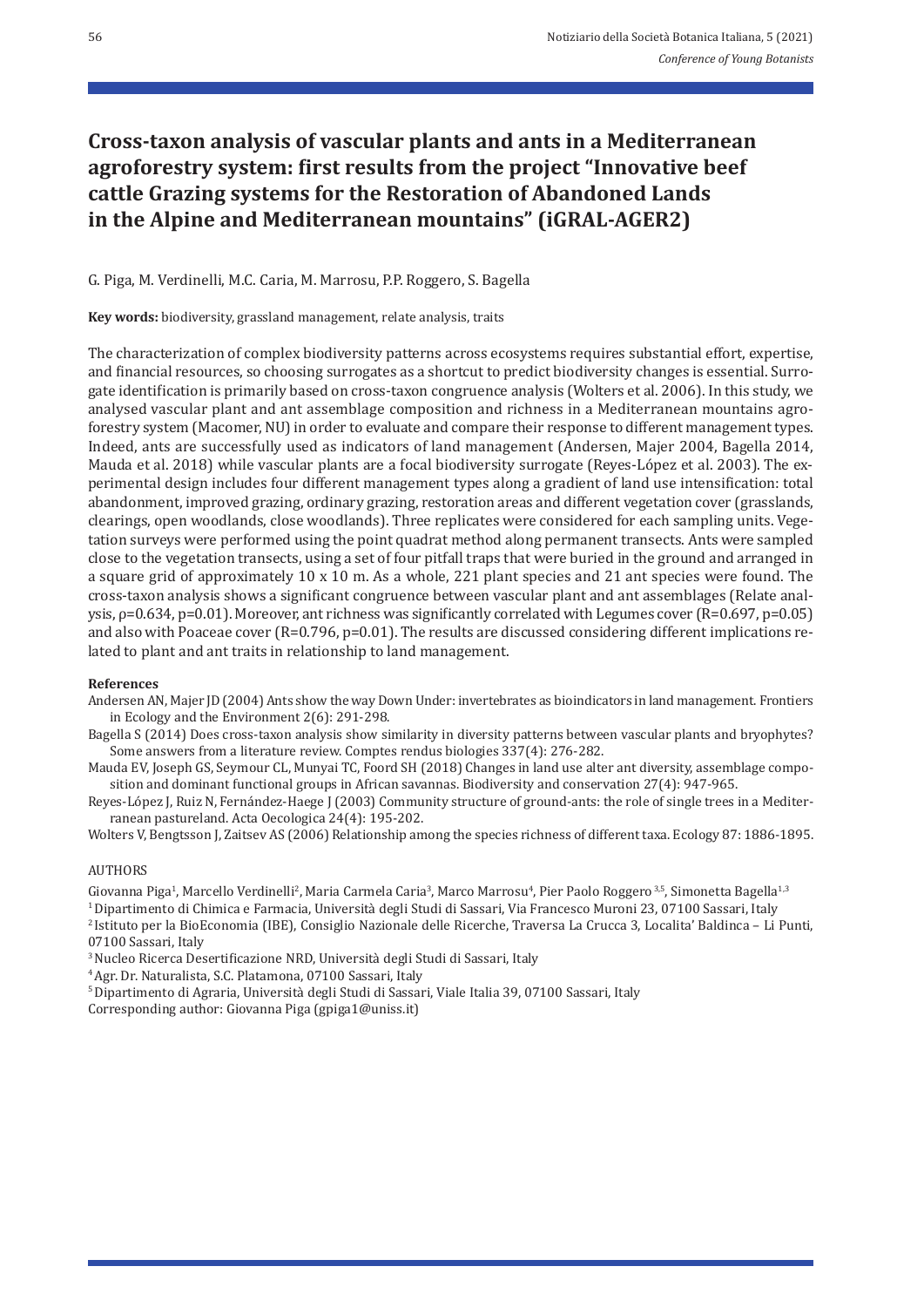# Cross-taxon analysis of vascular plants and ants in a Mediterranean agroforestry system: first results from the project "Innovative beef cattle Grazing systems for the Restoration of Abandoned Lands in the Alpine and Mediterranean mountains" (iGRAL-AGER2)

G. Piga, M. Verdinelli, M.C. Caria, M. Marrosu, P.P. Roggero, S. Bagella

**Key words:** biodiversity, grassland management, relate analysis, traits

The characterization of complex biodiversity patterns across ecosystems requires substantial effort, expertise, and financial resources, so choosing surrogates as a shortcut to predict biodiversity changes is essential. Surrogate identification is primarily based on cross-taxon congruence analysis (Wolters et al. 2006). In this study, we analysed vascular plant and ant assemblage composition and richness in a Mediterranean mountains agroforestry system (Macomer, NU) in order to evaluate and compare their response to different management types. Indeed, ants are successfully used as indicators of land management (Andersen, Majer 2004, Bagella 2014, Mauda et al. 2018) while vascular plants are a focal biodiversity surrogate (Reyes-López et al. 2003). The experimental design includes four different management types along a gradient of land use intensification: total abandonment, improved grazing, ordinary grazing, restoration areas and different vegetation cover (grasslands, clearings, open woodlands, close woodlands). Three replicates were considered for each sampling units. Vegetation surveys were performed using the point quadrat method along permanent transects. Ants were sampled close to the vegetation transects, using a set of four pitfall traps that were buried in the ground and arranged in a square grid of approximately 10 x 10 m. As a whole, 221 plant species and 21 ant species were found. The cross-taxon analysis shows a significant congruence between vascular plant and ant assemblages (Relate analysis, $\rho$=0.634, p=0.01). Moreover, ant richness was significantly correlated with Legumes cover (R=0.697, p=0.05) and also with Poaceae cover (R=0.796, p=0.01). The results are discussed considering different implications related to plant and ant traits in relationship to land management.

**References**

Andersen AN, Majer JD (2004) Ants show the way Down Under: invertebrates as bioindicators in land management. Frontiers in Ecology and the Environment 2(6): 291-298.

Bagella S (2014) Does cross-taxon analysis show similarity in diversity patterns between vascular plants and bryophytes? Some answers from a literature review. Comptes rendus biologies 337(4): 276-282.

Mauda EV, Joseph GS, Seymour CL, Munyai TC, Foord SH (2018) Changes in land use alter ant diversity, assemblage composition and dominant functional groups in African savannas. Biodiversity and conservation 27(4): 947-965.

Reyes-López J, Ruiz N, Fernández-Haege J (2003) Community structure of ground-ants: the role of single trees in a Mediterranean pastureland. Acta Oecologica 24(4): 195-202.

Wolters V, Bengtsson J, Zaitsev AS (2006) Relationship among the species richness of different taxa. Ecology 87: 1886-1895.

AUTHORS

Giovanna Piga[1], Marcello Verdinelli[2], Maria Carmela Caria[3], Marco Marrosu[4], Pier Paolo Roggero [3,5], Simonetta Bagella[1,3]

[1] Dipartimento di Chimica e Farmacia, Università degli Studi di Sassari, Via Francesco Muroni 23, 07100 Sassari, Italy

[2] Istituto per la BioEconomia (IBE), Consiglio Nazionale delle Ricerche, Traversa La Crucca 3, Localita' Baldinca – Li Punti, 07100 Sassari, Italy

[3] Nucleo Ricerca Desertificazione NRD, Università degli Studi di Sassari, Italy

[4] Agr. Dr. Naturalista, S.C. Platamona, 07100 Sassari, Italy

[5] Dipartimento di Agraria, Università degli Studi di Sassari, Viale Italia 39, 07100 Sassari, Italy

Corresponding author: Giovanna Piga (gpiga1@uniss.it)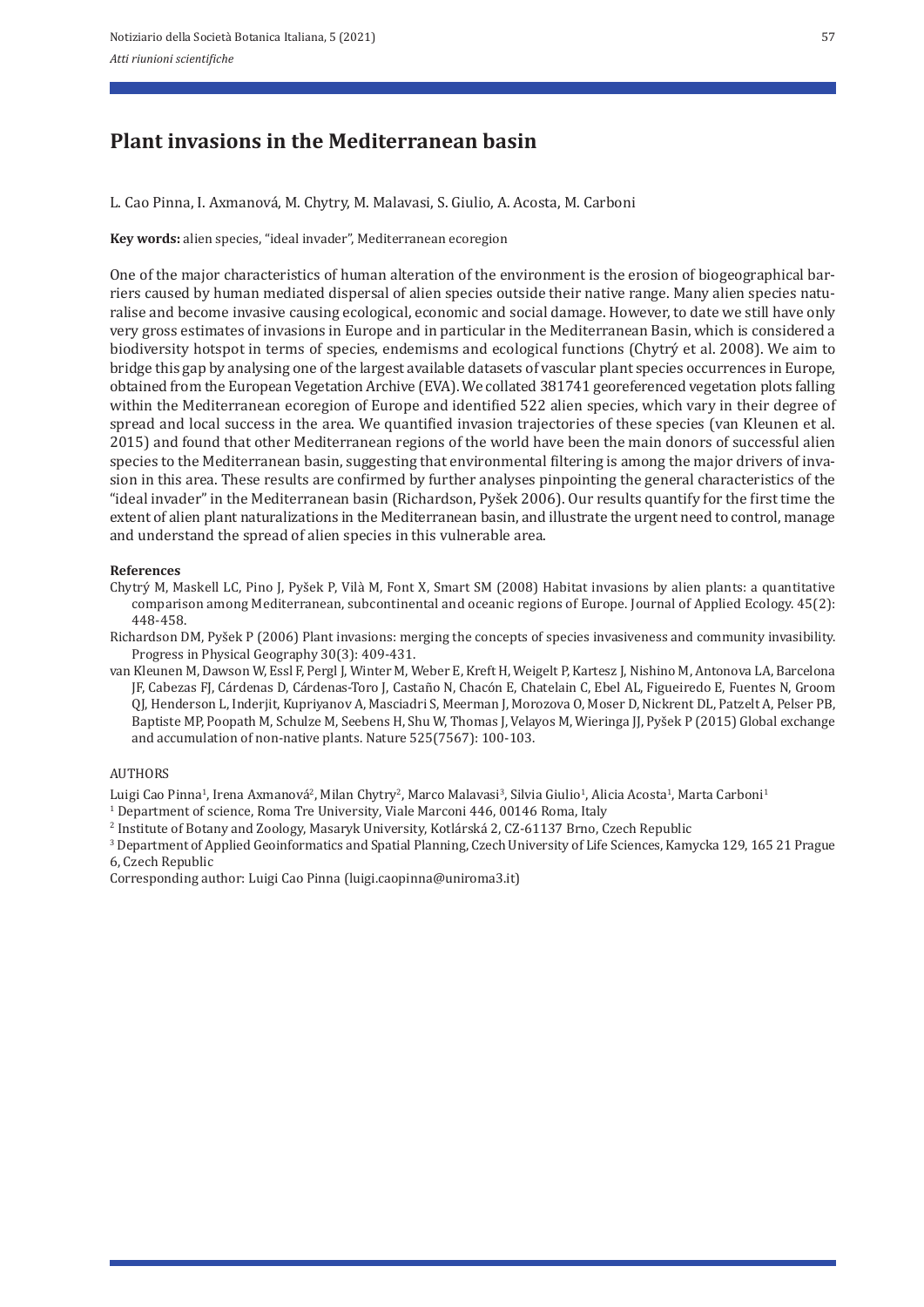# Plant invasions in the Mediterranean basin

L. Cao Pinna, I. Axmanová, M. Chytry, M. Malavasi, S. Giulio, A. Acosta, M. Carboni

**Key words:** alien species, "ideal invader", Mediterranean ecoregion

One of the major characteristics of human alteration of the environment is the erosion of biogeographical barriers caused by human mediated dispersal of alien species outside their native range. Many alien species naturalise and become invasive causing ecological, economic and social damage. However, to date we still have only very gross estimates of invasions in Europe and in particular in the Mediterranean Basin, which is considered a biodiversity hotspot in terms of species, endemisms and ecological functions (Chytrý et al. 2008). We aim to bridge this gap by analysing one of the largest available datasets of vascular plant species occurrences in Europe, obtained from the European Vegetation Archive (EVA). We collated 381741 georeferenced vegetation plots falling within the Mediterranean ecoregion of Europe and identified 522 alien species, which vary in their degree of spread and local success in the area. We quantified invasion trajectories of these species (van Kleunen et al. 2015) and found that other Mediterranean regions of the world have been the main donors of successful alien species to the Mediterranean basin, suggesting that environmental filtering is among the major drivers of invasion in this area. These results are confirmed by further analyses pinpointing the general characteristics of the "ideal invader" in the Mediterranean basin (Richardson, Pyšek 2006). Our results quantify for the first time the extent of alien plant naturalizations in the Mediterranean basin, and illustrate the urgent need to control, manage and understand the spread of alien species in this vulnerable area.

**References**

Chytrý M, Maskell LC, Pino J, Pyšek P, Vilà M, Font X, Smart SM (2008) Habitat invasions by alien plants: a quantitative comparison among Mediterranean, subcontinental and oceanic regions of Europe. Journal of Applied Ecology. 45(2): 448-458.

Richardson DM, Pyšek P (2006) Plant invasions: merging the concepts of species invasiveness and community invasibility. Progress in Physical Geography 30(3): 409-431.

van Kleunen M, Dawson W, Essl F, Pergl J, Winter M, Weber E, Kreft H, Weigelt P, Kartesz J, Nishino M, Antonova LA, Barcelona JF, Cabezas FJ, Cárdenas D, Cárdenas-Toro J, Castaño N, Chacón E, Chatelain C, Ebel AL, Figueiredo E, Fuentes N, Groom QJ, Henderson L, Inderjit, Kupriyanov A, Masciadri S, Meerman J, Morozova O, Moser D, Nickrent DL, Patzelt A, Pelser PB, Baptiste MP, Poopath M, Schulze M, Seebens H, Shu W, Thomas J, Velayos M, Wieringa JJ, Pyšek P (2015) Global exchange and accumulation of non-native plants. Nature 525(7567): 100-103.

AUTHORS

Luigi Cao Pinna[1], Irena Axmanová[2], Milan Chytry[2], Marco Malavasi[3], Silvia Giulio[1], Alicia Acosta[1], Marta Carboni[1]

[1] Department of science, Roma Tre University, Viale Marconi 446, 00146 Roma, Italy

[2] Institute of Botany and Zoology, Masaryk University, Kotlárská 2, CZ-61137 Brno, Czech Republic

[3] Department of Applied Geoinformatics and Spatial Planning, Czech University of Life Sciences, Kamycka 129, 165 21 Prague 6, Czech Republic

Corresponding author: Luigi Cao Pinna (luigi.caopinna@uniroma3.it)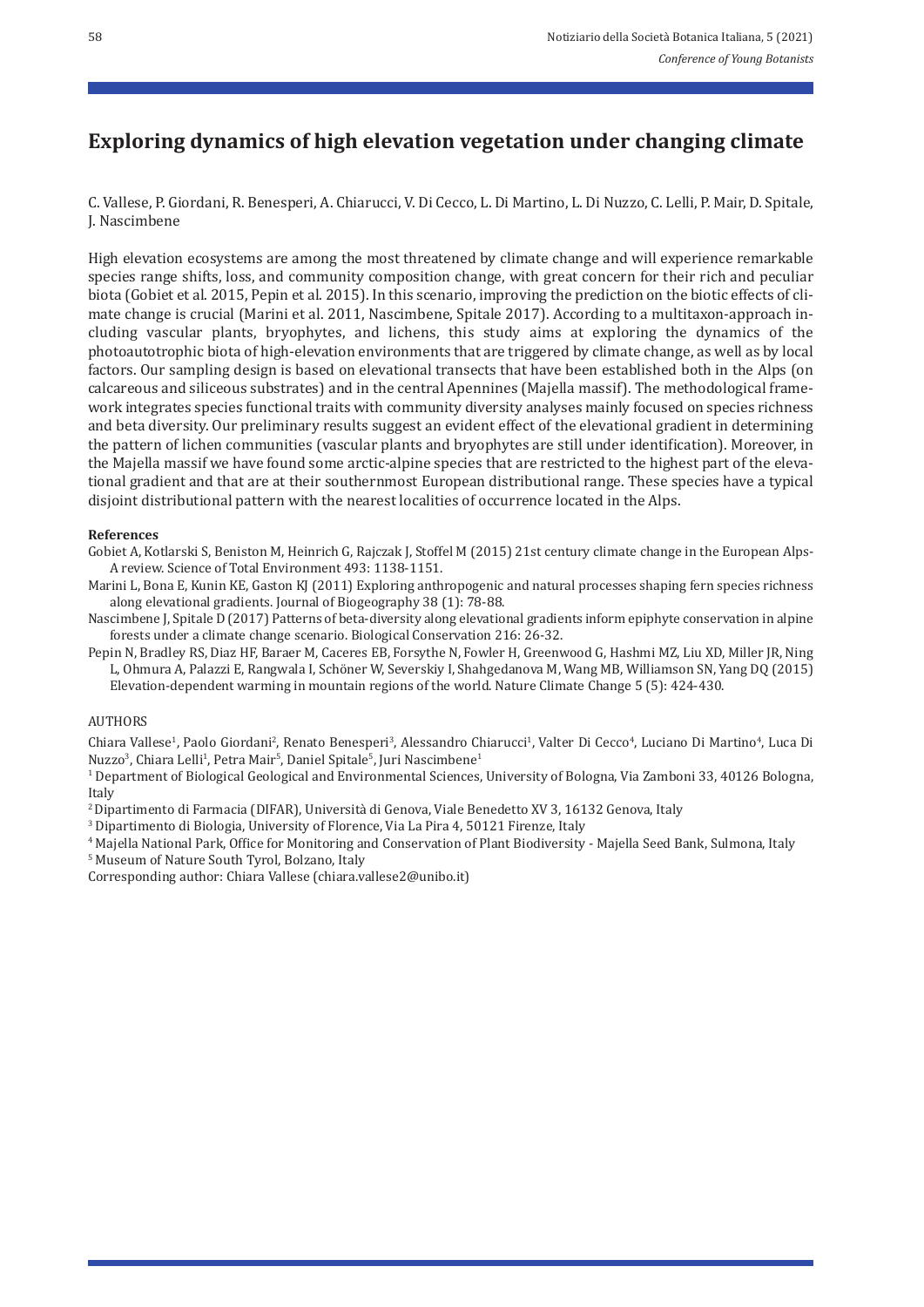# Exploring dynamics of high elevation vegetation under changing climate

C. Vallese, P. Giordani, R. Benesperi, A. Chiarucci, V. Di Cecco, L. Di Martino, L. Di Nuzzo, C. Lelli, P. Mair, D. Spitale, J. Nascimbene

High elevation ecosystems are among the most threatened by climate change and will experience remarkable species range shifts, loss, and community composition change, with great concern for their rich and peculiar biota (Gobiet et al. 2015, Pepin et al. 2015). In this scenario, improving the prediction on the biotic effects of climate change is crucial (Marini et al. 2011, Nascimbene, Spitale 2017). According to a multitaxon-approach including vascular plants, bryophytes, and lichens, this study aims at exploring the dynamics of the photoautotrophic biota of high-elevation environments that are triggered by climate change, as well as by local factors. Our sampling design is based on elevational transects that have been established both in the Alps (on calcareous and siliceous substrates) and in the central Apennines (Majella massif). The methodological framework integrates species functional traits with community diversity analyses mainly focused on species richness and beta diversity. Our preliminary results suggest an evident effect of the elevational gradient in determining the pattern of lichen communities (vascular plants and bryophytes are still under identification). Moreover, in the Majella massif we have found some arctic-alpine species that are restricted to the highest part of the elevational gradient and that are at their southernmost European distributional range. These species have a typical disjoint distributional pattern with the nearest localities of occurrence located in the Alps.

**References**

Gobiet A, Kotlarski S, Beniston M, Heinrich G, Rajczak J, Stoffel M (2015) 21st century climate change in the European Alps-A review. Science of Total Environment 493: 1138-1151.

Marini L, Bona E, Kunin KE, Gaston KJ (2011) Exploring anthropogenic and natural processes shaping fern species richness along elevational gradients. Journal of Biogeography 38 (1): 78-88.

Nascimbene J, Spitale D (2017) Patterns of beta-diversity along elevational gradients inform epiphyte conservation in alpine forests under a climate change scenario. Biological Conservation 216: 26-32.

Pepin N, Bradley RS, Diaz HF, Baraer M, Caceres EB, Forsythe N, Fowler H, Greenwood G, Hashmi MZ, Liu XD, Miller JR, Ning L, Ohmura A, Palazzi E, Rangwala I, Schöner W, Severskiy I, Shahgedanova M, Wang MB, Williamson SN, Yang DQ (2015) Elevation-dependent warming in mountain regions of the world. Nature Climate Change 5 (5): 424-430.

AUTHORS

Chiara Vallese[1], Paolo Giordani[2], Renato Benesperi[3], Alessandro Chiarucci[1], Valter Di Cecco[4], Luciano Di Martino[4], Luca Di Nuzzo[3], Chiara Lelli[1], Petra Mair[5], Daniel Spitale[5], Juri Nascimbene[1]

[1] Department of Biological Geological and Environmental Sciences, University of Bologna, Via Zamboni 33, 40126 Bologna, Italy

[2] Dipartimento di Farmacia (DIFAR), Università di Genova, Viale Benedetto XV 3, 16132 Genova, Italy

[3] Dipartimento di Biologia, University of Florence, Via La Pira 4, 50121 Firenze, Italy

[4] Majella National Park, Office for Monitoring and Conservation of Plant Biodiversity - Majella Seed Bank, Sulmona, Italy

[5] Museum of Nature South Tyrol, Bolzano, Italy

Corresponding author: Chiara Vallese (chiara.vallese2@unibo.it)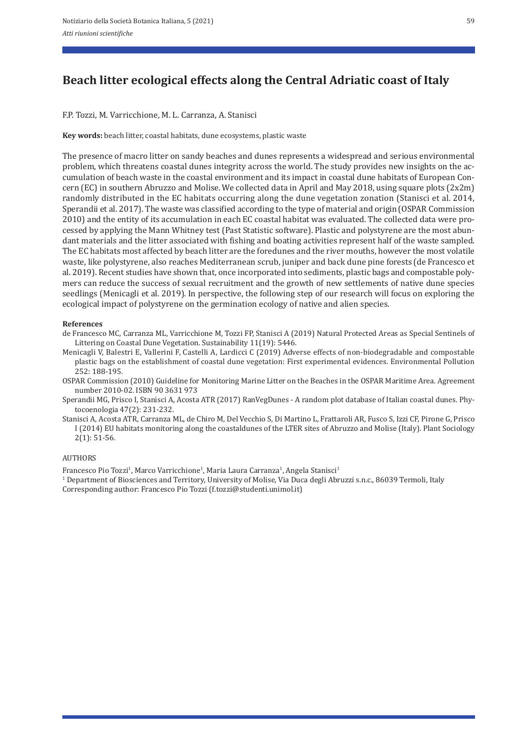# Beach litter ecological effects along the Central Adriatic coast of Italy

F.P. Tozzi, M. Varricchione, M. L. Carranza, A. Stanisci

**Key words:** beach litter, coastal habitats, dune ecosystems, plastic waste

The presence of macro litter on sandy beaches and dunes represents a widespread and serious environmental problem, which threatens coastal dunes integrity across the world. The study provides new insights on the accumulation of beach waste in the coastal environment and its impact in coastal dune habitats of European Concern (EC) in southern Abruzzo and Molise. We collected data in April and May 2018, using square plots (2x2m) randomly distributed in the EC habitats occurring along the dune vegetation zonation (Stanisci et al. 2014, Sperandii et al. 2017). The waste was classified according to the type of material and origin (OSPAR Commission 2010) and the entity of its accumulation in each EC coastal habitat was evaluated. The collected data were processed by applying the Mann Whitney test (Past Statistic software). Plastic and polystyrene are the most abundant materials and the litter associated with fishing and boating activities represent half of the waste sampled. The EC habitats most affected by beach litter are the foredunes and the river mouths, however the most volatile waste, like polystyrene, also reaches Mediterranean scrub, juniper and back dune pine forests (de Francesco et al. 2019). Recent studies have shown that, once incorporated into sediments, plastic bags and compostable polymers can reduce the success of sexual recruitment and the growth of new settlements of native dune species seedlings (Menicagli et al. 2019). In perspective, the following step of our research will focus on exploring the ecological impact of polystyrene on the germination ecology of native and alien species.

**References**

de Francesco MC, Carranza ML, Varricchione M, Tozzi FP, Stanisci A (2019) Natural Protected Areas as Special Sentinels of Littering on Coastal Dune Vegetation. Sustainability 11(19): 5446.

Menicagli V, Balestri E, Vallerini F, Castelli A, Lardicci C (2019) Adverse effects of non-biodegradable and compostable plastic bags on the establishment of coastal dune vegetation: First experimental evidences. Environmental Pollution 252: 188-195.

OSPAR Commission (2010) Guideline for Monitoring Marine Litter on the Beaches in the OSPAR Maritime Area. Agreement number 2010-02. ISBN 90 3631 973

Sperandii MG, Prisco I, Stanisci A, Acosta ATR (2017) RanVegDunes - A random plot database of Italian coastal dunes. Phytocoenologia 47(2): 231-232.

Stanisci A, Acosta ATR, Carranza ML, de Chiro M, Del Vecchio S, Di Martino L, Frattaroli AR, Fusco S, Izzi CF, Pirone G, Prisco I (2014) EU habitats monitoring along the coastaldunes of the LTER sites of Abruzzo and Molise (Italy). Plant Sociology 2(1): 51-56.

AUTHORS

Francesco Pio Tozzi[1], Marco Varricchione[1], Maria Laura Carranza[1], Angela Stanisci[1]

[1] Department of Biosciences and Territory, University of Molise, Via Duca degli Abruzzi s.n.c., 86039 Termoli, Italy

Corresponding author: Francesco Pio Tozzi (f.tozzi@studenti.unimol.it)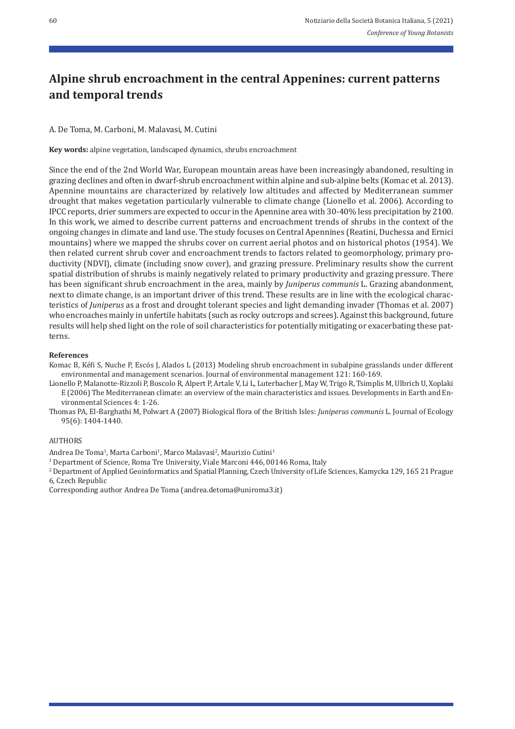# Alpine shrub encroachment in the central Appenines: current patterns and temporal trends

A. De Toma, M. Carboni, M. Malavasi, M. Cutini

**Key words:** alpine vegetation, landscaped dynamics, shrubs encroachment

Since the end of the 2nd World War, European mountain areas have been increasingly abandoned, resulting in grazing declines and often in dwarf-shrub encroachment within alpine and sub-alpine belts (Komac et al. 2013). Apennine mountains are characterized by relatively low altitudes and affected by Mediterranean summer drought that makes vegetation particularly vulnerable to climate change (Lionello et al. 2006). According to IPCC reports, drier summers are expected to occur in the Apennine area with 30-40% less precipitation by 2100. In this work, we aimed to describe current patterns and encroachment trends of shrubs in the context of the ongoing changes in climate and land use. The study focuses on Central Apennines (Reatini, Duchessa and Ernici mountains) where we mapped the shrubs cover on current aerial photos and on historical photos (1954). We then related current shrub cover and encroachment trends to factors related to geomorphology, primary productivity (NDVI), climate (including snow cover), and grazing pressure. Preliminary results show the current spatial distribution of shrubs is mainly negatively related to primary productivity and grazing pressure. There has been significant shrub encroachment in the area, mainly by *Juniperus communis* L. Grazing abandonment, next to climate change, is an important driver of this trend. These results are in line with the ecological characteristics of *Juniperus* as a frost and drought tolerant species and light demanding invader (Thomas et al. 2007) who encroaches mainly in unfertile habitats (such as rocky outcrops and screes). Against this background, future results will help shed light on the role of soil characteristics for potentially mitigating or exacerbating these patterns.

**References**

Komac B, Kéfi S, Nuche P, Escós J, Alados L (2013) Modeling shrub encroachment in subalpine grasslands under different environmental and management scenarios. Journal of environmental management 121: 160-169.

Lionello P, Malanotte-Rizzoli P, Boscolo R, Alpert P, Artale V, Li L, Luterbacher J, May W, Trigo R, Tsimplis M, Ulbrich U, Xoplaki E (2006) The Mediterranean climate: an overview of the main characteristics and issues. Developments in Earth and Environmental Sciences 4: 1-26.

Thomas PA, El-Barghathi M, Polwart A (2007) Biological flora of the British Isles: *Juniperus communis* L. Journal of Ecology 95(6): 1404-1440.

AUTHORS

Andrea De Toma[1], Marta Carboni[1], Marco Malavasi[2], Maurizio Cutini[1]

[1] Department of Science, Roma Tre University, Viale Marconi 446, 00146 Roma, Italy

[2] Department of Applied Geoinformatics and Spatial Planning, Czech University of Life Sciences, Kamycka 129, 165 21 Prague 6, Czech Republic

Corresponding author Andrea De Toma (andrea.detoma@uniroma3.it)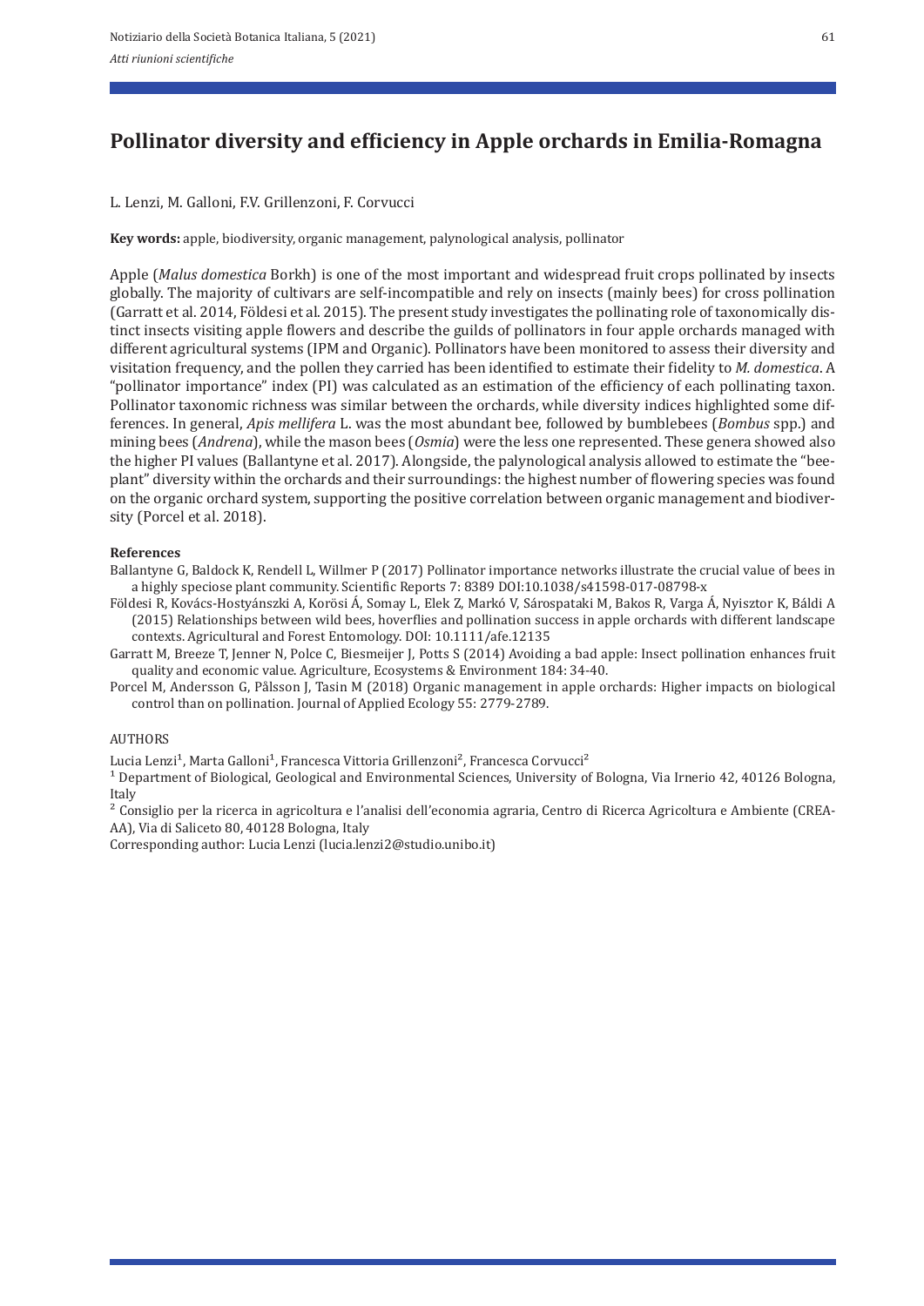# Pollinator diversity and efficiency in Apple orchards in Emilia-Romagna

L. Lenzi, M. Galloni, F.V. Grillenzoni, F. Corvucci

**Key words:** apple, biodiversity, organic management, palynological analysis, pollinator

Apple (*Malus domestica* Borkh) is one of the most important and widespread fruit crops pollinated by insects globally. The majority of cultivars are self-incompatible and rely on insects (mainly bees) for cross pollination (Garratt et al. 2014, Földesi et al. 2015). The present study investigates the pollinating role of taxonomically distinct insects visiting apple flowers and describe the guilds of pollinators in four apple orchards managed with different agricultural systems (IPM and Organic). Pollinators have been monitored to assess their diversity and visitation frequency, and the pollen they carried has been identified to estimate their fidelity to *M. domestica*. A "pollinator importance" index (PI) was calculated as an estimation of the efficiency of each pollinating taxon. Pollinator taxonomic richness was similar between the orchards, while diversity indices highlighted some differences. In general, *Apis mellifera* L. was the most abundant bee, followed by bumblebees (*Bombus* spp.) and mining bees (*Andrena*), while the mason bees (*Osmia*) were the less one represented. These genera showed also the higher PI values (Ballantyne et al. 2017). Alongside, the palynological analysis allowed to estimate the "bee-plant" diversity within the orchards and their surroundings: the highest number of flowering species was found on the organic orchard system, supporting the positive correlation between organic management and biodiversity (Porcel et al. 2018).

**References**

Ballantyne G, Baldock K, Rendell L, Willmer P (2017) Pollinator importance networks illustrate the crucial value of bees in a highly speciose plant community. Scientific Reports 7: 8389 DOI:10.1038/s41598-017-08798-x

Földesi R, Kovács-Hostyánszki A, Korösi Á, Somay L, Elek Z, Markó V, Sárospataki M, Bakos R, Varga Á, Nyisztor K, Báldi A (2015) Relationships between wild bees, hoverflies and pollination success in apple orchards with different landscape contexts. Agricultural and Forest Entomology. DOI: 10.1111/afe.12135

Garratt M, Breeze T, Jenner N, Polce C, Biesmeijer J, Potts S (2014) Avoiding a bad apple: Insect pollination enhances fruit quality and economic value. Agriculture, Ecosystems & Environment 184: 34-40.

Porcel M, Andersson G, Pålsson J, Tasin M (2018) Organic management in apple orchards: Higher impacts on biological control than on pollination. Journal of Applied Ecology 55: 2779-2789.

AUTHORS

Lucia Lenzi[1], Marta Galloni[1], Francesca Vittoria Grillenzoni[2], Francesca Corvucci[2]

[1] Department of Biological, Geological and Environmental Sciences, University of Bologna, Via Irnerio 42, 40126 Bologna, Italy

[2] Consiglio per la ricerca in agricoltura e l'analisi dell'economia agraria, Centro di Ricerca Agricoltura e Ambiente (CREA-AA), Via di Saliceto 80, 40128 Bologna, Italy

Corresponding author: Lucia Lenzi (lucia.lenzi2@studio.unibo.it)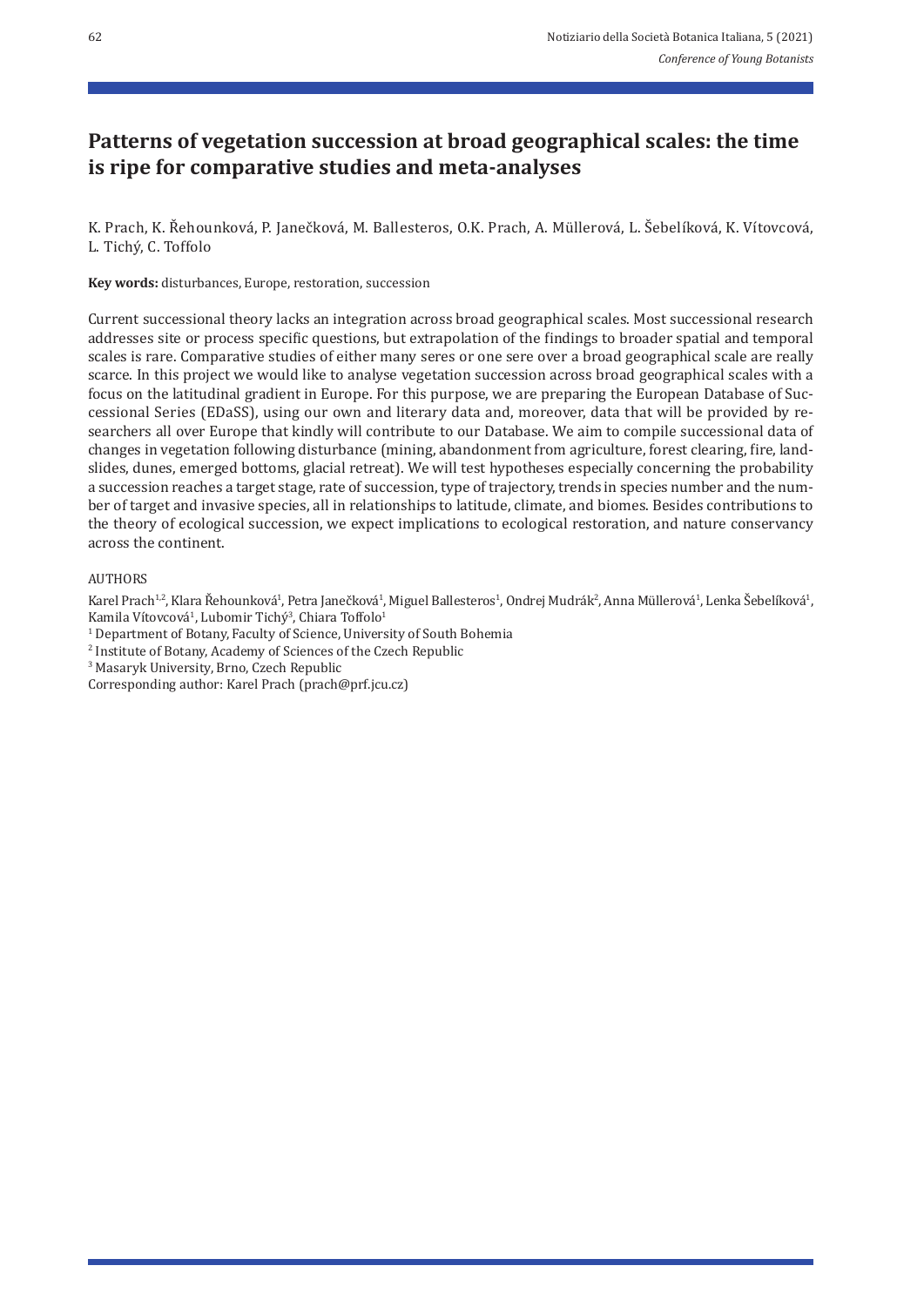# Patterns of vegetation succession at broad geographical scales: the time is ripe for comparative studies and meta-analyses

K. Prach, K. Řehounková, P. Janečková, M. Ballesteros, O.K. Prach, A. Müllerová, L. Šebelíková, K. Vítovcová, L. Tichý, C. Toffolo

**Key words:** disturbances, Europe, restoration, succession

Current successional theory lacks an integration across broad geographical scales. Most successional research addresses site or process specific questions, but extrapolation of the findings to broader spatial and temporal scales is rare. Comparative studies of either many seres or one sere over a broad geographical scale are really scarce. In this project we would like to analyse vegetation succession across broad geographical scales with a focus on the latitudinal gradient in Europe. For this purpose, we are preparing the European Database of Successional Series (EDaSS), using our own and literary data and, moreover, data that will be provided by researchers all over Europe that kindly will contribute to our Database. We aim to compile successional data of changes in vegetation following disturbance (mining, abandonment from agriculture, forest clearing, fire, landslides, dunes, emerged bottoms, glacial retreat). We will test hypotheses especially concerning the probability a succession reaches a target stage, rate of succession, type of trajectory, trends in species number and the number of target and invasive species, all in relationships to latitude, climate, and biomes. Besides contributions to the theory of ecological succession, we expect implications to ecological restoration, and nature conservancy across the continent.

AUTHORS

Karel Prach[1,2], Klara Řehounková[1], Petra Janečková[1], Miguel Ballesteros[1], Ondrej Mudrák[2], Anna Müllerová[1], Lenka Šebelíková[1], Kamila Vítovcová[1], Lubomir Tichý[3], Chiara Toffolo[1]

[1] Department of Botany, Faculty of Science, University of South Bohemia

[2] Institute of Botany, Academy of Sciences of the Czech Republic

[3] Masaryk University, Brno, Czech Republic

Corresponding author: Karel Prach (prach@prf.jcu.cz)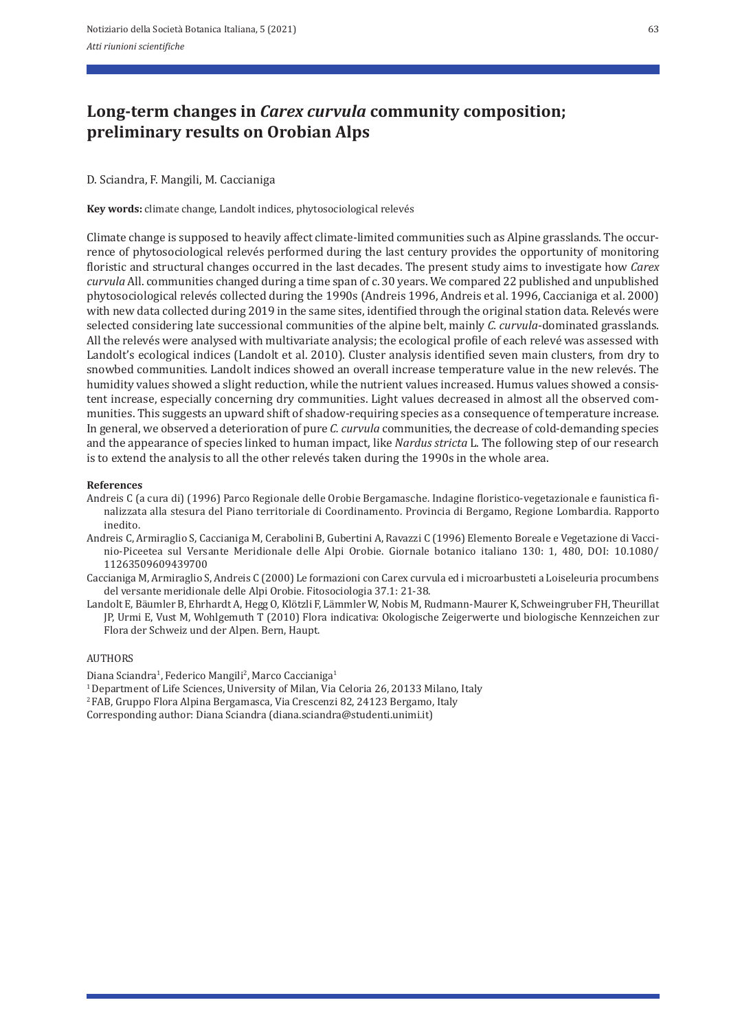# Long-term changes in *Carex curvula* community composition; preliminary results on Orobian Alps

D. Sciandra, F. Mangili, M. Caccianiga

**Key words:** climate change, Landolt indices, phytosociological relevés

Climate change is supposed to heavily affect climate-limited communities such as Alpine grasslands. The occurrence of phytosociological relevés performed during the last century provides the opportunity of monitoring floristic and structural changes occurred in the last decades. The present study aims to investigate how *Carex curvula* All. communities changed during a time span of c. 30 years. We compared 22 published and unpublished phytosociological relevés collected during the 1990s (Andreis 1996, Andreis et al. 1996, Caccianiga et al. 2000) with new data collected during 2019 in the same sites, identified through the original station data. Relevés were selected considering late successional communities of the alpine belt, mainly *C. curvula*-dominated grasslands. All the relevés were analysed with multivariate analysis; the ecological profile of each relevé was assessed with Landolt's ecological indices (Landolt et al. 2010). Cluster analysis identified seven main clusters, from dry to snowbed communities. Landolt indices showed an overall increase temperature value in the new relevés. The humidity values showed a slight reduction, while the nutrient values increased. Humus values showed a consistent increase, especially concerning dry communities. Light values decreased in almost all the observed communities. This suggests an upward shift of shadow-requiring species as a consequence of temperature increase. In general, we observed a deterioration of pure *C. curvula* communities, the decrease of cold-demanding species and the appearance of species linked to human impact, like *Nardus stricta* L. The following step of our research is to extend the analysis to all the other relevés taken during the 1990s in the whole area.

**References**

Andreis C (a cura di) (1996) Parco Regionale delle Orobie Bergamasche. Indagine floristico-vegetazionale e faunistica finalizzata alla stesura del Piano territoriale di Coordinamento. Provincia di Bergamo, Regione Lombardia. Rapporto inedito.

Andreis C, Armiraglio S, Caccianiga M, Cerabolini B, Gubertini A, Ravazzi C (1996) Elemento Boreale e Vegetazione di Vaccinio-Piceetea sul Versante Meridionale delle Alpi Orobie. Giornale botanico italiano 130: 1, 480, DOI: 10.1080/11263509609439700

Caccianiga M, Armiraglio S, Andreis C (2000) Le formazioni con Carex curvula ed i microarbusteti a Loiseleuria procumbens del versante meridionale delle Alpi Orobie. Fitosociologia 37.1: 21-38.

Landolt E, Bäumler B, Ehrhardt A, Hegg O, Klötzli F, Lämmler W, Nobis M, Rudmann-Maurer K, Schweingruber FH, Theurillat JP, Urmi E, Vust M, Wohlgemuth T (2010) Flora indicativa: Okologische Zeigerwerte und biologische Kennzeichen zur Flora der Schweiz und der Alpen. Bern, Haupt.

AUTHORS

Diana Sciandra[1], Federico Mangili[2], Marco Caccianiga[1]

[1] Department of Life Sciences, University of Milan, Via Celoria 26, 20133 Milano, Italy

[2] FAB, Gruppo Flora Alpina Bergamasca, Via Crescenzi 82, 24123 Bergamo, Italy

Corresponding author: Diana Sciandra (diana.sciandra@studenti.unimi.it)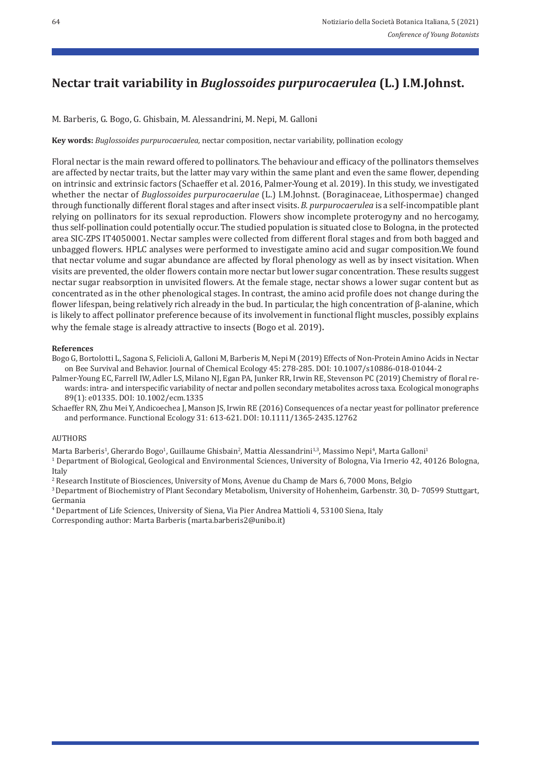# Nectar trait variability in *Buglossoides purpurocaerulea* (L.) I.M.Johnst.

M. Barberis, G. Bogo, G. Ghisbain, M. Alessandrini, M. Nepi, M. Galloni

**Key words:** *Buglossoides purpurocaerulea*, nectar composition, nectar variability, pollination ecology

Floral nectar is the main reward offered to pollinators. The behaviour and efficacy of the pollinators themselves are affected by nectar traits, but the latter may vary within the same plant and even the same flower, depending on intrinsic and extrinsic factors (Schaeffer et al. 2016, Palmer-Young et al. 2019). In this study, we investigated whether the nectar of *Buglossoides purpurocaerulae* (L.) I.M.Johnst. (Boraginaceae, Lithospermae) changed through functionally different floral stages and after insect visits. *B. purpurocaerulea* is a self-incompatible plant relying on pollinators for its sexual reproduction. Flowers show incomplete proterogyny and no hercogamy, thus self-pollination could potentially occur. The studied population is situated close to Bologna, in the protected area SIC-ZPS IT4050001. Nectar samples were collected from different floral stages and from both bagged and unbagged flowers. HPLC analyses were performed to investigate amino acid and sugar composition.We found that nectar volume and sugar abundance are affected by floral phenology as well as by insect visitation. When visits are prevented, the older flowers contain more nectar but lower sugar concentration. These results suggest nectar sugar reabsorption in unvisited flowers. At the female stage, nectar shows a lower sugar content but as concentrated as in the other phenological stages. In contrast, the amino acid profile does not change during the flower lifespan, being relatively rich already in the bud. In particular, the high concentration of β-alanine, which is likely to affect pollinator preference because of its involvement in functional flight muscles, possibly explains why the female stage is already attractive to insects (Bogo et al. 2019).

**References**

Bogo G, Bortolotti L, Sagona S, Felicioli A, Galloni M, Barberis M, Nepi M (2019) Effects of Non-Protein Amino Acids in Nectar on Bee Survival and Behavior. Journal of Chemical Ecology 45: 278-285. DOI: 10.1007/s10886-018-01044-2

Palmer-Young EC, Farrell IW, Adler LS, Milano NJ, Egan PA, Junker RR, Irwin RE, Stevenson PC (2019) Chemistry of floral rewards: intra- and interspecific variability of nectar and pollen secondary metabolites across taxa. Ecological monographs 89(1): e01335. DOI: 10.1002/ecm.1335

Schaeffer RN, Zhu Mei Y, Andicoechea J, Manson JS, Irwin RE (2016) Consequences of a nectar yeast for pollinator preference and performance. Functional Ecology 31: 613-621. DOI: 10.1111/1365-2435.12762

AUTHORS

Marta Barberis[1], Gherardo Bogo[1], Guillaume Ghisbain[2], Mattia Alessandrini[1,3], Massimo Nepi[4], Marta Galloni[1]

[1] Department of Biological, Geological and Environmental Sciences, University of Bologna, Via Irnerio 42, 40126 Bologna, Italy

[2] Research Institute of Biosciences, University of Mons, Avenue du Champ de Mars 6, 7000 Mons, Belgio

[3] Department of Biochemistry of Plant Secondary Metabolism, University of Hohenheim, Garbenstr. 30, D- 70599 Stuttgart, Germania

[4] Department of Life Sciences, University of Siena, Via Pier Andrea Mattioli 4, 53100 Siena, Italy

Corresponding author: Marta Barberis (marta.barberis2@unibo.it)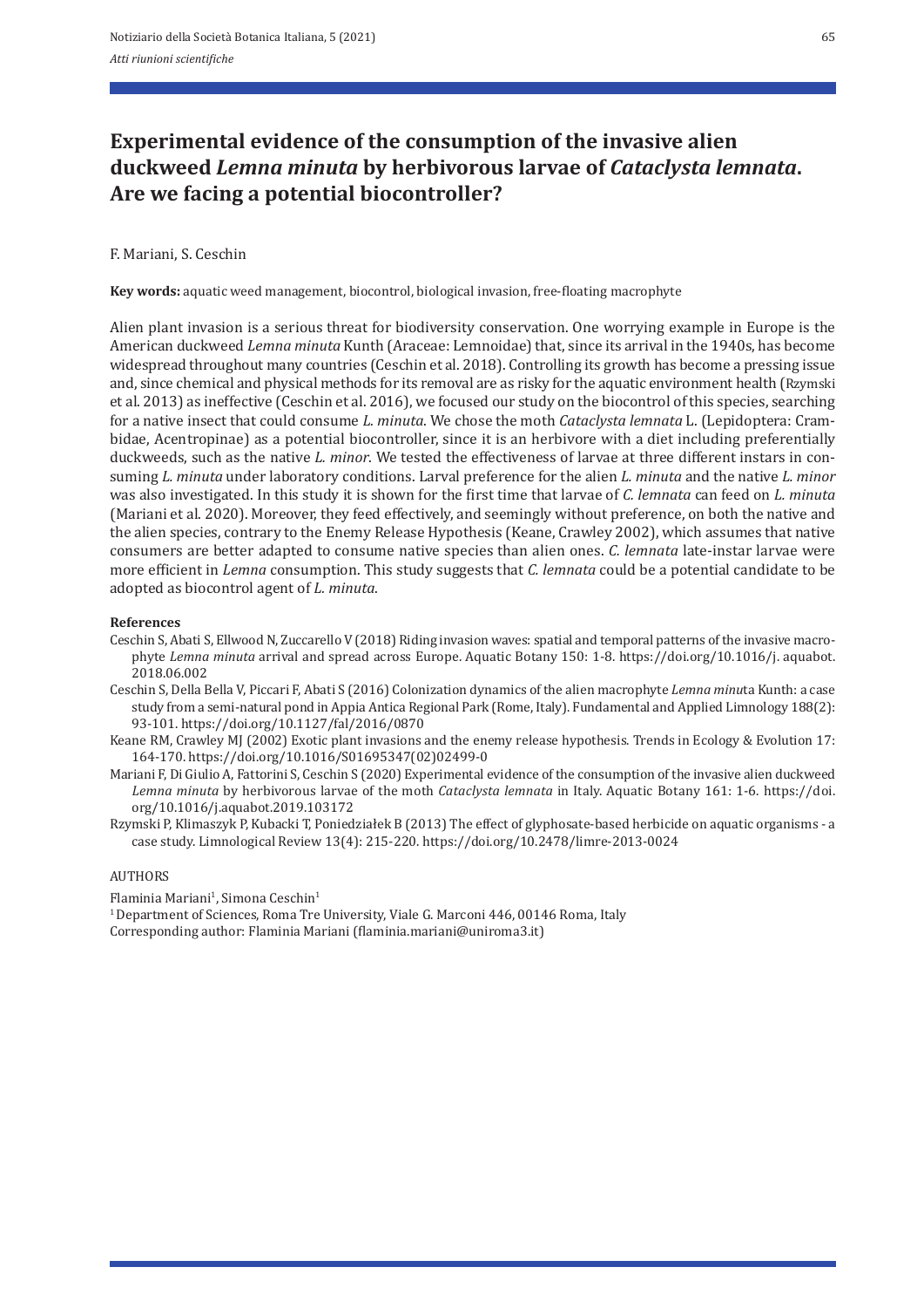# Experimental evidence of the consumption of the invasive alien duckweed *Lemna minuta* by herbivorous larvae of *Cataclysta lemnata*. Are we facing a potential biocontroller?

F. Mariani, S. Ceschin

**Key words:** aquatic weed management, biocontrol, biological invasion, free-floating macrophyte

Alien plant invasion is a serious threat for biodiversity conservation. One worrying example in Europe is the American duckweed *Lemna minuta* Kunth (Araceae: Lemnoidae) that, since its arrival in the 1940s, has become widespread throughout many countries (Ceschin et al. 2018). Controlling its growth has become a pressing issue and, since chemical and physical methods for its removal are as risky for the aquatic environment health (Rzymski et al. 2013) as ineffective (Ceschin et al. 2016), we focused our study on the biocontrol of this species, searching for a native insect that could consume *L. minuta*. We chose the moth *Cataclysta lemnata* L. (Lepidoptera: Crambidae, Acentropinae) as a potential biocontroller, since it is an herbivore with a diet including preferentially duckweeds, such as the native *L. minor*. We tested the effectiveness of larvae at three different instars in consuming *L. minuta* under laboratory conditions. Larval preference for the alien *L. minuta* and the native *L. minor* was also investigated. In this study it is shown for the first time that larvae of *C. lemnata* can feed on *L. minuta* (Mariani et al. 2020). Moreover, they feed effectively, and seemingly without preference, on both the native and the alien species, contrary to the Enemy Release Hypothesis (Keane, Crawley 2002), which assumes that native consumers are better adapted to consume native species than alien ones. *C. lemnata* late-instar larvae were more efficient in *Lemna* consumption. This study suggests that *C. lemnata* could be a potential candidate to be adopted as biocontrol agent of *L. minuta*.

**References**

Ceschin S, Abati S, Ellwood N, Zuccarello V (2018) Riding invasion waves: spatial and temporal patterns of the invasive macrophyte *Lemna minuta* arrival and spread across Europe. Aquatic Botany 150: 1-8. https://doi.org/10.1016/j. aquabot. 2018.06.002

Ceschin S, Della Bella V, Piccari F, Abati S (2016) Colonization dynamics of the alien macrophyte *Lemna minu*ta Kunth: a case study from a semi-natural pond in Appia Antica Regional Park (Rome, Italy). Fundamental and Applied Limnology 188(2): 93-101. https://doi.org/10.1127/fal/2016/0870

Keane RM, Crawley MJ (2002) Exotic plant invasions and the enemy release hypothesis. Trends in Ecology & Evolution 17: 164-170. https://doi.org/10.1016/S01695347(02)02499-0

Mariani F, Di Giulio A, Fattorini S, Ceschin S (2020) Experimental evidence of the consumption of the invasive alien duckweed *Lemna minuta* by herbivorous larvae of the moth *Cataclysta lemnata* in Italy. Aquatic Botany 161: 1-6. https://doi. org/10.1016/j.aquabot.2019.103172

Rzymski P, Klimaszyk P, Kubacki T, Poniedziałek B (2013) The effect of glyphosate-based herbicide on aquatic organisms - a case study. Limnological Review 13(4): 215-220. https://doi.org/10.2478/limre-2013-0024

AUTHORS

Flaminia Mariani[1], Simona Ceschin[1]

[1] Department of Sciences, Roma Tre University, Viale G. Marconi 446, 00146 Roma, Italy
Corresponding author: Flaminia Mariani (flaminia.mariani@uniroma3.it)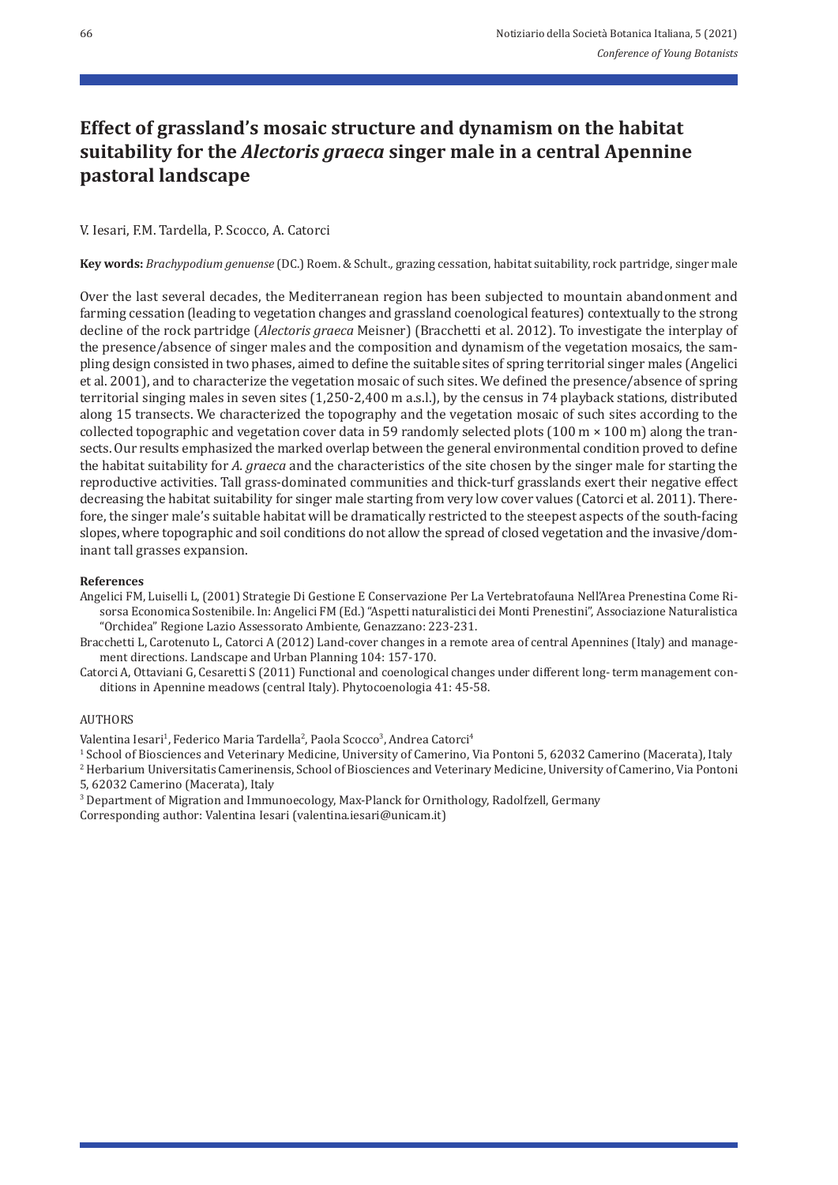# Effect of grassland's mosaic structure and dynamism on the habitat suitability for the *Alectoris graeca* singer male in a central Apennine pastoral landscape

V. Iesari, F.M. Tardella, P. Scocco, A. Catorci

**Key words:** *Brachypodium genuense* (DC.) Roem. & Schult., grazing cessation, habitat suitability, rock partridge, singer male

Over the last several decades, the Mediterranean region has been subjected to mountain abandonment and farming cessation (leading to vegetation changes and grassland coenological features) contextually to the strong decline of the rock partridge (*Alectoris graeca* Meisner) (Bracchetti et al. 2012). To investigate the interplay of the presence/absence of singer males and the composition and dynamism of the vegetation mosaics, the sampling design consisted in two phases, aimed to define the suitable sites of spring territorial singer males (Angelici et al. 2001), and to characterize the vegetation mosaic of such sites. We defined the presence/absence of spring territorial singing males in seven sites (1,250-2,400 m a.s.l.), by the census in 74 playback stations, distributed along 15 transects. We characterized the topography and the vegetation mosaic of such sites according to the collected topographic and vegetation cover data in 59 randomly selected plots (100 m × 100 m) along the transects. Our results emphasized the marked overlap between the general environmental condition proved to define the habitat suitability for *A. graeca* and the characteristics of the site chosen by the singer male for starting the reproductive activities. Tall grass-dominated communities and thick-turf grasslands exert their negative effect decreasing the habitat suitability for singer male starting from very low cover values (Catorci et al. 2011). Therefore, the singer male's suitable habitat will be dramatically restricted to the steepest aspects of the south-facing slopes, where topographic and soil conditions do not allow the spread of closed vegetation and the invasive/dominant tall grasses expansion.

#### References

Angelici FM, Luiselli L, (2001) Strategie Di Gestione E Conservazione Per La Vertebratofauna Nell'Area Prenestina Come Risorsa Economica Sostenibile. In: Angelici FM (Ed.) "Aspetti naturalistici dei Monti Prenestini", Associazione Naturalistica "Orchidea" Regione Lazio Assessorato Ambiente, Genazzano: 223-231.

Bracchetti L, Carotenuto L, Catorci A (2012) Land-cover changes in a remote area of central Apennines (Italy) and management directions. Landscape and Urban Planning 104: 157-170.

Catorci A, Ottaviani G, Cesaretti S (2011) Functional and coenological changes under different long- term management conditions in Apennine meadows (central Italy). Phytocoenologia 41: 45-58.

AUTHORS

Valentina Iesari[1], Federico Maria Tardella[2], Paola Scocco[3], Andrea Catorci[4]

[1] School of Biosciences and Veterinary Medicine, University of Camerino, Via Pontoni 5, 62032 Camerino (Macerata), Italy

[2] Herbarium Universitatis Camerinensis, School of Biosciences and Veterinary Medicine, University of Camerino, Via Pontoni 5, 62032 Camerino (Macerata), Italy

[3] Department of Migration and Immunoecology, Max-Planck for Ornithology, Radolfzell, Germany

Corresponding author: Valentina Iesari (valentina.iesari@unicam.it)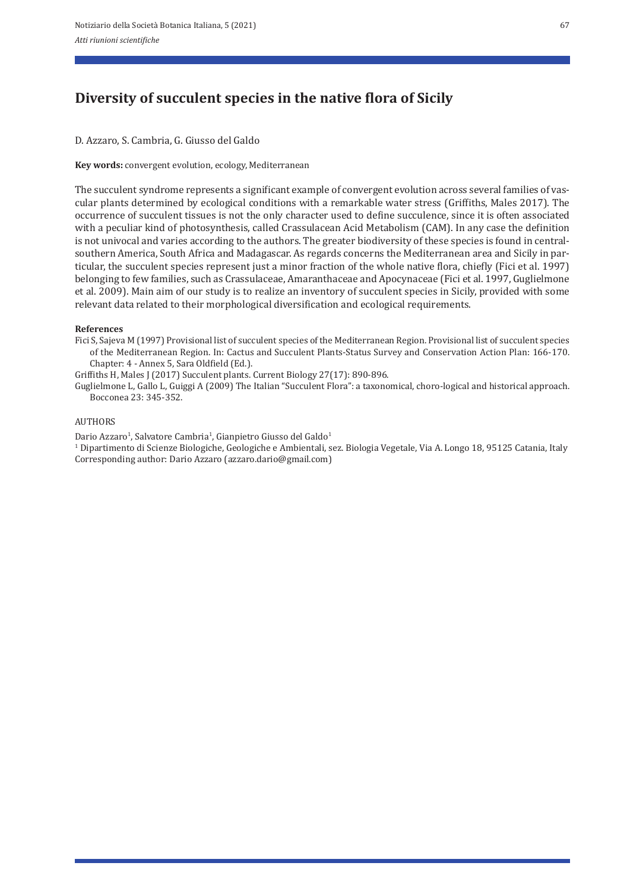# Diversity of succulent species in the native flora of Sicily

D. Azzaro, S. Cambria, G. Giusso del Galdo

**Key words:** convergent evolution, ecology, Mediterranean

The succulent syndrome represents a significant example of convergent evolution across several families of vascular plants determined by ecological conditions with a remarkable water stress (Griffiths, Males 2017). The occurrence of succulent tissues is not the only character used to define succulence, since it is often associated with a peculiar kind of photosynthesis, called Crassulacean Acid Metabolism (CAM). In any case the definition is not univocal and varies according to the authors. The greater biodiversity of these species is found in central-southern America, South Africa and Madagascar. As regards concerns the Mediterranean area and Sicily in particular, the succulent species represent just a minor fraction of the whole native flora, chiefly (Fici et al. 1997) belonging to few families, such as Crassulaceae, Amaranthaceae and Apocynaceae (Fici et al. 1997, Guglielmone et al. 2009). Main aim of our study is to realize an inventory of succulent species in Sicily, provided with some relevant data related to their morphological diversification and ecological requirements.

**References**

Fici S, Sajeva M (1997) Provisional list of succulent species of the Mediterranean Region. Provisional list of succulent species of the Mediterranean Region. In: Cactus and Succulent Plants-Status Survey and Conservation Action Plan: 166-170. Chapter: 4 - Annex 5, Sara Oldfield (Ed.).

Griffiths H, Males J (2017) Succulent plants. Current Biology 27(17): 890-896.

Guglielmone L, Gallo L, Guiggi A (2009) The Italian "Succulent Flora": a taxonomical, choro-logical and historical approach. Bocconea 23: 345-352.

AUTHORS

Dario Azzaro[1], Salvatore Cambria[1], Gianpietro Giusso del Galdo[1]

[1] Dipartimento di Scienze Biologiche, Geologiche e Ambientali, sez. Biologia Vegetale, Via A. Longo 18, 95125 Catania, Italy

Corresponding author: Dario Azzaro (azzaro.dario@gmail.com)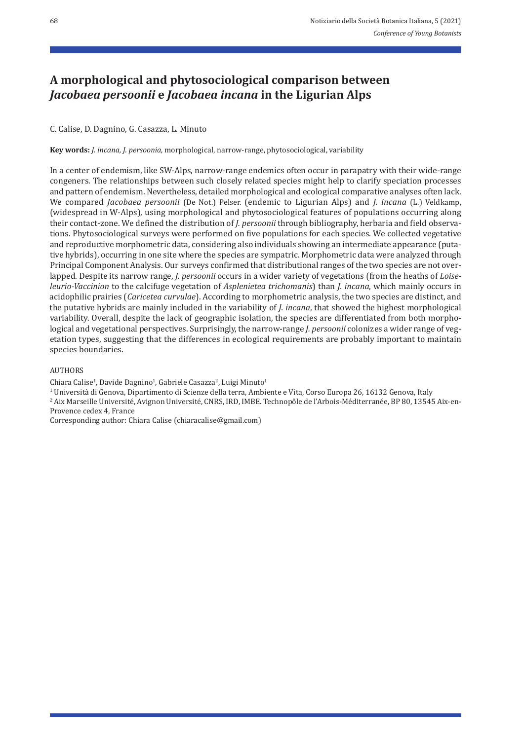# A morphological and phytosociological comparison between *Jacobaea persoonii* e *Jacobaea incana* in the Ligurian Alps

C. Calise, D. Dagnino, G. Casazza, L. Minuto

**Key words:** *J. incana, J. persoonia,* morphological, narrow-range, phytosociological, variability

In a center of endemism, like SW-Alps, narrow-range endemics often occur in parapatry with their wide-range congeners. The relationships between such closely related species might help to clarify speciation processes and pattern of endemism. Nevertheless, detailed morphological and ecological comparative analyses often lack. We compared *Jacobaea persoonii* (De Not.) Pelser. (endemic to Ligurian Alps) and *J. incana* (L.) Veldkamp, (widespread in W-Alps), using morphological and phytosociological features of populations occurring along their contact-zone. We defined the distribution of *J. persoonii* through bibliography, herbaria and field observations. Phytosociological surveys were performed on five populations for each species. We collected vegetative and reproductive morphometric data, considering also individuals showing an intermediate appearance (putative hybrids), occurring in one site where the species are sympatric. Morphometric data were analyzed through Principal Component Analysis. Our surveys confirmed that distributional ranges of the two species are not overlapped. Despite its narrow range, *J. persoonii* occurs in a wider variety of vegetations (from the heaths of *Loiseleurio-Vaccinion* to the calcifuge vegetation of *Asplenietea trichomanis*) than *J. incana*, which mainly occurs in acidophilic prairies (*Caricetea curvulae*). According to morphometric analysis, the two species are distinct, and the putative hybrids are mainly included in the variability of *J. incana*, that showed the highest morphological variability. Overall, despite the lack of geographic isolation, the species are differentiated from both morphological and vegetational perspectives. Surprisingly, the narrow-range *J. persoonii* colonizes a wider range of vegetation types, suggesting that the differences in ecological requirements are probably important to maintain species boundaries.

AUTHORS

Chiara Calise[1], Davide Dagnino[1], Gabriele Casazza[2], Luigi Minuto[1]

[1] Università di Genova, Dipartimento di Scienze della terra, Ambiente e Vita, Corso Europa 26, 16132 Genova, Italy

[2] Aix Marseille Université, Avignon Université, CNRS, IRD, IMBE. Technopôle de l'Arbois-Méditerranée, BP 80, 13545 Aix-en-Provence cedex 4, France

Corresponding author: Chiara Calise (chiaracalise@gmail.com)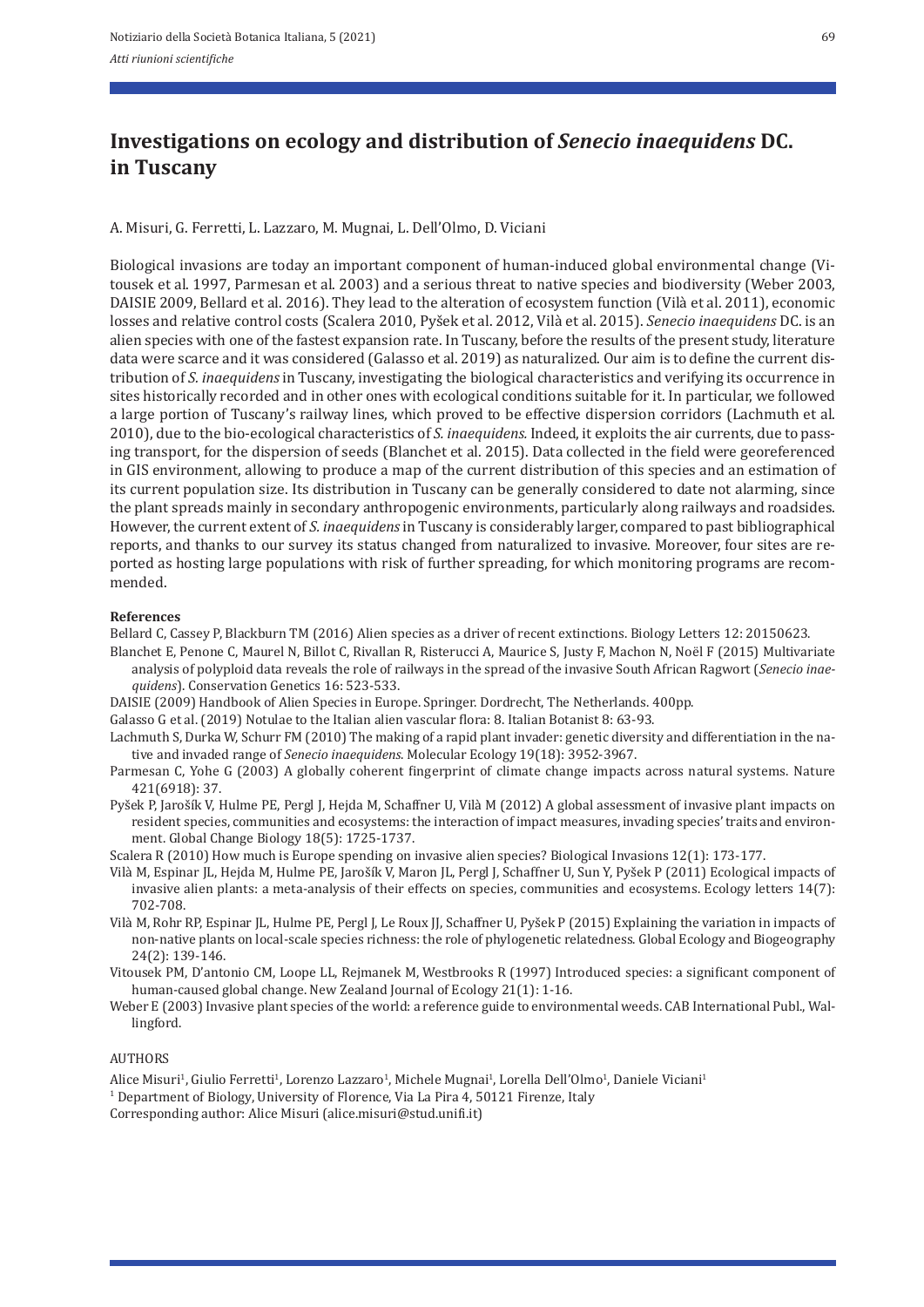# Investigations on ecology and distribution of *Senecio inaequidens* DC. in Tuscany

A. Misuri, G. Ferretti, L. Lazzaro, M. Mugnai, L. Dell'Olmo, D. Viciani

Biological invasions are today an important component of human-induced global environmental change (Vitousek et al. 1997, Parmesan et al. 2003) and a serious threat to native species and biodiversity (Weber 2003, DAISIE 2009, Bellard et al. 2016). They lead to the alteration of ecosystem function (Vilà et al. 2011), economic losses and relative control costs (Scalera 2010, Pyšek et al. 2012, Vilà et al. 2015). *Senecio inaequidens* DC. is an alien species with one of the fastest expansion rate. In Tuscany, before the results of the present study, literature data were scarce and it was considered (Galasso et al. 2019) as naturalized. Our aim is to define the current distribution of *S. inaequidens* in Tuscany, investigating the biological characteristics and verifying its occurrence in sites historically recorded and in other ones with ecological conditions suitable for it. In particular, we followed a large portion of Tuscany's railway lines, which proved to be effective dispersion corridors (Lachmuth et al. 2010), due to the bio-ecological characteristics of *S. inaequidens*. Indeed, it exploits the air currents, due to passing transport, for the dispersion of seeds (Blanchet et al. 2015). Data collected in the field were georeferenced in GIS environment, allowing to produce a map of the current distribution of this species and an estimation of its current population size. Its distribution in Tuscany can be generally considered to date not alarming, since the plant spreads mainly in secondary anthropogenic environments, particularly along railways and roadsides. However, the current extent of *S. inaequidens* in Tuscany is considerably larger, compared to past bibliographical reports, and thanks to our survey its status changed from naturalized to invasive. Moreover, four sites are reported as hosting large populations with risk of further spreading, for which monitoring programs are recommended.

**References**

Bellard C, Cassey P, Blackburn TM (2016) Alien species as a driver of recent extinctions. Biology Letters 12: 20150623.

Blanchet E, Penone C, Maurel N, Billot C, Rivallan R, Risterucci A, Maurice S, Justy F, Machon N, Noël F (2015) Multivariate analysis of polyploid data reveals the role of railways in the spread of the invasive South African Ragwort (*Senecio inaequidens*). Conservation Genetics 16: 523-533.

DAISIE (2009) Handbook of Alien Species in Europe. Springer. Dordrecht, The Netherlands. 400pp.

Galasso G et al. (2019) Notulae to the Italian alien vascular flora: 8. Italian Botanist 8: 63-93.

Lachmuth S, Durka W, Schurr FM (2010) The making of a rapid plant invader: genetic diversity and differentiation in the native and invaded range of *Senecio inaequidens*. Molecular Ecology 19(18): 3952-3967.

Parmesan C, Yohe G (2003) A globally coherent fingerprint of climate change impacts across natural systems. Nature 421(6918): 37.

Pyšek P, Jarošík V, Hulme PE, Pergl J, Hejda M, Schaffner U, Vilà M (2012) A global assessment of invasive plant impacts on resident species, communities and ecosystems: the interaction of impact measures, invading species' traits and environment. Global Change Biology 18(5): 1725-1737.

Scalera R (2010) How much is Europe spending on invasive alien species? Biological Invasions 12(1): 173-177.

Vilà M, Espinar JL, Hejda M, Hulme PE, Jarošík V, Maron JL, Pergl J, Schaffner U, Sun Y, Pyšek P (2011) Ecological impacts of invasive alien plants: a meta-analysis of their effects on species, communities and ecosystems. Ecology letters 14(7): 702-708.

Vilà M, Rohr RP, Espinar JL, Hulme PE, Pergl J, Le Roux JJ, Schaffner U, Pyšek P (2015) Explaining the variation in impacts of non-native plants on local-scale species richness: the role of phylogenetic relatedness. Global Ecology and Biogeography 24(2): 139-146.

Vitousek PM, D'antonio CM, Loope LL, Rejmanek M, Westbrooks R (1997) Introduced species: a significant component of human-caused global change. New Zealand Journal of Ecology 21(1): 1-16.

Weber E (2003) Invasive plant species of the world: a reference guide to environmental weeds. CAB International Publ., Wallingford.

AUTHORS

Alice Misuri[1], Giulio Ferretti[1], Lorenzo Lazzaro[1], Michele Mugnai[1], Lorella Dell'Olmo[1], Daniele Viciani[1]

[1] Department of Biology, University of Florence, Via La Pira 4, 50121 Firenze, Italy

Corresponding author: Alice Misuri (alice.misuri@stud.unifi.it)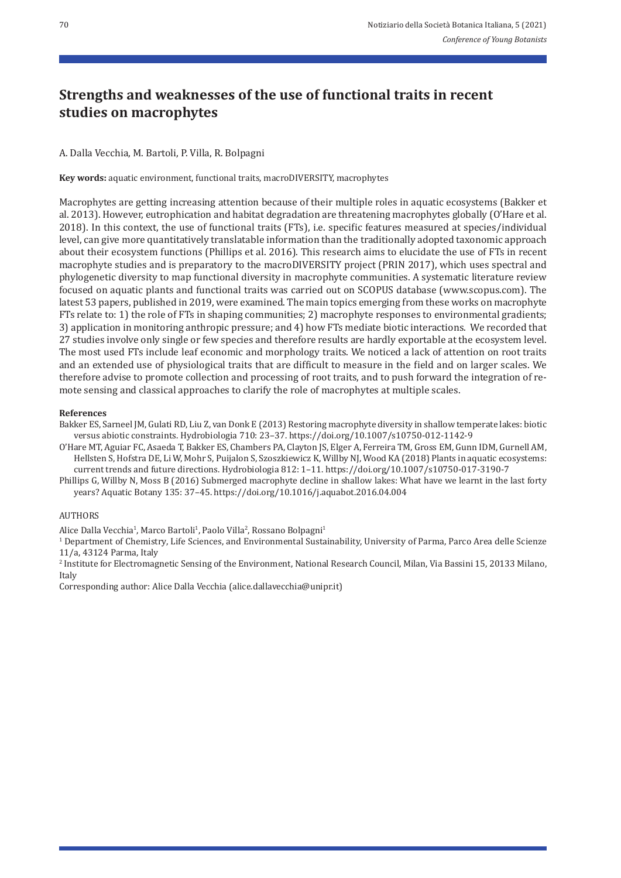# Strengths and weaknesses of the use of functional traits in recent studies on macrophytes

A. Dalla Vecchia, M. Bartoli, P. Villa, R. Bolpagni

**Key words:** aquatic environment, functional traits, macroDIVERSITY, macrophytes

Macrophytes are getting increasing attention because of their multiple roles in aquatic ecosystems (Bakker et al. 2013). However, eutrophication and habitat degradation are threatening macrophytes globally (O'Hare et al. 2018). In this context, the use of functional traits (FTs), i.e. specific features measured at species/individual level, can give more quantitatively translatable information than the traditionally adopted taxonomic approach about their ecosystem functions (Phillips et al. 2016). This research aims to elucidate the use of FTs in recent macrophyte studies and is preparatory to the macroDIVERSITY project (PRIN 2017), which uses spectral and phylogenetic diversity to map functional diversity in macrophyte communities. A systematic literature review focused on aquatic plants and functional traits was carried out on SCOPUS database (www.scopus.com). The latest 53 papers, published in 2019, were examined. The main topics emerging from these works on macrophyte FTs relate to: 1) the role of FTs in shaping communities; 2) macrophyte responses to environmental gradients; 3) application in monitoring anthropic pressure; and 4) how FTs mediate biotic interactions. We recorded that 27 studies involve only single or few species and therefore results are hardly exportable at the ecosystem level. The most used FTs include leaf economic and morphology traits. We noticed a lack of attention on root traits and an extended use of physiological traits that are difficult to measure in the field and on larger scales. We therefore advise to promote collection and processing of root traits, and to push forward the integration of remote sensing and classical approaches to clarify the role of macrophytes at multiple scales.

**References**

Bakker ES, Sarneel JM, Gulati RD, Liu Z, van Donk E (2013) Restoring macrophyte diversity in shallow temperate lakes: biotic versus abiotic constraints. Hydrobiologia 710: 23–37. https://doi.org/10.1007/s10750-012-1142-9

O'Hare MT, Aguiar FC, Asaeda T, Bakker ES, Chambers PA, Clayton JS, Elger A, Ferreira TM, Gross EM, Gunn IDM, Gurnell AM, Hellsten S, Hofstra DE, Li W, Mohr S, Puijalon S, Szoszkiewicz K, Willby NJ, Wood KA (2018) Plants in aquatic ecosystems: current trends and future directions. Hydrobiologia 812: 1–11. https://doi.org/10.1007/s10750-017-3190-7

Phillips G, Willby N, Moss B (2016) Submerged macrophyte decline in shallow lakes: What have we learnt in the last forty years? Aquatic Botany 135: 37–45. https://doi.org/10.1016/j.aquabot.2016.04.004

AUTHORS

Alice Dalla Vecchia[1], Marco Bartoli[1], Paolo Villa[2], Rossano Bolpagni[1]

[1] Department of Chemistry, Life Sciences, and Environmental Sustainability, University of Parma, Parco Area delle Scienze 11/a, 43124 Parma, Italy

[2] Institute for Electromagnetic Sensing of the Environment, National Research Council, Milan, Via Bassini 15, 20133 Milano, Italy

Corresponding author: Alice Dalla Vecchia (alice.dallavecchia@unipr.it)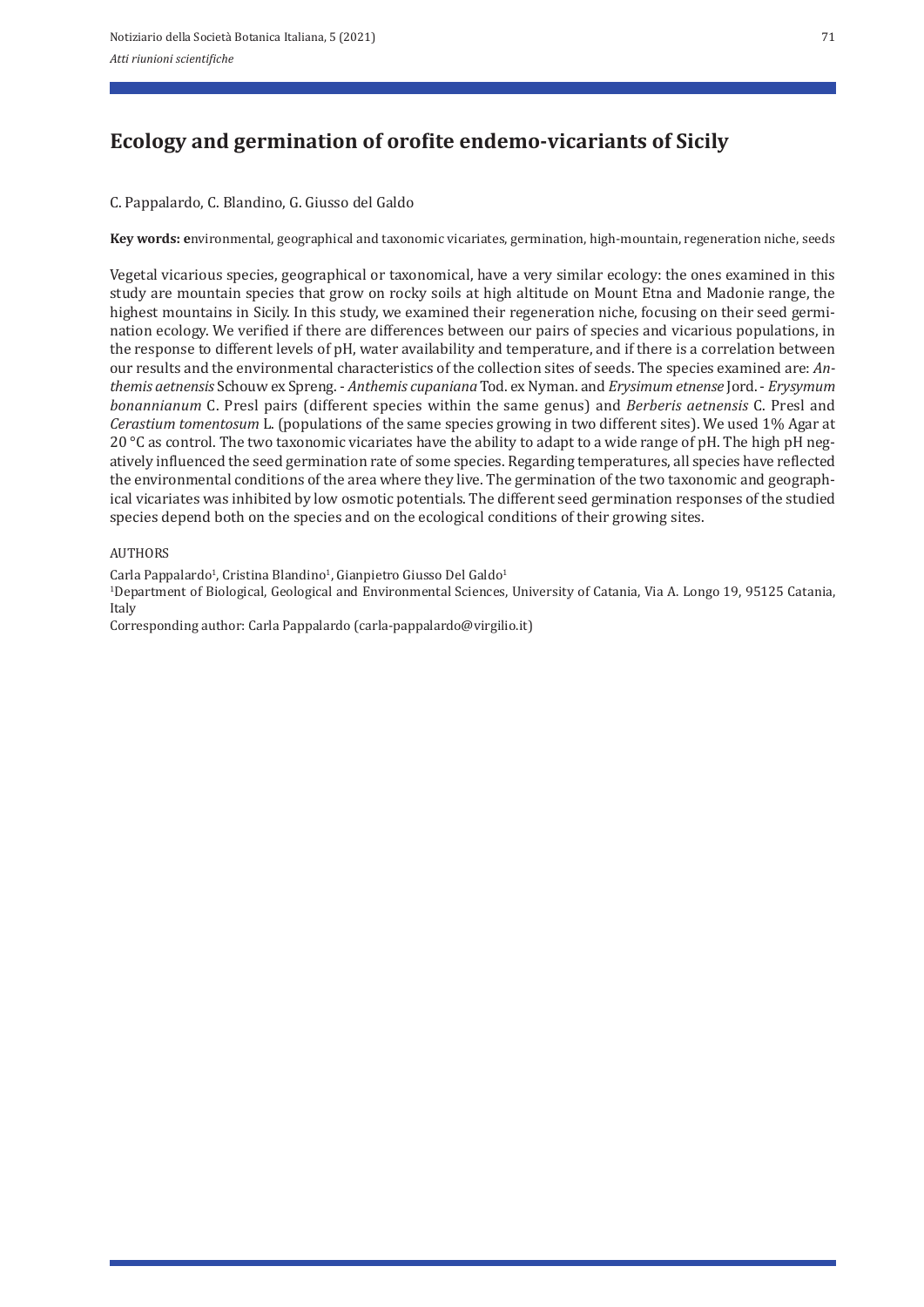# Ecology and germination of orofite endemo-vicariants of Sicily

C. Pappalardo, C. Blandino, G. Giusso del Galdo

**Key words: e**nvironmental, geographical and taxonomic vicariates, germination, high-mountain, regeneration niche, seeds

Vegetal vicarious species, geographical or taxonomical, have a very similar ecology: the ones examined in this study are mountain species that grow on rocky soils at high altitude on Mount Etna and Madonie range, the highest mountains in Sicily. In this study, we examined their regeneration niche, focusing on their seed germination ecology. We verified if there are differences between our pairs of species and vicarious populations, in the response to different levels of pH, water availability and temperature, and if there is a correlation between our results and the environmental characteristics of the collection sites of seeds. The species examined are: *Anthemis aetnensis* Schouw ex Spreng. - *Anthemis cupaniana* Tod. ex Nyman. and *Erysimum etnense* Jord. - *Erysymum bonannianum* C. Presl pairs (different species within the same genus) and *Berberis aetnensis* C. Presl and *Cerastium tomentosum* L. (populations of the same species growing in two different sites). We used 1% Agar at 20 °C as control. The two taxonomic vicariates have the ability to adapt to a wide range of pH. The high pH negatively influenced the seed germination rate of some species. Regarding temperatures, all species have reflected the environmental conditions of the area where they live. The germination of the two taxonomic and geographical vicariates was inhibited by low osmotic potentials. The different seed germination responses of the studied species depend both on the species and on the ecological conditions of their growing sites.

AUTHORS

Carla Pappalardo[1], Cristina Blandino[1], Gianpietro Giusso Del Galdo[1]

[1]Department of Biological, Geological and Environmental Sciences, University of Catania, Via A. Longo 19, 95125 Catania, Italy

Corresponding author: Carla Pappalardo (carla-pappalardo@virgilio.it)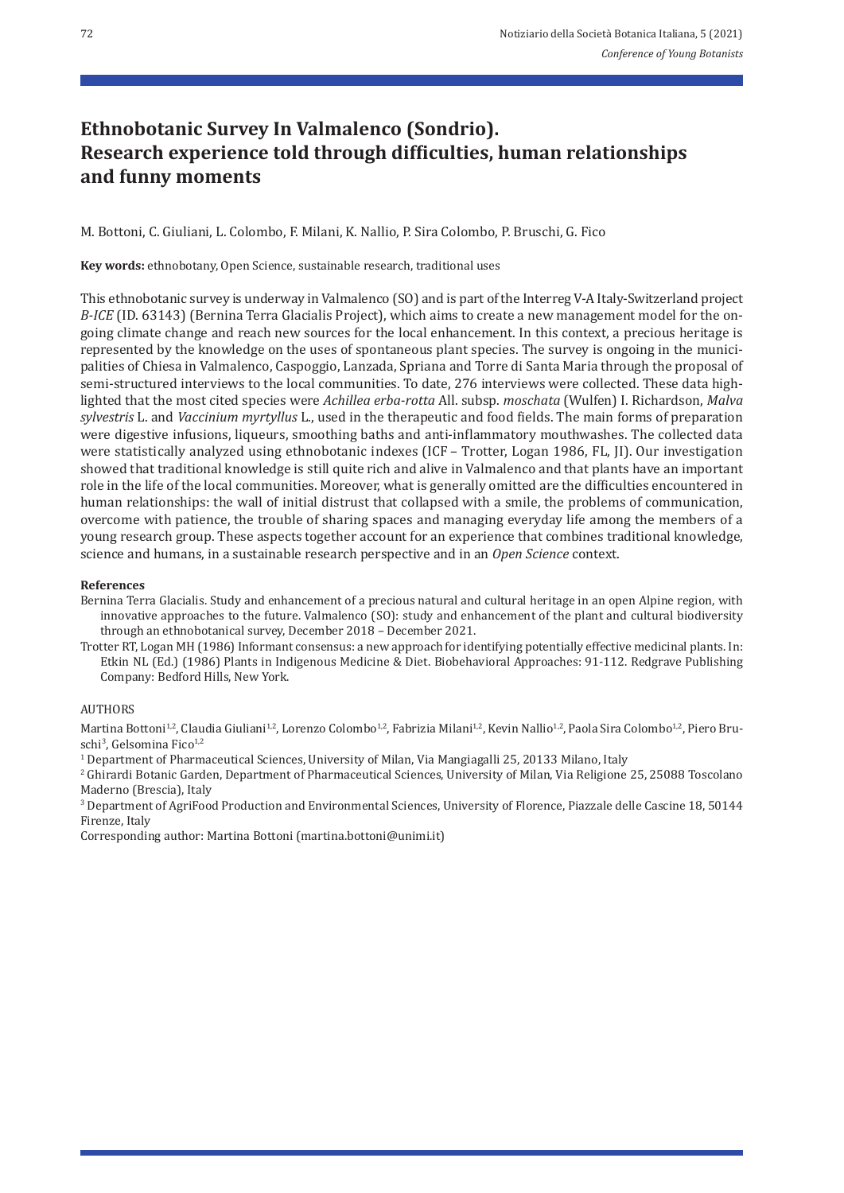# Ethnobotanic Survey In Valmalenco (Sondrio). Research experience told through difficulties, human relationships and funny moments

M. Bottoni, C. Giuliani, L. Colombo, F. Milani, K. Nallio, P. Sira Colombo, P. Bruschi, G. Fico

**Key words:** ethnobotany, Open Science, sustainable research, traditional uses

This ethnobotanic survey is underway in Valmalenco (SO) and is part of the Interreg V-A Italy-Switzerland project *B-ICE* (ID. 63143) (Bernina Terra Glacialis Project), which aims to create a new management model for the ongoing climate change and reach new sources for the local enhancement. In this context, a precious heritage is represented by the knowledge on the uses of spontaneous plant species. The survey is ongoing in the municipalities of Chiesa in Valmalenco, Caspoggio, Lanzada, Spriana and Torre di Santa Maria through the proposal of semi-structured interviews to the local communities. To date, 276 interviews were collected. These data highlighted that the most cited species were *Achillea erba-rotta* All. subsp. *moschata* (Wulfen) I. Richardson, *Malva sylvestris* L. and *Vaccinium myrtyllus* L., used in the therapeutic and food fields. The main forms of preparation were digestive infusions, liqueurs, smoothing baths and anti-inflammatory mouthwashes. The collected data were statistically analyzed using ethnobotanic indexes (ICF – Trotter, Logan 1986, FL, JI). Our investigation showed that traditional knowledge is still quite rich and alive in Valmalenco and that plants have an important role in the life of the local communities. Moreover, what is generally omitted are the difficulties encountered in human relationships: the wall of initial distrust that collapsed with a smile, the problems of communication, overcome with patience, the trouble of sharing spaces and managing everyday life among the members of a young research group. These aspects together account for an experience that combines traditional knowledge, science and humans, in a sustainable research perspective and in an *Open Science* context.

**References**

Bernina Terra Glacialis. Study and enhancement of a precious natural and cultural heritage in an open Alpine region, with innovative approaches to the future. Valmalenco (SO): study and enhancement of the plant and cultural biodiversity through an ethnobotanical survey, December 2018 – December 2021.

Trotter RT, Logan MH (1986) Informant consensus: a new approach for identifying potentially effective medicinal plants. In: Etkin NL (Ed.) (1986) Plants in Indigenous Medicine & Diet. Biobehavioral Approaches: 91-112. Redgrave Publishing Company: Bedford Hills, New York.

AUTHORS

Martina Bottoni[1,2], Claudia Giuliani[1,2], Lorenzo Colombo[1,2], Fabrizia Milani[1,2], Kevin Nallio[1,2], Paola Sira Colombo[1,2], Piero Bruschi[3], Gelsomina Fico[1,2]

[1] Department of Pharmaceutical Sciences, University of Milan, Via Mangiagalli 25, 20133 Milano, Italy

[2] Ghirardi Botanic Garden, Department of Pharmaceutical Sciences, University of Milan, Via Religione 25, 25088 Toscolano Maderno (Brescia), Italy

[3] Department of AgriFood Production and Environmental Sciences, University of Florence, Piazzale delle Cascine 18, 50144 Firenze, Italy

Corresponding author: Martina Bottoni (martina.bottoni@unimi.it)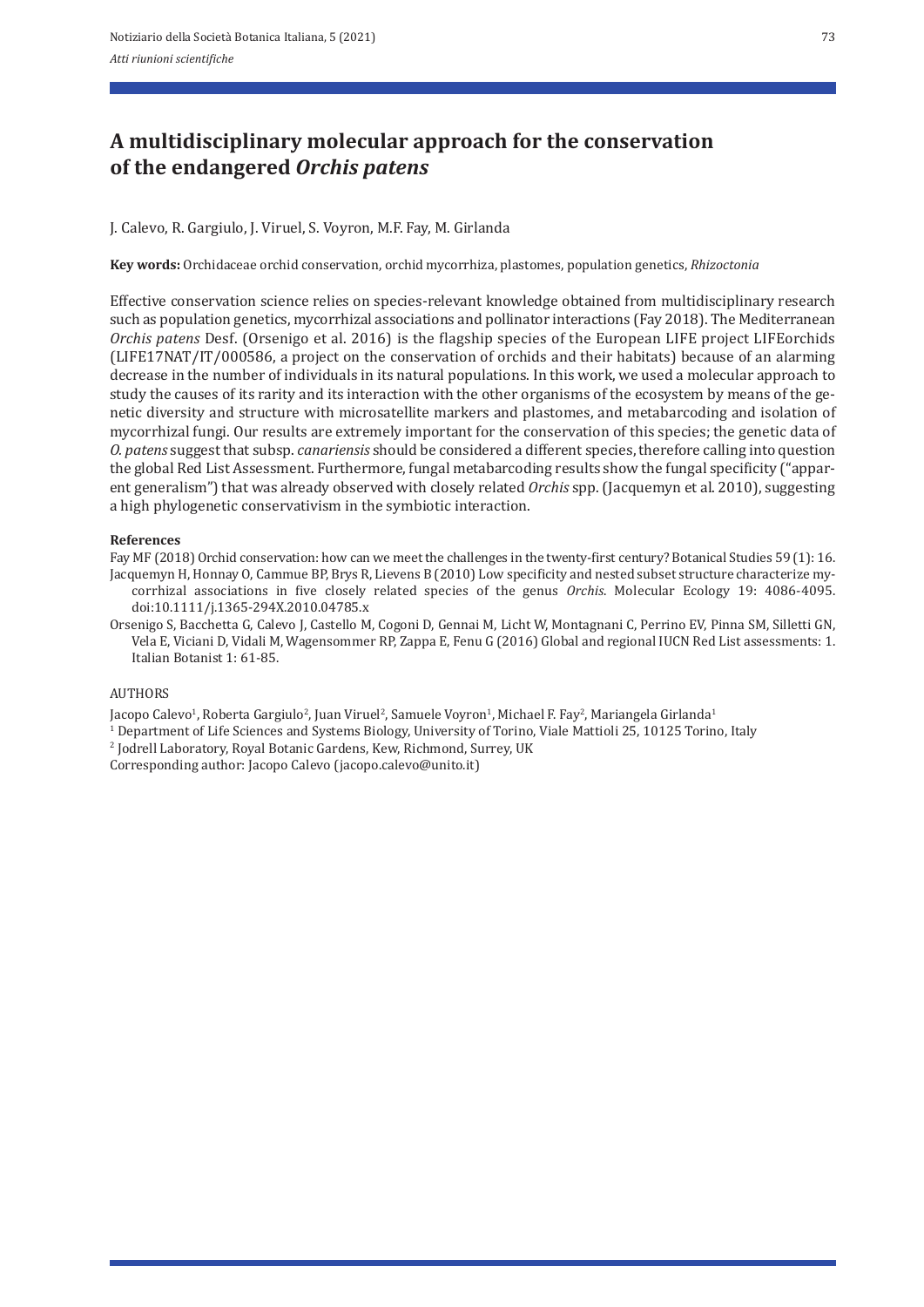# A multidisciplinary molecular approach for the conservation of the endangered *Orchis patens*

J. Calevo, R. Gargiulo, J. Viruel, S. Voyron, M.F. Fay, M. Girlanda

**Key words:** Orchidaceae orchid conservation, orchid mycorrhiza, plastomes, population genetics, *Rhizoctonia*

Effective conservation science relies on species-relevant knowledge obtained from multidisciplinary research such as population genetics, mycorrhizal associations and pollinator interactions (Fay 2018). The Mediterranean *Orchis patens* Desf. (Orsenigo et al. 2016) is the flagship species of the European LIFE project LIFEorchids (LIFE17NAT/IT/000586, a project on the conservation of orchids and their habitats) because of an alarming decrease in the number of individuals in its natural populations. In this work, we used a molecular approach to study the causes of its rarity and its interaction with the other organisms of the ecosystem by means of the genetic diversity and structure with microsatellite markers and plastomes, and metabarcoding and isolation of mycorrhizal fungi. Our results are extremely important for the conservation of this species; the genetic data of *O. patens* suggest that subsp. *canariensis* should be considered a different species, therefore calling into question the global Red List Assessment. Furthermore, fungal metabarcoding results show the fungal specificity ("apparent generalism") that was already observed with closely related *Orchis* spp. (Jacquemyn et al. 2010), suggesting a high phylogenetic conservativism in the symbiotic interaction.

**References**

Fay MF (2018) Orchid conservation: how can we meet the challenges in the twenty-first century? Botanical Studies 59 (1): 16.

Jacquemyn H, Honnay O, Cammue BP, Brys R, Lievens B (2010) Low specificity and nested subset structure characterize mycorrhizal associations in five closely related species of the genus *Orchis*. Molecular Ecology 19: 4086-4095. doi:10.1111/j.1365-294X.2010.04785.x

Orsenigo S, Bacchetta G, Calevo J, Castello M, Cogoni D, Gennai M, Licht W, Montagnani C, Perrino EV, Pinna SM, Silletti GN, Vela E, Viciani D, Vidali M, Wagensommer RP, Zappa E, Fenu G (2016) Global and regional IUCN Red List assessments: 1. Italian Botanist 1: 61-85.

AUTHORS

Jacopo Calevo[1], Roberta Gargiulo[2], Juan Viruel[2], Samuele Voyron[1], Michael F. Fay[2], Mariangela Girlanda[1]

[1] Department of Life Sciences and Systems Biology, University of Torino, Viale Mattioli 25, 10125 Torino, Italy

[2] Jodrell Laboratory, Royal Botanic Gardens, Kew, Richmond, Surrey, UK

Corresponding author: Jacopo Calevo (jacopo.calevo@unito.it)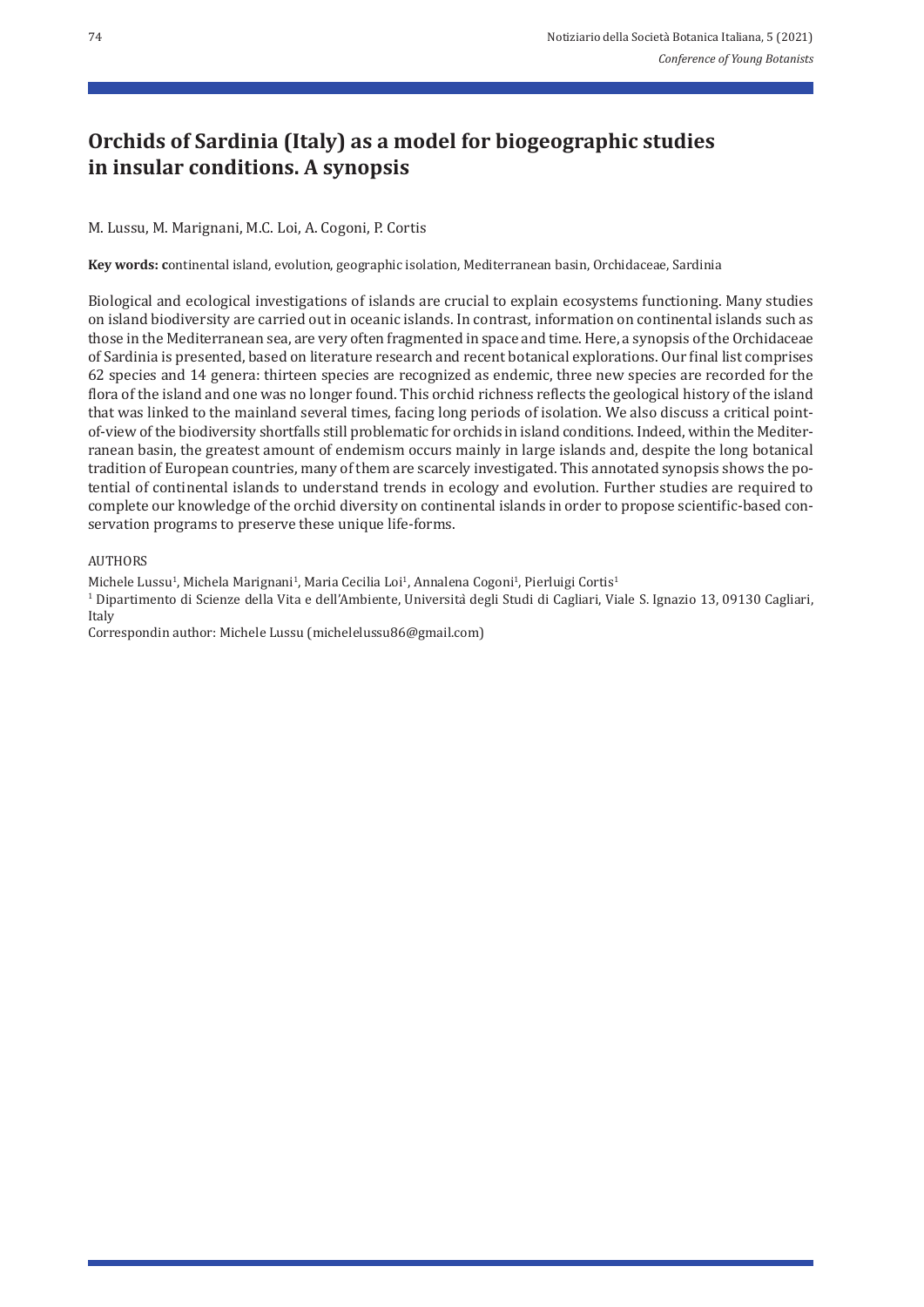# Orchids of Sardinia (Italy) as a model for biogeographic studies in insular conditions. A synopsis

M. Lussu, M. Marignani, M.C. Loi, A. Cogoni, P. Cortis

**Key words: c**ontinental island, evolution, geographic isolation, Mediterranean basin, Orchidaceae, Sardinia

Biological and ecological investigations of islands are crucial to explain ecosystems functioning. Many studies on island biodiversity are carried out in oceanic islands. In contrast, information on continental islands such as those in the Mediterranean sea, are very often fragmented in space and time. Here, a synopsis of the Orchidaceae of Sardinia is presented, based on literature research and recent botanical explorations. Our final list comprises 62 species and 14 genera: thirteen species are recognized as endemic, three new species are recorded for the flora of the island and one was no longer found. This orchid richness reflects the geological history of the island that was linked to the mainland several times, facing long periods of isolation. We also discuss a critical point-of-view of the biodiversity shortfalls still problematic for orchids in island conditions. Indeed, within the Mediterranean basin, the greatest amount of endemism occurs mainly in large islands and, despite the long botanical tradition of European countries, many of them are scarcely investigated. This annotated synopsis shows the potential of continental islands to understand trends in ecology and evolution. Further studies are required to complete our knowledge of the orchid diversity on continental islands in order to propose scientific-based conservation programs to preserve these unique life-forms.

AUTHORS

Michele Lussu[1], Michela Marignani[1], Maria Cecilia Loi[1], Annalena Cogoni[1], Pierluigi Cortis[1]

[1] Dipartimento di Scienze della Vita e dell'Ambiente, Università degli Studi di Cagliari, Viale S. Ignazio 13, 09130 Cagliari, Italy

Correspondin author: Michele Lussu (michelelussu86@gmail.com)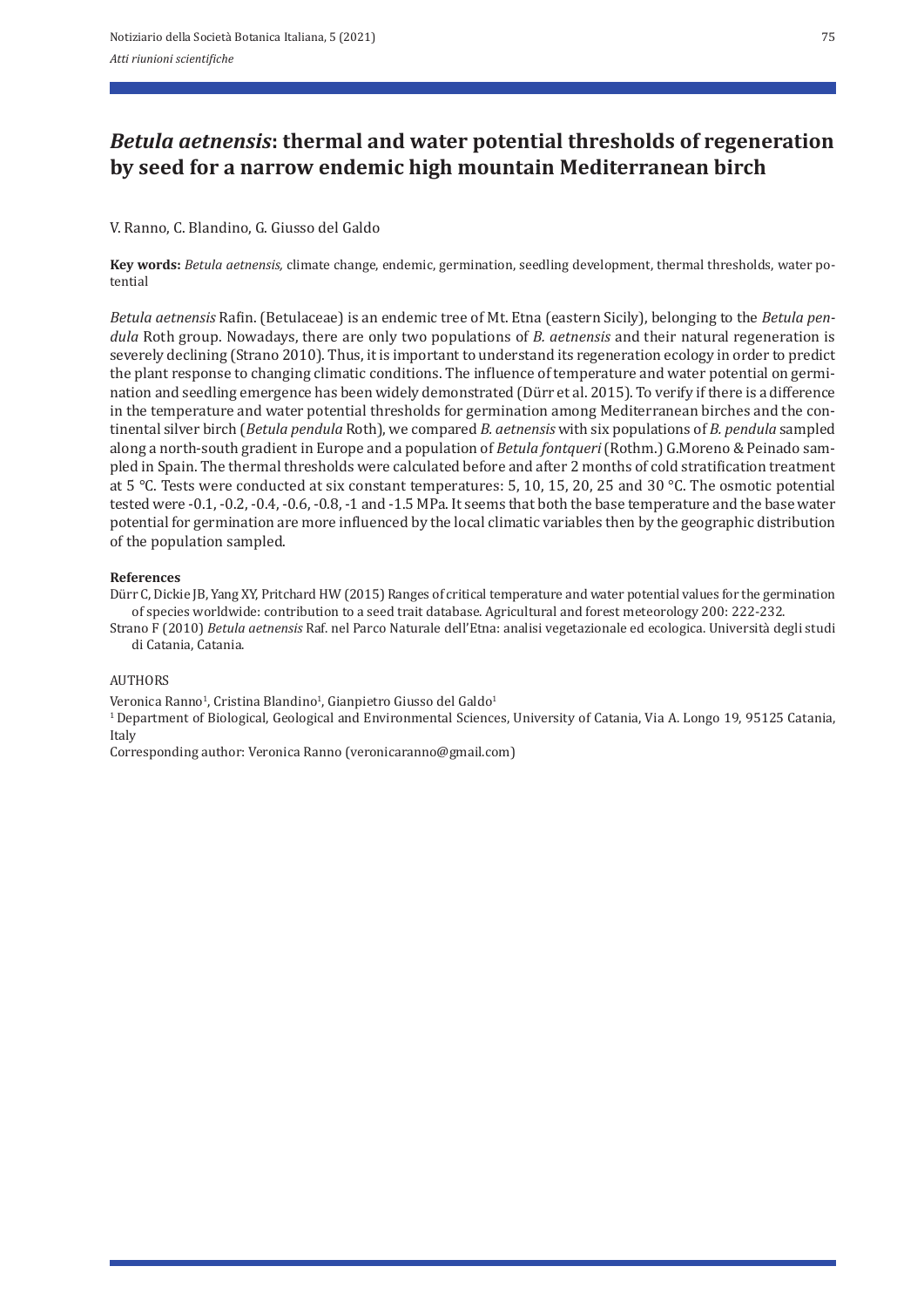# *Betula aetnensis*: thermal and water potential thresholds of regeneration by seed for a narrow endemic high mountain Mediterranean birch

V. Ranno, C. Blandino, G. Giusso del Galdo

**Key words:** *Betula aetnensis,* climate change, endemic, germination, seedling development, thermal thresholds, water potential

*Betula aetnensis* Rafin. (Betulaceae) is an endemic tree of Mt. Etna (eastern Sicily), belonging to the *Betula pendula* Roth group. Nowadays, there are only two populations of *B. aetnensis* and their natural regeneration is severely declining (Strano 2010). Thus, it is important to understand its regeneration ecology in order to predict the plant response to changing climatic conditions. The influence of temperature and water potential on germination and seedling emergence has been widely demonstrated (Dürr et al. 2015). To verify if there is a difference in the temperature and water potential thresholds for germination among Mediterranean birches and the continental silver birch (*Betula pendula* Roth), we compared *B. aetnensis* with six populations of *B. pendula* sampled along a north-south gradient in Europe and a population of *Betula fontqueri* (Rothm.) G.Moreno & Peinado sampled in Spain. The thermal thresholds were calculated before and after 2 months of cold stratification treatment at 5 °C. Tests were conducted at six constant temperatures: 5, 10, 15, 20, 25 and 30 °C. The osmotic potential tested were -0.1, -0.2, -0.4, -0.6, -0.8, -1 and -1.5 MPa. It seems that both the base temperature and the base water potential for germination are more influenced by the local climatic variables then by the geographic distribution of the population sampled.

**References**

Dürr C, Dickie JB, Yang XY, Pritchard HW (2015) Ranges of critical temperature and water potential values for the germination of species worldwide: contribution to a seed trait database. Agricultural and forest meteorology 200: 222-232.

Strano F (2010) *Betula aetnensis* Raf. nel Parco Naturale dell'Etna: analisi vegetazionale ed ecologica. Università degli studi di Catania, Catania.

AUTHORS

Veronica Ranno[1], Cristina Blandino[1], Gianpietro Giusso del Galdo[1]

[1] Department of Biological, Geological and Environmental Sciences, University of Catania, Via A. Longo 19, 95125 Catania, Italy

Corresponding author: Veronica Ranno (veronicaranno@gmail.com)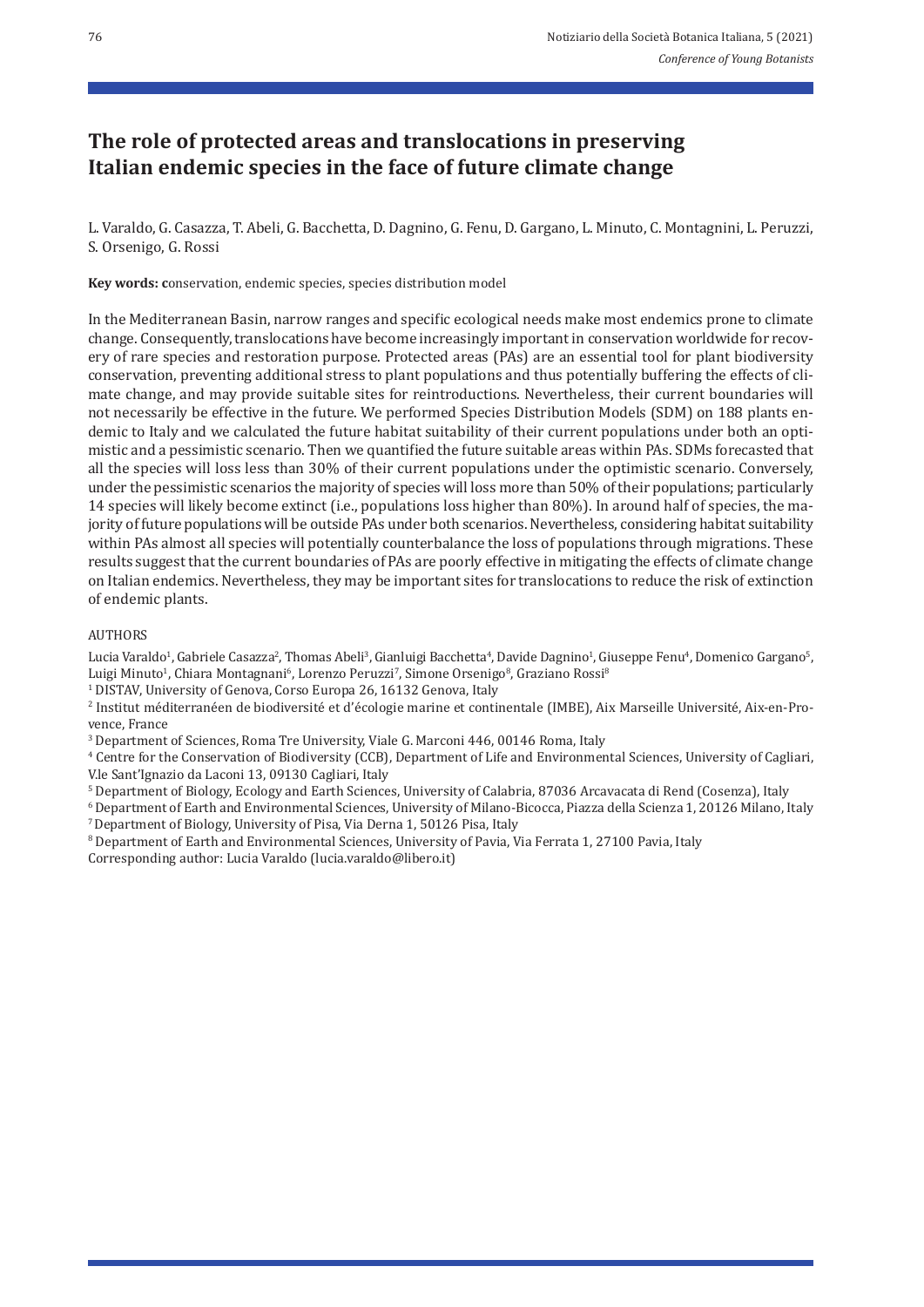# The role of protected areas and translocations in preserving Italian endemic species in the face of future climate change

L. Varaldo, G. Casazza, T. Abeli, G. Bacchetta, D. Dagnino, G. Fenu, D. Gargano, L. Minuto, C. Montagnini, L. Peruzzi, S. Orsenigo, G. Rossi

**Key words:** **c**onservation, endemic species, species distribution model

In the Mediterranean Basin, narrow ranges and specific ecological needs make most endemics prone to climate change. Consequently, translocations have become increasingly important in conservation worldwide for recovery of rare species and restoration purpose. Protected areas (PAs) are an essential tool for plant biodiversity conservation, preventing additional stress to plant populations and thus potentially buffering the effects of climate change, and may provide suitable sites for reintroductions. Nevertheless, their current boundaries will not necessarily be effective in the future. We performed Species Distribution Models (SDM) on 188 plants endemic to Italy and we calculated the future habitat suitability of their current populations under both an optimistic and a pessimistic scenario. Then we quantified the future suitable areas within PAs. SDMs forecasted that all the species will loss less than 30% of their current populations under the optimistic scenario. Conversely, under the pessimistic scenarios the majority of species will loss more than 50% of their populations; particularly 14 species will likely become extinct (i.e., populations loss higher than 80%). In around half of species, the majority of future populations will be outside PAs under both scenarios. Nevertheless, considering habitat suitability within PAs almost all species will potentially counterbalance the loss of populations through migrations. These results suggest that the current boundaries of PAs are poorly effective in mitigating the effects of climate change on Italian endemics. Nevertheless, they may be important sites for translocations to reduce the risk of extinction of endemic plants.

AUTHORS

Lucia Varaldo[1], Gabriele Casazza[2], Thomas Abeli[3], Gianluigi Bacchetta[4], Davide Dagnino[1], Giuseppe Fenu[4], Domenico Gargano[5], Luigi Minuto[1], Chiara Montagnani[6], Lorenzo Peruzzi[7], Simone Orsenigo[8], Graziano Rossi[8]

[1] DISTAV, University of Genova, Corso Europa 26, 16132 Genova, Italy

[2] Institut méditerranéen de biodiversité et d'écologie marine et continentale (IMBE), Aix Marseille Université, Aix-en-Provence, France

[3] Department of Sciences, Roma Tre University, Viale G. Marconi 446, 00146 Roma, Italy

[4] Centre for the Conservation of Biodiversity (CCB), Department of Life and Environmental Sciences, University of Cagliari, V.le Sant'Ignazio da Laconi 13, 09130 Cagliari, Italy

[5] Department of Biology, Ecology and Earth Sciences, University of Calabria, 87036 Arcavacata di Rend (Cosenza), Italy

[6] Department of Earth and Environmental Sciences, University of Milano-Bicocca, Piazza della Scienza 1, 20126 Milano, Italy

[7] Department of Biology, University of Pisa, Via Derna 1, 50126 Pisa, Italy

[8] Department of Earth and Environmental Sciences, University of Pavia, Via Ferrata 1, 27100 Pavia, Italy

Corresponding author: Lucia Varaldo (lucia.varaldo@libero.it)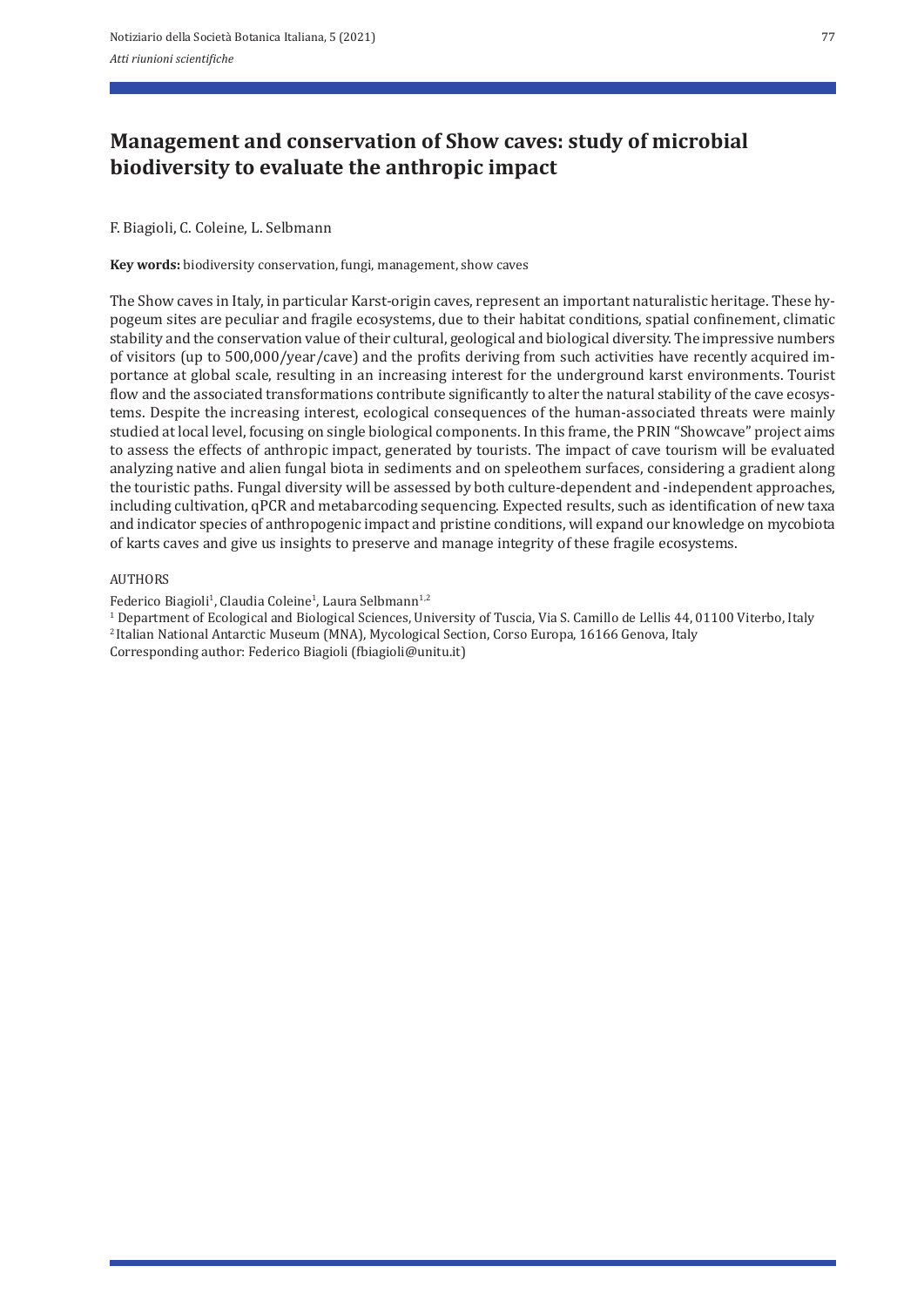# Management and conservation of Show caves: study of microbial biodiversity to evaluate the anthropic impact

F. Biagioli, C. Coleine, L. Selbmann

**Key words:** biodiversity conservation, fungi, management, show caves

The Show caves in Italy, in particular Karst-origin caves, represent an important naturalistic heritage. These hypogeum sites are peculiar and fragile ecosystems, due to their habitat conditions, spatial confinement, climatic stability and the conservation value of their cultural, geological and biological diversity. The impressive numbers of visitors (up to 500,000/year/cave) and the profits deriving from such activities have recently acquired importance at global scale, resulting in an increasing interest for the underground karst environments. Tourist flow and the associated transformations contribute significantly to alter the natural stability of the cave ecosystems. Despite the increasing interest, ecological consequences of the human-associated threats were mainly studied at local level, focusing on single biological components. In this frame, the PRIN "Showcave" project aims to assess the effects of anthropic impact, generated by tourists. The impact of cave tourism will be evaluated analyzing native and alien fungal biota in sediments and on speleothem surfaces, considering a gradient along the touristic paths. Fungal diversity will be assessed by both culture-dependent and -independent approaches, including cultivation, qPCR and metabarcoding sequencing. Expected results, such as identification of new taxa and indicator species of anthropogenic impact and pristine conditions, will expand our knowledge on mycobiota of karts caves and give us insights to preserve and manage integrity of these fragile ecosystems.

AUTHORS

Federico Biagioli[1], Claudia Coleine[1], Laura Selbmann[1,2]

[1] Department of Ecological and Biological Sciences, University of Tuscia, Via S. Camillo de Lellis 44, 01100 Viterbo, Italy

[2] Italian National Antarctic Museum (MNA), Mycological Section, Corso Europa, 16166 Genova, Italy

Corresponding author: Federico Biagioli (fbiagioli@unitu.it)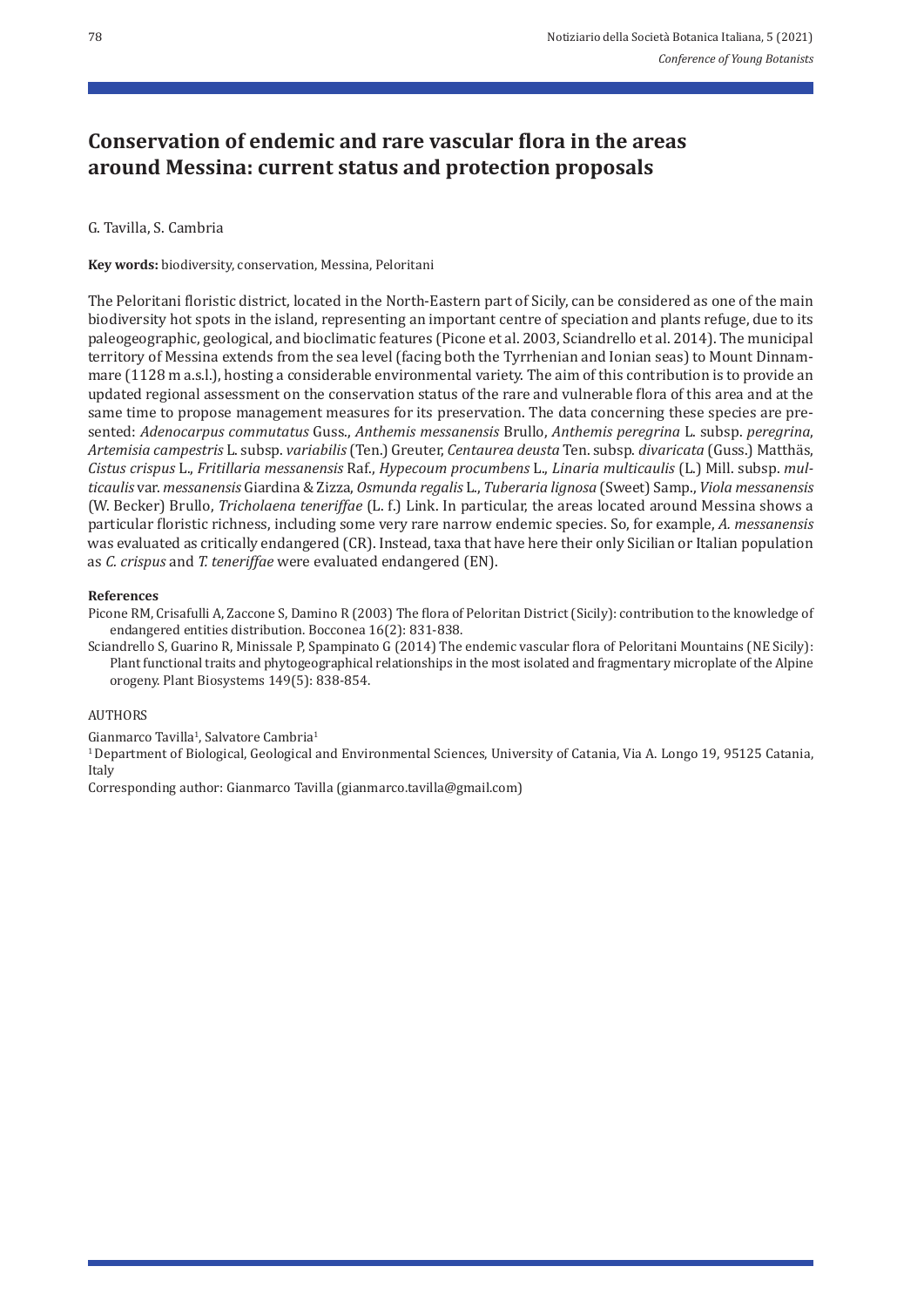# Conservation of endemic and rare vascular flora in the areas around Messina: current status and protection proposals

G. Tavilla, S. Cambria

**Key words:** biodiversity, conservation, Messina, Peloritani

The Peloritani floristic district, located in the North-Eastern part of Sicily, can be considered as one of the main biodiversity hot spots in the island, representing an important centre of speciation and plants refuge, due to its paleogeographic, geological, and bioclimatic features (Picone et al. 2003, Sciandrello et al. 2014). The municipal territory of Messina extends from the sea level (facing both the Tyrrhenian and Ionian seas) to Mount Dinnammare (1128 m a.s.l.), hosting a considerable environmental variety. The aim of this contribution is to provide an updated regional assessment on the conservation status of the rare and vulnerable flora of this area and at the same time to propose management measures for its preservation. The data concerning these species are presented: *Adenocarpus commutatus* Guss., *Anthemis messanensis* Brullo, *Anthemis peregrina* L. subsp. *peregrina*, *Artemisia campestris* L. subsp. *variabilis* (Ten.) Greuter, *Centaurea deusta* Ten. subsp. *divaricata* (Guss.) Matthäs, *Cistus crispus* L., *Fritillaria messanensis* Raf., *Hypecoum procumbens* L., *Linaria multicaulis* (L.) Mill. subsp. *multicaulis* var. *messanensis* Giardina & Zizza, *Osmunda regalis* L., *Tuberaria lignosa* (Sweet) Samp., *Viola messanensis* (W. Becker) Brullo, *Tricholaena teneriffae* (L. f.) Link. In particular, the areas located around Messina shows a particular floristic richness, including some very rare narrow endemic species. So, for example, *A. messanensis* was evaluated as critically endangered (CR). Instead, taxa that have here their only Sicilian or Italian population as *C. crispus* and *T. teneriffae* were evaluated endangered (EN).

**References**

Picone RM, Crisafulli A, Zaccone S, Damino R (2003) The flora of Peloritan District (Sicily): contribution to the knowledge of endangered entities distribution. Bocconea 16(2): 831-838.

Sciandrello S, Guarino R, Minissale P, Spampinato G (2014) The endemic vascular flora of Peloritani Mountains (NE Sicily): Plant functional traits and phytogeographical relationships in the most isolated and fragmentary microplate of the Alpine orogeny. Plant Biosystems 149(5): 838-854.

AUTHORS

Gianmarco Tavilla[1], Salvatore Cambria[1]

[1] Department of Biological, Geological and Environmental Sciences, University of Catania, Via A. Longo 19, 95125 Catania, Italy

Corresponding author: Gianmarco Tavilla (gianmarco.tavilla@gmail.com)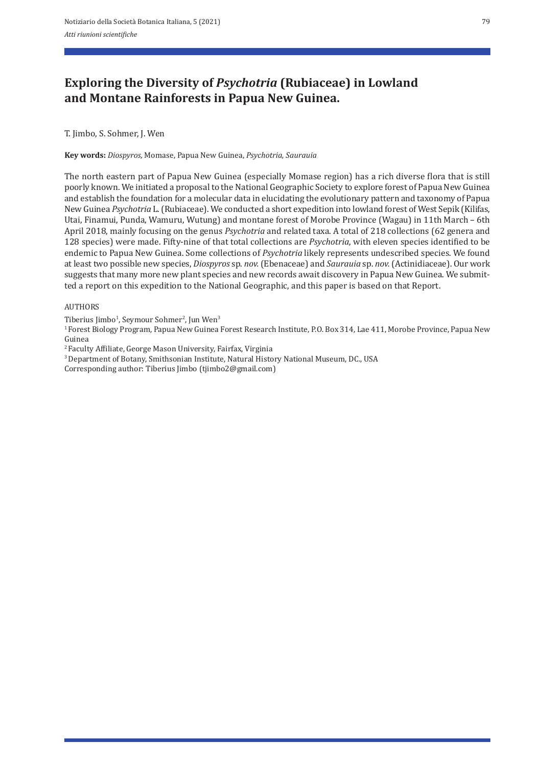# Exploring the Diversity of *Psychotria* (Rubiaceae) in Lowland and Montane Rainforests in Papua New Guinea.

T. Jimbo, S. Sohmer, J. Wen

**Key words:** *Diospyros,* Momase, Papua New Guinea, *Psychotria, Saurauia*

The north eastern part of Papua New Guinea (especially Momase region) has a rich diverse flora that is still poorly known. We initiated a proposal to the National Geographic Society to explore forest of Papua New Guinea and establish the foundation for a molecular data in elucidating the evolutionary pattern and taxonomy of Papua New Guinea *Psychotria* L. (Rubiaceae). We conducted a short expedition into lowland forest of West Sepik (Kilifas, Utai, Finamui, Punda, Wamuru, Wutung) and montane forest of Morobe Province (Wagau) in 11th March – 6th April 2018, mainly focusing on the genus *Psychotria* and related taxa. A total of 218 collections (62 genera and 128 species) were made. Fifty-nine of that total collections are *Psychotria*, with eleven species identified to be endemic to Papua New Guinea. Some collections of *Psychotria* likely represents undescribed species. We found at least two possible new species, *Diospyros* sp. *nov.* (Ebenaceae) and *Saurauia* sp. *nov.* (Actinidiaceae). Our work suggests that many more new plant species and new records await discovery in Papua New Guinea. We submitted a report on this expedition to the National Geographic, and this paper is based on that Report.

AUTHORS

Tiberius Jimbo[1], Seymour Sohmer[2], Jun Wen[3]

[1] Forest Biology Program, Papua New Guinea Forest Research Institute, P.O. Box 314, Lae 411, Morobe Province, Papua New Guinea

[2] Faculty Affiliate, George Mason University, Fairfax, Virginia

[3] Department of Botany, Smithsonian Institute, Natural History National Museum, DC., USA

Corresponding author: Tiberius Jimbo (tjimbo2@gmail.com)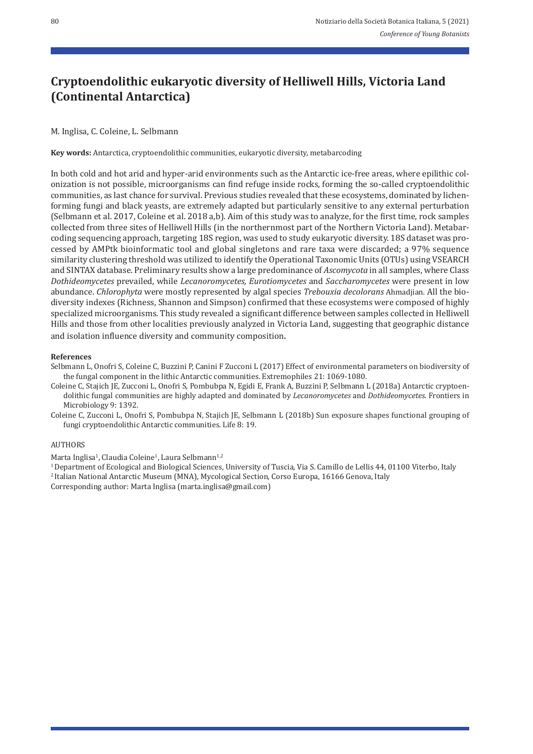# Cryptoendolithic eukaryotic diversity of Helliwell Hills, Victoria Land (Continental Antarctica)

M. Inglisa, C. Coleine, L. Selbmann

**Key words:** Antarctica, cryptoendolithic communities, eukaryotic diversity, metabarcoding

In both cold and hot arid and hyper-arid environments such as the Antarctic ice-free areas, where epilithic colonization is not possible, microorganisms can find refuge inside rocks, forming the so-called cryptoendolithic communities, as last chance for survival. Previous studies revealed that these ecosystems, dominated by lichen-forming fungi and black yeasts, are extremely adapted but particularly sensitive to any external perturbation (Selbmann et al. 2017, Coleine et al. 2018 a,b). Aim of this study was to analyze, for the first time, rock samples collected from three sites of Helliwell Hills (in the northernmost part of the Northern Victoria Land). Metabarcoding sequencing approach, targeting 18S region, was used to study eukaryotic diversity. 18S dataset was processed by AMPtk bioinformatic tool and global singletons and rare taxa were discarded; a 97% sequence similarity clustering threshold was utilized to identify the Operational Taxonomic Units (OTUs) using VSEARCH and SINTAX database. Preliminary results show a large predominance of *Ascomycota* in all samples, where Class *Dothideomycetes* prevailed, while *Lecanoromycetes, Eurotiomycetes* and *Saccharomycetes* were present in low abundance. *Chlorophyta* were mostly represented by algal species *Trebouxia decolorans* Ahmadjian. All the biodiversity indexes (Richness, Shannon and Simpson) confirmed that these ecosystems were composed of highly specialized microorganisms. This study revealed a significant difference between samples collected in Helliwell Hills and those from other localities previously analyzed in Victoria Land, suggesting that geographic distance and isolation influence diversity and community composition.

**References**

Selbmann L, Onofri S, Coleine C, Buzzini P, Canini F Zucconi L (2017) Effect of environmental parameters on biodiversity of the fungal component in the lithic Antarctic communities. Extremophiles 21: 1069-1080.

Coleine C, Stajich JE, Zucconi L, Onofri S, Pombubpa N, Egidi E, Frank A, Buzzini P, Selbmann L (2018a) Antarctic cryptoendolithic fungal communities are highly adapted and dominated by *Lecanoromycetes* and *Dothideomycetes*. Frontiers in Microbiology 9: 1392.

Coleine C, Zucconi L, Onofri S, Pombubpa N, Stajich JE, Selbmann L (2018b) Sun exposure shapes functional grouping of fungi cryptoendolithic Antarctic communities. Life 8: 19.

AUTHORS

Marta Inglisa[1], Claudia Coleine[1], Laura Selbmann[1,2]

[1] Department of Ecological and Biological Sciences, University of Tuscia, Via S. Camillo de Lellis 44, 01100 Viterbo, Italy

[2] Italian National Antarctic Museum (MNA), Mycological Section, Corso Europa, 16166 Genova, Italy

Corresponding author: Marta Inglisa (marta.inglisa@gmail.com)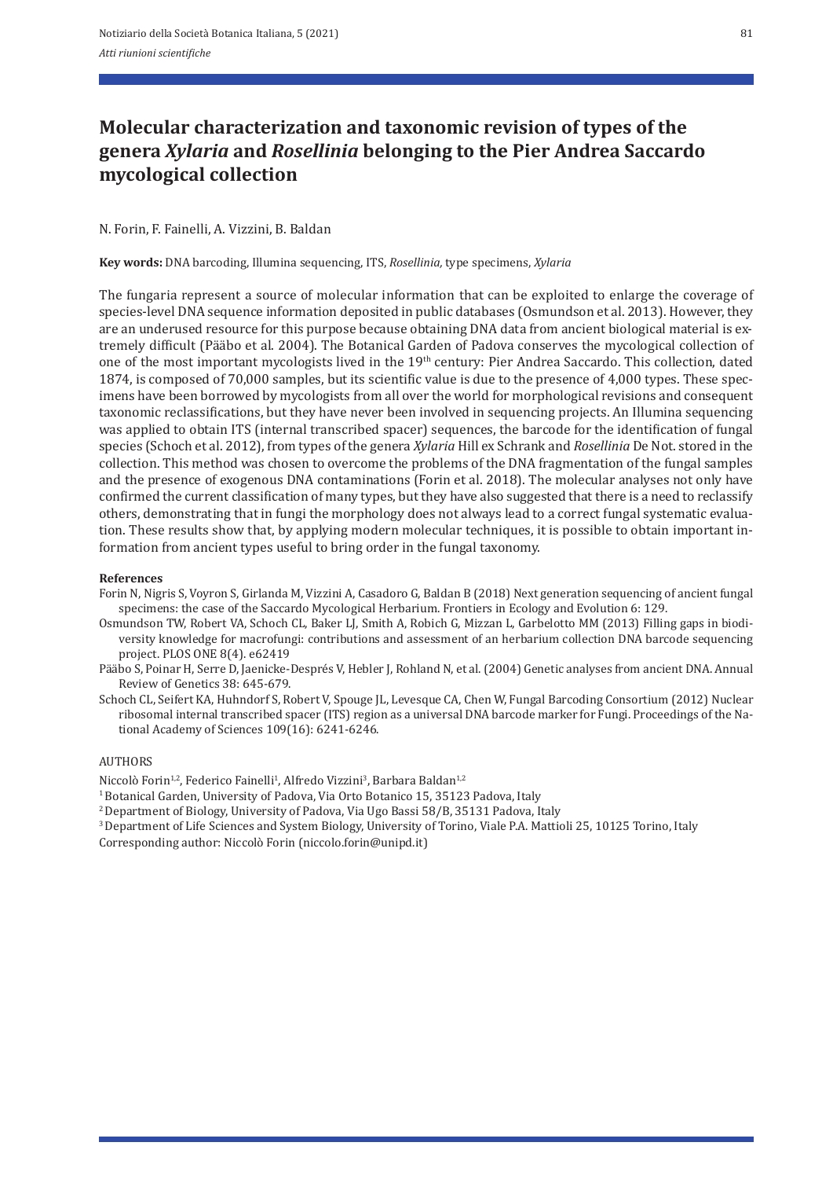# Molecular characterization and taxonomic revision of types of the genera *Xylaria* and *Rosellinia* belonging to the Pier Andrea Saccardo mycological collection

N. Forin, F. Fainelli, A. Vizzini, B. Baldan

**Key words:** DNA barcoding, Illumina sequencing, ITS, *Rosellinia,* type specimens, *Xylaria*

The fungaria represent a source of molecular information that can be exploited to enlarge the coverage of species-level DNA sequence information deposited in public databases (Osmundson et al. 2013). However, they are an underused resource for this purpose because obtaining DNA data from ancient biological material is extremely difficult (Pääbo et al. 2004). The Botanical Garden of Padova conserves the mycological collection of one of the most important mycologists lived in the 19th century: Pier Andrea Saccardo. This collection, dated 1874, is composed of 70,000 samples, but its scientific value is due to the presence of 4,000 types. These specimens have been borrowed by mycologists from all over the world for morphological revisions and consequent taxonomic reclassifications, but they have never been involved in sequencing projects. An Illumina sequencing was applied to obtain ITS (internal transcribed spacer) sequences, the barcode for the identification of fungal species (Schoch et al. 2012), from types of the genera *Xylaria* Hill ex Schrank and *Rosellinia* De Not. stored in the collection. This method was chosen to overcome the problems of the DNA fragmentation of the fungal samples and the presence of exogenous DNA contaminations (Forin et al. 2018). The molecular analyses not only have confirmed the current classification of many types, but they have also suggested that there is a need to reclassify others, demonstrating that in fungi the morphology does not always lead to a correct fungal systematic evaluation. These results show that, by applying modern molecular techniques, it is possible to obtain important information from ancient types useful to bring order in the fungal taxonomy.

**References**

Forin N, Nigris S, Voyron S, Girlanda M, Vizzini A, Casadoro G, Baldan B (2018) Next generation sequencing of ancient fungal specimens: the case of the Saccardo Mycological Herbarium. Frontiers in Ecology and Evolution 6: 129.

Osmundson TW, Robert VA, Schoch CL, Baker LJ, Smith A, Robich G, Mizzan L, Garbelotto MM (2013) Filling gaps in biodiversity knowledge for macrofungi: contributions and assessment of an herbarium collection DNA barcode sequencing project. PLOS ONE 8(4). e62419

Pääbo S, Poinar H, Serre D, Jaenicke-Després V, Hebler J, Rohland N, et al. (2004) Genetic analyses from ancient DNA. Annual Review of Genetics 38: 645-679.

Schoch CL, Seifert KA, Huhndorf S, Robert V, Spouge JL, Levesque CA, Chen W, Fungal Barcoding Consortium (2012) Nuclear ribosomal internal transcribed spacer (ITS) region as a universal DNA barcode marker for Fungi. Proceedings of the National Academy of Sciences 109(16): 6241-6246.

AUTHORS

Niccolò Forin[1,2], Federico Fainelli[1], Alfredo Vizzini[3], Barbara Baldan[1,2]

[1] Botanical Garden, University of Padova, Via Orto Botanico 15, 35123 Padova, Italy

[2] Department of Biology, University of Padova, Via Ugo Bassi 58/B, 35131 Padova, Italy

[3] Department of Life Sciences and System Biology, University of Torino, Viale P.A. Mattioli 25, 10125 Torino, Italy

Corresponding author: Niccolò Forin (niccolo.forin@unipd.it)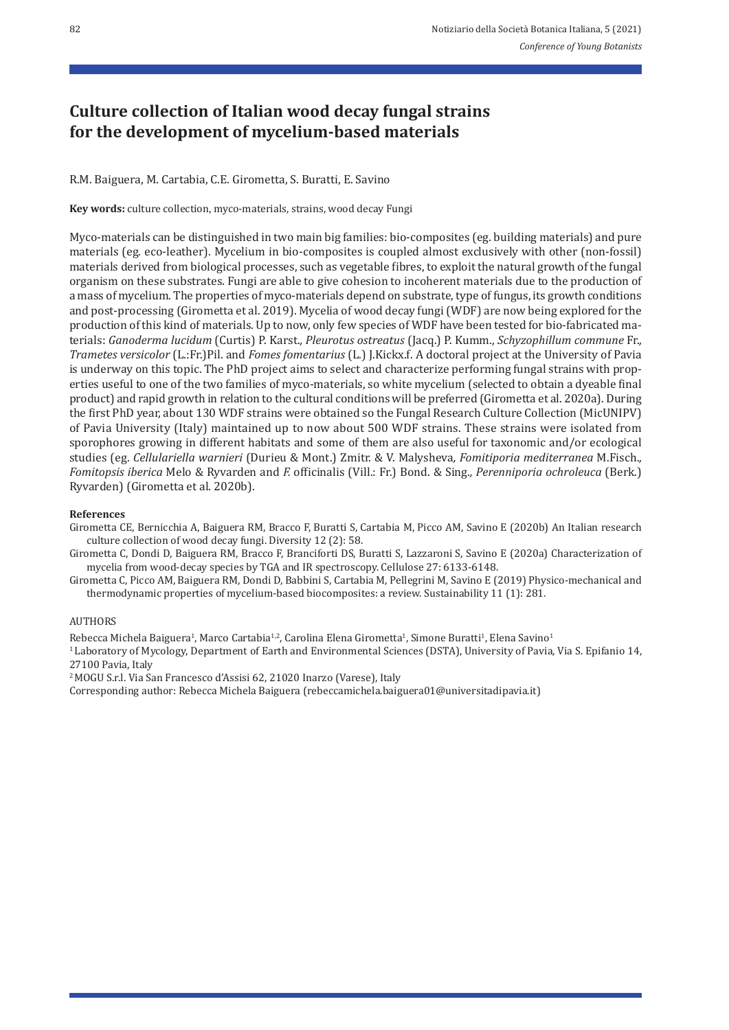# Culture collection of Italian wood decay fungal strains for the development of mycelium-based materials

R.M. Baiguera, M. Cartabia, C.E. Girometta, S. Buratti, E. Savino

**Key words:** culture collection, myco-materials, strains, wood decay Fungi

Myco-materials can be distinguished in two main big families: bio-composites (eg. building materials) and pure materials (eg. eco-leather). Mycelium in bio-composites is coupled almost exclusively with other (non-fossil) materials derived from biological processes, such as vegetable fibres, to exploit the natural growth of the fungal organism on these substrates. Fungi are able to give cohesion to incoherent materials due to the production of a mass of mycelium. The properties of myco-materials depend on substrate, type of fungus, its growth conditions and post-processing (Girometta et al. 2019). Mycelia of wood decay fungi (WDF) are now being explored for the production of this kind of materials. Up to now, only few species of WDF have been tested for bio-fabricated materials: *Ganoderma lucidum* (Curtis) P. Karst., *Pleurotus ostreatus* (Jacq.) P. Kumm., *Schyzophillum commune* Fr., *Trametes versicolor* (L.:Fr.)Pil. and *Fomes fomentarius* (L.) J.Kickx.f. A doctoral project at the University of Pavia is underway on this topic. The PhD project aims to select and characterize performing fungal strains with properties useful to one of the two families of myco-materials, so white mycelium (selected to obtain a dyeable final product) and rapid growth in relation to the cultural conditions will be preferred (Girometta et al. 2020a). During the first PhD year, about 130 WDF strains were obtained so the Fungal Research Culture Collection (MicUNIPV) of Pavia University (Italy) maintained up to now about 500 WDF strains. These strains were isolated from sporophores growing in different habitats and some of them are also useful for taxonomic and/or ecological studies (eg. *Cellulariella warnieri* (Durieu & Mont.) Zmitr. & V. Malysheva, *Fomitiporia mediterranea* M.Fisch., *Fomitopsis iberica* Melo & Ryvarden and *F.* officinalis (Vill.: Fr.) Bond. & Sing., *Perenniporia ochroleuca* (Berk.) Ryvarden) (Girometta et al. 2020b).

**References**

Girometta CE, Bernicchia A, Baiguera RM, Bracco F, Buratti S, Cartabia M, Picco AM, Savino E (2020b) An Italian research culture collection of wood decay fungi. Diversity 12 (2): 58.

Girometta C, Dondi D, Baiguera RM, Bracco F, Branciforti DS, Buratti S, Lazzaroni S, Savino E (2020a) Characterization of mycelia from wood-decay species by TGA and IR spectroscopy. Cellulose 27: 6133-6148.

Girometta C, Picco AM, Baiguera RM, Dondi D, Babbini S, Cartabia M, Pellegrini M, Savino E (2019) Physico-mechanical and thermodynamic properties of mycelium-based biocomposites: a review. Sustainability 11 (1): 281.

AUTHORS

Rebecca Michela Baiguera[1], Marco Cartabia[1,2], Carolina Elena Girometta[1], Simone Buratti[1], Elena Savino[1]

[1] Laboratory of Mycology, Department of Earth and Environmental Sciences (DSTA), University of Pavia, Via S. Epifanio 14, 27100 Pavia, Italy

[2] MOGU S.r.l. Via San Francesco d'Assisi 62, 21020 Inarzo (Varese), Italy

Corresponding author: Rebecca Michela Baiguera (rebeccamichela.baiguera01@universitadipavia.it)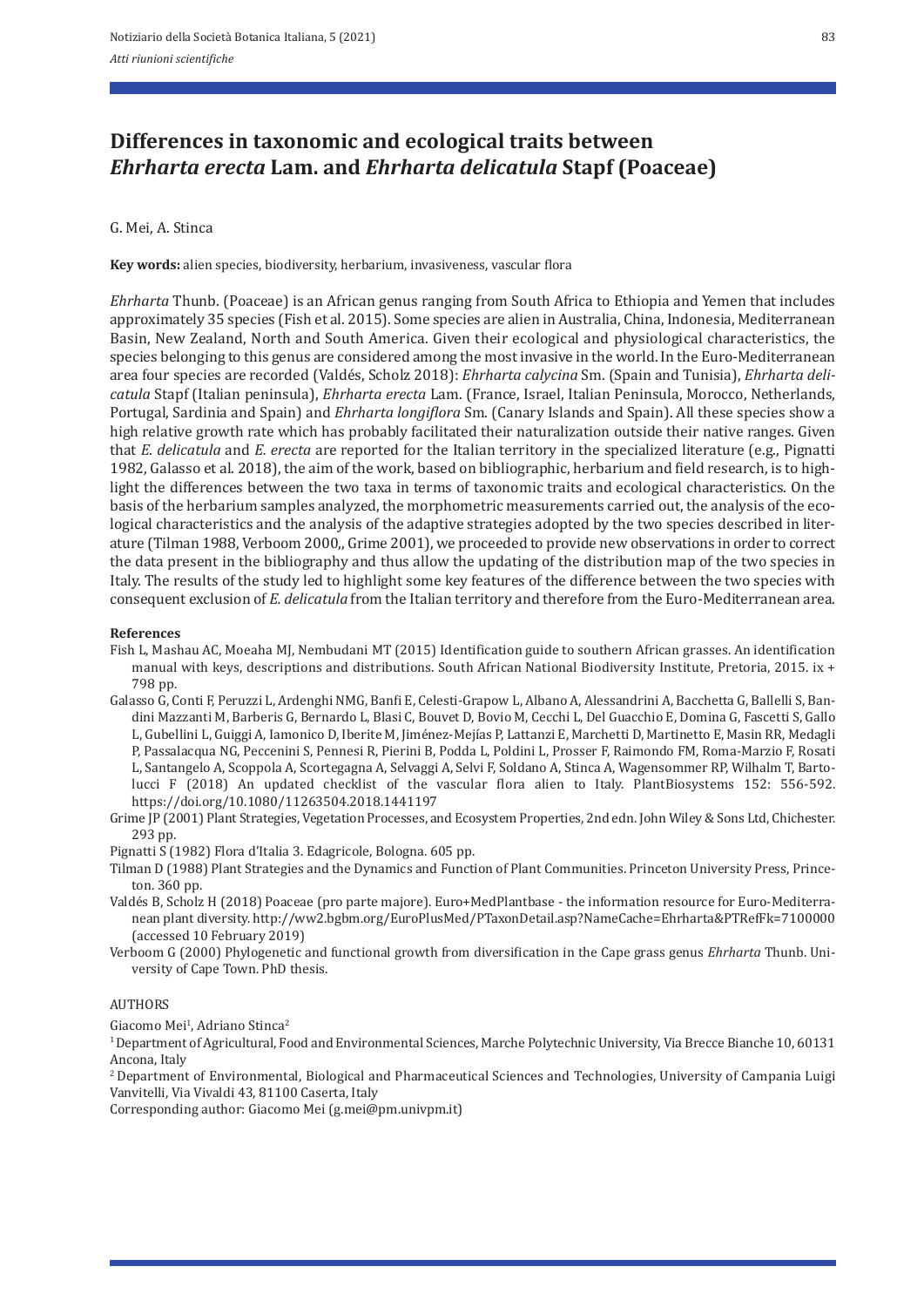# Differences in taxonomic and ecological traits between *Ehrharta erecta* Lam. and *Ehrharta delicatula* Stapf (Poaceae)

G. Mei, A. Stinca

**Key words:** alien species, biodiversity, herbarium, invasiveness, vascular flora

*Ehrharta* Thunb. (Poaceae) is an African genus ranging from South Africa to Ethiopia and Yemen that includes approximately 35 species (Fish et al. 2015). Some species are alien in Australia, China, Indonesia, Mediterranean Basin, New Zealand, North and South America. Given their ecological and physiological characteristics, the species belonging to this genus are considered among the most invasive in the world. In the Euro-Mediterranean area four species are recorded (Valdés, Scholz 2018): *Ehrharta calycina* Sm. (Spain and Tunisia), *Ehrharta delicatula* Stapf (Italian peninsula), *Ehrharta erecta* Lam. (France, Israel, Italian Peninsula, Morocco, Netherlands, Portugal, Sardinia and Spain) and *Ehrharta longiflora* Sm. (Canary Islands and Spain). All these species show a high relative growth rate which has probably facilitated their naturalization outside their native ranges. Given that *E. delicatula* and *E. erecta* are reported for the Italian territory in the specialized literature (e.g., Pignatti 1982, Galasso et al. 2018), the aim of the work, based on bibliographic, herbarium and field research, is to highlight the differences between the two taxa in terms of taxonomic traits and ecological characteristics. On the basis of the herbarium samples analyzed, the morphometric measurements carried out, the analysis of the ecological characteristics and the analysis of the adaptive strategies adopted by the two species described in literature (Tilman 1988, Verboom 2000,, Grime 2001), we proceeded to provide new observations in order to correct the data present in the bibliography and thus allow the updating of the distribution map of the two species in Italy. The results of the study led to highlight some key features of the difference between the two species with consequent exclusion of *E. delicatula* from the Italian territory and therefore from the Euro-Mediterranean area.

**References**

Fish L, Mashau AC, Moeaha MJ, Nembudani MT (2015) Identification guide to southern African grasses. An identification manual with keys, descriptions and distributions. South African National Biodiversity Institute, Pretoria, 2015. ix + 798 pp.

Galasso G, Conti F, Peruzzi L, Ardenghi NMG, Banfi E, Celesti-Grapow L, Albano A, Alessandrini A, Bacchetta G, Ballelli S, Bandini Mazzanti M, Barberis G, Bernardo L, Blasi C, Bouvet D, Bovio M, Cecchi L, Del Guacchio E, Domina G, Fascetti S, Gallo L, Gubellini L, Guiggi A, Iamonico D, Iberite M, Jiménez-Mejías P, Lattanzi E, Marchetti D, Martinetto E, Masin RR, Medagli P, Passalacqua NG, Peccenini S, Pennesi R, Pierini B, Podda L, Poldini L, Prosser F, Raimondo FM, Roma-Marzio F, Rosati L, Santangelo A, Scoppola A, Scortegagna A, Selvaggi A, Selvi F, Soldano A, Stinca A, Wagensommer RP, Wilhalm T, Bartolucci F (2018) An updated checklist of the vascular flora alien to Italy. PlantBiosystems 152: 556-592. https://doi.org/10.1080/11263504.2018.1441197

Grime JP (2001) Plant Strategies, Vegetation Processes, and Ecosystem Properties, 2nd edn. John Wiley & Sons Ltd, Chichester. 293 pp.

Pignatti S (1982) Flora d'Italia 3. Edagricole, Bologna. 605 pp.

Tilman D (1988) Plant Strategies and the Dynamics and Function of Plant Communities. Princeton University Press, Princeton. 360 pp.

Valdés B, Scholz H (2018) Poaceae (pro parte majore). Euro+MedPlantbase - the information resource for Euro-Mediterranean plant diversity. http://ww2.bgbm.org/EuroPlusMed/PTaxonDetail.asp?NameCache=Ehrharta&PTRefFk=7100000 (accessed 10 February 2019)

Verboom G (2000) Phylogenetic and functional growth from diversification in the Cape grass genus *Ehrharta* Thunb. University of Cape Town. PhD thesis.

AUTHORS

Giacomo Mei[1], Adriano Stinca[2]

[1] Department of Agricultural, Food and Environmental Sciences, Marche Polytechnic University, Via Brecce Bianche 10, 60131 Ancona, Italy

[2] Department of Environmental, Biological and Pharmaceutical Sciences and Technologies, University of Campania Luigi Vanvitelli, Via Vivaldi 43, 81100 Caserta, Italy

Corresponding author: Giacomo Mei (g.mei@pm.univpm.it)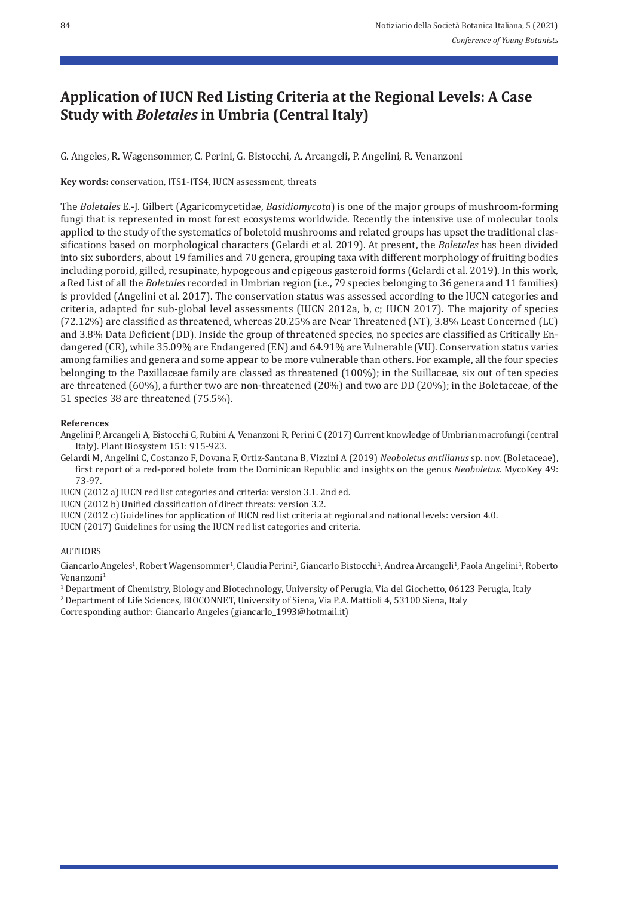# Application of IUCN Red Listing Criteria at the Regional Levels: A Case Study with *Boletales* in Umbria (Central Italy)

G. Angeles, R. Wagensommer, C. Perini, G. Bistocchi, A. Arcangeli, P. Angelini, R. Venanzoni

**Key words:** conservation, ITS1-ITS4, IUCN assessment, threats

The *Boletales* E.-J. Gilbert (Agaricomycetidae, *Basidiomycota*) is one of the major groups of mushroom-forming fungi that is represented in most forest ecosystems worldwide. Recently the intensive use of molecular tools applied to the study of the systematics of boletoid mushrooms and related groups has upset the traditional classifications based on morphological characters (Gelardi et al. 2019). At present, the *Boletales* has been divided into six suborders, about 19 families and 70 genera, grouping taxa with different morphology of fruiting bodies including poroid, gilled, resupinate, hypogeous and epigeous gasteroid forms (Gelardi et al. 2019). In this work, a Red List of all the *Boletales* recorded in Umbrian region (i.e., 79 species belonging to 36 genera and 11 families) is provided (Angelini et al. 2017). The conservation status was assessed according to the IUCN categories and criteria, adapted for sub-global level assessments (IUCN 2012a, b, c; IUCN 2017). The majority of species (72.12%) are classified as threatened, whereas 20.25% are Near Threatened (NT), 3.8% Least Concerned (LC) and 3.8% Data Deficient (DD). Inside the group of threatened species, no species are classified as Critically Endangered (CR), while 35.09% are Endangered (EN) and 64.91% are Vulnerable (VU). Conservation status varies among families and genera and some appear to be more vulnerable than others. For example, all the four species belonging to the Paxillaceae family are classed as threatened (100%); in the Suillaceae, six out of ten species are threatened (60%), a further two are non-threatened (20%) and two are DD (20%); in the Boletaceae, of the 51 species 38 are threatened (75.5%).

#### References

Angelini P, Arcangeli A, Bistocchi G, Rubini A, Venanzoni R, Perini C (2017) Current knowledge of Umbrian macrofungi (central Italy). Plant Biosystem 151: 915-923.

Gelardi M, Angelini C, Costanzo F, Dovana F, Ortiz-Santana B, Vizzini A (2019) *Neoboletus antillanus* sp. nov. (Boletaceae), first report of a red-pored bolete from the Dominican Republic and insights on the genus *Neoboletus*. MycoKey 49: 73-97.

IUCN (2012 a) IUCN red list categories and criteria: version 3.1. 2nd ed.

IUCN (2012 b) Unified classification of direct threats: version 3.2.

IUCN (2012 c) Guidelines for application of IUCN red list criteria at regional and national levels: version 4.0.

IUCN (2017) Guidelines for using the IUCN red list categories and criteria.

AUTHORS

Giancarlo Angeles[1], Robert Wagensommer[1], Claudia Perini[2], Giancarlo Bistocchi[1], Andrea Arcangeli[1], Paola Angelini[1], Roberto Venanzoni[1]

[1] Department of Chemistry, Biology and Biotechnology, University of Perugia, Via del Giochetto, 06123 Perugia, Italy

[2] Department of Life Sciences, BIOCONNET, University of Siena, Via P.A. Mattioli 4, 53100 Siena, Italy

Corresponding author: Giancarlo Angeles (giancarlo_1993@hotmail.it)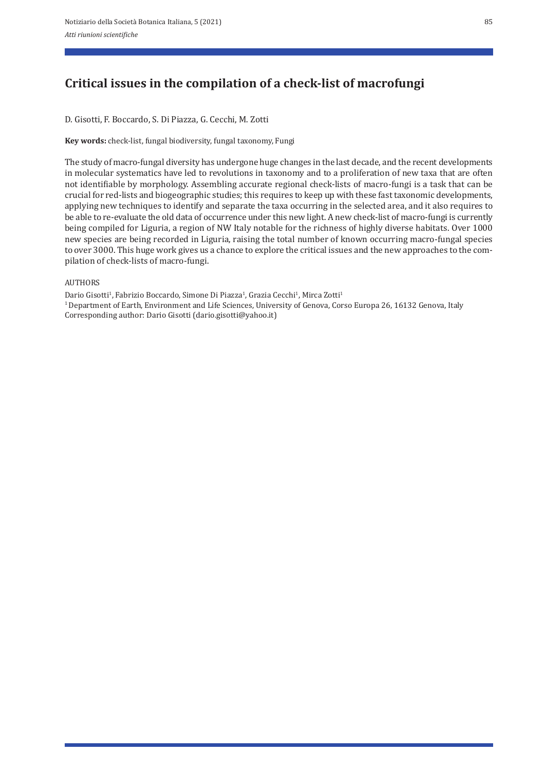# Critical issues in the compilation of a check-list of macrofungi

D. Gisotti, F. Boccardo, S. Di Piazza, G. Cecchi, M. Zotti

**Key words:** check-list, fungal biodiversity, fungal taxonomy, Fungi

The study of macro-fungal diversity has undergone huge changes in the last decade, and the recent developments in molecular systematics have led to revolutions in taxonomy and to a proliferation of new taxa that are often not identifiable by morphology. Assembling accurate regional check-lists of macro-fungi is a task that can be crucial for red-lists and biogeographic studies; this requires to keep up with these fast taxonomic developments, applying new techniques to identify and separate the taxa occurring in the selected area, and it also requires to be able to re-evaluate the old data of occurrence under this new light. A new check-list of macro-fungi is currently being compiled for Liguria, a region of NW Italy notable for the richness of highly diverse habitats. Over 1000 new species are being recorded in Liguria, raising the total number of known occurring macro-fungal species to over 3000. This huge work gives us a chance to explore the critical issues and the new approaches to the compilation of check-lists of macro-fungi.

AUTHORS

Dario Gisotti[1], Fabrizio Boccardo, Simone Di Piazza[1], Grazia Cecchi[1], Mirca Zotti[1]

[1] Department of Earth, Environment and Life Sciences, University of Genova, Corso Europa 26, 16132 Genova, Italy

Corresponding author: Dario Gisotti (dario.gisotti@yahoo.it)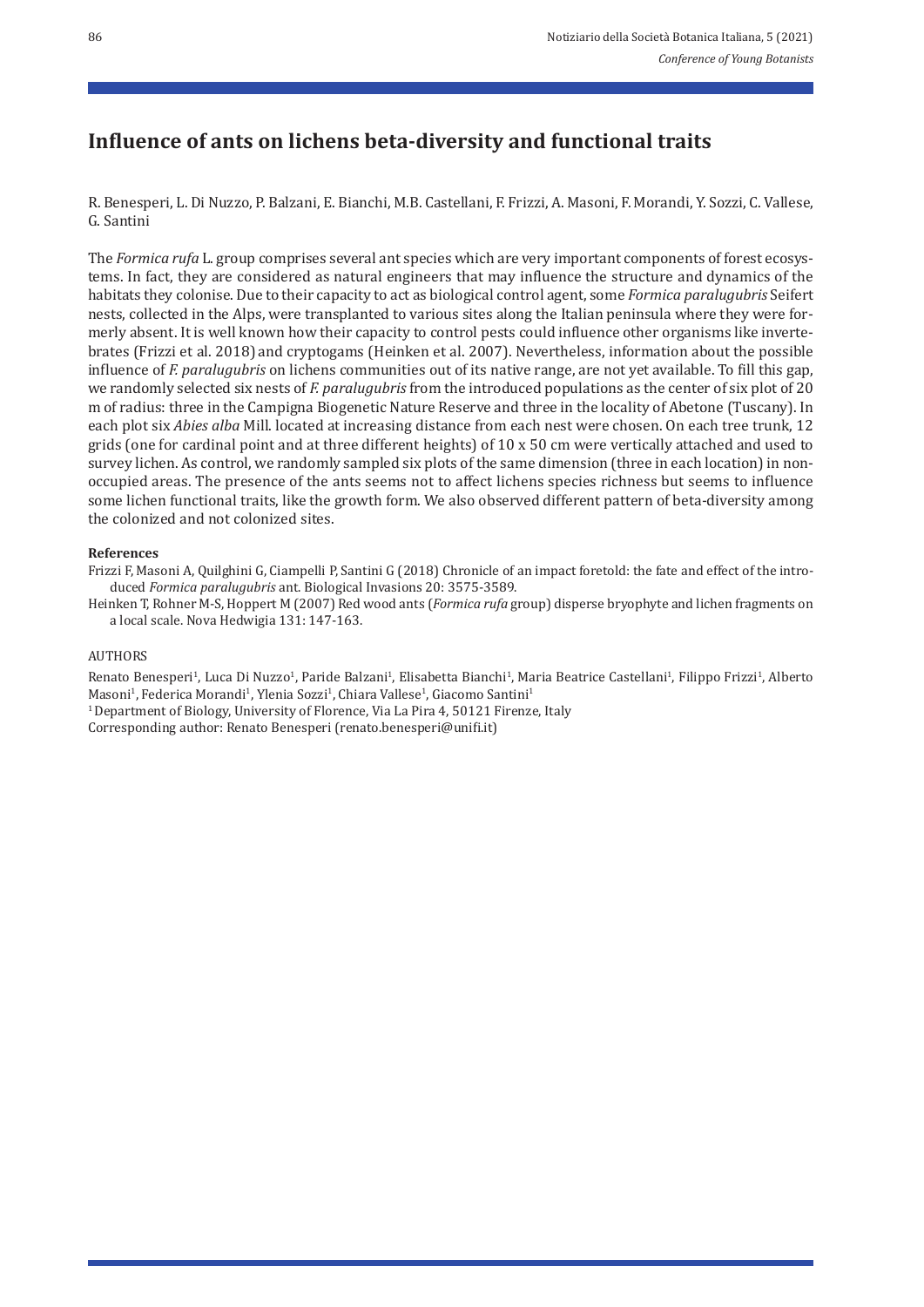# Influence of ants on lichens beta-diversity and functional traits

R. Benesperi, L. Di Nuzzo, P. Balzani, E. Bianchi, M.B. Castellani, F. Frizzi, A. Masoni, F. Morandi, Y. Sozzi, C. Vallese, G. Santini

The *Formica rufa* L. group comprises several ant species which are very important components of forest ecosystems. In fact, they are considered as natural engineers that may influence the structure and dynamics of the habitats they colonise. Due to their capacity to act as biological control agent, some *Formica paralugubris* Seifert nests, collected in the Alps, were transplanted to various sites along the Italian peninsula where they were formerly absent. It is well known how their capacity to control pests could influence other organisms like invertebrates (Frizzi et al. 2018) and cryptogams (Heinken et al. 2007). Nevertheless, information about the possible influence of *F. paralugubris* on lichens communities out of its native range, are not yet available. To fill this gap, we randomly selected six nests of *F. paralugubris* from the introduced populations as the center of six plot of 20 m of radius: three in the Campigna Biogenetic Nature Reserve and three in the locality of Abetone (Tuscany). In each plot six *Abies alba* Mill. located at increasing distance from each nest were chosen. On each tree trunk, 12 grids (one for cardinal point and at three different heights) of 10 x 50 cm were vertically attached and used to survey lichen. As control, we randomly sampled six plots of the same dimension (three in each location) in non-occupied areas. The presence of the ants seems not to affect lichens species richness but seems to influence some lichen functional traits, like the growth form. We also observed different pattern of beta-diversity among the colonized and not colonized sites.

**References**

Frizzi F, Masoni A, Quilghini G, Ciampelli P, Santini G (2018) Chronicle of an impact foretold: the fate and effect of the introduced *Formica paralugubris* ant. Biological Invasions 20: 3575-3589.

Heinken T, Rohner M-S, Hoppert M (2007) Red wood ants (*Formica rufa* group) disperse bryophyte and lichen fragments on a local scale. Nova Hedwigia 131: 147-163.

AUTHORS

Renato Benesperi[1], Luca Di Nuzzo[1], Paride Balzani[1], Elisabetta Bianchi[1], Maria Beatrice Castellani[1], Filippo Frizzi[1], Alberto Masoni[1], Federica Morandi[1], Ylenia Sozzi[1], Chiara Vallese[1], Giacomo Santini[1]

[1] Department of Biology, University of Florence, Via La Pira 4, 50121 Firenze, Italy

Corresponding author: Renato Benesperi (renato.benesperi@unifi.it)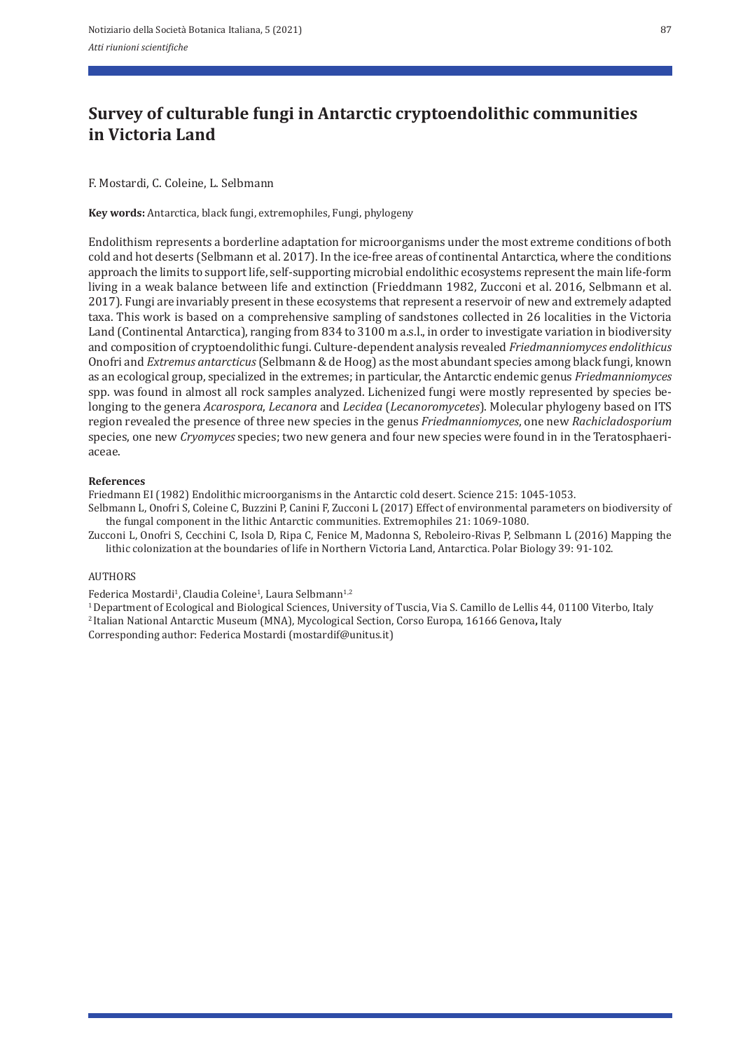# Survey of culturable fungi in Antarctic cryptoendolithic communities in Victoria Land

F. Mostardi, C. Coleine, L. Selbmann

**Key words:** Antarctica, black fungi, extremophiles, Fungi, phylogeny

Endolithism represents a borderline adaptation for microorganisms under the most extreme conditions of both cold and hot deserts (Selbmann et al. 2017). In the ice-free areas of continental Antarctica, where the conditions approach the limits to support life, self-supporting microbial endolithic ecosystems represent the main life-form living in a weak balance between life and extinction (Frieddmann 1982, Zucconi et al. 2016, Selbmann et al. 2017). Fungi are invariably present in these ecosystems that represent a reservoir of new and extremely adapted taxa. This work is based on a comprehensive sampling of sandstones collected in 26 localities in the Victoria Land (Continental Antarctica), ranging from 834 to 3100 m a.s.l., in order to investigate variation in biodiversity and composition of cryptoendolithic fungi. Culture-dependent analysis revealed *Friedmanniomyces endolithicus* Onofri and *Extremus antarcticus* (Selbmann & de Hoog) as the most abundant species among black fungi, known as an ecological group, specialized in the extremes; in particular, the Antarctic endemic genus *Friedmanniomyces* spp. was found in almost all rock samples analyzed. Lichenized fungi were mostly represented by species belonging to the genera *Acarospora*, *Lecanora* and *Lecidea* (*Lecanoromycetes*). Molecular phylogeny based on ITS region revealed the presence of three new species in the genus *Friedmanniomyces*, one new *Rachicladosporium* species, one new *Cryomyces* species; two new genera and four new species were found in in the Teratosphaeriaceae.

**References**

Friedmann EI (1982) Endolithic microorganisms in the Antarctic cold desert. Science 215: 1045-1053.

Selbmann L, Onofri S, Coleine C, Buzzini P, Canini F, Zucconi L (2017) Effect of environmental parameters on biodiversity of the fungal component in the lithic Antarctic communities. Extremophiles 21: 1069-1080.

Zucconi L, Onofri S, Cecchini C, Isola D, Ripa C, Fenice M, Madonna S, Reboleiro-Rivas P, Selbmann L (2016) Mapping the lithic colonization at the boundaries of life in Northern Victoria Land, Antarctica. Polar Biology 39: 91-102.

AUTHORS

Federica Mostardi[1], Claudia Coleine[1], Laura Selbmann[1,2]

[1] Department of Ecological and Biological Sciences, University of Tuscia, Via S. Camillo de Lellis 44, 01100 Viterbo, Italy

[2] Italian National Antarctic Museum (MNA), Mycological Section, Corso Europa, 16166 Genova, Italy

Corresponding author: Federica Mostardi (mostardif@unitus.it)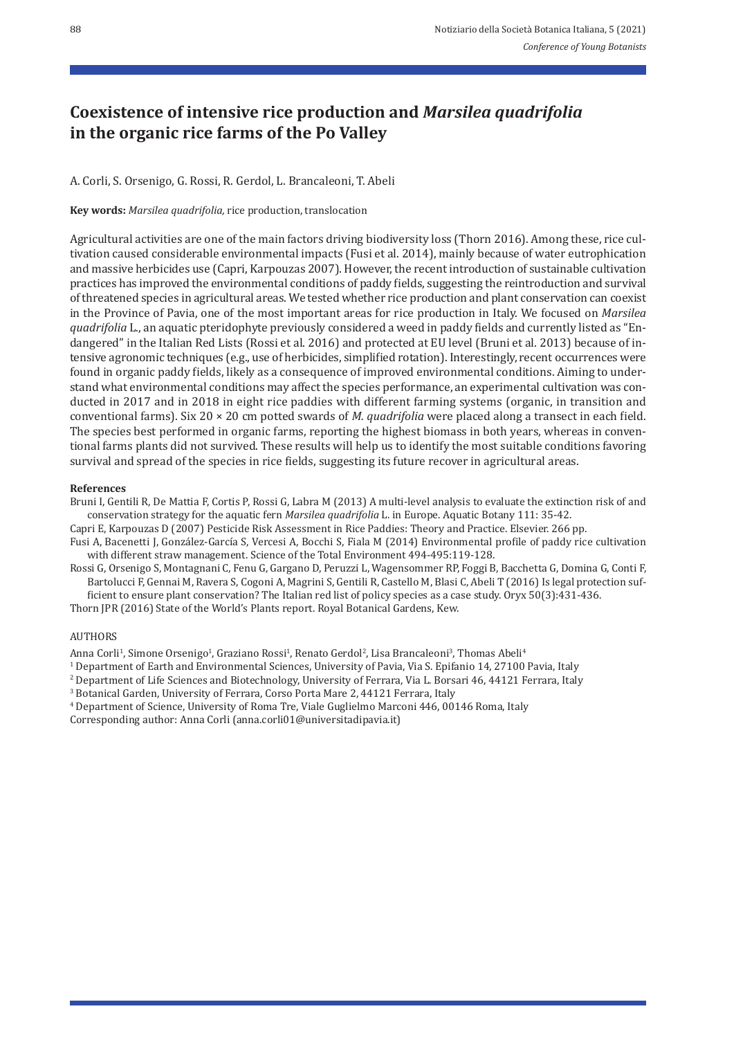# Coexistence of intensive rice production and *Marsilea quadrifolia* in the organic rice farms of the Po Valley

A. Corli, S. Orsenigo, G. Rossi, R. Gerdol, L. Brancaleoni, T. Abeli

**Key words:** *Marsilea quadrifolia,* rice production, translocation

Agricultural activities are one of the main factors driving biodiversity loss (Thorn 2016). Among these, rice cultivation caused considerable environmental impacts (Fusi et al. 2014), mainly because of water eutrophication and massive herbicides use (Capri, Karpouzas 2007). However, the recent introduction of sustainable cultivation practices has improved the environmental conditions of paddy fields, suggesting the reintroduction and survival of threatened species in agricultural areas. We tested whether rice production and plant conservation can coexist in the Province of Pavia, one of the most important areas for rice production in Italy. We focused on *Marsilea quadrifolia* L., an aquatic pteridophyte previously considered a weed in paddy fields and currently listed as "Endangered" in the Italian Red Lists (Rossi et al. 2016) and protected at EU level (Bruni et al. 2013) because of intensive agronomic techniques (e.g., use of herbicides, simplified rotation). Interestingly, recent occurrences were found in organic paddy fields, likely as a consequence of improved environmental conditions. Aiming to understand what environmental conditions may affect the species performance, an experimental cultivation was conducted in 2017 and in 2018 in eight rice paddies with different farming systems (organic, in transition and conventional farms). Six 20 × 20 cm potted swards of *M. quadrifolia* were placed along a transect in each field. The species best performed in organic farms, reporting the highest biomass in both years, whereas in conventional farms plants did not survived. These results will help us to identify the most suitable conditions favoring survival and spread of the species in rice fields, suggesting its future recover in agricultural areas.

#### References

Bruni I, Gentili R, De Mattia F, Cortis P, Rossi G, Labra M (2013) A multi-level analysis to evaluate the extinction risk of and conservation strategy for the aquatic fern *Marsilea quadrifolia* L. in Europe. Aquatic Botany 111: 35-42.

Capri E, Karpouzas D (2007) Pesticide Risk Assessment in Rice Paddies: Theory and Practice. Elsevier. 266 pp.

Fusi A, Bacenetti J, González-García S, Vercesi A, Bocchi S, Fiala M (2014) Environmental profile of paddy rice cultivation with different straw management. Science of the Total Environment 494-495:119-128.

Rossi G, Orsenigo S, Montagnani C, Fenu G, Gargano D, Peruzzi L, Wagensommer RP, Foggi B, Bacchetta G, Domina G, Conti F, Bartolucci F, Gennai M, Ravera S, Cogoni A, Magrini S, Gentili R, Castello M, Blasi C, Abeli T (2016) Is legal protection sufficient to ensure plant conservation? The Italian red list of policy species as a case study. Oryx 50(3):431-436.

Thorn JPR (2016) State of the World's Plants report. Royal Botanical Gardens, Kew.

#### AUTHORS

Anna Corli[1], Simone Orsenigo[1], Graziano Rossi[1], Renato Gerdol[2], Lisa Brancaleoni[3], Thomas Abeli[4]

[1] Department of Earth and Environmental Sciences, University of Pavia, Via S. Epifanio 14, 27100 Pavia, Italy

[2] Department of Life Sciences and Biotechnology, University of Ferrara, Via L. Borsari 46, 44121 Ferrara, Italy

[3] Botanical Garden, University of Ferrara, Corso Porta Mare 2, 44121 Ferrara, Italy

[4] Department of Science, University of Roma Tre, Viale Guglielmo Marconi 446, 00146 Roma, Italy

Corresponding author: Anna Corli (anna.corli01@universitadipavia.it)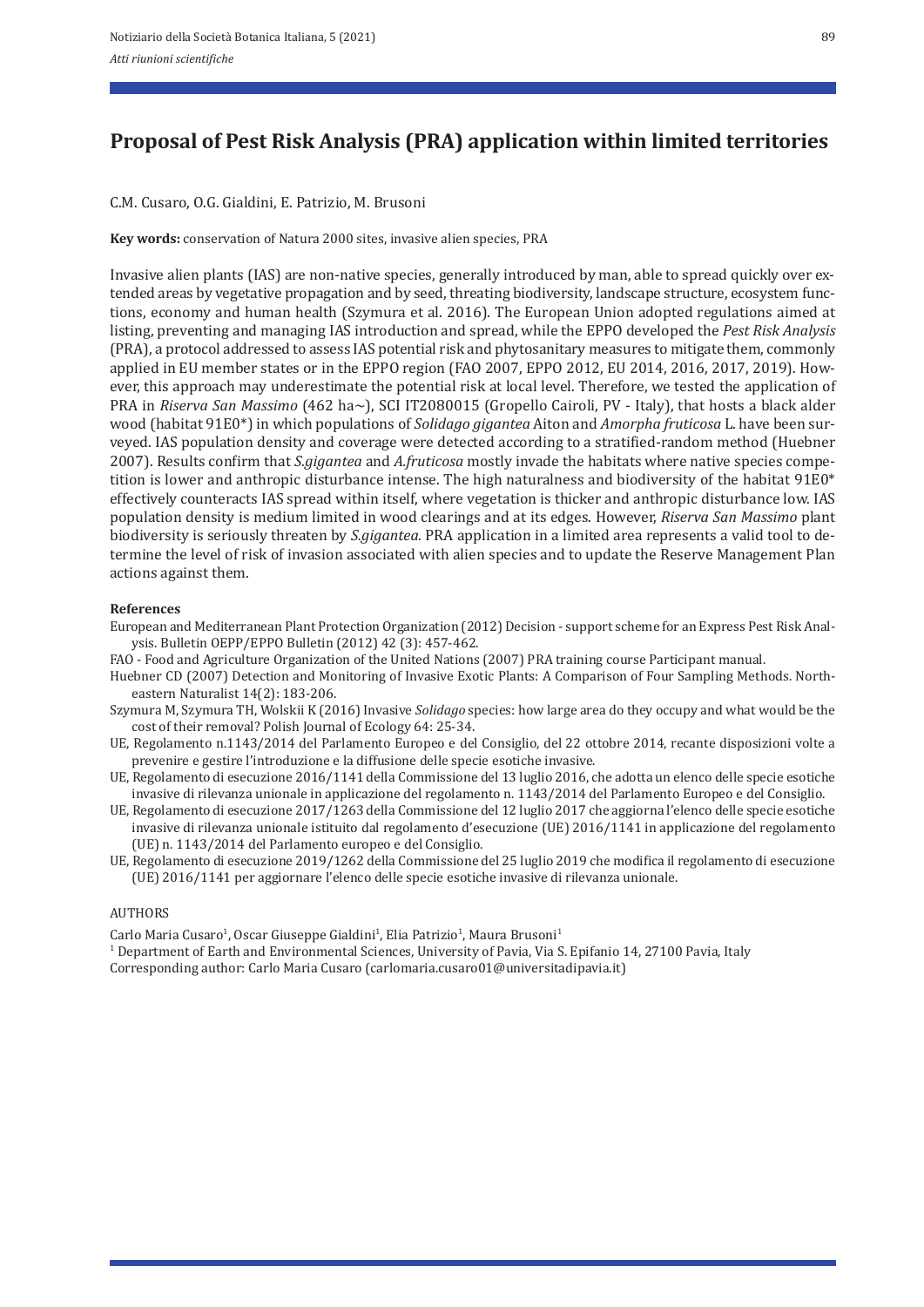# Proposal of Pest Risk Analysis (PRA) application within limited territories

C.M. Cusaro, O.G. Gialdini, E. Patrizio, M. Brusoni

**Key words:** conservation of Natura 2000 sites, invasive alien species, PRA

Invasive alien plants (IAS) are non-native species, generally introduced by man, able to spread quickly over extended areas by vegetative propagation and by seed, threating biodiversity, landscape structure, ecosystem functions, economy and human health (Szymura et al. 2016). The European Union adopted regulations aimed at listing, preventing and managing IAS introduction and spread, while the EPPO developed the *Pest Risk Analysis* (PRA), a protocol addressed to assess IAS potential risk and phytosanitary measures to mitigate them, commonly applied in EU member states or in the EPPO region (FAO 2007, EPPO 2012, EU 2014, 2016, 2017, 2019). However, this approach may underestimate the potential risk at local level. Therefore, we tested the application of PRA in *Riserva San Massimo* (462 ha~), SCI IT2080015 (Gropello Cairoli, PV - Italy), that hosts a black alder wood (habitat 91E0*) in which populations of *Solidago gigantea* Aiton and *Amorpha fruticosa* L. have been surveyed. IAS population density and coverage were detected according to a stratified-random method (Huebner 2007). Results confirm that *S.gigantea* and *A.fruticosa* mostly invade the habitats where native species competition is lower and anthropic disturbance intense. The high naturalness and biodiversity of the habitat 91E0* effectively counteracts IAS spread within itself, where vegetation is thicker and anthropic disturbance low. IAS population density is medium limited in wood clearings and at its edges. However, *Riserva San Massimo* plant biodiversity is seriously threaten by *S.gigantea.* PRA application in a limited area represents a valid tool to determine the level of risk of invasion associated with alien species and to update the Reserve Management Plan actions against them.

**References**

European and Mediterranean Plant Protection Organization (2012) Decision - support scheme for an Express Pest Risk Analysis. Bulletin OEPP/EPPO Bulletin (2012) 42 (3): 457-462.

FAO - Food and Agriculture Organization of the United Nations (2007) PRA training course Participant manual.

Huebner CD (2007) Detection and Monitoring of Invasive Exotic Plants: A Comparison of Four Sampling Methods. Northeastern Naturalist 14(2): 183-206.

Szymura M, Szymura TH, Wolskii K (2016) Invasive *Solidago* species: how large area do they occupy and what would be the cost of their removal? Polish Journal of Ecology 64: 25-34.

UE, Regolamento n.1143/2014 del Parlamento Europeo e del Consiglio, del 22 ottobre 2014, recante disposizioni volte a prevenire e gestire l'introduzione e la diffusione delle specie esotiche invasive.

UE, Regolamento di esecuzione 2016/1141 della Commissione del 13 luglio 2016, che adotta un elenco delle specie esotiche invasive di rilevanza unionale in applicazione del regolamento n. 1143/2014 del Parlamento Europeo e del Consiglio.

UE, Regolamento di esecuzione 2017/1263 della Commissione del 12 luglio 2017 che aggiorna l'elenco delle specie esotiche invasive di rilevanza unionale istituito dal regolamento d'esecuzione (UE) 2016/1141 in applicazione del regolamento (UE) n. 1143/2014 del Parlamento europeo e del Consiglio.

UE, Regolamento di esecuzione 2019/1262 della Commissione del 25 luglio 2019 che modifica il regolamento di esecuzione (UE) 2016/1141 per aggiornare l'elenco delle specie esotiche invasive di rilevanza unionale.

AUTHORS

Carlo Maria Cusaro[1], Oscar Giuseppe Gialdini[1], Elia Patrizio[1], Maura Brusoni[1]

[1] Department of Earth and Environmental Sciences, University of Pavia, Via S. Epifanio 14, 27100 Pavia, Italy

Corresponding author: Carlo Maria Cusaro (carlomaria.cusaro01@universitadipavia.it)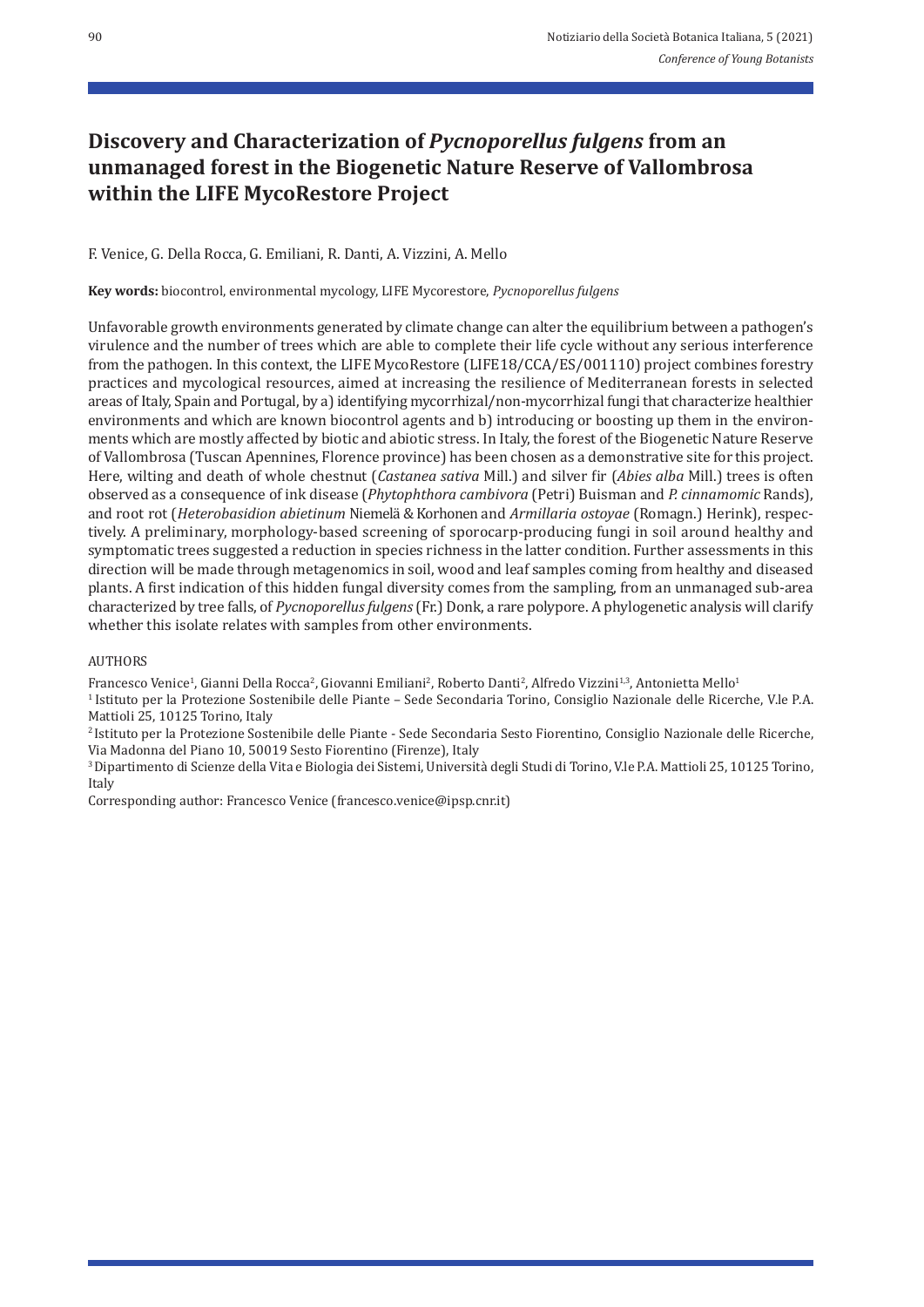# Discovery and Characterization of *Pycnoporellus fulgens* from an unmanaged forest in the Biogenetic Nature Reserve of Vallombrosa within the LIFE MycoRestore Project

F. Venice, G. Della Rocca, G. Emiliani, R. Danti, A. Vizzini, A. Mello

**Key words:** biocontrol, environmental mycology, LIFE Mycorestore, *Pycnoporellus fulgens*

Unfavorable growth environments generated by climate change can alter the equilibrium between a pathogen's virulence and the number of trees which are able to complete their life cycle without any serious interference from the pathogen. In this context, the LIFE MycoRestore (LIFE18/CCA/ES/001110) project combines forestry practices and mycological resources, aimed at increasing the resilience of Mediterranean forests in selected areas of Italy, Spain and Portugal, by a) identifying mycorrhizal/non-mycorrhizal fungi that characterize healthier environments and which are known biocontrol agents and b) introducing or boosting up them in the environments which are mostly affected by biotic and abiotic stress. In Italy, the forest of the Biogenetic Nature Reserve of Vallombrosa (Tuscan Apennines, Florence province) has been chosen as a demonstrative site for this project. Here, wilting and death of whole chestnut (*Castanea sativa* Mill.) and silver fir (*Abies alba* Mill.) trees is often observed as a consequence of ink disease (*Phytophthora cambivora* (Petri) Buisman and *P. cinnamomic* Rands), and root rot (*Heterobasidion abietinum* Niemelä & Korhonen and *Armillaria ostoyae* (Romagn.) Herink), respectively. A preliminary, morphology-based screening of sporocarp-producing fungi in soil around healthy and symptomatic trees suggested a reduction in species richness in the latter condition. Further assessments in this direction will be made through metagenomics in soil, wood and leaf samples coming from healthy and diseased plants. A first indication of this hidden fungal diversity comes from the sampling, from an unmanaged sub-area characterized by tree falls, of *Pycnoporellus fulgens* (Fr.) Donk, a rare polypore. A phylogenetic analysis will clarify whether this isolate relates with samples from other environments.

AUTHORS

Francesco Venice[1], Gianni Della Rocca[2], Giovanni Emiliani[2], Roberto Danti[2], Alfredo Vizzini[1,3], Antonietta Mello[1]

[1] Istituto per la Protezione Sostenibile delle Piante – Sede Secondaria Torino, Consiglio Nazionale delle Ricerche, V.le P.A. Mattioli 25, 10125 Torino, Italy

[2] Istituto per la Protezione Sostenibile delle Piante - Sede Secondaria Sesto Fiorentino, Consiglio Nazionale delle Ricerche, Via Madonna del Piano 10, 50019 Sesto Fiorentino (Firenze), Italy

[3] Dipartimento di Scienze della Vita e Biologia dei Sistemi, Università degli Studi di Torino, V.le P.A. Mattioli 25, 10125 Torino, Italy

Corresponding author: Francesco Venice (francesco.venice@ipsp.cnr.it)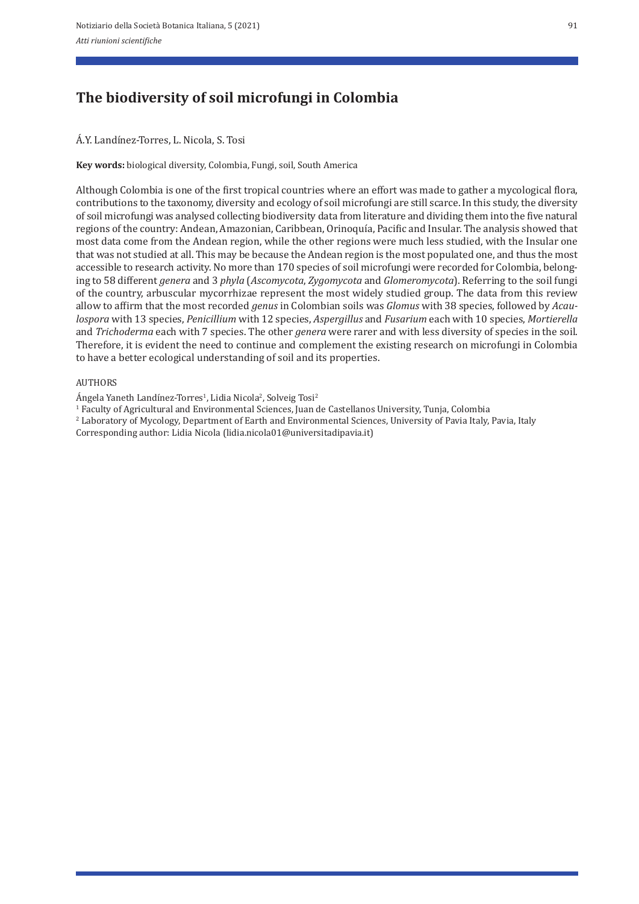# The biodiversity of soil microfungi in Colombia

Á.Y. Landínez-Torres, L. Nicola, S. Tosi

**Key words:** biological diversity, Colombia, Fungi, soil, South America

Although Colombia is one of the first tropical countries where an effort was made to gather a mycological flora, contributions to the taxonomy, diversity and ecology of soil microfungi are still scarce. In this study, the diversity of soil microfungi was analysed collecting biodiversity data from literature and dividing them into the five natural regions of the country: Andean, Amazonian, Caribbean, Orinoquía, Pacific and Insular. The analysis showed that most data come from the Andean region, while the other regions were much less studied, with the Insular one that was not studied at all. This may be because the Andean region is the most populated one, and thus the most accessible to research activity. No more than 170 species of soil microfungi were recorded for Colombia, belonging to 58 different *genera* and 3 *phyla* (*Ascomycota*, *Zygomycota* and *Glomeromycota*). Referring to the soil fungi of the country, arbuscular mycorrhizae represent the most widely studied group. The data from this review allow to affirm that the most recorded *genus* in Colombian soils was *Glomus* with 38 species, followed by *Acaulospora* with 13 species, *Penicillium* with 12 species, *Aspergillus* and *Fusarium* each with 10 species, *Mortierella* and *Trichoderma* each with 7 species. The other *genera* were rarer and with less diversity of species in the soil. Therefore, it is evident the need to continue and complement the existing research on microfungi in Colombia to have a better ecological understanding of soil and its properties.

AUTHORS

Ángela Yaneth Landínez-Torres[1], Lidia Nicola[2], Solveig Tosi[2]

[1] Faculty of Agricultural and Environmental Sciences, Juan de Castellanos University, Tunja, Colombia

[2] Laboratory of Mycology, Department of Earth and Environmental Sciences, University of Pavia Italy, Pavia, Italy

Corresponding author: Lidia Nicola (lidia.nicola01@universitadipavia.it)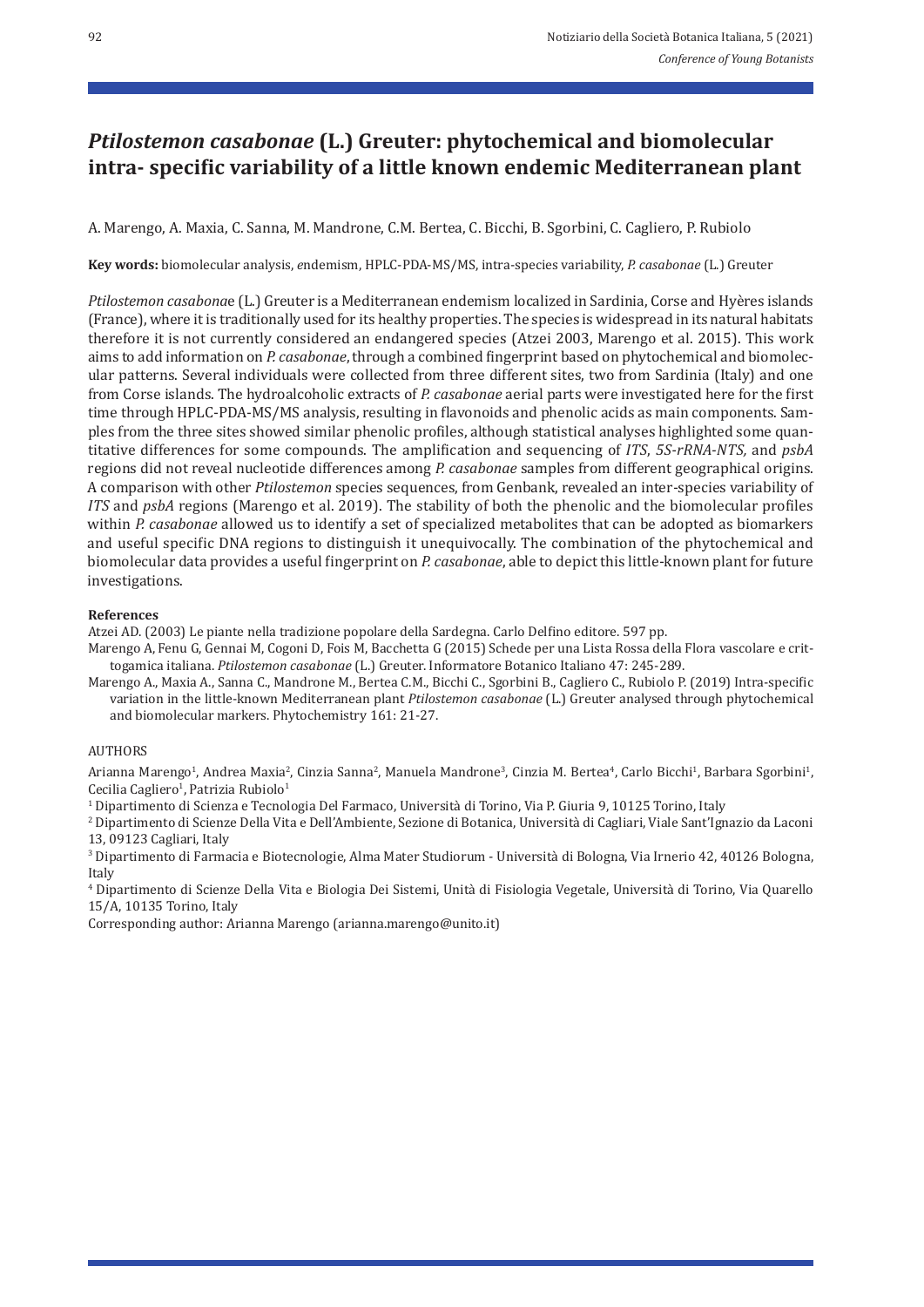# *Ptilostemon casabonae* (L.) Greuter: phytochemical and biomolecular intra- specific variability of a little known endemic Mediterranean plant

A. Marengo, A. Maxia, C. Sanna, M. Mandrone, C.M. Bertea, C. Bicchi, B. Sgorbini, C. Cagliero, P. Rubiolo

**Key words:** biomolecular analysis, *e*ndemism, HPLC-PDA-MS/MS, intra-species variability, *P. casabonae* (L.) Greuter

*Ptilostemon casabona*e (L.) Greuter is a Mediterranean endemism localized in Sardinia, Corse and Hyères islands (France), where it is traditionally used for its healthy properties. The species is widespread in its natural habitats therefore it is not currently considered an endangered species (Atzei 2003, Marengo et al. 2015). This work aims to add information on *P. casabonae*, through a combined fingerprint based on phytochemical and biomolecular patterns. Several individuals were collected from three different sites, two from Sardinia (Italy) and one from Corse islands. The hydroalcoholic extracts of *P. casabonae* aerial parts were investigated here for the first time through HPLC-PDA-MS/MS analysis, resulting in flavonoids and phenolic acids as main components. Samples from the three sites showed similar phenolic profiles, although statistical analyses highlighted some quantitative differences for some compounds. The amplification and sequencing of *ITS*, *5S-rRNA-NTS,* and *psbA* regions did not reveal nucleotide differences among *P. casabonae* samples from different geographical origins. A comparison with other *Ptilostemon* species sequences, from Genbank, revealed an inter-species variability of *ITS* and *psbA* regions (Marengo et al. 2019). The stability of both the phenolic and the biomolecular profiles within *P. casabonae* allowed us to identify a set of specialized metabolites that can be adopted as biomarkers and useful specific DNA regions to distinguish it unequivocally. The combination of the phytochemical and biomolecular data provides a useful fingerprint on *P. casabonae*, able to depict this little-known plant for future investigations.

**References**

Atzei AD. (2003) Le piante nella tradizione popolare della Sardegna. Carlo Delfino editore. 597 pp.

Marengo A, Fenu G, Gennai M, Cogoni D, Fois M, Bacchetta G (2015) Schede per una Lista Rossa della Flora vascolare e crittogamica italiana. *Ptilostemon casabonae* (L.) Greuter. Informatore Botanico Italiano 47: 245-289.

Marengo A., Maxia A., Sanna C., Mandrone M., Bertea C.M., Bicchi C., Sgorbini B., Cagliero C., Rubiolo P. (2019) Intra-specific variation in the little-known Mediterranean plant *Ptilostemon casabonae* (L.) Greuter analysed through phytochemical and biomolecular markers. Phytochemistry 161: 21-27.

AUTHORS

Arianna Marengo[1], Andrea Maxia[2], Cinzia Sanna[2], Manuela Mandrone[3], Cinzia M. Bertea[4], Carlo Bicchi[1], Barbara Sgorbini[1], Cecilia Cagliero[1], Patrizia Rubiolo[1]

[1] Dipartimento di Scienza e Tecnologia Del Farmaco, Università di Torino, Via P. Giuria 9, 10125 Torino, Italy

[2] Dipartimento di Scienze Della Vita e Dell'Ambiente, Sezione di Botanica, Università di Cagliari, Viale Sant'Ignazio da Laconi 13, 09123 Cagliari, Italy

[3] Dipartimento di Farmacia e Biotecnologie, Alma Mater Studiorum - Università di Bologna, Via Irnerio 42, 40126 Bologna, Italy

[4] Dipartimento di Scienze Della Vita e Biologia Dei Sistemi, Unità di Fisiologia Vegetale, Università di Torino, Via Quarello 15/A, 10135 Torino, Italy

Corresponding author: Arianna Marengo (arianna.marengo@unito.it)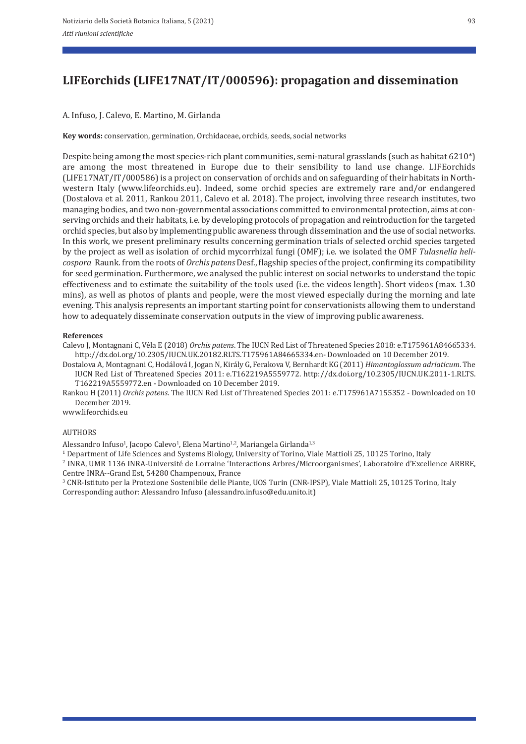# LIFEorchids (LIFE17NAT/IT/000596): propagation and dissemination

A. Infuso, J. Calevo, E. Martino, M. Girlanda

**Key words:** conservation, germination, Orchidaceae, orchids, seeds, social networks

Despite being among the most species-rich plant communities, semi-natural grasslands (such as habitat 6210*) are among the most threatened in Europe due to their sensibility to land use change. LIFEorchids (LIFE17NAT/IT/000586) is a project on conservation of orchids and on safeguarding of their habitats in North-western Italy (www.lifeorchids.eu). Indeed, some orchid species are extremely rare and/or endangered (Dostalova et al. 2011, Rankou 2011, Calevo et al. 2018). The project, involving three research institutes, two managing bodies, and two non-governmental associations committed to environmental protection, aims at conserving orchids and their habitats, i.e. by developing protocols of propagation and reintroduction for the targeted orchid species, but also by implementing public awareness through dissemination and the use of social networks. In this work, we present preliminary results concerning germination trials of selected orchid species targeted by the project as well as isolation of orchid mycorrhizal fungi (OMF); i.e. we isolated the OMF *Tulasnella helicospora* Raunk. from the roots of *Orchis patens* Desf., flagship species of the project, confirming its compatibility for seed germination. Furthermore, we analysed the public interest on social networks to understand the topic effectiveness and to estimate the suitability of the tools used (i.e. the videos length). Short videos (max. 1.30 mins), as well as photos of plants and people, were the most viewed especially during the morning and late evening. This analysis represents an important starting point for conservationists allowing them to understand how to adequately disseminate conservation outputs in the view of improving public awareness.

**References**

Calevo J, Montagnani C, Véla E (2018) *Orchis patens*. The IUCN Red List of Threatened Species 2018: e.T175961A84665334. http://dx.doi.org/10.2305/IUCN.UK.20182.RLTS.T175961A84665334.en- Downloaded on 10 December 2019.

Dostalova A, Montagnani C, Hodálová I, Jogan N, Király G, Ferakova V, Bernhardt KG (2011) *Himantoglossum adriaticum*. The IUCN Red List of Threatened Species 2011: e.T162219A5559772. http://dx.doi.org/10.2305/IUCN.UK.2011-1.RLTS.T162219A5559772.en - Downloaded on 10 December 2019.

Rankou H (2011) *Orchis patens*. The IUCN Red List of Threatened Species 2011: e.T175961A7155352 - Downloaded on 10 December 2019.

www.lifeorchids.eu

AUTHORS

Alessandro Infuso[1], Jacopo Calevo[1], Elena Martino[1,2], Mariangela Girlanda[1,3]

[1] Department of Life Sciences and Systems Biology, University of Torino, Viale Mattioli 25, 10125 Torino, Italy

[2] INRA, UMR 1136 INRA-Université de Lorraine 'Interactions Arbres/Microorganismes', Laboratoire d'Excellence ARBRE, Centre INRA--Grand Est, 54280 Champenoux, France

[3] CNR-Istituto per la Protezione Sostenibile delle Piante, UOS Turin (CNR-IPSP), Viale Mattioli 25, 10125 Torino, Italy

Corresponding author: Alessandro Infuso (alessandro.infuso@edu.unito.it)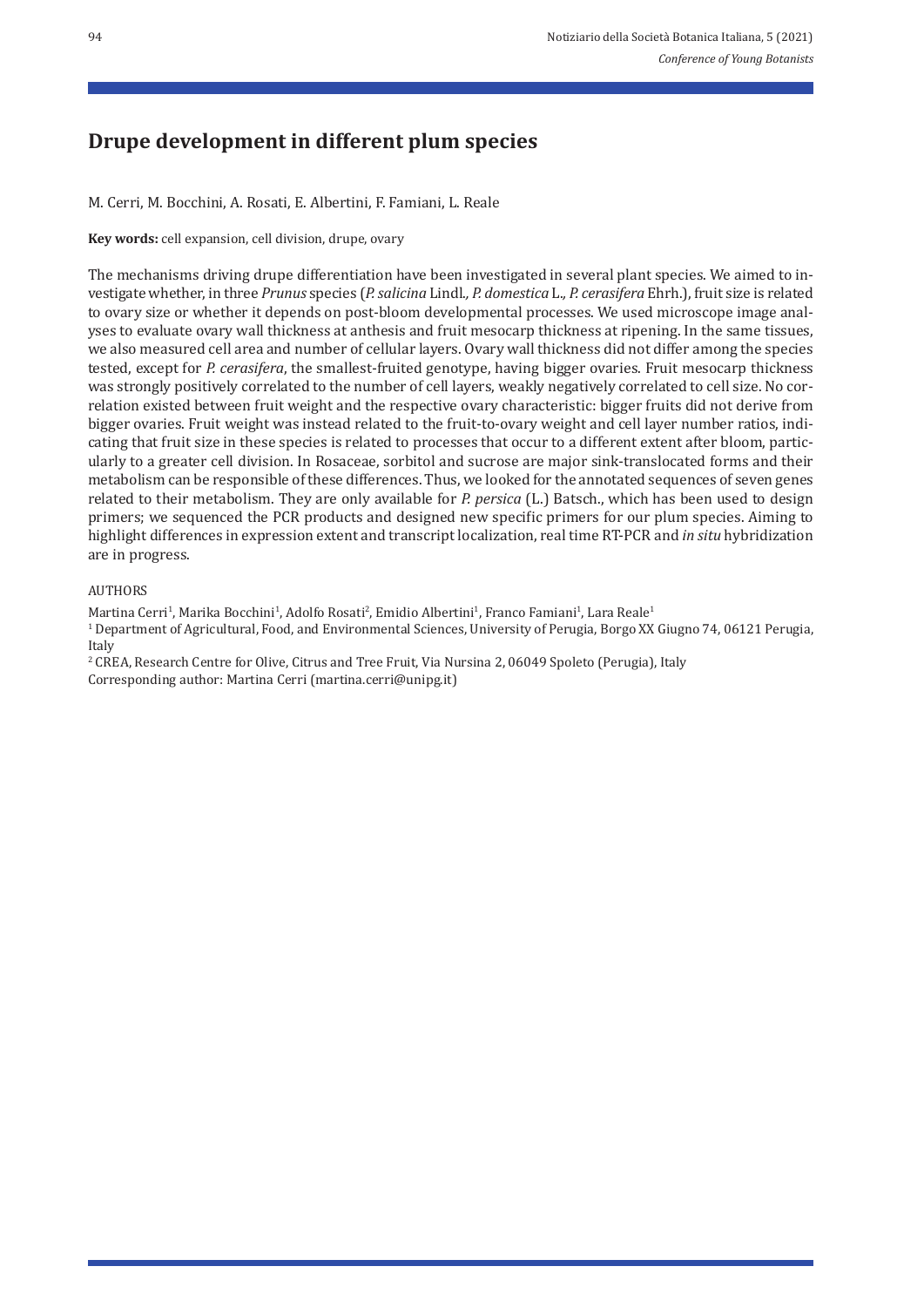# Drupe development in different plum species

M. Cerri, M. Bocchini, A. Rosati, E. Albertini, F. Famiani, L. Reale

**Key words:** cell expansion, cell division, drupe, ovary

The mechanisms driving drupe differentiation have been investigated in several plant species. We aimed to investigate whether, in three *Prunus* species (*P. salicina* Lindl., *P. domestica* L., *P. cerasifera* Ehrh.), fruit size is related to ovary size or whether it depends on post-bloom developmental processes. We used microscope image analyses to evaluate ovary wall thickness at anthesis and fruit mesocarp thickness at ripening. In the same tissues, we also measured cell area and number of cellular layers. Ovary wall thickness did not differ among the species tested, except for *P. cerasifera*, the smallest-fruited genotype, having bigger ovaries. Fruit mesocarp thickness was strongly positively correlated to the number of cell layers, weakly negatively correlated to cell size. No correlation existed between fruit weight and the respective ovary characteristic: bigger fruits did not derive from bigger ovaries. Fruit weight was instead related to the fruit-to-ovary weight and cell layer number ratios, indicating that fruit size in these species is related to processes that occur to a different extent after bloom, particularly to a greater cell division. In Rosaceae, sorbitol and sucrose are major sink-translocated forms and their metabolism can be responsible of these differences. Thus, we looked for the annotated sequences of seven genes related to their metabolism. They are only available for *P. persica* (L.) Batsch., which has been used to design primers; we sequenced the PCR products and designed new specific primers for our plum species. Aiming to highlight differences in expression extent and transcript localization, real time RT-PCR and *in situ* hybridization are in progress.

AUTHORS

Martina Cerri[1], Marika Bocchini[1], Adolfo Rosati[2], Emidio Albertini[1], Franco Famiani[1], Lara Reale[1]

[1] Department of Agricultural, Food, and Environmental Sciences, University of Perugia, Borgo XX Giugno 74, 06121 Perugia, Italy

[2] CREA, Research Centre for Olive, Citrus and Tree Fruit, Via Nursina 2, 06049 Spoleto (Perugia), Italy

Corresponding author: Martina Cerri (martina.cerri@unipg.it)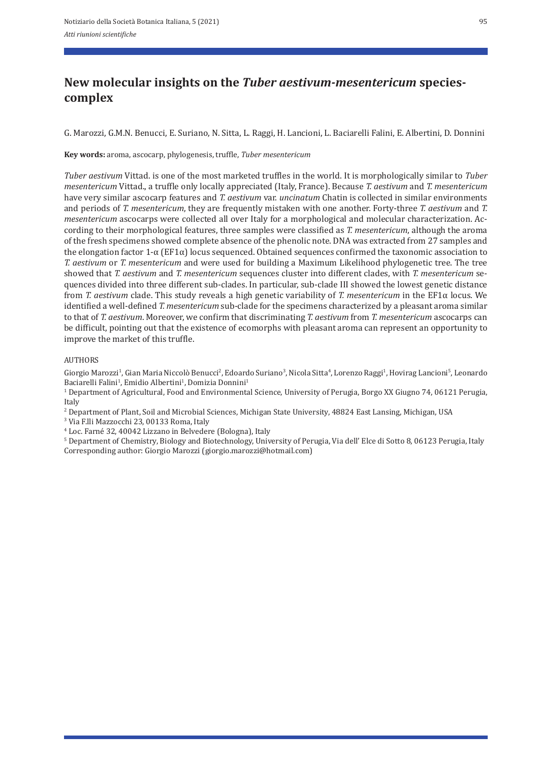# New molecular insights on the *Tuber aestivum-mesentericum* species-complex

G. Marozzi, G.M.N. Benucci, E. Suriano, N. Sitta, L. Raggi, H. Lancioni, L. Baciarelli Falini, E. Albertini, D. Donnini

**Key words:** aroma, ascocarp, phylogenesis, truffle, *Tuber mesentericum*

*Tuber aestivum* Vittad. is one of the most marketed truffles in the world. It is morphologically similar to *Tuber mesentericum* Vittad., a truffle only locally appreciated (Italy, France). Because *T. aestivum* and *T. mesentericum* have very similar ascocarp features and *T. aestivum* var. *uncinatum* Chatin is collected in similar environments and periods of *T. mesentericum*, they are frequently mistaken with one another. Forty-three *T. aestivum* and *T. mesentericum* ascocarps were collected all over Italy for a morphological and molecular characterization. According to their morphological features, three samples were classified as *T. mesentericum*, although the aroma of the fresh specimens showed complete absence of the phenolic note. DNA was extracted from 27 samples and the elongation factor 1-α (EF1α) locus sequenced. Obtained sequences confirmed the taxonomic association to *T. aestivum* or *T. mesentericum* and were used for building a Maximum Likelihood phylogenetic tree. The tree showed that *T. aestivum* and *T. mesentericum* sequences cluster into different clades, with *T. mesentericum* sequences divided into three different sub-clades. In particular, sub-clade III showed the lowest genetic distance from *T. aestivum* clade. This study reveals a high genetic variability of *T. mesentericum* in the EF1α locus. We identified a well-defined *T. mesentericum* sub-clade for the specimens characterized by a pleasant aroma similar to that of *T. aestivum*. Moreover, we confirm that discriminating *T. aestivum* from *T. mesentericum* ascocarps can be difficult, pointing out that the existence of ecomorphs with pleasant aroma can represent an opportunity to improve the market of this truffle.

AUTHORS

Giorgio Marozzi[1], Gian Maria Niccolò Benucci[2], Edoardo Suriano[3], Nicola Sitta[4], Lorenzo Raggi[1], Hovirag Lancioni[5], Leonardo Baciarelli Falini[1], Emidio Albertini[1], Domizia Donnini[1]

[1] Department of Agricultural, Food and Environmental Science, University of Perugia, Borgo XX Giugno 74, 06121 Perugia, Italy

[2] Department of Plant, Soil and Microbial Sciences, Michigan State University, 48824 East Lansing, Michigan, USA

[3] Via F.lli Mazzocchi 23, 00133 Roma, Italy

[4] Loc. Farné 32, 40042 Lizzano in Belvedere (Bologna), Italy

[5] Department of Chemistry, Biology and Biotechnology, University of Perugia, Via dell' Elce di Sotto 8, 06123 Perugia, Italy

Corresponding author: Giorgio Marozzi (giorgio.marozzi@hotmail.com)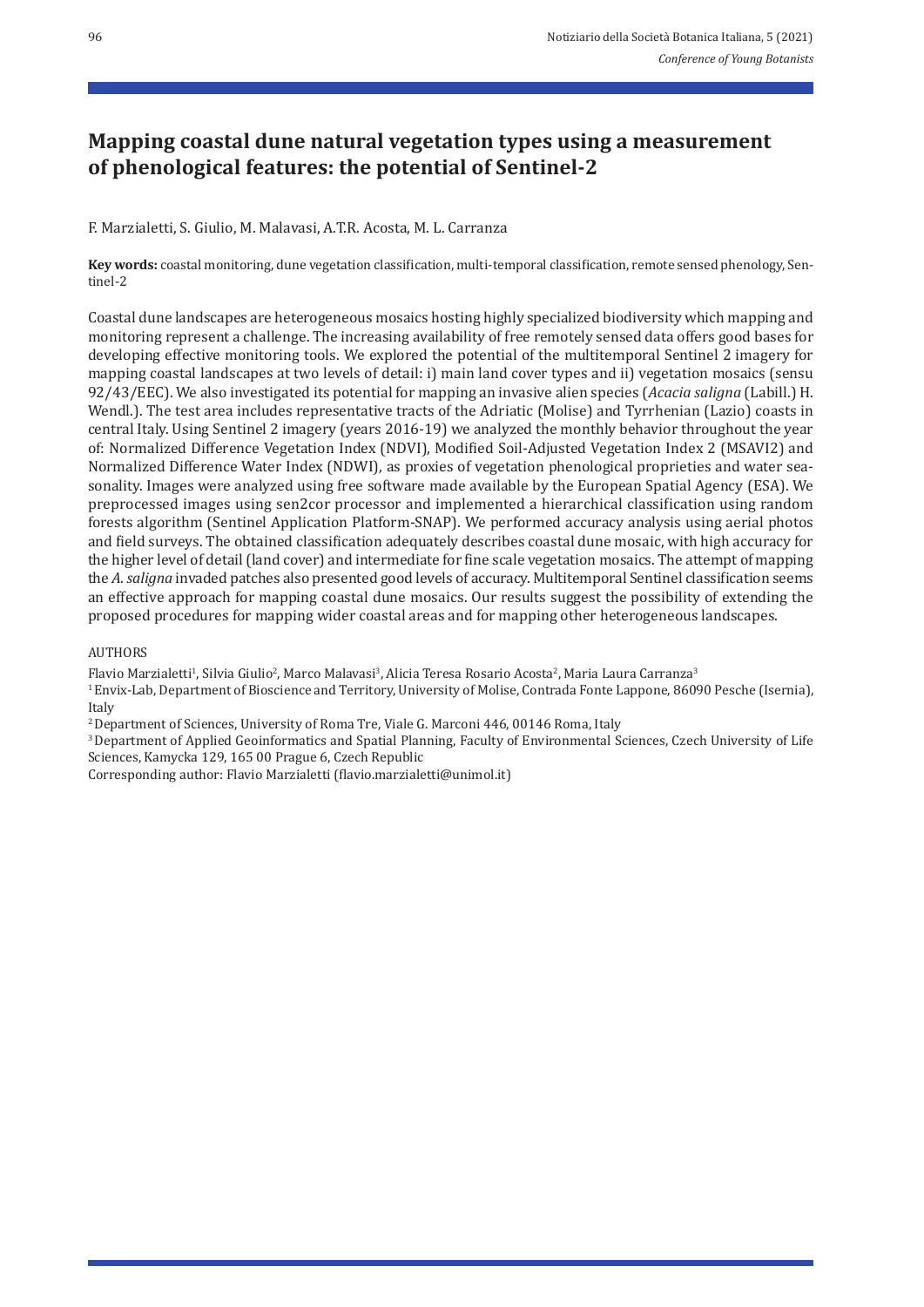# Mapping coastal dune natural vegetation types using a measurement of phenological features: the potential of Sentinel-2

F. Marzialetti, S. Giulio, M. Malavasi, A.T.R. Acosta, M. L. Carranza

**Key words:** coastal monitoring, dune vegetation classification, multi-temporal classification, remote sensed phenology, Sentinel-2

Coastal dune landscapes are heterogeneous mosaics hosting highly specialized biodiversity which mapping and monitoring represent a challenge. The increasing availability of free remotely sensed data offers good bases for developing effective monitoring tools. We explored the potential of the multitemporal Sentinel 2 imagery for mapping coastal landscapes at two levels of detail: i) main land cover types and ii) vegetation mosaics (sensu 92/43/EEC). We also investigated its potential for mapping an invasive alien species (*Acacia saligna* (Labill.) H. Wendl.). The test area includes representative tracts of the Adriatic (Molise) and Tyrrhenian (Lazio) coasts in central Italy. Using Sentinel 2 imagery (years 2016-19) we analyzed the monthly behavior throughout the year of: Normalized Difference Vegetation Index (NDVI), Modified Soil-Adjusted Vegetation Index 2 (MSAVI2) and Normalized Difference Water Index (NDWI), as proxies of vegetation phenological proprieties and water seasonality. Images were analyzed using free software made available by the European Spatial Agency (ESA). We preprocessed images using sen2cor processor and implemented a hierarchical classification using random forests algorithm (Sentinel Application Platform-SNAP). We performed accuracy analysis using aerial photos and field surveys. The obtained classification adequately describes coastal dune mosaic, with high accuracy for the higher level of detail (land cover) and intermediate for fine scale vegetation mosaics. The attempt of mapping the *A. saligna* invaded patches also presented good levels of accuracy. Multitemporal Sentinel classification seems an effective approach for mapping coastal dune mosaics. Our results suggest the possibility of extending the proposed procedures for mapping wider coastal areas and for mapping other heterogeneous landscapes.

AUTHORS

Flavio Marzialetti[1], Silvia Giulio[2], Marco Malavasi[3], Alicia Teresa Rosario Acosta[2], Maria Laura Carranza[3]

[1] Envix-Lab, Department of Bioscience and Territory, University of Molise, Contrada Fonte Lappone, 86090 Pesche (Isernia), Italy

[2] Department of Sciences, University of Roma Tre, Viale G. Marconi 446, 00146 Roma, Italy

[3] Department of Applied Geoinformatics and Spatial Planning, Faculty of Environmental Sciences, Czech University of Life Sciences, Kamycka 129, 165 00 Prague 6, Czech Republic

Corresponding author: Flavio Marzialetti (flavio.marzialetti@unimol.it)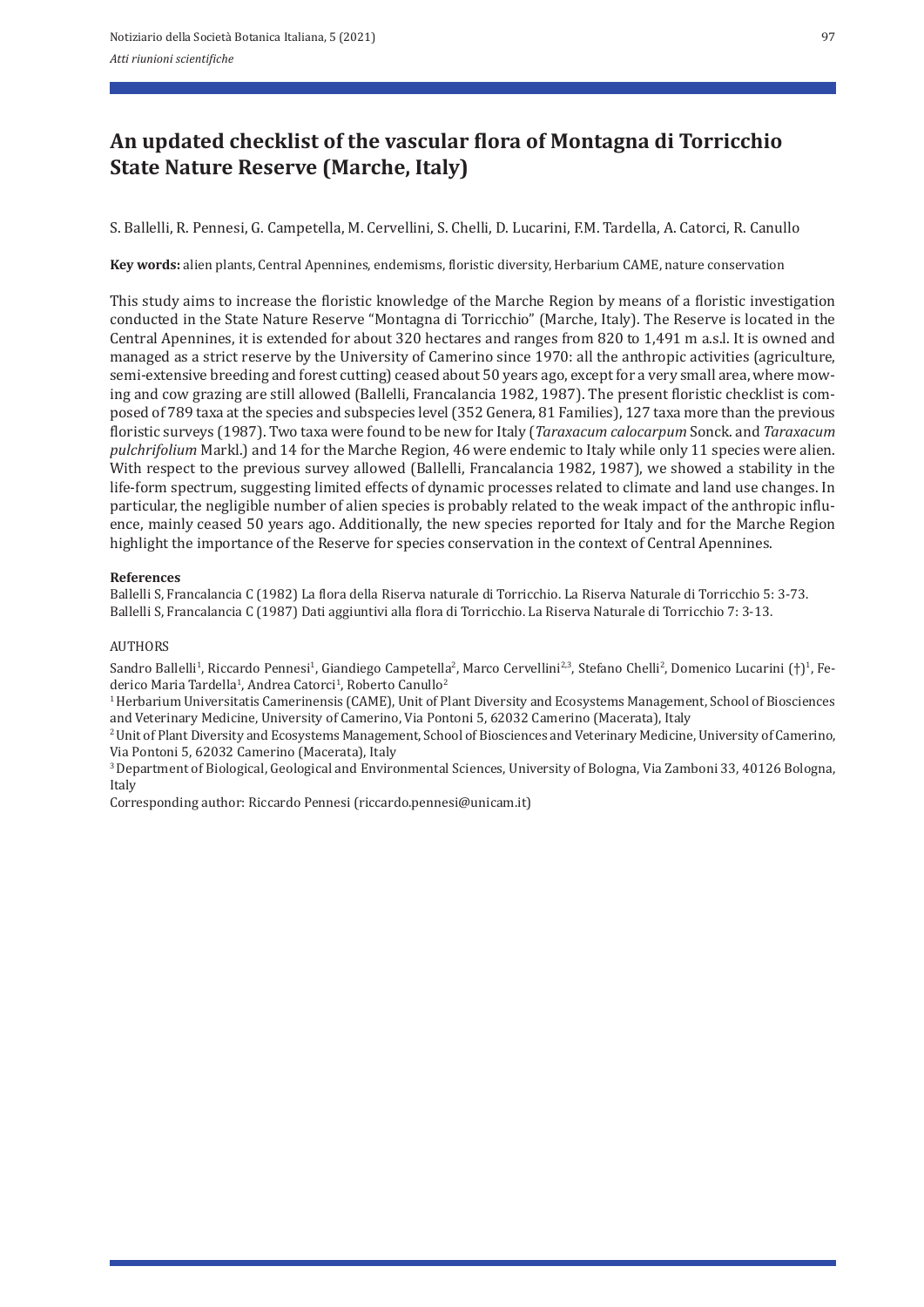# An updated checklist of the vascular flora of Montagna di Torricchio State Nature Reserve (Marche, Italy)

S. Ballelli, R. Pennesi, G. Campetella, M. Cervellini, S. Chelli, D. Lucarini, F.M. Tardella, A. Catorci, R. Canullo

**Key words:** alien plants, Central Apennines, endemisms, floristic diversity, Herbarium CAME, nature conservation

This study aims to increase the floristic knowledge of the Marche Region by means of a floristic investigation conducted in the State Nature Reserve "Montagna di Torricchio" (Marche, Italy). The Reserve is located in the Central Apennines, it is extended for about 320 hectares and ranges from 820 to 1,491 m a.s.l. It is owned and managed as a strict reserve by the University of Camerino since 1970: all the anthropic activities (agriculture, semi-extensive breeding and forest cutting) ceased about 50 years ago, except for a very small area, where mowing and cow grazing are still allowed (Ballelli, Francalancia 1982, 1987). The present floristic checklist is composed of 789 taxa at the species and subspecies level (352 Genera, 81 Families), 127 taxa more than the previous floristic surveys (1987). Two taxa were found to be new for Italy (*Taraxacum calocarpum* Sonck. and *Taraxacum pulchrifolium* Markl.) and 14 for the Marche Region, 46 were endemic to Italy while only 11 species were alien. With respect to the previous survey allowed (Ballelli, Francalancia 1982, 1987), we showed a stability in the life-form spectrum, suggesting limited effects of dynamic processes related to climate and land use changes. In particular, the negligible number of alien species is probably related to the weak impact of the anthropic influence, mainly ceased 50 years ago. Additionally, the new species reported for Italy and for the Marche Region highlight the importance of the Reserve for species conservation in the context of Central Apennines.

**References**

Ballelli S, Francalancia C (1982) La flora della Riserva naturale di Torricchio. La Riserva Naturale di Torricchio 5: 3-73.
Ballelli S, Francalancia C (1987) Dati aggiuntivi alla flora di Torricchio. La Riserva Naturale di Torricchio 7: 3-13.

AUTHORS

Sandro Ballelli[1], Riccardo Pennesi[1], Giandiego Campetella[2], Marco Cervellini[2,3], Stefano Chelli[2], Domenico Lucarini (†)[1], Federico Maria Tardella[1], Andrea Catorci[1], Roberto Canullo[2]

[1] Herbarium Universitatis Camerinensis (CAME), Unit of Plant Diversity and Ecosystems Management, School of Biosciences and Veterinary Medicine, University of Camerino, Via Pontoni 5, 62032 Camerino (Macerata), Italy

[2] Unit of Plant Diversity and Ecosystems Management, School of Biosciences and Veterinary Medicine, University of Camerino, Via Pontoni 5, 62032 Camerino (Macerata), Italy

[3] Department of Biological, Geological and Environmental Sciences, University of Bologna, Via Zamboni 33, 40126 Bologna, Italy

Corresponding author: Riccardo Pennesi (riccardo.pennesi@unicam.it)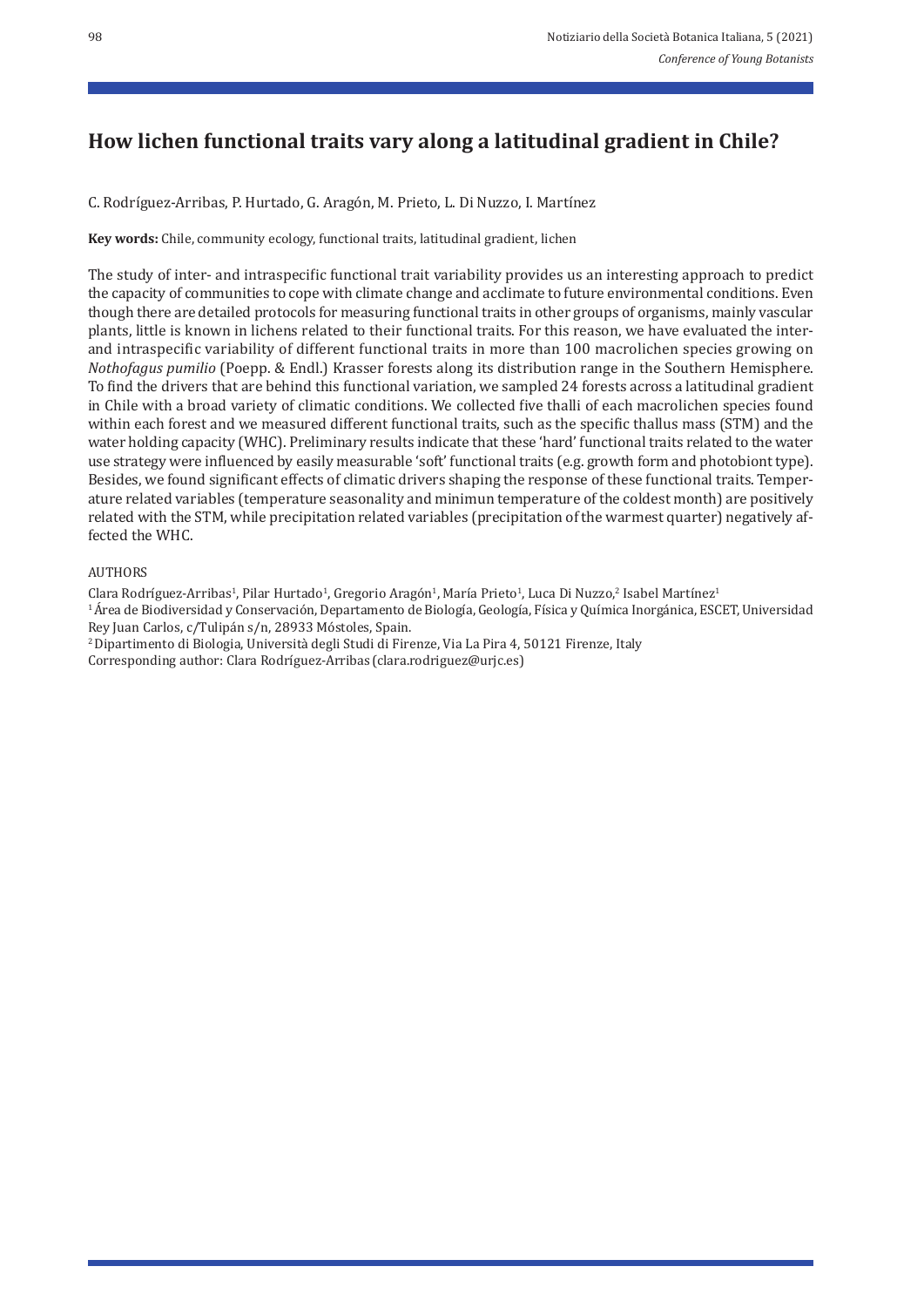# How lichen functional traits vary along a latitudinal gradient in Chile?

C. Rodríguez-Arribas, P. Hurtado, G. Aragón, M. Prieto, L. Di Nuzzo, I. Martínez

**Key words:** Chile, community ecology, functional traits, latitudinal gradient, lichen

The study of inter- and intraspecific functional trait variability provides us an interesting approach to predict the capacity of communities to cope with climate change and acclimate to future environmental conditions. Even though there are detailed protocols for measuring functional traits in other groups of organisms, mainly vascular plants, little is known in lichens related to their functional traits. For this reason, we have evaluated the inter- and intraspecific variability of different functional traits in more than 100 macrolichen species growing on *Nothofagus pumilio* (Poepp. & Endl.) Krasser forests along its distribution range in the Southern Hemisphere. To find the drivers that are behind this functional variation, we sampled 24 forests across a latitudinal gradient in Chile with a broad variety of climatic conditions. We collected five thalli of each macrolichen species found within each forest and we measured different functional traits, such as the specific thallus mass (STM) and the water holding capacity (WHC). Preliminary results indicate that these 'hard' functional traits related to the water use strategy were influenced by easily measurable 'soft' functional traits (e.g. growth form and photobiont type). Besides, we found significant effects of climatic drivers shaping the response of these functional traits. Temperature related variables (temperature seasonality and minimun temperature of the coldest month) are positively related with the STM, while precipitation related variables (precipitation of the warmest quarter) negatively affected the WHC.

AUTHORS

Clara Rodríguez-Arribas[1], Pilar Hurtado[1], Gregorio Aragón[1], María Prieto[1], Luca Di Nuzzo,[2] Isabel Martínez[1]

[1] Área de Biodiversidad y Conservación, Departamento de Biología, Geología, Física y Química Inorgánica, ESCET, Universidad Rey Juan Carlos, c/Tulipán s/n, 28933 Móstoles, Spain.

[2] Dipartimento di Biologia, Università degli Studi di Firenze, Via La Pira 4, 50121 Firenze, Italy

Corresponding author: Clara Rodríguez-Arribas (clara.rodriguez@urjc.es)